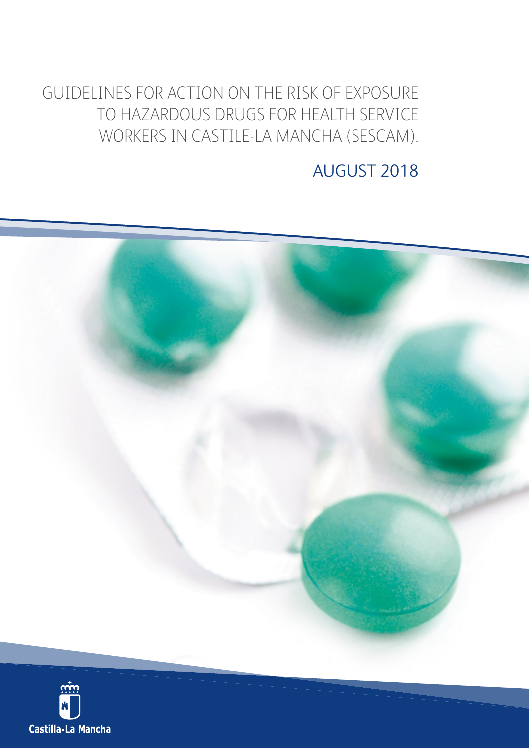# GUIDELINES FOR ACTION ON THE RISK OF EXPOSURE TO HAZARDOUS DRUGS FOR HEALTH SERVICE WORKERS IN CASTILE-LA MANCHA (SESCAM).

## AUGUST 2018

Castilla-La Mancha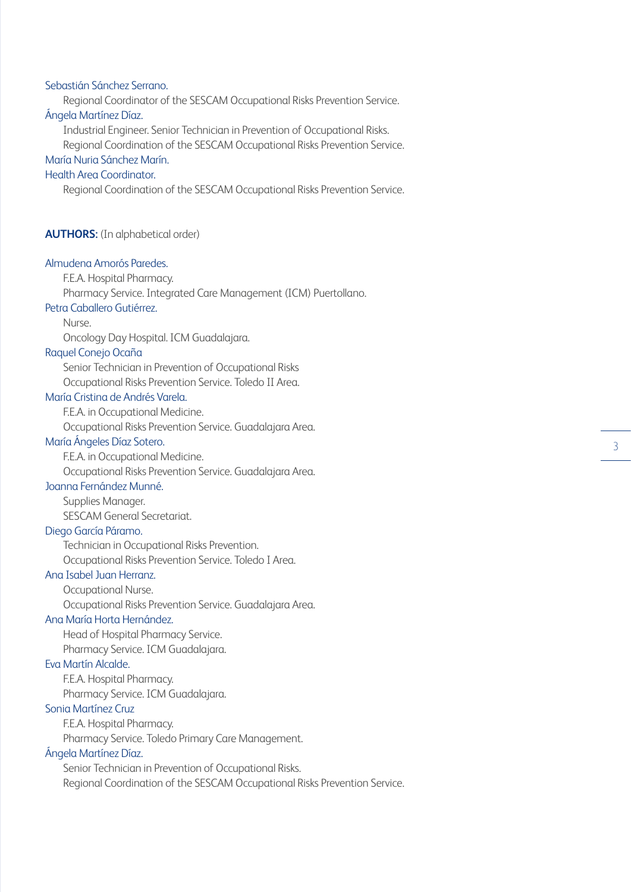Sebastián Sánchez Serrano.

Regional Coordinator of the SESCAM Occupational Risks Prevention Service.

Ángela Martínez Díaz.

Industrial Engineer. Senior Technician in Prevention of Occupational Risks.
Regional Coordination of the SESCAM Occupational Risks Prevention Service.

María Nuria Sánchez Marín.

Health Area Coordinator.

Regional Coordination of the SESCAM Occupational Risks Prevention Service.

**AUTHORS:** (In alphabetical order)

Almudena Amorós Paredes.

F.E.A. Hospital Pharmacy.
Pharmacy Service. Integrated Care Management (ICM) Puertollano.

Petra Caballero Gutiérrez.

Nurse.
Oncology Day Hospital. ICM Guadalajara.

Raquel Conejo Ocaña

Senior Technician in Prevention of Occupational Risks
Occupational Risks Prevention Service. Toledo II Area.

María Cristina de Andrés Varela.

F.E.A. in Occupational Medicine.
Occupational Risks Prevention Service. Guadalajara Area.

María Ángeles Díaz Sotero.

F.E.A. in Occupational Medicine.
Occupational Risks Prevention Service. Guadalajara Area.

Joanna Fernández Munné.

Supplies Manager.
SESCAM General Secretariat.

Diego García Páramo.

Technician in Occupational Risks Prevention.
Occupational Risks Prevention Service. Toledo I Area.

Ana Isabel Juan Herranz.

Occupational Nurse.
Occupational Risks Prevention Service. Guadalajara Area.

Ana María Horta Hernández.

Head of Hospital Pharmacy Service.
Pharmacy Service. ICM Guadalajara.

Eva Martín Alcalde.

F.E.A. Hospital Pharmacy.
Pharmacy Service. ICM Guadalajara.

Sonia Martínez Cruz

F.E.A. Hospital Pharmacy.
Pharmacy Service. Toledo Primary Care Management.

Ángela Martínez Díaz.

Senior Technician in Prevention of Occupational Risks.
Regional Coordination of the SESCAM Occupational Risks Prevention Service.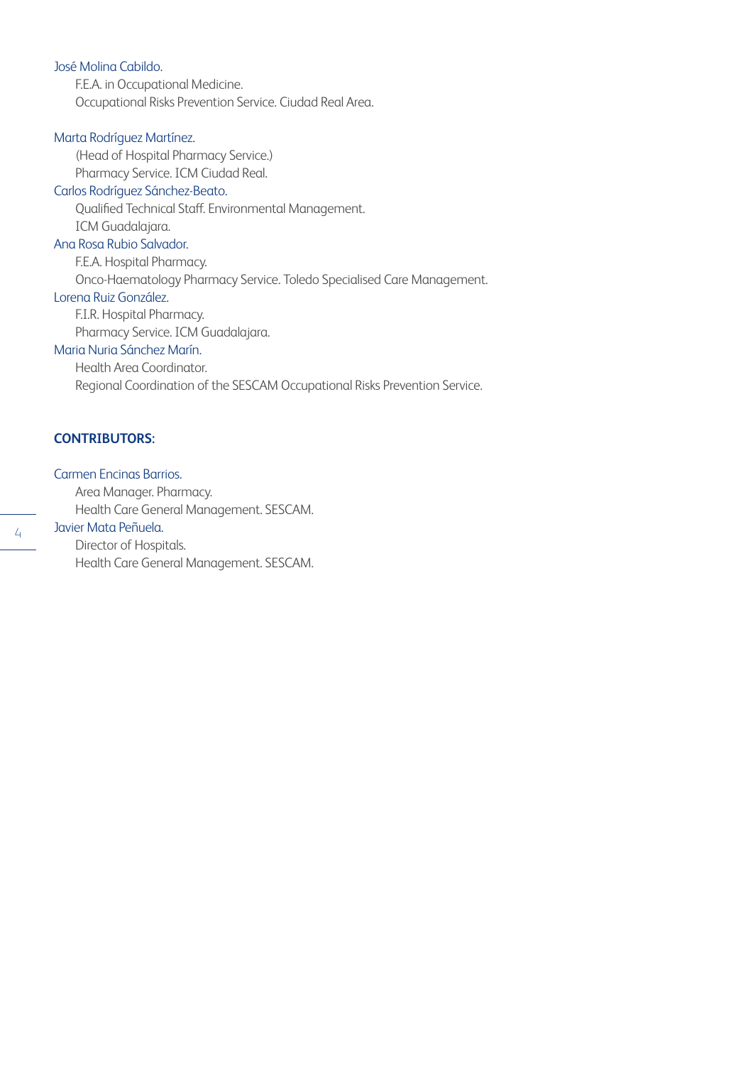José Molina Cabildo.

F.E.A. in Occupational Medicine.
Occupational Risks Prevention Service. Ciudad Real Area.

Marta Rodríguez Martínez.

(Head of Hospital Pharmacy Service.)
Pharmacy Service. ICM Ciudad Real.

Carlos Rodríguez Sánchez-Beato.

Qualified Technical Staff. Environmental Management.
ICM Guadalajara.

Ana Rosa Rubio Salvador.

F.E.A. Hospital Pharmacy.
Onco-Haematology Pharmacy Service. Toledo Specialised Care Management.

Lorena Ruiz González.

F.I.R. Hospital Pharmacy.
Pharmacy Service. ICM Guadalajara.

Maria Nuria Sánchez Marín.

Health Area Coordinator.
Regional Coordination of the SESCAM Occupational Risks Prevention Service.

**CONTRIBUTORS:**

Carmen Encinas Barrios.

Area Manager. Pharmacy.
Health Care General Management. SESCAM.

Javier Mata Peñuela.

Director of Hospitals.
Health Care General Management. SESCAM.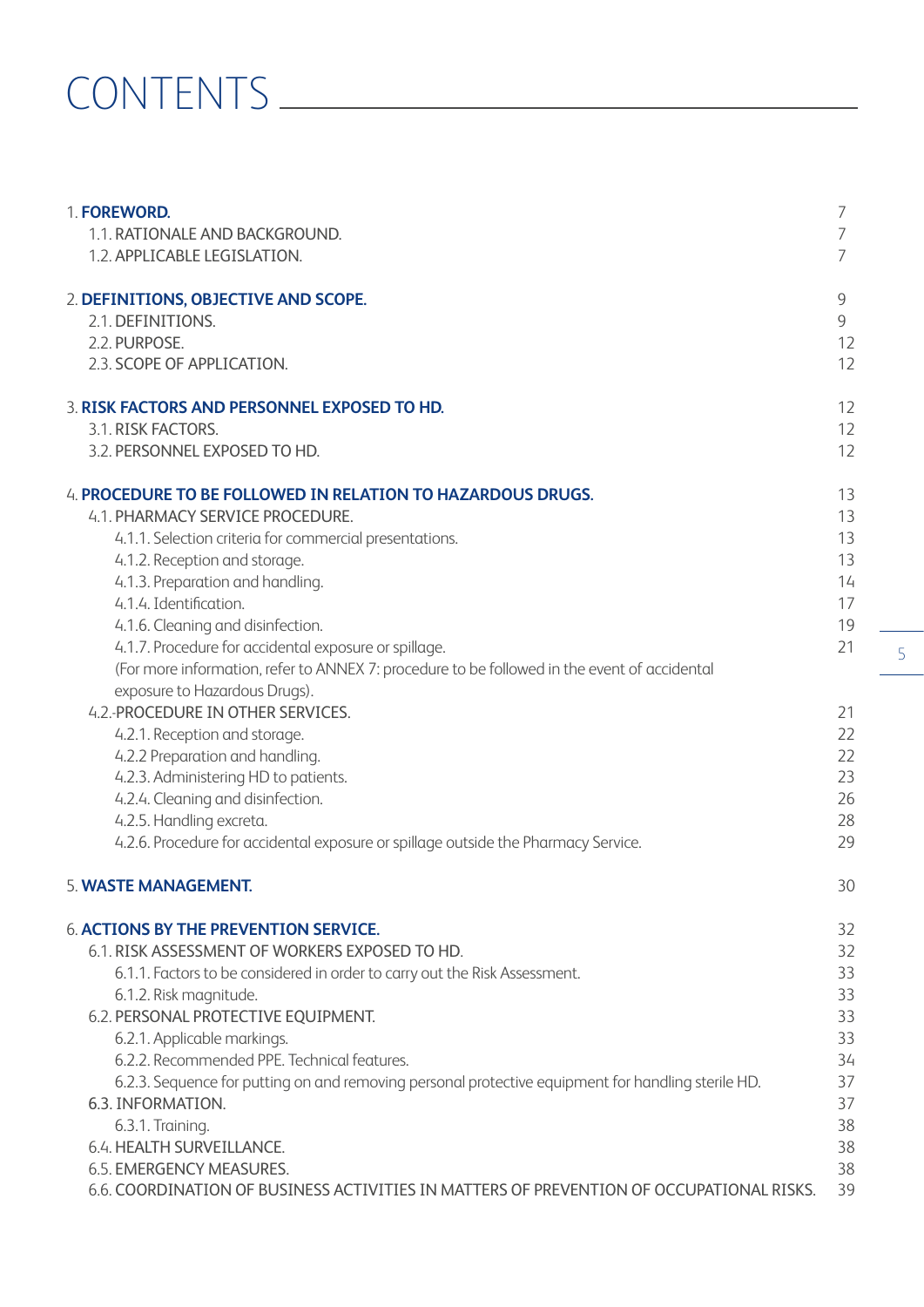# CONTENTS

| | |
|---|---|
| 1. **FOREWORD.** | 7 |
| 1.1. RATIONALE AND BACKGROUND. | 7 |
| 1.2. APPLICABLE LEGISLATION. | 7 |
| 2. **DEFINITIONS, OBJECTIVE AND SCOPE.** | 9 |
| 2.1. DEFINITIONS. | 9 |
| 2.2. PURPOSE. | 12 |
| 2.3. SCOPE OF APPLICATION. | 12 |
| 3. **RISK FACTORS AND PERSONNEL EXPOSED TO HD.** | 12 |
| 3.1. RISK FACTORS. | 12 |
| 3.2. PERSONNEL EXPOSED TO HD. | 12 |
| 4. **PROCEDURE TO BE FOLLOWED IN RELATION TO HAZARDOUS DRUGS.** | 13 |
| 4.1. PHARMACY SERVICE PROCEDURE. | 13 |
| 4.1.1. Selection criteria for commercial presentations. | 13 |
| 4.1.2. Reception and storage. | 13 |
| 4.1.3. Preparation and handling. | 14 |
| 4.1.4. Identification. | 17 |
| 4.1.6. Cleaning and disinfection. | 19 |
| 4.1.7. Procedure for accidental exposure or spillage. | 21 |
| (For more information, refer to ANNEX 7: procedure to be followed in the event of accidental exposure to Hazardous Drugs). | |
| 4.2.-PROCEDURE IN OTHER SERVICES. | 21 |
| 4.2.1. Reception and storage. | 22 |
| 4.2.2 Preparation and handling. | 22 |
| 4.2.3. Administering HD to patients. | 23 |
| 4.2.4. Cleaning and disinfection. | 26 |
| 4.2.5. Handling excreta. | 28 |
| 4.2.6. Procedure for accidental exposure or spillage outside the Pharmacy Service. | 29 |
| 5. **WASTE MANAGEMENT.** | 30 |
| 6. **ACTIONS BY THE PREVENTION SERVICE.** | 32 |
| 6.1. RISK ASSESSMENT OF WORKERS EXPOSED TO HD. | 32 |
| 6.1.1. Factors to be considered in order to carry out the Risk Assessment. | 33 |
| 6.1.2. Risk magnitude. | 33 |
| 6.2. PERSONAL PROTECTIVE EQUIPMENT. | 33 |
| 6.2.1. Applicable markings. | 33 |
| 6.2.2. Recommended PPE. Technical features. | 34 |
| 6.2.3. Sequence for putting on and removing personal protective equipment for handling sterile HD. | 37 |
| 6.3. INFORMATION. | 37 |
| 6.3.1. Training. | 38 |
| 6.4. HEALTH SURVEILLANCE. | 38 |
| 6.5. EMERGENCY MEASURES. | 38 |
| 6.6. COORDINATION OF BUSINESS ACTIVITIES IN MATTERS OF PREVENTION OF OCCUPATIONAL RISKS. | 39 |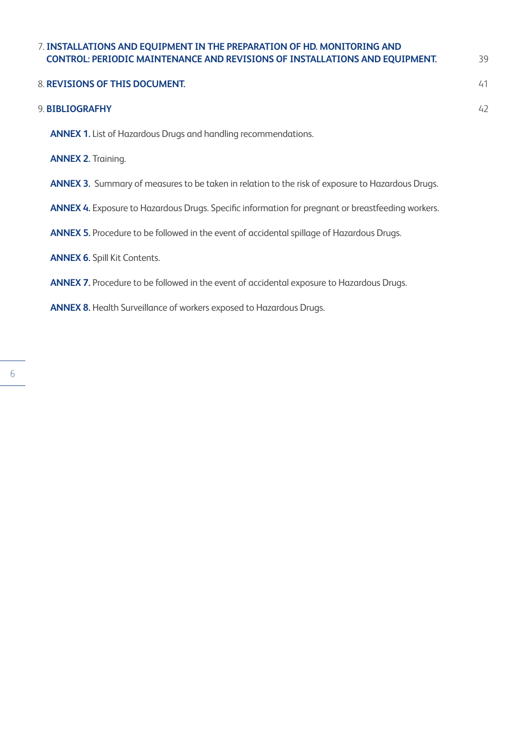7. **INSTALLATIONS AND EQUIPMENT IN THE PREPARATION OF HD. MONITORING AND CONTROL: PERIODIC MAINTENANCE AND REVISIONS OF INSTALLATIONS AND EQUIPMENT.** 39

8. **REVISIONS OF THIS DOCUMENT.** 41

9. **BIBLIOGRAFHY** 42

**ANNEX 1.** List of Hazardous Drugs and handling recommendations.

**ANNEX 2.** Training.

**ANNEX 3.** Summary of measures to be taken in relation to the risk of exposure to Hazardous Drugs.

**ANNEX 4.** Exposure to Hazardous Drugs. Specific information for pregnant or breastfeeding workers.

**ANNEX 5.** Procedure to be followed in the event of accidental spillage of Hazardous Drugs.

**ANNEX 6.** Spill Kit Contents.

**ANNEX 7.** Procedure to be followed in the event of accidental exposure to Hazardous Drugs.

**ANNEX 8.** Health Surveillance of workers exposed to Hazardous Drugs.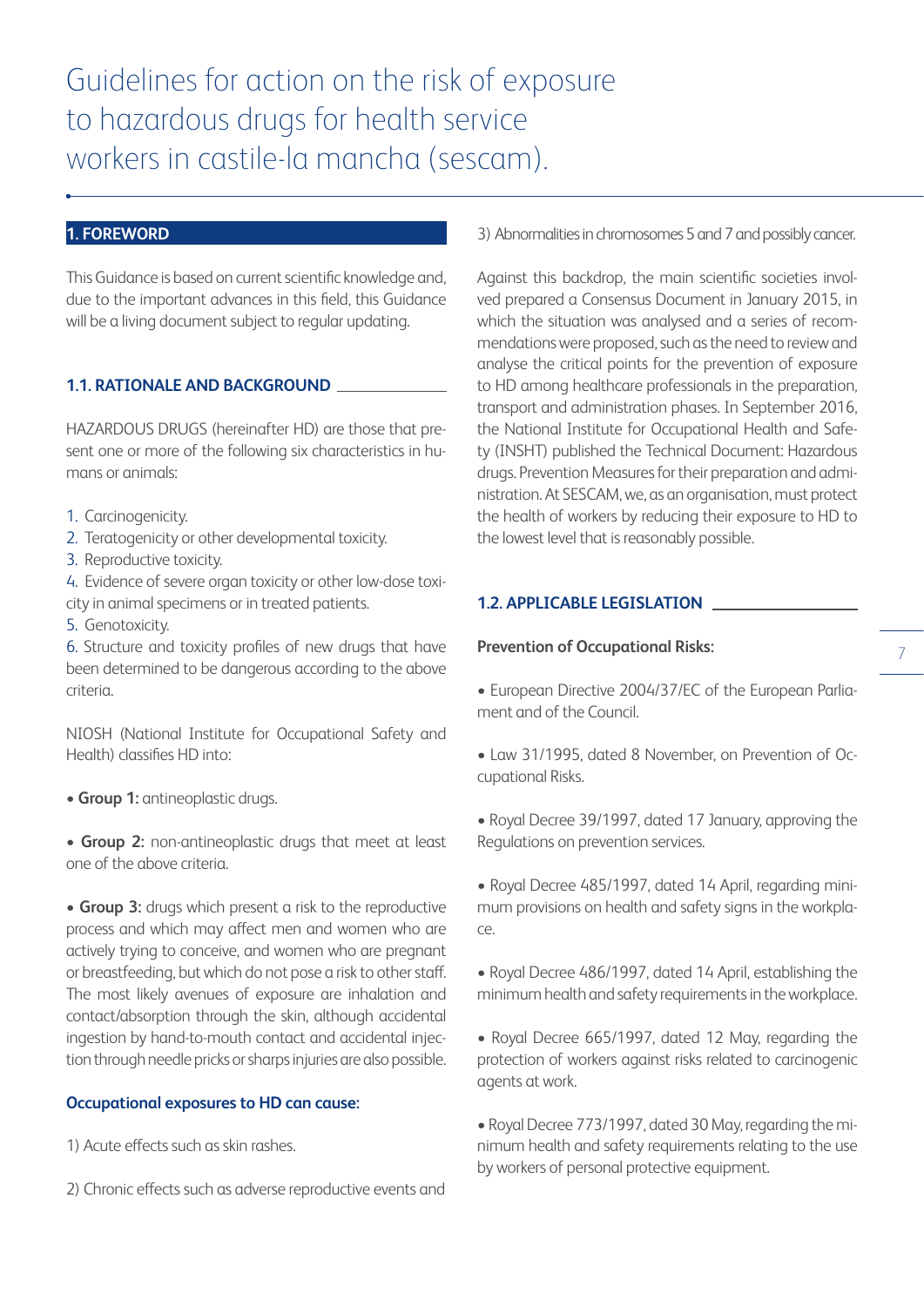# Guidelines for action on the risk of exposure to hazardous drugs for health service workers in castile-la mancha (sescam).

## 1. FOREWORD

This Guidance is based on current scientific knowledge and, due to the important advances in this field, this Guidance will be a living document subject to regular updating.

### 1.1. RATIONALE AND BACKGROUND

HAZARDOUS DRUGS (hereinafter HD) are those that present one or more of the following six characteristics in humans or animals:

1. Carcinogenicity.
2. Teratogenicity or other developmental toxicity.
3. Reproductive toxicity.
4. Evidence of severe organ toxicity or other low-dose toxicity in animal specimens or in treated patients.
5. Genotoxicity.
6. Structure and toxicity profiles of new drugs that have been determined to be dangerous according to the above criteria.

NIOSH (National Institute for Occupational Safety and Health) classifies HD into:

- **Group 1:** antineoplastic drugs.
- **Group 2:** non-antineoplastic drugs that meet at least one of the above criteria.
- **Group 3:** drugs which present a risk to the reproductive process and which may affect men and women who are actively trying to conceive, and women who are pregnant or breastfeeding, but which do not pose a risk to other staff.

The most likely avenues of exposure are inhalation and contact/absorption through the skin, although accidental ingestion by hand-to-mouth contact and accidental injection through needle pricks or sharps injuries are also possible.

**Occupational exposures to HD can cause:**

1) Acute effects such as skin rashes.

2) Chronic effects such as adverse reproductive events and

3) Abnormalities in chromosomes 5 and 7 and possibly cancer.

Against this backdrop, the main scientific societies involved prepared a Consensus Document in January 2015, in which the situation was analysed and a series of recommendations were proposed, such as the need to review and analyse the critical points for the prevention of exposure to HD among healthcare professionals in the preparation, transport and administration phases. In September 2016, the National Institute for Occupational Health and Safety (INSHT) published the Technical Document: Hazardous drugs. Prevention Measures for their preparation and administration. At SESCAM, we, as an organisation, must protect the health of workers by reducing their exposure to HD to the lowest level that is reasonably possible.

### 1.2. APPLICABLE LEGISLATION

**Prevention of Occupational Risks:**

- European Directive 2004/37/EC of the European Parliament and of the Council.
- Law 31/1995, dated 8 November, on Prevention of Occupational Risks.
- Royal Decree 39/1997, dated 17 January, approving the Regulations on prevention services.
- Royal Decree 485/1997, dated 14 April, regarding minimum provisions on health and safety signs in the workplace.
- Royal Decree 486/1997, dated 14 April, establishing the minimum health and safety requirements in the workplace.
- Royal Decree 665/1997, dated 12 May, regarding the protection of workers against risks related to carcinogenic agents at work.
- Royal Decree 773/1997, dated 30 May, regarding the minimum health and safety requirements relating to the use by workers of personal protective equipment.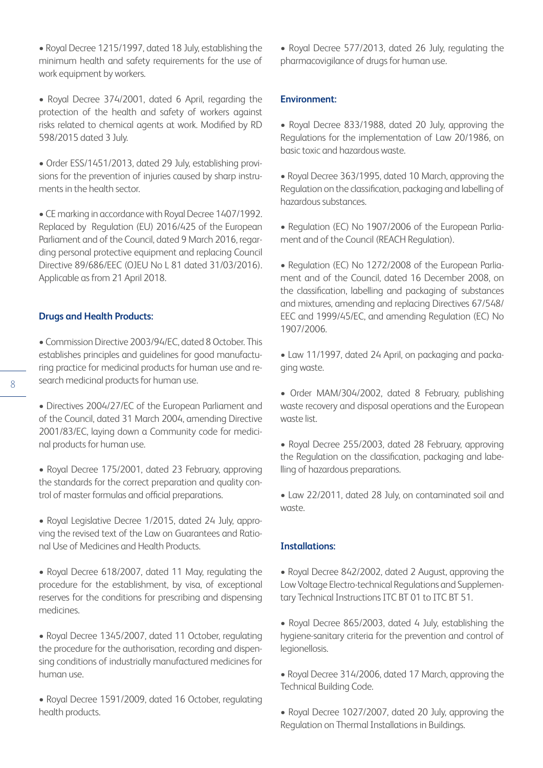- Royal Decree 1215/1997, dated 18 July, establishing the minimum health and safety requirements for the use of work equipment by workers.

- Royal Decree 374/2001, dated 6 April, regarding the protection of the health and safety of workers against risks related to chemical agents at work. Modified by RD 598/2015 dated 3 July.

- Order ESS/1451/2013, dated 29 July, establishing provisions for the prevention of injuries caused by sharp instruments in the health sector.

- CE marking in accordance with Royal Decree 1407/1992. Replaced by Regulation (EU) 2016/425 of the European Parliament and of the Council, dated 9 March 2016, regarding personal protective equipment and replacing Council Directive 89/686/EEC (OJEU No L 81 dated 31/03/2016). Applicable as from 21 April 2018.

**Drugs and Health Products:**

- Commission Directive 2003/94/EC, dated 8 October. This establishes principles and guidelines for good manufacturing practice for medicinal products for human use and research medicinal products for human use.

- Directives 2004/27/EC of the European Parliament and of the Council, dated 31 March 2004, amending Directive 2001/83/EC, laying down a Community code for medicinal products for human use.

- Royal Decree 175/2001, dated 23 February, approving the standards for the correct preparation and quality control of master formulas and official preparations.

- Royal Legislative Decree 1/2015, dated 24 July, approving the revised text of the Law on Guarantees and Rational Use of Medicines and Health Products.

- Royal Decree 618/2007, dated 11 May, regulating the procedure for the establishment, by visa, of exceptional reserves for the conditions for prescribing and dispensing medicines.

- Royal Decree 1345/2007, dated 11 October, regulating the procedure for the authorisation, recording and dispensing conditions of industrially manufactured medicines for human use.

- Royal Decree 1591/2009, dated 16 October, regulating health products.

- Royal Decree 577/2013, dated 26 July, regulating the pharmacovigilance of drugs for human use.

**Environment:**

- Royal Decree 833/1988, dated 20 July, approving the Regulations for the implementation of Law 20/1986, on basic toxic and hazardous waste.

- Royal Decree 363/1995, dated 10 March, approving the Regulation on the classification, packaging and labelling of hazardous substances.

- Regulation (EC) No 1907/2006 of the European Parliament and of the Council (REACH Regulation).

- Regulation (EC) No 1272/2008 of the European Parliament and of the Council, dated 16 December 2008, on the classification, labelling and packaging of substances and mixtures, amending and replacing Directives 67/548/EEC and 1999/45/EC, and amending Regulation (EC) No 1907/2006.

- Law 11/1997, dated 24 April, on packaging and packaging waste.

- Order MAM/304/2002, dated 8 February, publishing waste recovery and disposal operations and the European waste list.

- Royal Decree 255/2003, dated 28 February, approving the Regulation on the classification, packaging and labelling of hazardous preparations.

- Law 22/2011, dated 28 July, on contaminated soil and waste.

**Installations:**

- Royal Decree 842/2002, dated 2 August, approving the Low Voltage Electro-technical Regulations and Supplementary Technical Instructions ITC BT 01 to ITC BT 51.

- Royal Decree 865/2003, dated 4 July, establishing the hygiene-sanitary criteria for the prevention and control of legionellosis.

- Royal Decree 314/2006, dated 17 March, approving the Technical Building Code.

- Royal Decree 1027/2007, dated 20 July, approving the Regulation on Thermal Installations in Buildings.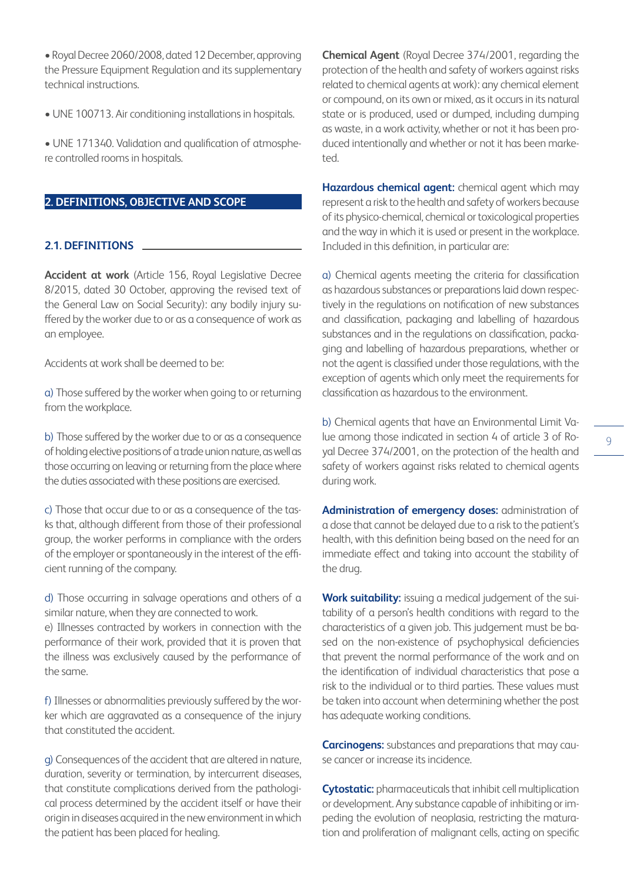- Royal Decree 2060/2008, dated 12 December, approving the Pressure Equipment Regulation and its supplementary technical instructions.

- UNE 100713. Air conditioning installations in hospitals.

- UNE 171340. Validation and qualification of atmosphere controlled rooms in hospitals.

## 2. DEFINITIONS, OBJECTIVE AND SCOPE

### 2.1. DEFINITIONS

**Accident at work** (Article 156, Royal Legislative Decree 8/2015, dated 30 October, approving the revised text of the General Law on Social Security): any bodily injury suffered by the worker due to or as a consequence of work as an employee.

Accidents at work shall be deemed to be:

a) Those suffered by the worker when going to or returning from the workplace.

b) Those suffered by the worker due to or as a consequence of holding elective positions of a trade union nature, as well as those occurring on leaving or returning from the place where the duties associated with these positions are exercised.

c) Those that occur due to or as a consequence of the tasks that, although different from those of their professional group, the worker performs in compliance with the orders of the employer or spontaneously in the interest of the efficient running of the company.

d) Those occurring in salvage operations and others of a similar nature, when they are connected to work.
e) Illnesses contracted by workers in connection with the performance of their work, provided that it is proven that the illness was exclusively caused by the performance of the same.

f) Illnesses or abnormalities previously suffered by the worker which are aggravated as a consequence of the injury that constituted the accident.

g) Consequences of the accident that are altered in nature, duration, severity or termination, by intercurrent diseases, that constitute complications derived from the pathological process determined by the accident itself or have their origin in diseases acquired in the new environment in which the patient has been placed for healing.

**Chemical Agent** (Royal Decree 374/2001, regarding the protection of the health and safety of workers against risks related to chemical agents at work): any chemical element or compound, on its own or mixed, as it occurs in its natural state or is produced, used or dumped, including dumping as waste, in a work activity, whether or not it has been produced intentionally and whether or not it has been marketed.

**Hazardous chemical agent:** chemical agent which may represent a risk to the health and safety of workers because of its physico-chemical, chemical or toxicological properties and the way in which it is used or present in the workplace. Included in this definition, in particular are:

a) Chemical agents meeting the criteria for classification as hazardous substances or preparations laid down respectively in the regulations on notification of new substances and classification, packaging and labelling of hazardous substances and in the regulations on classification, packaging and labelling of hazardous preparations, whether or not the agent is classified under those regulations, with the exception of agents which only meet the requirements for classification as hazardous to the environment.

b) Chemical agents that have an Environmental Limit Value among those indicated in section 4 of article 3 of Royal Decree 374/2001, on the protection of the health and safety of workers against risks related to chemical agents during work.

**Administration of emergency doses:** administration of a dose that cannot be delayed due to a risk to the patient's health, with this definition being based on the need for an immediate effect and taking into account the stability of the drug.

**Work suitability:** issuing a medical judgement of the suitability of a person's health conditions with regard to the characteristics of a given job. This judgement must be based on the non-existence of psychophysical deficiencies that prevent the normal performance of the work and on the identification of individual characteristics that pose a risk to the individual or to third parties. These values must be taken into account when determining whether the post has adequate working conditions.

**Carcinogens:** substances and preparations that may cause cancer or increase its incidence.

**Cytostatic:** pharmaceuticals that inhibit cell multiplication or development. Any substance capable of inhibiting or impeding the evolution of neoplasia, restricting the maturation and proliferation of malignant cells, acting on specific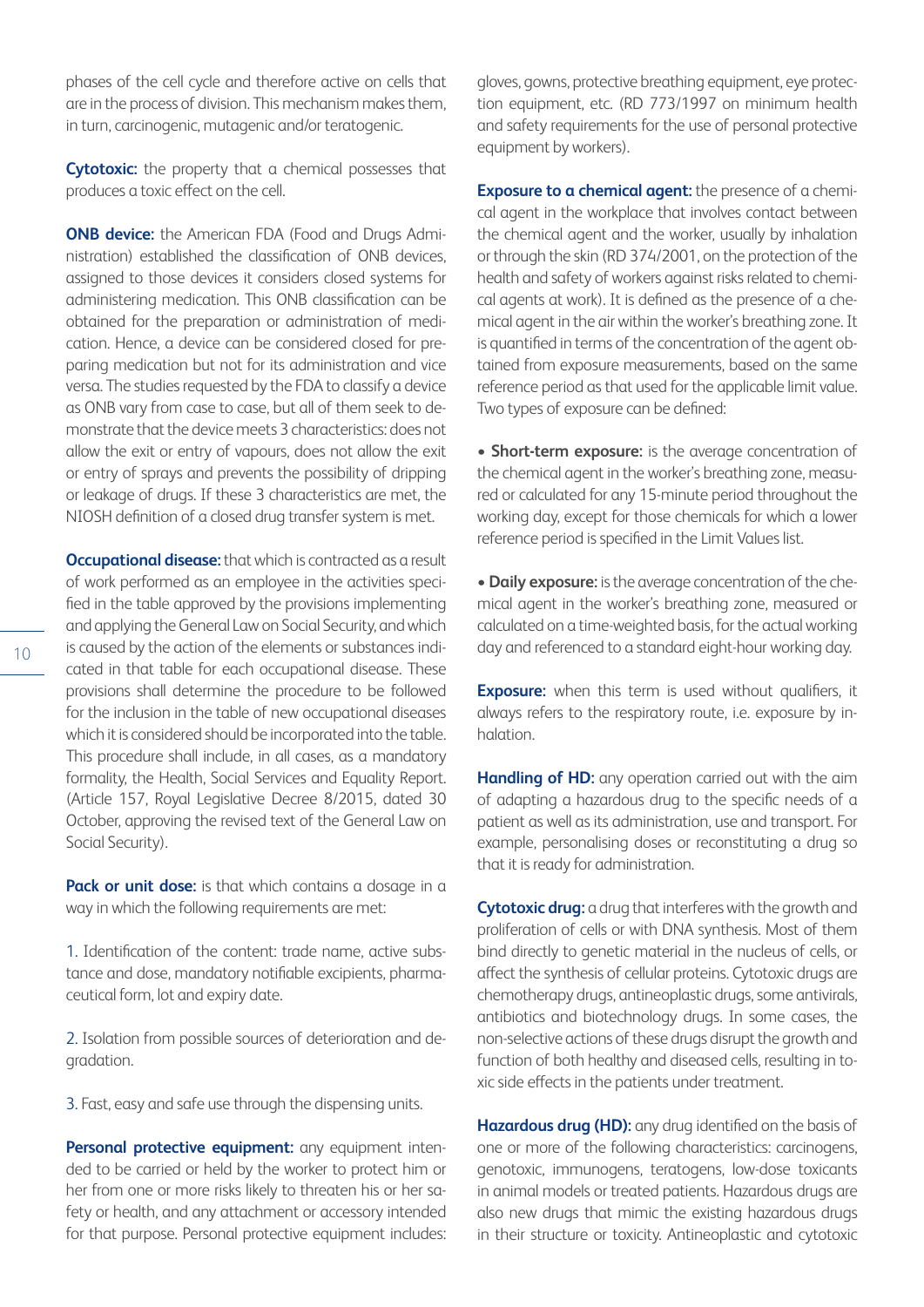phases of the cell cycle and therefore active on cells that are in the process of division. This mechanism makes them, in turn, carcinogenic, mutagenic and/or teratogenic.

**Cytotoxic:** the property that a chemical possesses that produces a toxic effect on the cell.

**ONB device:** the American FDA (Food and Drugs Administration) established the classification of ONB devices, assigned to those devices it considers closed systems for administering medication. This ONB classification can be obtained for the preparation or administration of medication. Hence, a device can be considered closed for preparing medication but not for its administration and vice versa. The studies requested by the FDA to classify a device as ONB vary from case to case, but all of them seek to demonstrate that the device meets 3 characteristics: does not allow the exit or entry of vapours, does not allow the exit or entry of sprays and prevents the possibility of dripping or leakage of drugs. If these 3 characteristics are met, the NIOSH definition of a closed drug transfer system is met.

**Occupational disease:** that which is contracted as a result of work performed as an employee in the activities specified in the table approved by the provisions implementing and applying the General Law on Social Security, and which is caused by the action of the elements or substances indicated in that table for each occupational disease. These provisions shall determine the procedure to be followed for the inclusion in the table of new occupational diseases which it is considered should be incorporated into the table. This procedure shall include, in all cases, as a mandatory formality, the Health, Social Services and Equality Report. (Article 157, Royal Legislative Decree 8/2015, dated 30 October, approving the revised text of the General Law on Social Security).

**Pack or unit dose:** is that which contains a dosage in a way in which the following requirements are met:

1. Identification of the content: trade name, active substance and dose, mandatory notifiable excipients, pharmaceutical form, lot and expiry date.

2. Isolation from possible sources of deterioration and degradation.

3. Fast, easy and safe use through the dispensing units.

**Personal protective equipment:** any equipment intended to be carried or held by the worker to protect him or her from one or more risks likely to threaten his or her safety or health, and any attachment or accessory intended for that purpose. Personal protective equipment includes: gloves, gowns, protective breathing equipment, eye protection equipment, etc. (RD 773/1997 on minimum health and safety requirements for the use of personal protective equipment by workers).

**Exposure to a chemical agent:** the presence of a chemical agent in the workplace that involves contact between the chemical agent and the worker, usually by inhalation or through the skin (RD 374/2001, on the protection of the health and safety of workers against risks related to chemical agents at work). It is defined as the presence of a chemical agent in the air within the worker's breathing zone. It is quantified in terms of the concentration of the agent obtained from exposure measurements, based on the same reference period as that used for the applicable limit value. Two types of exposure can be defined:

- **Short-term exposure:** is the average concentration of the chemical agent in the worker's breathing zone, measured or calculated for any 15-minute period throughout the working day, except for those chemicals for which a lower reference period is specified in the Limit Values list.

- **Daily exposure:** is the average concentration of the chemical agent in the worker's breathing zone, measured or calculated on a time-weighted basis, for the actual working day and referenced to a standard eight-hour working day.

**Exposure:** when this term is used without qualifiers, it always refers to the respiratory route, i.e. exposure by inhalation.

**Handling of HD:** any operation carried out with the aim of adapting a hazardous drug to the specific needs of a patient as well as its administration, use and transport. For example, personalising doses or reconstituting a drug so that it is ready for administration.

**Cytotoxic drug:** a drug that interferes with the growth and proliferation of cells or with DNA synthesis. Most of them bind directly to genetic material in the nucleus of cells, or affect the synthesis of cellular proteins. Cytotoxic drugs are chemotherapy drugs, antineoplastic drugs, some antivirals, antibiotics and biotechnology drugs. In some cases, the non-selective actions of these drugs disrupt the growth and function of both healthy and diseased cells, resulting in toxic side effects in the patients under treatment.

**Hazardous drug (HD):** any drug identified on the basis of one or more of the following characteristics: carcinogens, genotoxic, immunogens, teratogens, low-dose toxicants in animal models or treated patients. Hazardous drugs are also new drugs that mimic the existing hazardous drugs in their structure or toxicity. Antineoplastic and cytotoxic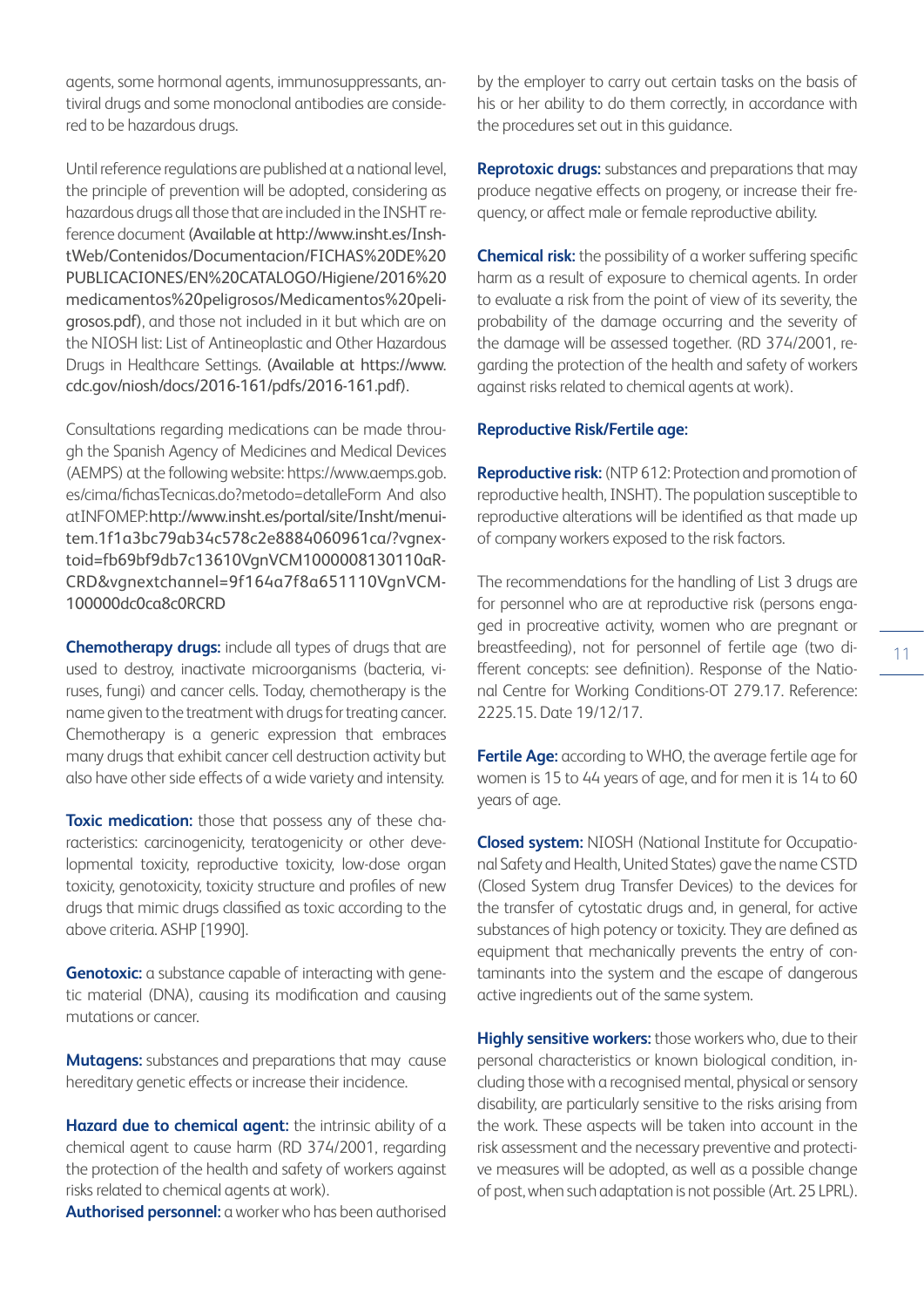agents, some hormonal agents, immunosuppressants, antiviral drugs and some monoclonal antibodies are considered to be hazardous drugs.

Until reference regulations are published at a national level, the principle of prevention will be adopted, considering as hazardous drugs all those that are included in the INSHT reference document (Available at http://www.insht.es/InshtWeb/Contenidos/Documentacion/FICHAS%20DE%20PUBLICACIONES/EN%20CATALOGO/Higiene/2016%20medicamentos%20peligrosos/Medicamentos%20peligrosos.pdf), and those not included in it but which are on the NIOSH list: List of Antineoplastic and Other Hazardous Drugs in Healthcare Settings. (Available at https://www.cdc.gov/niosh/docs/2016-161/pdfs/2016-161.pdf).

Consultations regarding medications can be made through the Spanish Agency of Medicines and Medical Devices (AEMPS) at the following website: https://www.aemps.gob.es/cima/fichasTecnicas.do?metodo=detalleForm And also atINFOMEP:http://www.insht.es/portal/site/Insht/menuitem.1f1a3bc79ab34c578c2e8884060961ca/?vgnextoid=fb69bf9db7c13610VgnVCM1000008130110aRCRD&vgnextchannel=9f164a7f8a651110VgnVCM100000dc0ca8c0RCRD

**Chemotherapy drugs:** include all types of drugs that are used to destroy, inactivate microorganisms (bacteria, viruses, fungi) and cancer cells. Today, chemotherapy is the name given to the treatment with drugs for treating cancer. Chemotherapy is a generic expression that embraces many drugs that exhibit cancer cell destruction activity but also have other side effects of a wide variety and intensity.

**Toxic medication:** those that possess any of these characteristics: carcinogenicity, teratogenicity or other developmental toxicity, reproductive toxicity, low-dose organ toxicity, genotoxicity, toxicity structure and profiles of new drugs that mimic drugs classified as toxic according to the above criteria. ASHP [1990].

**Genotoxic:** a substance capable of interacting with genetic material (DNA), causing its modification and causing mutations or cancer.

**Mutagens:** substances and preparations that may cause hereditary genetic effects or increase their incidence.

**Hazard due to chemical agent:** the intrinsic ability of a chemical agent to cause harm (RD 374/2001, regarding the protection of the health and safety of workers against risks related to chemical agents at work).

**Authorised personnel:** a worker who has been authorised by the employer to carry out certain tasks on the basis of his or her ability to do them correctly, in accordance with the procedures set out in this guidance.

**Reprotoxic drugs:** substances and preparations that may produce negative effects on progeny, or increase their frequency, or affect male or female reproductive ability.

**Chemical risk:** the possibility of a worker suffering specific harm as a result of exposure to chemical agents. In order to evaluate a risk from the point of view of its severity, the probability of the damage occurring and the severity of the damage will be assessed together. (RD 374/2001, regarding the protection of the health and safety of workers against risks related to chemical agents at work).

**Reproductive Risk/Fertile age:**

**Reproductive risk:** (NTP 612: Protection and promotion of reproductive health, INSHT). The population susceptible to reproductive alterations will be identified as that made up of company workers exposed to the risk factors.

The recommendations for the handling of List 3 drugs are for personnel who are at reproductive risk (persons engaged in procreative activity, women who are pregnant or breastfeeding), not for personnel of fertile age (two different concepts: see definition). Response of the National Centre for Working Conditions-OT 279.17. Reference: 2225.15. Date 19/12/17.

**Fertile Age:** according to WHO, the average fertile age for women is 15 to 44 years of age, and for men it is 14 to 60 years of age.

**Closed system:** NIOSH (National Institute for Occupational Safety and Health, United States) gave the name CSTD (Closed System drug Transfer Devices) to the devices for the transfer of cytostatic drugs and, in general, for active substances of high potency or toxicity. They are defined as equipment that mechanically prevents the entry of contaminants into the system and the escape of dangerous active ingredients out of the same system.

**Highly sensitive workers:** those workers who, due to their personal characteristics or known biological condition, including those with a recognised mental, physical or sensory disability, are particularly sensitive to the risks arising from the work. These aspects will be taken into account in the risk assessment and the necessary preventive and protective measures will be adopted, as well as a possible change of post, when such adaptation is not possible (Art. 25 LPRL).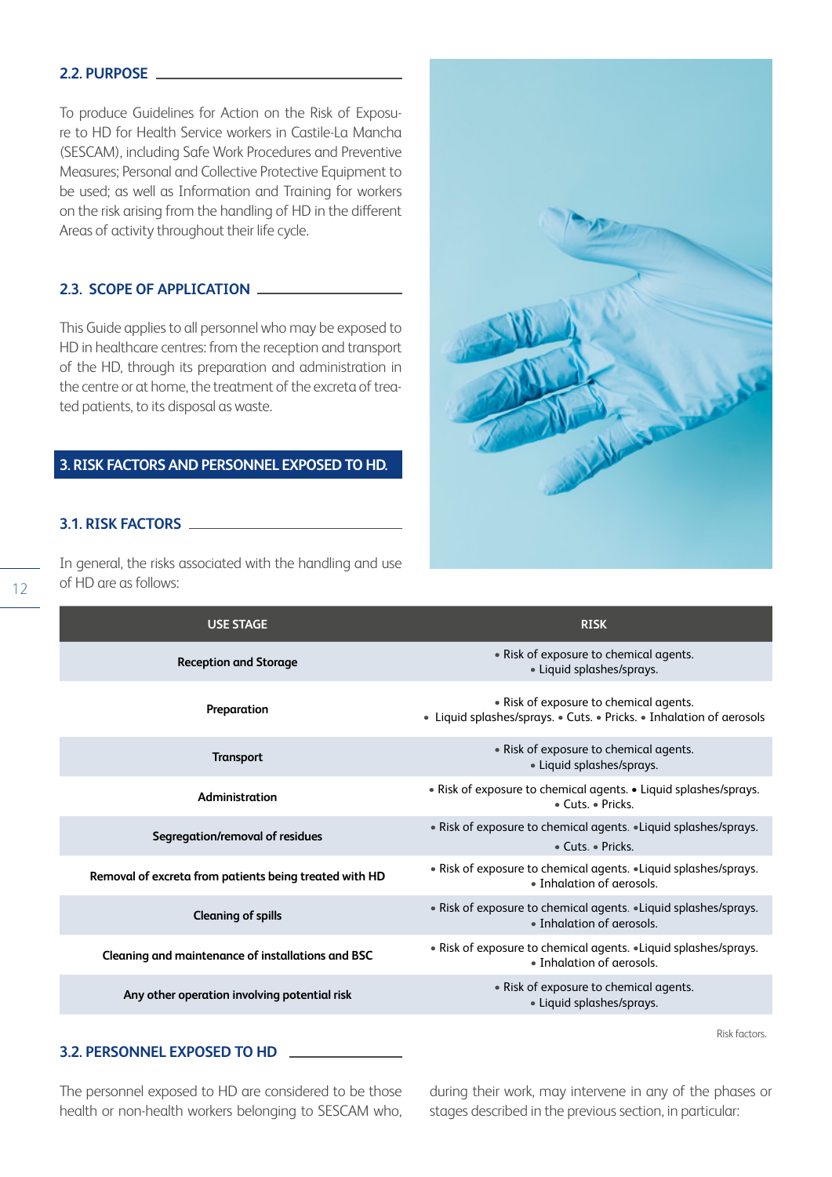## 2.2. PURPOSE

To produce Guidelines for Action on the Risk of Exposure to HD for Health Service workers in Castile-La Mancha (SESCAM), including Safe Work Procedures and Preventive Measures; Personal and Collective Protective Equipment to be used; as well as Information and Training for workers on the risk arising from the handling of HD in the different Areas of activity throughout their life cycle.

## 2.3. SCOPE OF APPLICATION

This Guide applies to all personnel who may be exposed to HD in healthcare centres: from the reception and transport of the HD, through its preparation and administration in the centre or at home, the treatment of the excreta of treated patients, to its disposal as waste.

# 3. RISK FACTORS AND PERSONNEL EXPOSED TO HD.

## 3.1. RISK FACTORS

In general, the risks associated with the handling and use of HD are as follows:

| USE STAGE | RISK |
|---|---|
| **Reception and Storage** | • Risk of exposure to chemical agents. • Liquid splashes/sprays. |
| **Preparation** | • Risk of exposure to chemical agents. • Liquid splashes/sprays. • Cuts. • Pricks. • Inhalation of aerosols |
| **Transport** | • Risk of exposure to chemical agents. • Liquid splashes/sprays. |
| **Administration** | • Risk of exposure to chemical agents. • Liquid splashes/sprays. • Cuts. • Pricks. |
| **Segregation/removal of residues** | • Risk of exposure to chemical agents. •Liquid splashes/sprays. • Cuts. • Pricks. |
| **Removal of excreta from patients being treated with HD** | • Risk of exposure to chemical agents. •Liquid splashes/sprays. • Inhalation of aerosols. |
| **Cleaning of spills** | • Risk of exposure to chemical agents. •Liquid splashes/sprays. • Inhalation of aerosols. |
| **Cleaning and maintenance of installations and BSC** | • Risk of exposure to chemical agents. •Liquid splashes/sprays. • Inhalation of aerosols. |
| **Any other operation involving potential risk** | • Risk of exposure to chemical agents. • Liquid splashes/sprays. |

Risk factors.

## 3.2. PERSONNEL EXPOSED TO HD

The personnel exposed to HD are considered to be those health or non-health workers belonging to SESCAM who, during their work, may intervene in any of the phases or stages described in the previous section, in particular: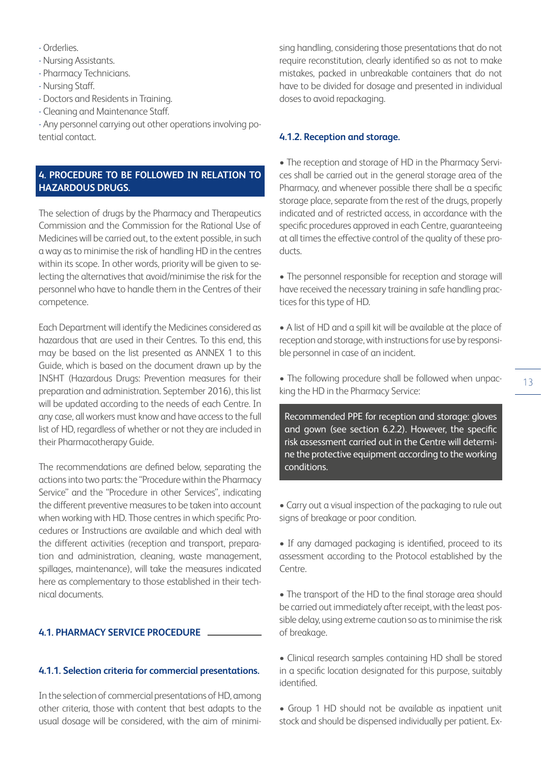- Orderlies.
- Nursing Assistants.
- Pharmacy Technicians.
- Nursing Staff.
- Doctors and Residents in Training.
- Cleaning and Maintenance Staff.
- Any personnel carrying out other operations involving potential contact.

## 4. PROCEDURE TO BE FOLLOWED IN RELATION TO HAZARDOUS DRUGS.

The selection of drugs by the Pharmacy and Therapeutics Commission and the Commission for the Rational Use of Medicines will be carried out, to the extent possible, in such a way as to minimise the risk of handling HD in the centres within its scope. In other words, priority will be given to selecting the alternatives that avoid/minimise the risk for the personnel who have to handle them in the Centres of their competence.

Each Department will identify the Medicines considered as hazardous that are used in their Centres. To this end, this may be based on the list presented as ANNEX 1 to this Guide, which is based on the document drawn up by the INSHT (Hazardous Drugs: Prevention measures for their preparation and administration. September 2016), this list will be updated according to the needs of each Centre. In any case, all workers must know and have access to the full list of HD, regardless of whether or not they are included in their Pharmacotherapy Guide.

The recommendations are defined below, separating the actions into two parts: the "Procedure within the Pharmacy Service" and the "Procedure in other Services", indicating the different preventive measures to be taken into account when working with HD. Those centres in which specific Procedures or Instructions are available and which deal with the different activities (reception and transport, preparation and administration, cleaning, waste management, spillages, maintenance), will take the measures indicated here as complementary to those established in their technical documents.

### 4.1. PHARMACY SERVICE PROCEDURE

#### 4.1.1. Selection criteria for commercial presentations.

In the selection of commercial presentations of HD, among other criteria, those with content that best adapts to the usual dosage will be considered, with the aim of minimising handling, considering those presentations that do not require reconstitution, clearly identified so as not to make mistakes, packed in unbreakable containers that do not have to be divided for dosage and presented in individual doses to avoid repackaging.

#### 4.1.2. Reception and storage.

- The reception and storage of HD in the Pharmacy Services shall be carried out in the general storage area of the Pharmacy, and whenever possible there shall be a specific storage place, separate from the rest of the drugs, properly indicated and of restricted access, in accordance with the specific procedures approved in each Centre, guaranteeing at all times the effective control of the quality of these products.

- The personnel responsible for reception and storage will have received the necessary training in safe handling practices for this type of HD.

- A list of HD and a spill kit will be available at the place of reception and storage, with instructions for use by responsible personnel in case of an incident.

- The following procedure shall be followed when unpacking the HD in the Pharmacy Service:

> Recommended PPE for reception and storage: gloves and gown (see section 6.2.2). However, the specific risk assessment carried out in the Centre will determine the protective equipment according to the working conditions.

- Carry out a visual inspection of the packaging to rule out signs of breakage or poor condition.

- If any damaged packaging is identified, proceed to its assessment according to the Protocol established by the Centre.

- The transport of the HD to the final storage area should be carried out immediately after receipt, with the least possible delay, using extreme caution so as to minimise the risk of breakage.

- Clinical research samples containing HD shall be stored in a specific location designated for this purpose, suitably identified.

- Group 1 HD should not be available as inpatient unit stock and should be dispensed individually per patient. Ex-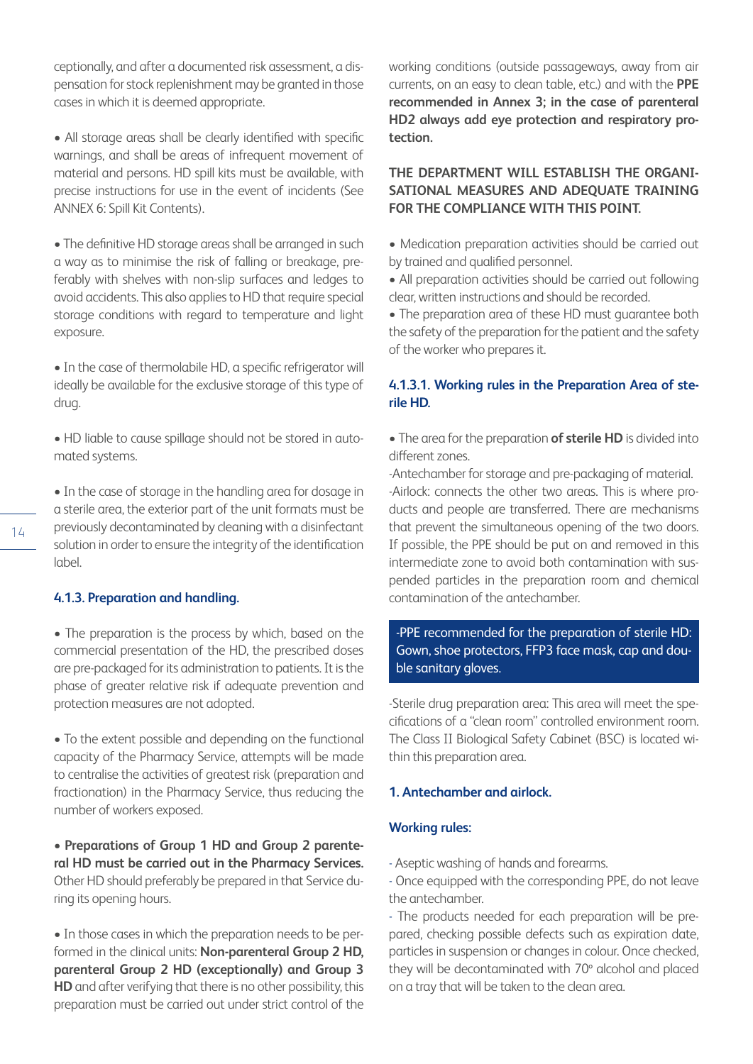ceptionally, and after a documented risk assessment, a dispensation for stock replenishment may be granted in those cases in which it is deemed appropriate.

- All storage areas shall be clearly identified with specific warnings, and shall be areas of infrequent movement of material and persons. HD spill kits must be available, with precise instructions for use in the event of incidents (See ANNEX 6: Spill Kit Contents).

- The definitive HD storage areas shall be arranged in such a way as to minimise the risk of falling or breakage, preferably with shelves with non-slip surfaces and ledges to avoid accidents. This also applies to HD that require special storage conditions with regard to temperature and light exposure.

- In the case of thermolabile HD, a specific refrigerator will ideally be available for the exclusive storage of this type of drug.

- HD liable to cause spillage should not be stored in automated systems.

- In the case of storage in the handling area for dosage in a sterile area, the exterior part of the unit formats must be previously decontaminated by cleaning with a disinfectant solution in order to ensure the integrity of the identification label.

### 4.1.3. Preparation and handling.

- The preparation is the process by which, based on the commercial presentation of the HD, the prescribed doses are pre-packaged for its administration to patients. It is the phase of greater relative risk if adequate prevention and protection measures are not adopted.

- To the extent possible and depending on the functional capacity of the Pharmacy Service, attempts will be made to centralise the activities of greatest risk (preparation and fractionation) in the Pharmacy Service, thus reducing the number of workers exposed.

- **Preparations of Group 1 HD and Group 2 parenteral HD must be carried out in the Pharmacy Services.** Other HD should preferably be prepared in that Service during its opening hours.

- In those cases in which the preparation needs to be performed in the clinical units: **Non-parenteral Group 2 HD, parenteral Group 2 HD (exceptionally) and Group 3 HD** and after verifying that there is no other possibility, this preparation must be carried out under strict control of the working conditions (outside passageways, away from air currents, on an easy to clean table, etc.) and with the **PPE recommended in Annex 3; in the case of parenteral HD2 always add eye protection and respiratory protection.**

**THE DEPARTMENT WILL ESTABLISH THE ORGANISATIONAL MEASURES AND ADEQUATE TRAINING FOR THE COMPLIANCE WITH THIS POINT.**

- Medication preparation activities should be carried out by trained and qualified personnel.
- All preparation activities should be carried out following clear, written instructions and should be recorded.
- The preparation area of these HD must guarantee both the safety of the preparation for the patient and the safety of the worker who prepares it.

#### 4.1.3.1. Working rules in the Preparation Area of sterile HD.

- The area for the preparation **of sterile HD** is divided into different zones.

-Antechamber for storage and pre-packaging of material.
-Airlock: connects the other two areas. This is where products and people are transferred. There are mechanisms that prevent the simultaneous opening of the two doors. If possible, the PPE should be put on and removed in this intermediate zone to avoid both contamination with suspended particles in the preparation room and chemical contamination of the antechamber.

-PPE recommended for the preparation of sterile HD: Gown, shoe protectors, FFP3 face mask, cap and double sanitary gloves.

-Sterile drug preparation area: This area will meet the specifications of a "clean room" controlled environment room. The Class II Biological Safety Cabinet (BSC) is located within this preparation area.

**1. Antechamber and airlock.**

**Working rules:**

- Aseptic washing of hands and forearms.
- Once equipped with the corresponding PPE, do not leave the antechamber.
- The products needed for each preparation will be prepared, checking possible defects such as expiration date, particles in suspension or changes in colour. Once checked, they will be decontaminated with 70º alcohol and placed on a tray that will be taken to the clean area.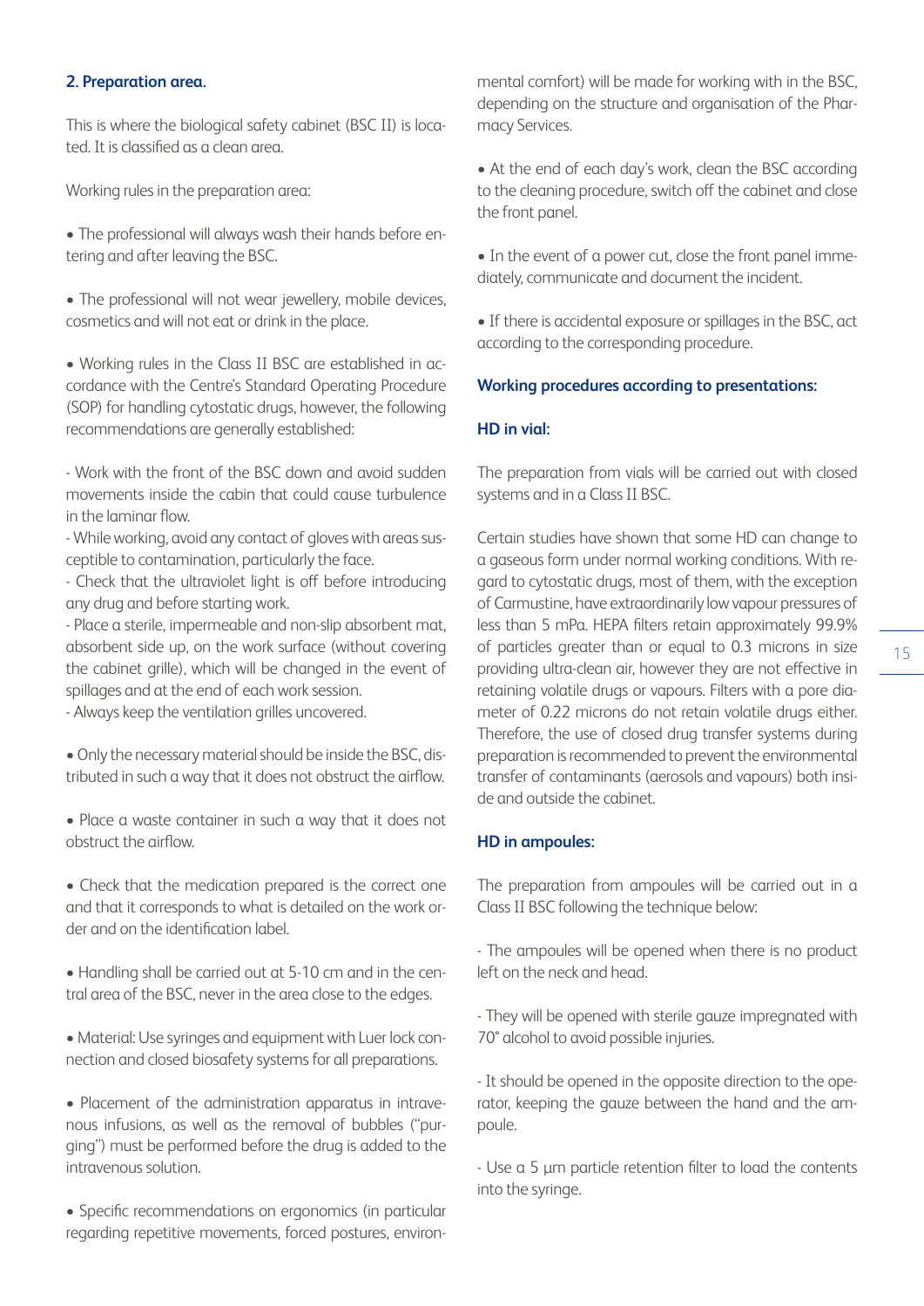**2. Preparation area.**

This is where the biological safety cabinet (BSC II) is located. It is classified as a clean area.

Working rules in the preparation area:

- The professional will always wash their hands before entering and after leaving the BSC.

- The professional will not wear jewellery, mobile devices, cosmetics and will not eat or drink in the place.

- Working rules in the Class II BSC are established in accordance with the Centre's Standard Operating Procedure (SOP) for handling cytostatic drugs, however, the following recommendations are generally established:

  - Work with the front of the BSC down and avoid sudden movements inside the cabin that could cause turbulence in the laminar flow.
  - While working, avoid any contact of gloves with areas susceptible to contamination, particularly the face.
  - Check that the ultraviolet light is off before introducing any drug and before starting work.
  - Place a sterile, impermeable and non-slip absorbent mat, absorbent side up, on the work surface (without covering the cabinet grille), which will be changed in the event of spillages and at the end of each work session.
  - Always keep the ventilation grilles uncovered.

- Only the necessary material should be inside the BSC, distributed in such a way that it does not obstruct the airflow.

- Place a waste container in such a way that it does not obstruct the airflow.

- Check that the medication prepared is the correct one and that it corresponds to what is detailed on the work order and on the identification label.

- Handling shall be carried out at 5-10 cm and in the central area of the BSC, never in the area close to the edges.

- Material: Use syringes and equipment with Luer lock connection and closed biosafety systems for all preparations.

- Placement of the administration apparatus in intravenous infusions, as well as the removal of bubbles ("purging") must be performed before the drug is added to the intravenous solution.

- Specific recommendations on ergonomics (in particular regarding repetitive movements, forced postures, environmental comfort) will be made for working with in the BSC, depending on the structure and organisation of the Pharmacy Services.

- At the end of each day's work, clean the BSC according to the cleaning procedure, switch off the cabinet and close the front panel.

- In the event of a power cut, close the front panel immediately, communicate and document the incident.

- If there is accidental exposure or spillages in the BSC, act according to the corresponding procedure.

**Working procedures according to presentations:**

**HD in vial:**

The preparation from vials will be carried out with closed systems and in a Class II BSC.

Certain studies have shown that some HD can change to a gaseous form under normal working conditions. With regard to cytostatic drugs, most of them, with the exception of Carmustine, have extraordinarily low vapour pressures of less than 5 mPa. HEPA filters retain approximately 99.9% of particles greater than or equal to 0.3 microns in size providing ultra-clean air, however they are not effective in retaining volatile drugs or vapours. Filters with a pore diameter of 0.22 microns do not retain volatile drugs either. Therefore, the use of closed drug transfer systems during preparation is recommended to prevent the environmental transfer of contaminants (aerosols and vapours) both inside and outside the cabinet.

**HD in ampoules:**

The preparation from ampoules will be carried out in a Class II BSC following the technique below:

- The ampoules will be opened when there is no product left on the neck and head.

- They will be opened with sterile gauze impregnated with 70° alcohol to avoid possible injuries.

- It should be opened in the opposite direction to the operator, keeping the gauze between the hand and the ampoule.

- Use a 5 µm particle retention filter to load the contents into the syringe.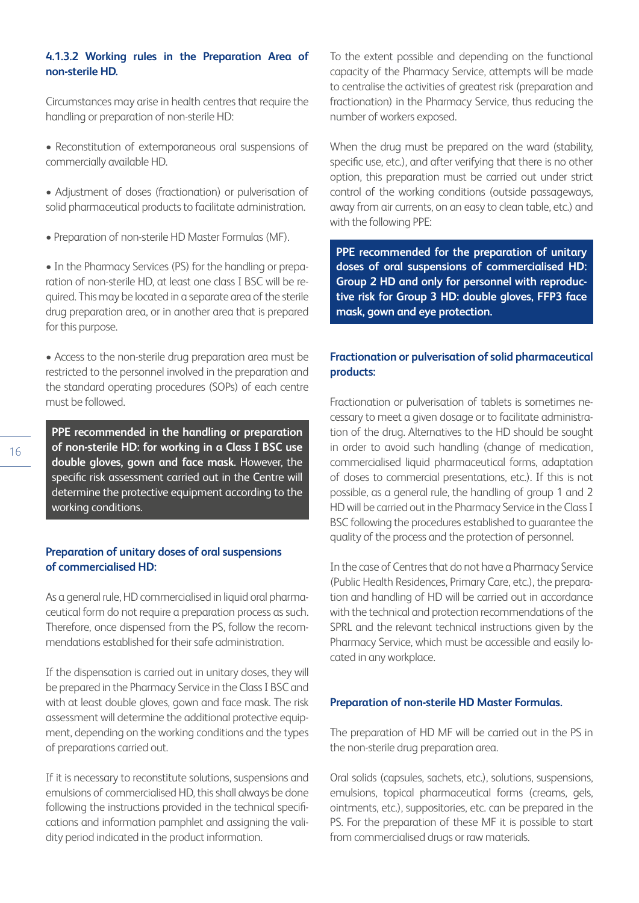#### 4.1.3.2 Working rules in the Preparation Area of non-sterile HD.

Circumstances may arise in health centres that require the handling or preparation of non-sterile HD:

- Reconstitution of extemporaneous oral suspensions of commercially available HD.
- Adjustment of doses (fractionation) or pulverisation of solid pharmaceutical products to facilitate administration.
- Preparation of non-sterile HD Master Formulas (MF).
- In the Pharmacy Services (PS) for the handling or preparation of non-sterile HD, at least one class I BSC will be required. This may be located in a separate area of the sterile drug preparation area, or in another area that is prepared for this purpose.
- Access to the non-sterile drug preparation area must be restricted to the personnel involved in the preparation and the standard operating procedures (SOPs) of each centre must be followed.

> **PPE recommended in the handling or preparation of non-sterile HD: for working in a Class I BSC use double gloves, gown and face mask.** However, the specific risk assessment carried out in the Centre will determine the protective equipment according to the working conditions.

**Preparation of unitary doses of oral suspensions of commercialised HD:**

As a general rule, HD commercialised in liquid oral pharmaceutical form do not require a preparation process as such. Therefore, once dispensed from the PS, follow the recommendations established for their safe administration.

If the dispensation is carried out in unitary doses, they will be prepared in the Pharmacy Service in the Class I BSC and with at least double gloves, gown and face mask. The risk assessment will determine the additional protective equipment, depending on the working conditions and the types of preparations carried out.

If it is necessary to reconstitute solutions, suspensions and emulsions of commercialised HD, this shall always be done following the instructions provided in the technical specifications and information pamphlet and assigning the validity period indicated in the product information.

To the extent possible and depending on the functional capacity of the Pharmacy Service, attempts will be made to centralise the activities of greatest risk (preparation and fractionation) in the Pharmacy Service, thus reducing the number of workers exposed.

When the drug must be prepared on the ward (stability, specific use, etc.), and after verifying that there is no other option, this preparation must be carried out under strict control of the working conditions (outside passageways, away from air currents, on an easy to clean table, etc.) and with the following PPE:

> **PPE recommended for the preparation of unitary doses of oral suspensions of commercialised HD: Group 2 HD and only for personnel with reproductive risk for Group 3 HD: double gloves, FFP3 face mask, gown and eye protection.**

**Fractionation or pulverisation of solid pharmaceutical products:**

Fractionation or pulverisation of tablets is sometimes necessary to meet a given dosage or to facilitate administration of the drug. Alternatives to the HD should be sought in order to avoid such handling (change of medication, commercialised liquid pharmaceutical forms, adaptation of doses to commercial presentations, etc.). If this is not possible, as a general rule, the handling of group 1 and 2 HD will be carried out in the Pharmacy Service in the Class I BSC following the procedures established to guarantee the quality of the process and the protection of personnel.

In the case of Centres that do not have a Pharmacy Service (Public Health Residences, Primary Care, etc.), the preparation and handling of HD will be carried out in accordance with the technical and protection recommendations of the SPRL and the relevant technical instructions given by the Pharmacy Service, which must be accessible and easily located in any workplace.

**Preparation of non-sterile HD Master Formulas.**

The preparation of HD MF will be carried out in the PS in the non-sterile drug preparation area.

Oral solids (capsules, sachets, etc.), solutions, suspensions, emulsions, topical pharmaceutical forms (creams, gels, ointments, etc.), suppositories, etc. can be prepared in the PS. For the preparation of these MF it is possible to start from commercialised drugs or raw materials.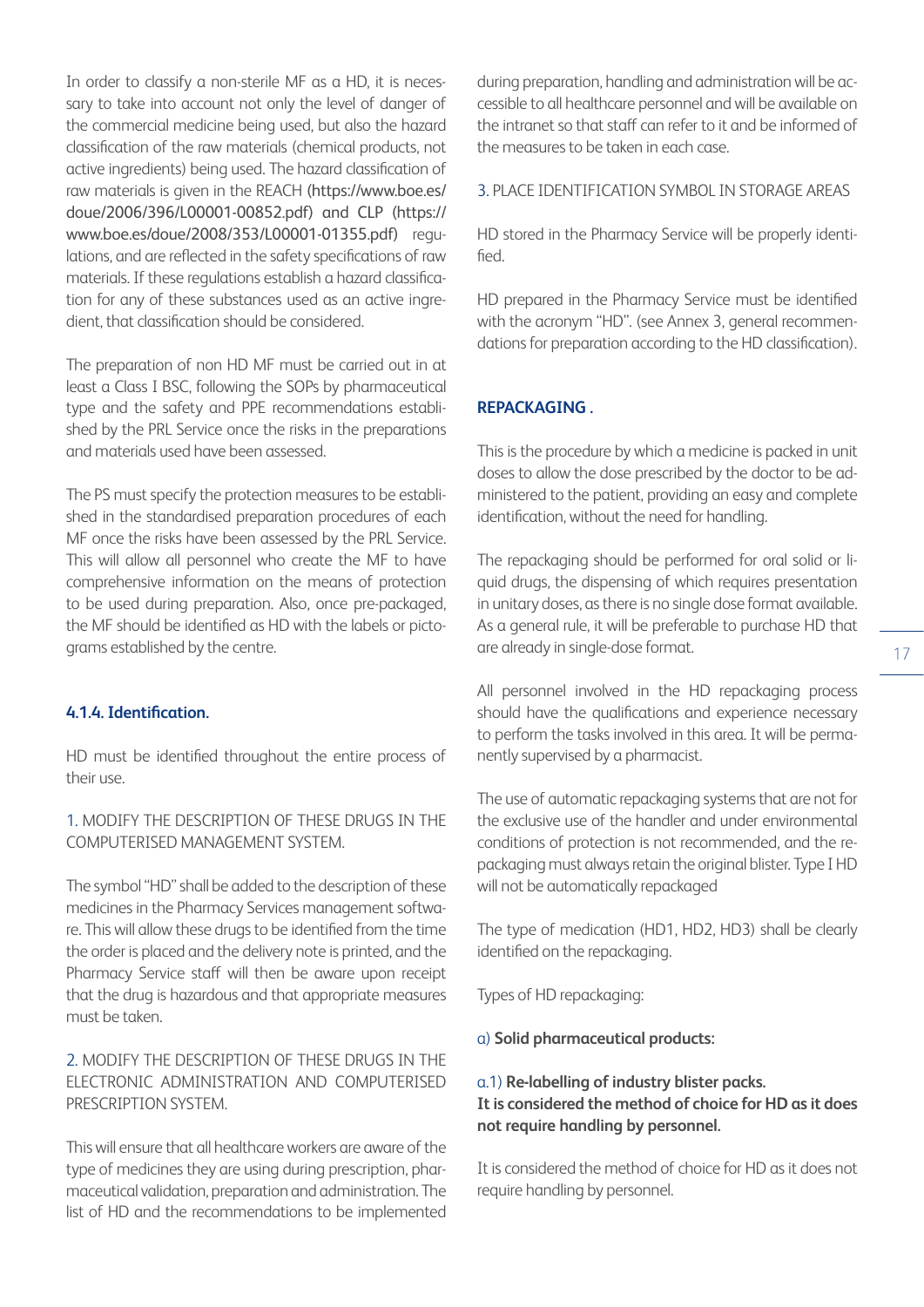In order to classify a non-sterile MF as a HD, it is necessary to take into account not only the level of danger of the commercial medicine being used, but also the hazard classification of the raw materials (chemical products, not active ingredients) being used. The hazard classification of raw materials is given in the REACH (https://www.boe.es/doue/2006/396/L00001-00852.pdf) and CLP (https://www.boe.es/doue/2008/353/L00001-01355.pdf) regulations, and are reflected in the safety specifications of raw materials. If these regulations establish a hazard classification for any of these substances used as an active ingredient, that classification should be considered.

The preparation of non HD MF must be carried out in at least a Class I BSC, following the SOPs by pharmaceutical type and the safety and PPE recommendations established by the PRL Service once the risks in the preparations and materials used have been assessed.

The PS must specify the protection measures to be established in the standardised preparation procedures of each MF once the risks have been assessed by the PRL Service. This will allow all personnel who create the MF to have comprehensive information on the means of protection to be used during preparation. Also, once pre-packaged, the MF should be identified as HD with the labels or pictograms established by the centre.

#### 4.1.4. Identification.

HD must be identified throughout the entire process of their use.

1. MODIFY THE DESCRIPTION OF THESE DRUGS IN THE COMPUTERISED MANAGEMENT SYSTEM.

The symbol "HD" shall be added to the description of these medicines in the Pharmacy Services management software. This will allow these drugs to be identified from the time the order is placed and the delivery note is printed, and the Pharmacy Service staff will then be aware upon receipt that the drug is hazardous and that appropriate measures must be taken.

2. MODIFY THE DESCRIPTION OF THESE DRUGS IN THE ELECTRONIC ADMINISTRATION AND COMPUTERISED PRESCRIPTION SYSTEM.

This will ensure that all healthcare workers are aware of the type of medicines they are using during prescription, pharmaceutical validation, preparation and administration. The list of HD and the recommendations to be implemented during preparation, handling and administration will be accessible to all healthcare personnel and will be available on the intranet so that staff can refer to it and be informed of the measures to be taken in each case.

3. PLACE IDENTIFICATION SYMBOL IN STORAGE AREAS

HD stored in the Pharmacy Service will be properly identified.

HD prepared in the Pharmacy Service must be identified with the acronym "HD". (see Annex 3, general recommendations for preparation according to the HD classification).

#### REPACKAGING .

This is the procedure by which a medicine is packed in unit doses to allow the dose prescribed by the doctor to be administered to the patient, providing an easy and complete identification, without the need for handling.

The repackaging should be performed for oral solid or liquid drugs, the dispensing of which requires presentation in unitary doses, as there is no single dose format available. As a general rule, it will be preferable to purchase HD that are already in single-dose format.

All personnel involved in the HD repackaging process should have the qualifications and experience necessary to perform the tasks involved in this area. It will be permanently supervised by a pharmacist.

The use of automatic repackaging systems that are not for the exclusive use of the handler and under environmental conditions of protection is not recommended, and the repackaging must always retain the original blister. Type I HD will not be automatically repackaged

The type of medication (HD1, HD2, HD3) shall be clearly identified on the repackaging.

Types of HD repackaging:

a) **Solid pharmaceutical products:**

a.1) **Re-labelling of industry blister packs.**
**It is considered the method of choice for HD as it does not require handling by personnel.**

It is considered the method of choice for HD as it does not require handling by personnel.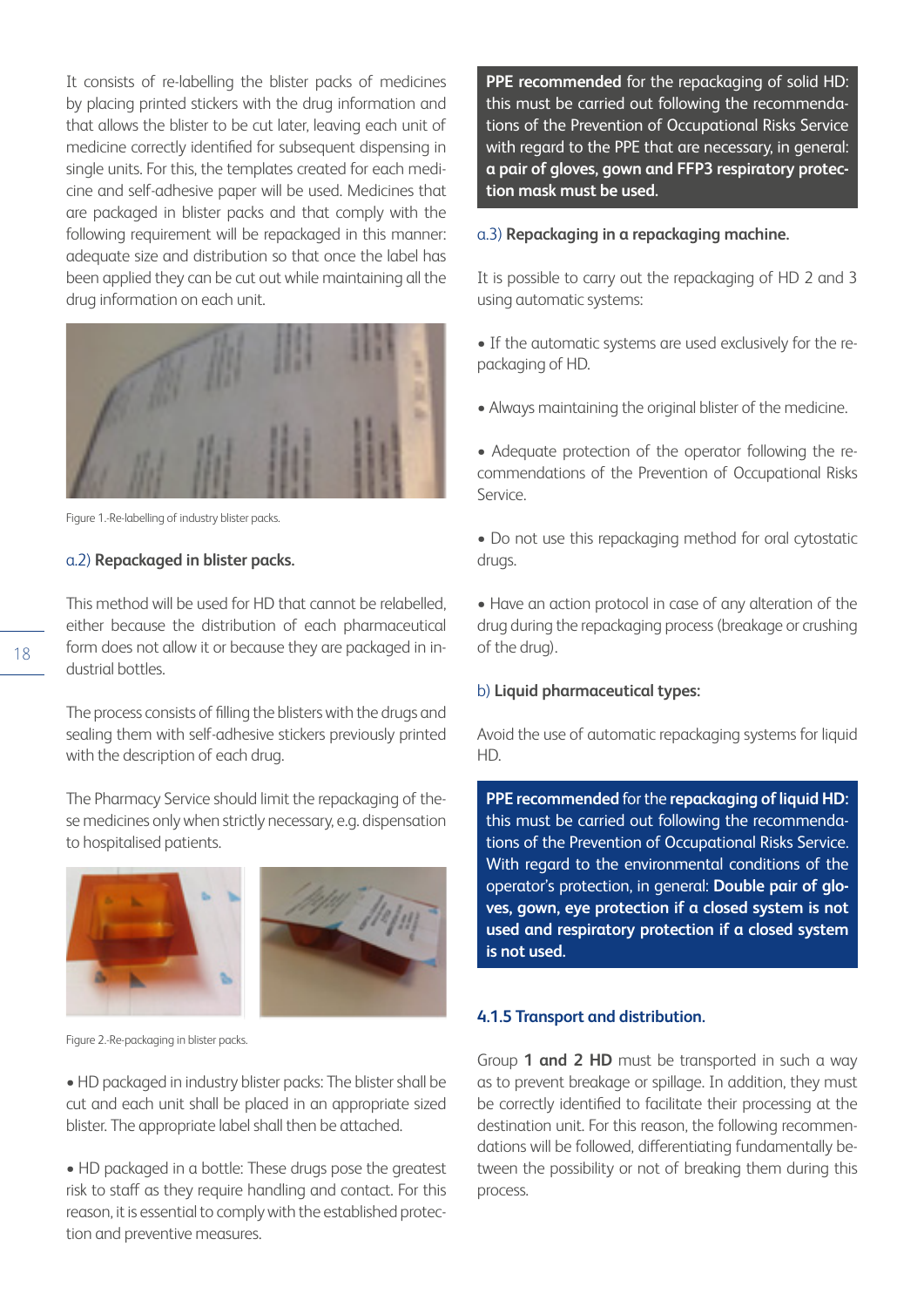It consists of re-labelling the blister packs of medicines by placing printed stickers with the drug information and that allows the blister to be cut later, leaving each unit of medicine correctly identified for subsequent dispensing in single units. For this, the templates created for each medicine and self-adhesive paper will be used. Medicines that are packaged in blister packs and that comply with the following requirement will be repackaged in this manner: adequate size and distribution so that once the label has been applied they can be cut out while maintaining all the drug information on each unit.

Figure 1.-Re-labelling of industry blister packs.

a.2) **Repackaged in blister packs.**

This method will be used for HD that cannot be relabelled, either because the distribution of each pharmaceutical form does not allow it or because they are packaged in industrial bottles.

The process consists of filling the blisters with the drugs and sealing them with self-adhesive stickers previously printed with the description of each drug.

The Pharmacy Service should limit the repackaging of these medicines only when strictly necessary, e.g. dispensation to hospitalised patients.

Figure 2.-Re-packaging in blister packs.

- HD packaged in industry blister packs: The blister shall be cut and each unit shall be placed in an appropriate sized blister. The appropriate label shall then be attached.

- HD packaged in a bottle: These drugs pose the greatest risk to staff as they require handling and contact. For this reason, it is essential to comply with the established protection and preventive measures.

**PPE recommended** for the repackaging of solid HD: this must be carried out following the recommendations of the Prevention of Occupational Risks Service with regard to the PPE that are necessary, in general: **a pair of gloves, gown and FFP3 respiratory protection mask must be used.**

a.3) **Repackaging in a repackaging machine.**

It is possible to carry out the repackaging of HD 2 and 3 using automatic systems:

- If the automatic systems are used exclusively for the repackaging of HD.

- Always maintaining the original blister of the medicine.

- Adequate protection of the operator following the recommendations of the Prevention of Occupational Risks Service.

- Do not use this repackaging method for oral cytostatic drugs.

- Have an action protocol in case of any alteration of the drug during the repackaging process (breakage or crushing of the drug).

b) **Liquid pharmaceutical types:**

Avoid the use of automatic repackaging systems for liquid HD.

**PPE recommended** for the **repackaging of liquid HD**: this must be carried out following the recommendations of the Prevention of Occupational Risks Service. With regard to the environmental conditions of the operator's protection, in general: **Double pair of gloves, gown, eye protection if a closed system is not used and respiratory protection if a closed system is not used.**

### 4.1.5 Transport and distribution.

Group **1 and 2 HD** must be transported in such a way as to prevent breakage or spillage. In addition, they must be correctly identified to facilitate their processing at the destination unit. For this reason, the following recommendations will be followed, differentiating fundamentally between the possibility or not of breaking them during this process.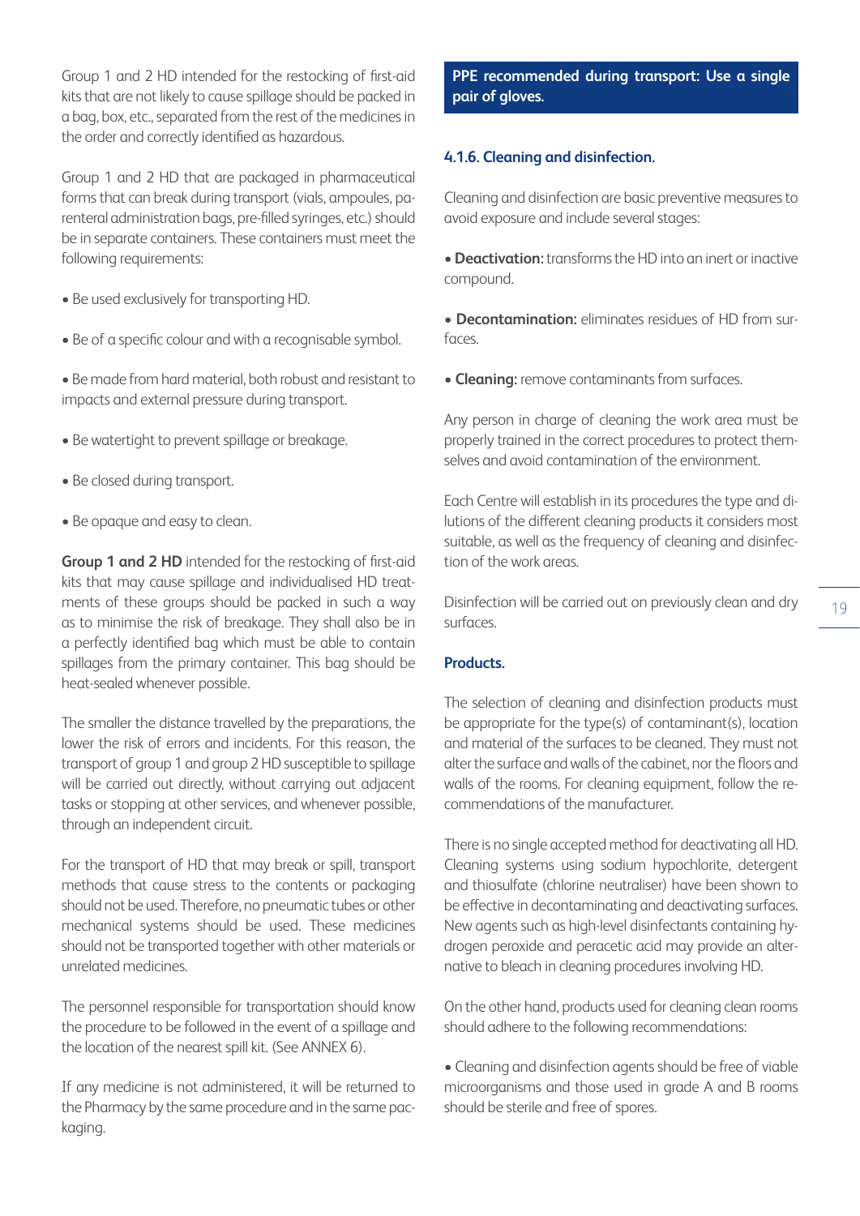Group 1 and 2 HD intended for the restocking of first-aid kits that are not likely to cause spillage should be packed in a bag, box, etc., separated from the rest of the medicines in the order and correctly identified as hazardous.

Group 1 and 2 HD that are packaged in pharmaceutical forms that can break during transport (vials, ampoules, parenteral administration bags, pre-filled syringes, etc.) should be in separate containers. These containers must meet the following requirements:

- Be used exclusively for transporting HD.
- Be of a specific colour and with a recognisable symbol.
- Be made from hard material, both robust and resistant to impacts and external pressure during transport.
- Be watertight to prevent spillage or breakage.
- Be closed during transport.
- Be opaque and easy to clean.

**Group 1 and 2 HD** intended for the restocking of first-aid kits that may cause spillage and individualised HD treatments of these groups should be packed in such a way as to minimise the risk of breakage. They shall also be in a perfectly identified bag which must be able to contain spillages from the primary container. This bag should be heat-sealed whenever possible.

The smaller the distance travelled by the preparations, the lower the risk of errors and incidents. For this reason, the transport of group 1 and group 2 HD susceptible to spillage will be carried out directly, without carrying out adjacent tasks or stopping at other services, and whenever possible, through an independent circuit.

For the transport of HD that may break or spill, transport methods that cause stress to the contents or packaging should not be used. Therefore, no pneumatic tubes or other mechanical systems should be used. These medicines should not be transported together with other materials or unrelated medicines.

The personnel responsible for transportation should know the procedure to be followed in the event of a spillage and the location of the nearest spill kit. (See ANNEX 6).

If any medicine is not administered, it will be returned to the Pharmacy by the same procedure and in the same packaging.

**PPE recommended during transport: Use a single pair of gloves.**

### 4.1.6. Cleaning and disinfection.

Cleaning and disinfection are basic preventive measures to avoid exposure and include several stages:

- **Deactivation:** transforms the HD into an inert or inactive compound.
- **Decontamination:** eliminates residues of HD from surfaces.
- **Cleaning:** remove contaminants from surfaces.

Any person in charge of cleaning the work area must be properly trained in the correct procedures to protect themselves and avoid contamination of the environment.

Each Centre will establish in its procedures the type and dilutions of the different cleaning products it considers most suitable, as well as the frequency of cleaning and disinfection of the work areas.

Disinfection will be carried out on previously clean and dry surfaces.

#### Products.

The selection of cleaning and disinfection products must be appropriate for the type(s) of contaminant(s), location and material of the surfaces to be cleaned. They must not alter the surface and walls of the cabinet, nor the floors and walls of the rooms. For cleaning equipment, follow the recommendations of the manufacturer.

There is no single accepted method for deactivating all HD. Cleaning systems using sodium hypochlorite, detergent and thiosulfate (chlorine neutraliser) have been shown to be effective in decontaminating and deactivating surfaces. New agents such as high-level disinfectants containing hydrogen peroxide and peracetic acid may provide an alternative to bleach in cleaning procedures involving HD.

On the other hand, products used for cleaning clean rooms should adhere to the following recommendations:

- Cleaning and disinfection agents should be free of viable microorganisms and those used in grade A and B rooms should be sterile and free of spores.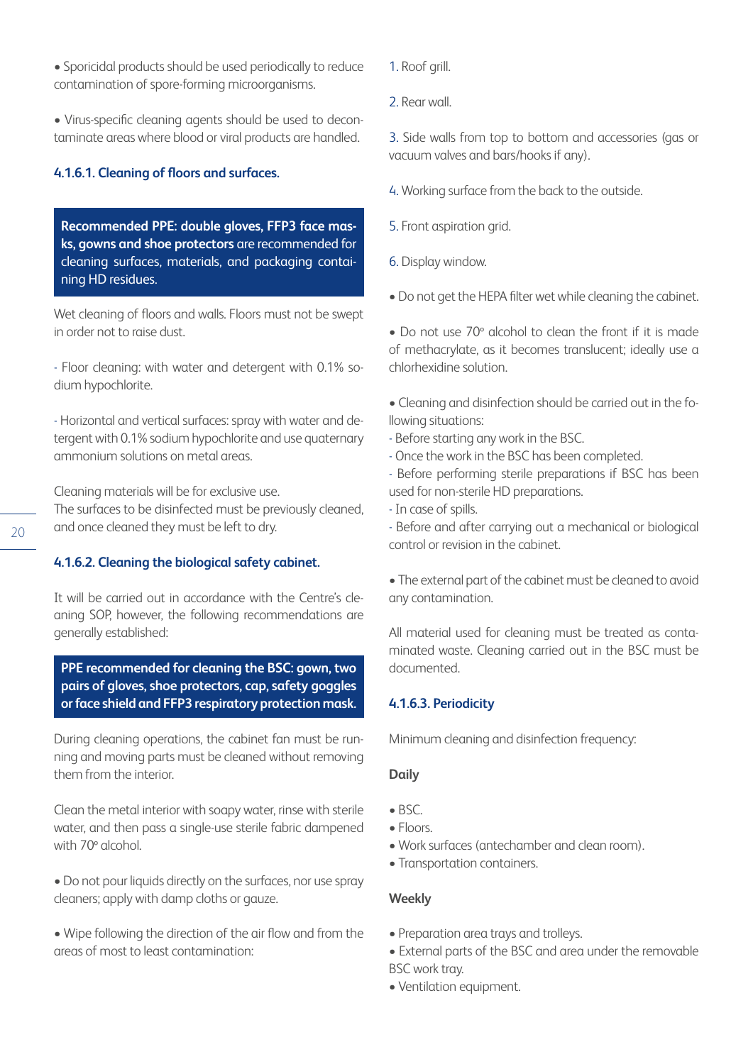- Sporicidal products should be used periodically to reduce contamination of spore-forming microorganisms.

- Virus-specific cleaning agents should be used to decontaminate areas where blood or viral products are handled.

#### 4.1.6.1. Cleaning of floors and surfaces.

**Recommended PPE: double gloves, FFP3 face masks, gowns and shoe protectors** are recommended for cleaning surfaces, materials, and packaging containing HD residues.

Wet cleaning of floors and walls. Floors must not be swept in order not to raise dust.

- Floor cleaning: with water and detergent with 0.1% sodium hypochlorite.

- Horizontal and vertical surfaces: spray with water and detergent with 0.1% sodium hypochlorite and use quaternary ammonium solutions on metal areas.

Cleaning materials will be for exclusive use.
The surfaces to be disinfected must be previously cleaned, and once cleaned they must be left to dry.

#### 4.1.6.2. Cleaning the biological safety cabinet.

It will be carried out in accordance with the Centre's cleaning SOP, however, the following recommendations are generally established:

**PPE recommended for cleaning the BSC: gown, two pairs of gloves, shoe protectors, cap, safety goggles or face shield and FFP3 respiratory protection mask.**

During cleaning operations, the cabinet fan must be running and moving parts must be cleaned without removing them from the interior.

Clean the metal interior with soapy water, rinse with sterile water, and then pass a single-use sterile fabric dampened with 70º alcohol.

- Do not pour liquids directly on the surfaces, nor use spray cleaners; apply with damp cloths or gauze.

- Wipe following the direction of the air flow and from the areas of most to least contamination:

1. Roof grill.
2. Rear wall.
3. Side walls from top to bottom and accessories (gas or vacuum valves and bars/hooks if any).
4. Working surface from the back to the outside.
5. Front aspiration grid.
6. Display window.

- Do not get the HEPA filter wet while cleaning the cabinet.

- Do not use 70º alcohol to clean the front if it is made of methacrylate, as it becomes translucent; ideally use a chlorhexidine solution.

- Cleaning and disinfection should be carried out in the following situations:
  - Before starting any work in the BSC.
  - Once the work in the BSC has been completed.
  - Before performing sterile preparations if BSC has been used for non-sterile HD preparations.
  - In case of spills.
  - Before and after carrying out a mechanical or biological control or revision in the cabinet.

- The external part of the cabinet must be cleaned to avoid any contamination.

All material used for cleaning must be treated as contaminated waste. Cleaning carried out in the BSC must be documented.

#### 4.1.6.3. Periodicity

Minimum cleaning and disinfection frequency:

**Daily**

- BSC.
- Floors.
- Work surfaces (antechamber and clean room).
- Transportation containers.

**Weekly**

- Preparation area trays and trolleys.
- External parts of the BSC and area under the removable BSC work tray.
- Ventilation equipment.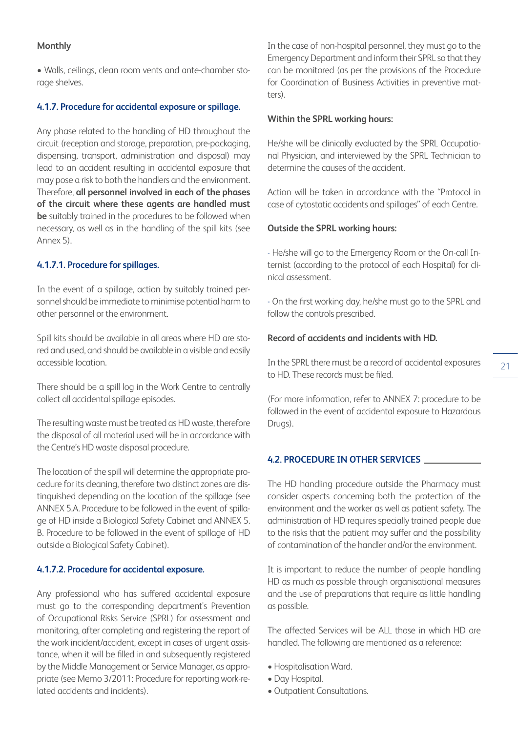**Monthly**

- Walls, ceilings, clean room vents and ante-chamber storage shelves.

### 4.1.7. Procedure for accidental exposure or spillage.

Any phase related to the handling of HD throughout the circuit (reception and storage, preparation, pre-packaging, dispensing, transport, administration and disposal) may lead to an accident resulting in accidental exposure that may pose a risk to both the handlers and the environment. Therefore, **all personnel involved in each of the phases of the circuit where these agents are handled must be** suitably trained in the procedures to be followed when necessary, as well as in the handling of the spill kits (see Annex 5).

#### 4.1.7.1. Procedure for spillages.

In the event of a spillage, action by suitably trained personnel should be immediate to minimise potential harm to other personnel or the environment.

Spill kits should be available in all areas where HD are stored and used, and should be available in a visible and easily accessible location.

There should be a spill log in the Work Centre to centrally collect all accidental spillage episodes.

The resulting waste must be treated as HD waste, therefore the disposal of all material used will be in accordance with the Centre's HD waste disposal procedure.

The location of the spill will determine the appropriate procedure for its cleaning, therefore two distinct zones are distinguished depending on the location of the spillage (see ANNEX 5.A. Procedure to be followed in the event of spillage of HD inside a Biological Safety Cabinet and ANNEX 5. B. Procedure to be followed in the event of spillage of HD outside a Biological Safety Cabinet).

#### 4.1.7.2. Procedure for accidental exposure.

Any professional who has suffered accidental exposure must go to the corresponding department's Prevention of Occupational Risks Service (SPRL) for assessment and monitoring, after completing and registering the report of the work incident/accident, except in cases of urgent assistance, when it will be filled in and subsequently registered by the Middle Management or Service Manager, as appropriate (see Memo 3/2011: Procedure for reporting work-related accidents and incidents).

In the case of non-hospital personnel, they must go to the Emergency Department and inform their SPRL so that they can be monitored (as per the provisions of the Procedure for Coordination of Business Activities in preventive matters).

**Within the SPRL working hours:**

He/she will be clinically evaluated by the SPRL Occupational Physician, and interviewed by the SPRL Technician to determine the causes of the accident.

Action will be taken in accordance with the "Protocol in case of cytostatic accidents and spillages" of each Centre.

**Outside the SPRL working hours:**

- He/she will go to the Emergency Room or the On-call Internist (according to the protocol of each Hospital) for clinical assessment.

- On the first working day, he/she must go to the SPRL and follow the controls prescribed.

**Record of accidents and incidents with HD.**

In the SPRL there must be a record of accidental exposures to HD. These records must be filed.

(For more information, refer to ANNEX 7: procedure to be followed in the event of accidental exposure to Hazardous Drugs).

## 4.2. PROCEDURE IN OTHER SERVICES

The HD handling procedure outside the Pharmacy must consider aspects concerning both the protection of the environment and the worker as well as patient safety. The administration of HD requires specially trained people due to the risks that the patient may suffer and the possibility of contamination of the handler and/or the environment.

It is important to reduce the number of people handling HD as much as possible through organisational measures and the use of preparations that require as little handling as possible.

The affected Services will be ALL those in which HD are handled. The following are mentioned as a reference:

- Hospitalisation Ward.
- Day Hospital.
- Outpatient Consultations.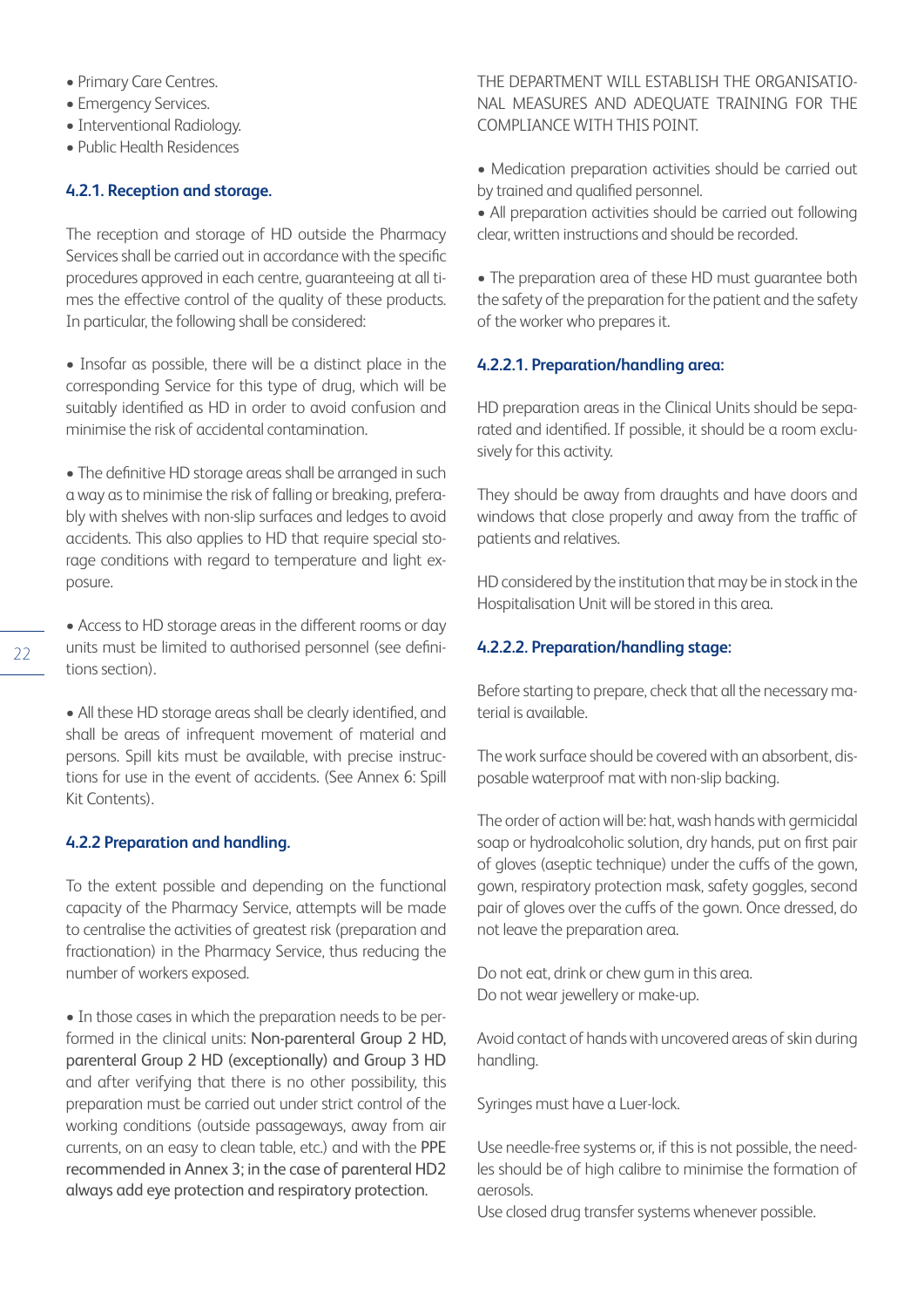- Primary Care Centres.
- Emergency Services.
- Interventional Radiology.
- Public Health Residences

### 4.2.1. Reception and storage.

The reception and storage of HD outside the Pharmacy Services shall be carried out in accordance with the specific procedures approved in each centre, guaranteeing at all times the effective control of the quality of these products. In particular, the following shall be considered:

- Insofar as possible, there will be a distinct place in the corresponding Service for this type of drug, which will be suitably identified as HD in order to avoid confusion and minimise the risk of accidental contamination.

- The definitive HD storage areas shall be arranged in such a way as to minimise the risk of falling or breaking, preferably with shelves with non-slip surfaces and ledges to avoid accidents. This also applies to HD that require special storage conditions with regard to temperature and light exposure.

- Access to HD storage areas in the different rooms or day units must be limited to authorised personnel (see definitions section).

- All these HD storage areas shall be clearly identified, and shall be areas of infrequent movement of material and persons. Spill kits must be available, with precise instructions for use in the event of accidents. (See Annex 6: Spill Kit Contents).

### 4.2.2 Preparation and handling.

To the extent possible and depending on the functional capacity of the Pharmacy Service, attempts will be made to centralise the activities of greatest risk (preparation and fractionation) in the Pharmacy Service, thus reducing the number of workers exposed.

- In those cases in which the preparation needs to be performed in the clinical units: Non-parenteral Group 2 HD, parenteral Group 2 HD (exceptionally) and Group 3 HD and after verifying that there is no other possibility, this preparation must be carried out under strict control of the working conditions (outside passageways, away from air currents, on an easy to clean table, etc.) and with the PPE recommended in Annex 3; in the case of parenteral HD2 always add eye protection and respiratory protection.

THE DEPARTMENT WILL ESTABLISH THE ORGANISATIONAL MEASURES AND ADEQUATE TRAINING FOR THE COMPLIANCE WITH THIS POINT.

- Medication preparation activities should be carried out by trained and qualified personnel.
- All preparation activities should be carried out following clear, written instructions and should be recorded.

- The preparation area of these HD must guarantee both the safety of the preparation for the patient and the safety of the worker who prepares it.

#### 4.2.2.1. Preparation/handling area:

HD preparation areas in the Clinical Units should be separated and identified. If possible, it should be a room exclusively for this activity.

They should be away from draughts and have doors and windows that close properly and away from the traffic of patients and relatives.

HD considered by the institution that may be in stock in the Hospitalisation Unit will be stored in this area.

#### 4.2.2.2. Preparation/handling stage:

Before starting to prepare, check that all the necessary material is available.

The work surface should be covered with an absorbent, disposable waterproof mat with non-slip backing.

The order of action will be: hat, wash hands with germicidal soap or hydroalcoholic solution, dry hands, put on first pair of gloves (aseptic technique) under the cuffs of the gown, gown, respiratory protection mask, safety goggles, second pair of gloves over the cuffs of the gown. Once dressed, do not leave the preparation area.

Do not eat, drink or chew gum in this area.
Do not wear jewellery or make-up.

Avoid contact of hands with uncovered areas of skin during handling.

Syringes must have a Luer-lock.

Use needle-free systems or, if this is not possible, the needles should be of high calibre to minimise the formation of aerosols.
Use closed drug transfer systems whenever possible.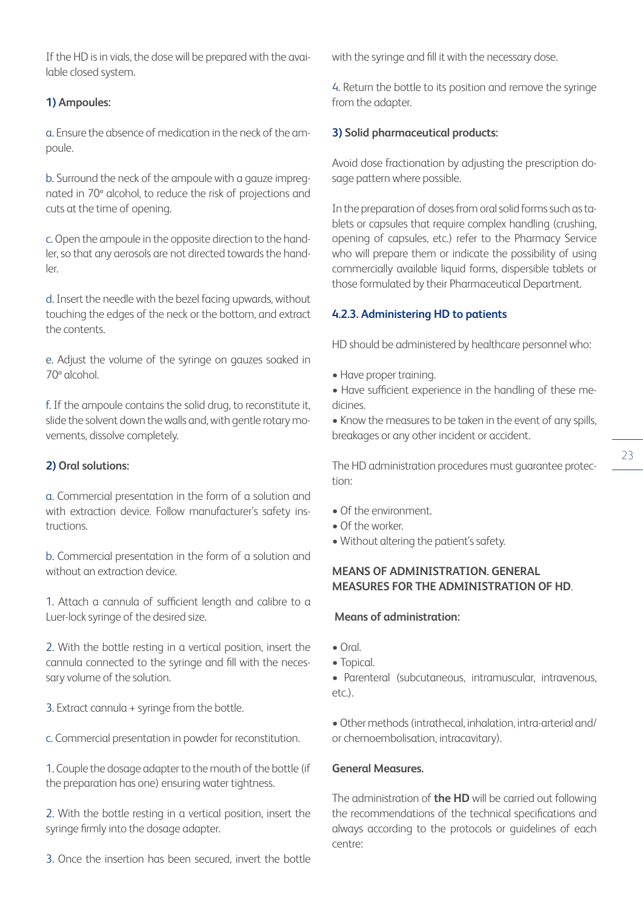If the HD is in vials, the dose will be prepared with the available closed system.

**1) Ampoules:**

a. Ensure the absence of medication in the neck of the ampoule.

b. Surround the neck of the ampoule with a gauze impregnated in 70º alcohol, to reduce the risk of projections and cuts at the time of opening.

c. Open the ampoule in the opposite direction to the handler, so that any aerosols are not directed towards the handler.

d. Insert the needle with the bezel facing upwards, without touching the edges of the neck or the bottom, and extract the contents.

e. Adjust the volume of the syringe on gauzes soaked in 70º alcohol.

f. If the ampoule contains the solid drug, to reconstitute it, slide the solvent down the walls and, with gentle rotary movements, dissolve completely.

**2) Oral solutions:**

a. Commercial presentation in the form of a solution and with extraction device. Follow manufacturer's safety instructions.

b. Commercial presentation in the form of a solution and without an extraction device.

1. Attach a cannula of sufficient length and calibre to a Luer-lock syringe of the desired size.

2. With the bottle resting in a vertical position, insert the cannula connected to the syringe and fill with the necessary volume of the solution.

3. Extract cannula + syringe from the bottle.

c. Commercial presentation in powder for reconstitution.

1. Couple the dosage adapter to the mouth of the bottle (if the preparation has one) ensuring water tightness.

2. With the bottle resting in a vertical position, insert the syringe firmly into the dosage adapter.

3. Once the insertion has been secured, invert the bottle with the syringe and fill it with the necessary dose.

4. Return the bottle to its position and remove the syringe from the adapter.

**3) Solid pharmaceutical products:**

Avoid dose fractionation by adjusting the prescription dosage pattern where possible.

In the preparation of doses from oral solid forms such as tablets or capsules that require complex handling (crushing, opening of capsules, etc.) refer to the Pharmacy Service who will prepare them or indicate the possibility of using commercially available liquid forms, dispersible tablets or those formulated by their Pharmaceutical Department.

### 4.2.3. Administering HD to patients

HD should be administered by healthcare personnel who:

- Have proper training.
- Have sufficient experience in the handling of these medicines.
- Know the measures to be taken in the event of any spills, breakages or any other incident or accident.

The HD administration procedures must guarantee protection:

- Of the environment.
- Of the worker.
- Without altering the patient's safety.

**MEANS OF ADMINISTRATION. GENERAL MEASURES FOR THE ADMINISTRATION OF HD**.

**Means of administration:**

- Oral.
- Topical.
- Parenteral (subcutaneous, intramuscular, intravenous, etc.).
- Other methods (intrathecal, inhalation, intra-arterial and/or chemoembolisation, intracavitary).

**General Measures.**

The administration of **the HD** will be carried out following the recommendations of the technical specifications and always according to the protocols or guidelines of each centre: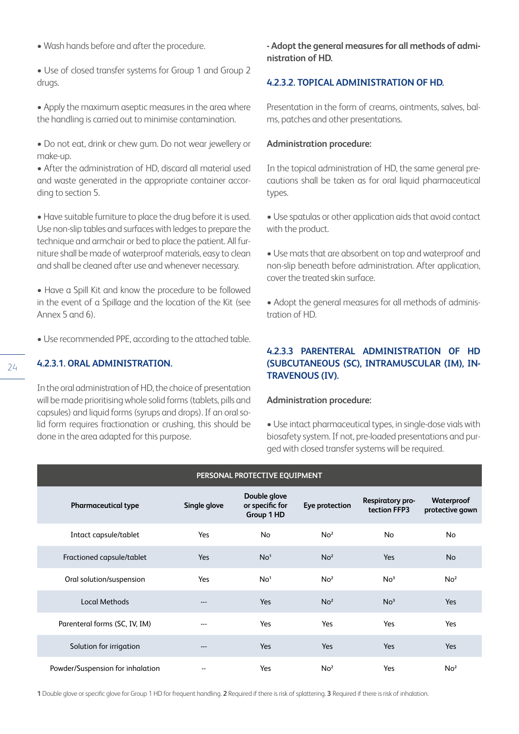- Wash hands before and after the procedure.

- Use of closed transfer systems for Group 1 and Group 2 drugs.

- Apply the maximum aseptic measures in the area where the handling is carried out to minimise contamination.

- Do not eat, drink or chew gum. Do not wear jewellery or make-up.
- After the administration of HD, discard all material used and waste generated in the appropriate container according to section 5.

- Have suitable furniture to place the drug before it is used. Use non-slip tables and surfaces with ledges to prepare the technique and armchair or bed to place the patient. All furniture shall be made of waterproof materials, easy to clean and shall be cleaned after use and whenever necessary.

- Have a Spill Kit and know the procedure to be followed in the event of a Spillage and the location of the Kit (see Annex 5 and 6).

- Use recommended PPE, according to the attached table.

#### 4.2.3.1. ORAL ADMINISTRATION.

In the oral administration of HD, the choice of presentation will be made prioritising whole solid forms (tablets, pills and capsules) and liquid forms (syrups and drops). If an oral solid form requires fractionation or crushing, this should be done in the area adapted for this purpose.

**- Adopt the general measures for all methods of administration of HD.**

#### 4.2.3.2. TOPICAL ADMINISTRATION OF HD.

Presentation in the form of creams, ointments, salves, balms, patches and other presentations.

**Administration procedure:**

In the topical administration of HD, the same general precautions shall be taken as for oral liquid pharmaceutical types.

- Use spatulas or other application aids that avoid contact with the product.

- Use mats that are absorbent on top and waterproof and non-slip beneath before administration. After application, cover the treated skin surface.

- Adopt the general measures for all methods of administration of HD.

#### 4.2.3.3 PARENTERAL ADMINISTRATION OF HD (SUBCUTANEOUS (SC), INTRAMUSCULAR (IM), INTRAVENOUS (IV).

**Administration procedure:**

- Use intact pharmaceutical types, in single-dose vials with biosafety system. If not, pre-loaded presentations and purged with closed transfer systems will be required.

| PERSONAL PROTECTIVE EQUIPMENT | | | | | |
|---|---|---|---|---|---|
| **Pharmaceutical type** | **Single glove** | **Double glove or specific for Group 1 HD** | **Eye protection** | **Respiratory protection FFP3** | **Waterproof protective gown** |
| Intact capsule/tablet | Yes | No | No[2] | No | No |
| Fractioned capsule/tablet | Yes | No[1] | No[2] | Yes | No |
| Oral solution/suspension | Yes | No[1] | No[2] | No[3] | No[2] |
| Local Methods | --- | Yes | No[2] | No[3] | Yes |
| Parenteral forms (SC, IV, IM) | --- | Yes | Yes | Yes | Yes |
| Solution for irrigation | --- | Yes | Yes | Yes | Yes |
| Powder/Suspension for inhalation | -- | Yes | No[2] | Yes | No[2] |

**1** Double glove or specific glove for Group 1 HD for frequent handling. **2** Required if there is risk of splattering. **3** Required if there is risk of inhalation.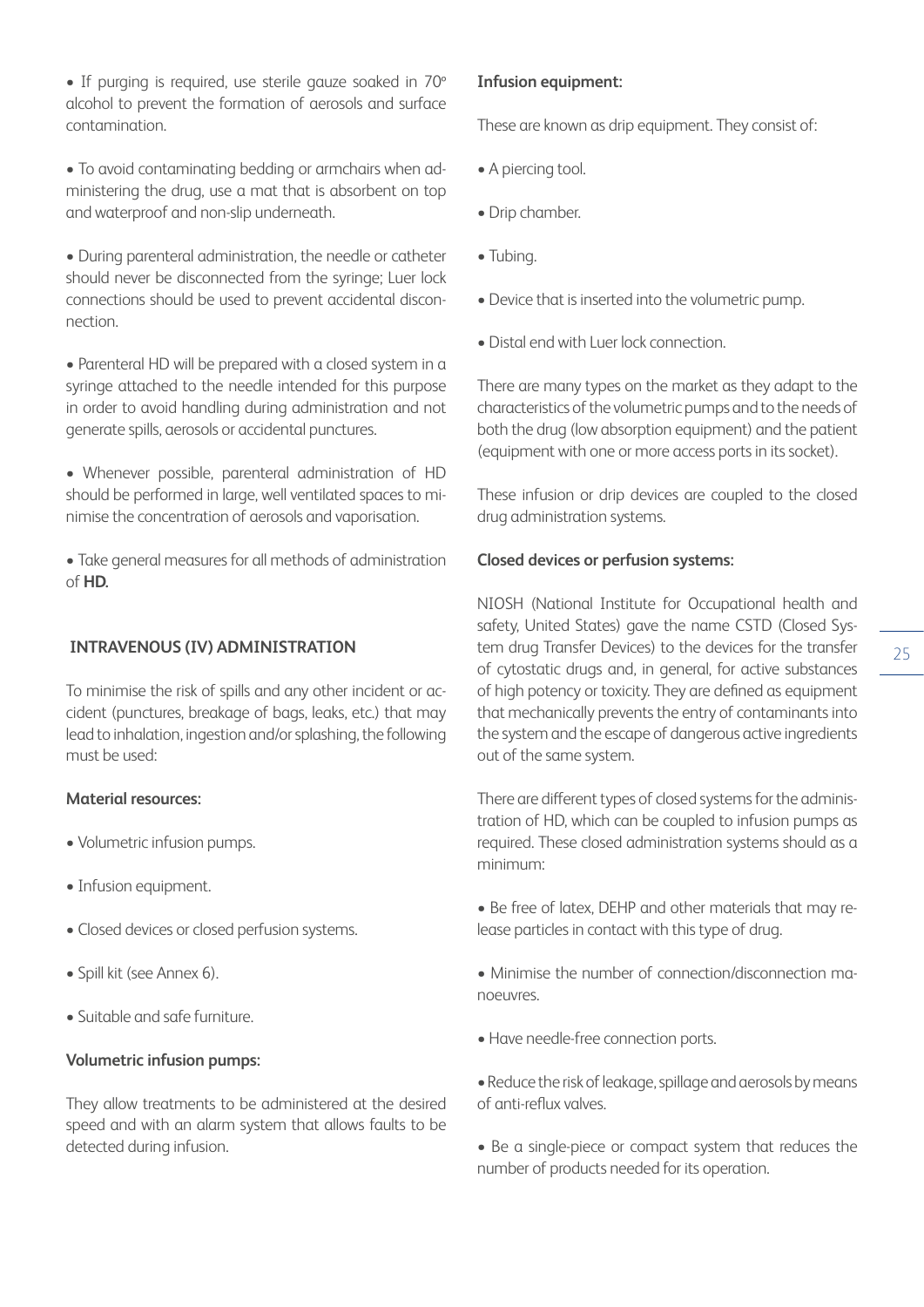- If purging is required, use sterile gauze soaked in 70º alcohol to prevent the formation of aerosols and surface contamination.

- To avoid contaminating bedding or armchairs when administering the drug, use a mat that is absorbent on top and waterproof and non-slip underneath.

- During parenteral administration, the needle or catheter should never be disconnected from the syringe; Luer lock connections should be used to prevent accidental disconnection.

- Parenteral HD will be prepared with a closed system in a syringe attached to the needle intended for this purpose in order to avoid handling during administration and not generate spills, aerosols or accidental punctures.

- Whenever possible, parenteral administration of HD should be performed in large, well ventilated spaces to minimise the concentration of aerosols and vaporisation.

- Take general measures for all methods of administration of **HD.**

## INTRAVENOUS (IV) ADMINISTRATION

To minimise the risk of spills and any other incident or accident (punctures, breakage of bags, leaks, etc.) that may lead to inhalation, ingestion and/or splashing, the following must be used:

**Material resources:**

- Volumetric infusion pumps.
- Infusion equipment.
- Closed devices or closed perfusion systems.
- Spill kit (see Annex 6).
- Suitable and safe furniture.

**Volumetric infusion pumps:**

They allow treatments to be administered at the desired speed and with an alarm system that allows faults to be detected during infusion.

**Infusion equipment:**

These are known as drip equipment. They consist of:

- A piercing tool.
- Drip chamber.
- Tubing.
- Device that is inserted into the volumetric pump.
- Distal end with Luer lock connection.

There are many types on the market as they adapt to the characteristics of the volumetric pumps and to the needs of both the drug (low absorption equipment) and the patient (equipment with one or more access ports in its socket).

These infusion or drip devices are coupled to the closed drug administration systems.

**Closed devices or perfusion systems:**

NIOSH (National Institute for Occupational health and safety, United States) gave the name CSTD (Closed System drug Transfer Devices) to the devices for the transfer of cytostatic drugs and, in general, for active substances of high potency or toxicity. They are defined as equipment that mechanically prevents the entry of contaminants into the system and the escape of dangerous active ingredients out of the same system.

There are different types of closed systems for the administration of HD, which can be coupled to infusion pumps as required. These closed administration systems should as a minimum:

- Be free of latex, DEHP and other materials that may release particles in contact with this type of drug.
- Minimise the number of connection/disconnection manoeuvres.
- Have needle-free connection ports.
- Reduce the risk of leakage, spillage and aerosols by means of anti-reflux valves.
- Be a single-piece or compact system that reduces the number of products needed for its operation.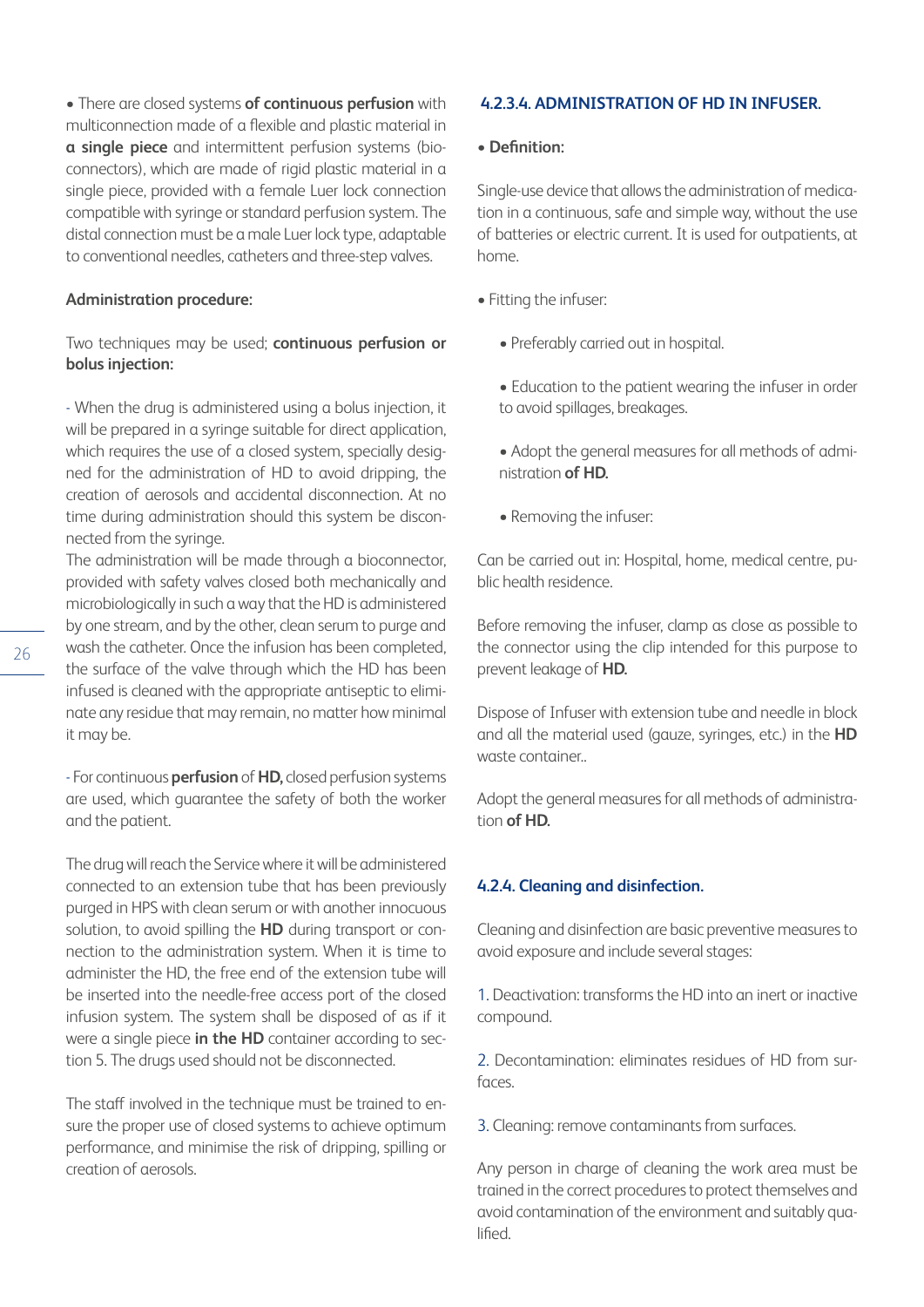• There are closed systems **of continuous perfusion** with multiconnection made of a flexible and plastic material in **a single piece** and intermittent perfusion systems (bio-connectors), which are made of rigid plastic material in a single piece, provided with a female Luer lock connection compatible with syringe or standard perfusion system. The distal connection must be a male Luer lock type, adaptable to conventional needles, catheters and three-step valves.

**Administration procedure:**

Two techniques may be used; **continuous perfusion or bolus injection:**

- When the drug is administered using a bolus injection, it will be prepared in a syringe suitable for direct application, which requires the use of a closed system, specially designed for the administration of HD to avoid dripping, the creation of aerosols and accidental disconnection. At no time during administration should this system be disconnected from the syringe.
The administration will be made through a bioconnector, provided with safety valves closed both mechanically and microbiologically in such a way that the HD is administered by one stream, and by the other, clean serum to purge and wash the catheter. Once the infusion has been completed, the surface of the valve through which the HD has been infused is cleaned with the appropriate antiseptic to eliminate any residue that may remain, no matter how minimal it may be.

- For continuous **perfusion** of **HD,** closed perfusion systems are used, which guarantee the safety of both the worker and the patient.

The drug will reach the Service where it will be administered connected to an extension tube that has been previously purged in HPS with clean serum or with another innocuous solution, to avoid spilling the **HD** during transport or connection to the administration system. When it is time to administer the HD, the free end of the extension tube will be inserted into the needle-free access port of the closed infusion system. The system shall be disposed of as if it were a single piece **in the HD** container according to section 5. The drugs used should not be disconnected.

The staff involved in the technique must be trained to ensure the proper use of closed systems to achieve optimum performance, and minimise the risk of dripping, spilling or creation of aerosols.

#### 4.2.3.4. ADMINISTRATION OF HD IN INFUSER.

• **Definition:**

Single-use device that allows the administration of medication in a continuous, safe and simple way, without the use of batteries or electric current. It is used for outpatients, at home.

• Fitting the infuser:

  • Preferably carried out in hospital.

  • Education to the patient wearing the infuser in order to avoid spillages, breakages.

  • Adopt the general measures for all methods of administration **of HD.**

  • Removing the infuser:

Can be carried out in: Hospital, home, medical centre, public health residence.

Before removing the infuser, clamp as close as possible to the connector using the clip intended for this purpose to prevent leakage of **HD.**

Dispose of Infuser with extension tube and needle in block and all the material used (gauze, syringes, etc.) in the **HD** waste container..

Adopt the general measures for all methods of administration **of HD.**

### 4.2.4. Cleaning and disinfection.

Cleaning and disinfection are basic preventive measures to avoid exposure and include several stages:

1. Deactivation: transforms the HD into an inert or inactive compound.

2. Decontamination: eliminates residues of HD from surfaces.

3. Cleaning: remove contaminants from surfaces.

Any person in charge of cleaning the work area must be trained in the correct procedures to protect themselves and avoid contamination of the environment and suitably qualified.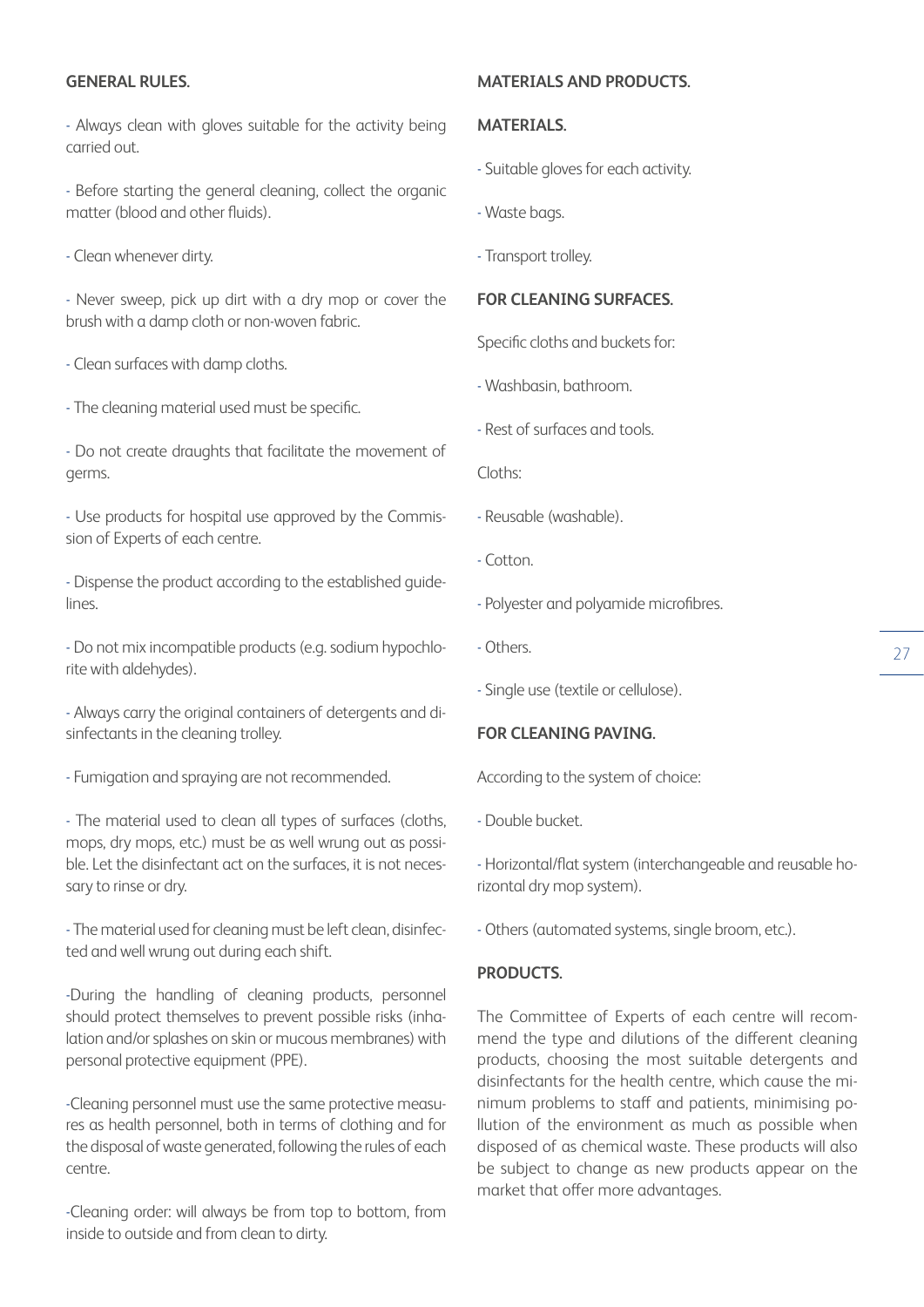### GENERAL RULES.

- Always clean with gloves suitable for the activity being carried out.

- Before starting the general cleaning, collect the organic matter (blood and other fluids).

- Clean whenever dirty.

- Never sweep, pick up dirt with a dry mop or cover the brush with a damp cloth or non-woven fabric.

- Clean surfaces with damp cloths.

- The cleaning material used must be specific.

- Do not create draughts that facilitate the movement of germs.

- Use products for hospital use approved by the Commission of Experts of each centre.

- Dispense the product according to the established guidelines.

- Do not mix incompatible products (e.g. sodium hypochlorite with aldehydes).

- Always carry the original containers of detergents and disinfectants in the cleaning trolley.

- Fumigation and spraying are not recommended.

- The material used to clean all types of surfaces (cloths, mops, dry mops, etc.) must be as well wrung out as possible. Let the disinfectant act on the surfaces, it is not necessary to rinse or dry.

- The material used for cleaning must be left clean, disinfected and well wrung out during each shift.

-During the handling of cleaning products, personnel should protect themselves to prevent possible risks (inhalation and/or splashes on skin or mucous membranes) with personal protective equipment (PPE).

-Cleaning personnel must use the same protective measures as health personnel, both in terms of clothing and for the disposal of waste generated, following the rules of each centre.

-Cleaning order: will always be from top to bottom, from inside to outside and from clean to dirty.

### MATERIALS AND PRODUCTS.

### MATERIALS.

- Suitable gloves for each activity.

- Waste bags.

- Transport trolley.

### FOR CLEANING SURFACES.

Specific cloths and buckets for:

- Washbasin, bathroom.

- Rest of surfaces and tools.

Cloths:

- Reusable (washable).

- Cotton.

- Polyester and polyamide microfibres.

- Others.

- Single use (textile or cellulose).

### FOR CLEANING PAVING.

According to the system of choice:

- Double bucket.

- Horizontal/flat system (interchangeable and reusable horizontal dry mop system).

- Others (automated systems, single broom, etc.).

### PRODUCTS.

The Committee of Experts of each centre will recommend the type and dilutions of the different cleaning products, choosing the most suitable detergents and disinfectants for the health centre, which cause the minimum problems to staff and patients, minimising pollution of the environment as much as possible when disposed of as chemical waste. These products will also be subject to change as new products appear on the market that offer more advantages.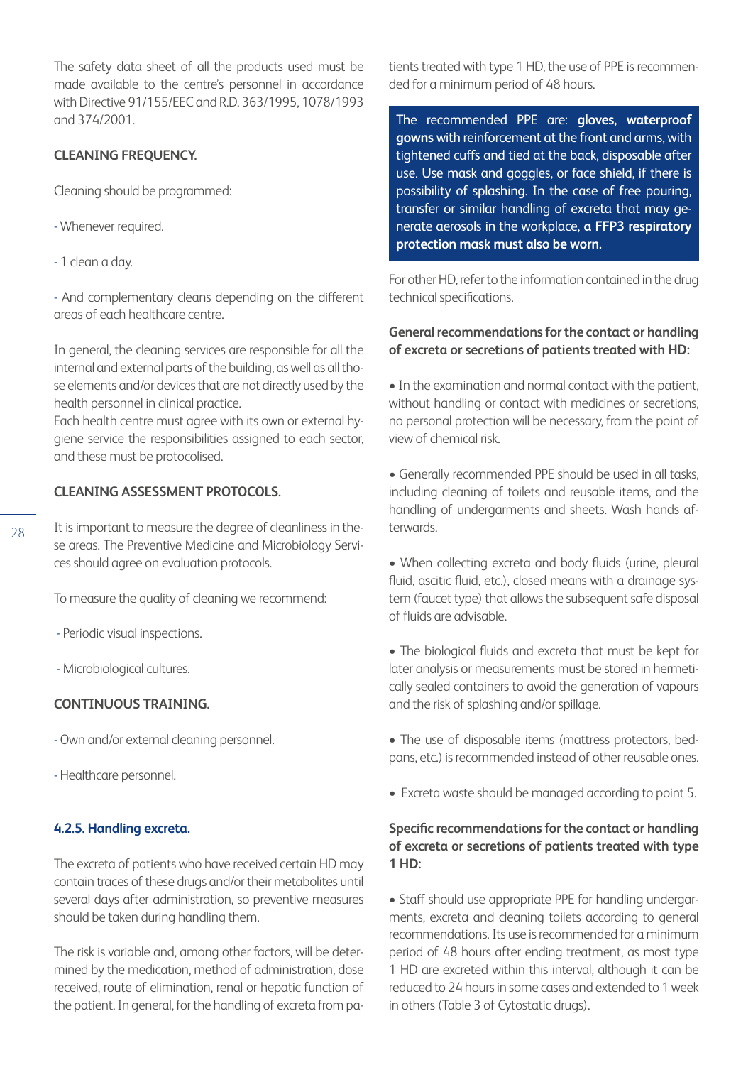The safety data sheet of all the products used must be made available to the centre's personnel in accordance with Directive 91/155/EEC and R.D. 363/1995, 1078/1993 and 374/2001.

**CLEANING FREQUENCY.**

Cleaning should be programmed:

- Whenever required.

- 1 clean a day.

- And complementary cleans depending on the different areas of each healthcare centre.

In general, the cleaning services are responsible for all the internal and external parts of the building, as well as all those elements and/or devices that are not directly used by the health personnel in clinical practice.
Each health centre must agree with its own or external hygiene service the responsibilities assigned to each sector, and these must be protocolised.

**CLEANING ASSESSMENT PROTOCOLS.**

It is important to measure the degree of cleanliness in these areas. The Preventive Medicine and Microbiology Services should agree on evaluation protocols.

To measure the quality of cleaning we recommend:

- Periodic visual inspections.

- Microbiological cultures.

**CONTINUOUS TRAINING.**

- Own and/or external cleaning personnel.

- Healthcare personnel.

### 4.2.5. Handling excreta.

The excreta of patients who have received certain HD may contain traces of these drugs and/or their metabolites until several days after administration, so preventive measures should be taken during handling them.

The risk is variable and, among other factors, will be determined by the medication, method of administration, dose received, route of elimination, renal or hepatic function of the patient. In general, for the handling of excreta from patients treated with type 1 HD, the use of PPE is recommended for a minimum period of 48 hours.

The recommended PPE are: **gloves, waterproof gowns** with reinforcement at the front and arms, with tightened cuffs and tied at the back, disposable after use. Use mask and goggles, or face shield, if there is possibility of splashing. In the case of free pouring, transfer or similar handling of excreta that may generate aerosols in the workplace, **a FFP3 respiratory protection mask must also be worn.**

For other HD, refer to the information contained in the drug technical specifications.

**General recommendations for the contact or handling of excreta or secretions of patients treated with HD:**

- In the examination and normal contact with the patient, without handling or contact with medicines or secretions, no personal protection will be necessary, from the point of view of chemical risk.

- Generally recommended PPE should be used in all tasks, including cleaning of toilets and reusable items, and the handling of undergarments and sheets. Wash hands afterwards.

- When collecting excreta and body fluids (urine, pleural fluid, ascitic fluid, etc.), closed means with a drainage system (faucet type) that allows the subsequent safe disposal of fluids are advisable.

- The biological fluids and excreta that must be kept for later analysis or measurements must be stored in hermetically sealed containers to avoid the generation of vapours and the risk of splashing and/or spillage.

- The use of disposable items (mattress protectors, bedpans, etc.) is recommended instead of other reusable ones.

- Excreta waste should be managed according to point 5.

**Specific recommendations for the contact or handling of excreta or secretions of patients treated with type 1 HD:**

- Staff should use appropriate PPE for handling undergarments, excreta and cleaning toilets according to general recommendations. Its use is recommended for a minimum period of 48 hours after ending treatment, as most type 1 HD are excreted within this interval, although it can be reduced to 24 hours in some cases and extended to 1 week in others (Table 3 of Cytostatic drugs).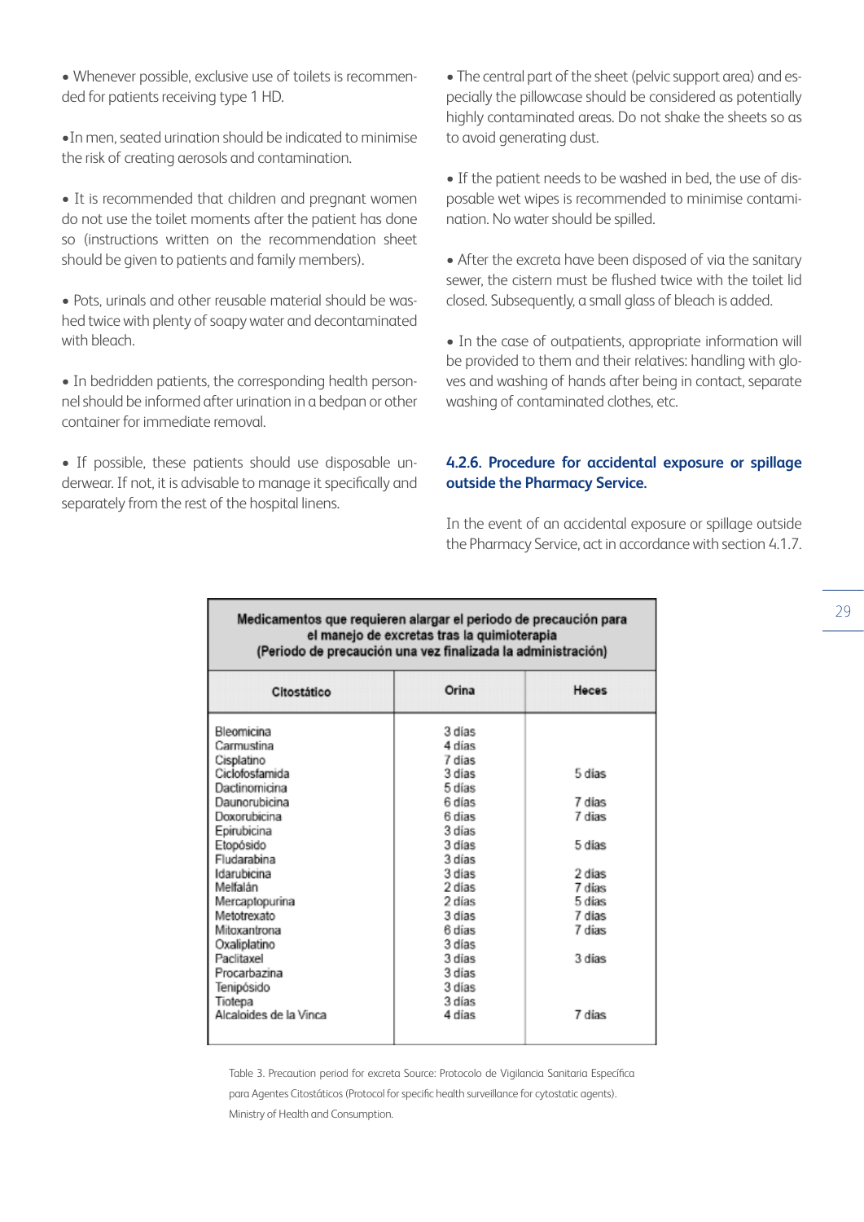- Whenever possible, exclusive use of toilets is recommended for patients receiving type 1 HD.

- In men, seated urination should be indicated to minimise the risk of creating aerosols and contamination.

- It is recommended that children and pregnant women do not use the toilet moments after the patient has done so (instructions written on the recommendation sheet should be given to patients and family members).

- Pots, urinals and other reusable material should be washed twice with plenty of soapy water and decontaminated with bleach.

- In bedridden patients, the corresponding health personnel should be informed after urination in a bedpan or other container for immediate removal.

- If possible, these patients should use disposable underwear. If not, it is advisable to manage it specifically and separately from the rest of the hospital linens.

- The central part of the sheet (pelvic support area) and especially the pillowcase should be considered as potentially highly contaminated areas. Do not shake the sheets so as to avoid generating dust.

- If the patient needs to be washed in bed, the use of disposable wet wipes is recommended to minimise contamination. No water should be spilled.

- After the excreta have been disposed of via the sanitary sewer, the cistern must be flushed twice with the toilet lid closed. Subsequently, a small glass of bleach is added.

- In the case of outpatients, appropriate information will be provided to them and their relatives: handling with gloves and washing of hands after being in contact, separate washing of contaminated clothes, etc.

### 4.2.6. Procedure for accidental exposure or spillage outside the Pharmacy Service.

In the event of an accidental exposure or spillage outside the Pharmacy Service, act in accordance with section 4.1.7.

**Medicamentos que requieren alargar el periodo de precaución para el manejo de excretas tras la quimioterapia (Periodo de precaución una vez finalizada la administración)**

| Citostático | Orina | Heces |
|---|---|---|
| Bleomicina | 3 días | |
| Carmustina | 4 días | |
| Cisplatino | 7 días | |
| Ciclofosfamida | 3 días | 5 días |
| Dactinomicina | 5 días | |
| Daunorubicina | 6 días | 7 días |
| Doxorubicina | 6 días | 7 días |
| Epirubicina | 3 días | |
| Etopósido | 3 días | 5 días |
| Fludarabina | 3 días | |
| Idarubicina | 3 días | 2 días |
| Melfalán | 2 días | 7 días |
| Mercaptopurina | 2 días | 5 días |
| Metotrexato | 3 días | 7 días |
| Mitoxantrona | 6 días | 7 días |
| Oxaliplatino | 3 días | |
| Paclitaxel | 3 días | 3 días |
| Procarbazina | 3 días | |
| Tenipósido | 3 días | |
| Tiotepa | 3 días | |
| Alcaloides de la Vinca | 4 días | 7 días |

Table 3. Precaution period for excreta Source: Protocolo de Vigilancia Sanitaria Específica para Agentes Citostáticos (Protocol for specific health surveillance for cytostatic agents). Ministry of Health and Consumption.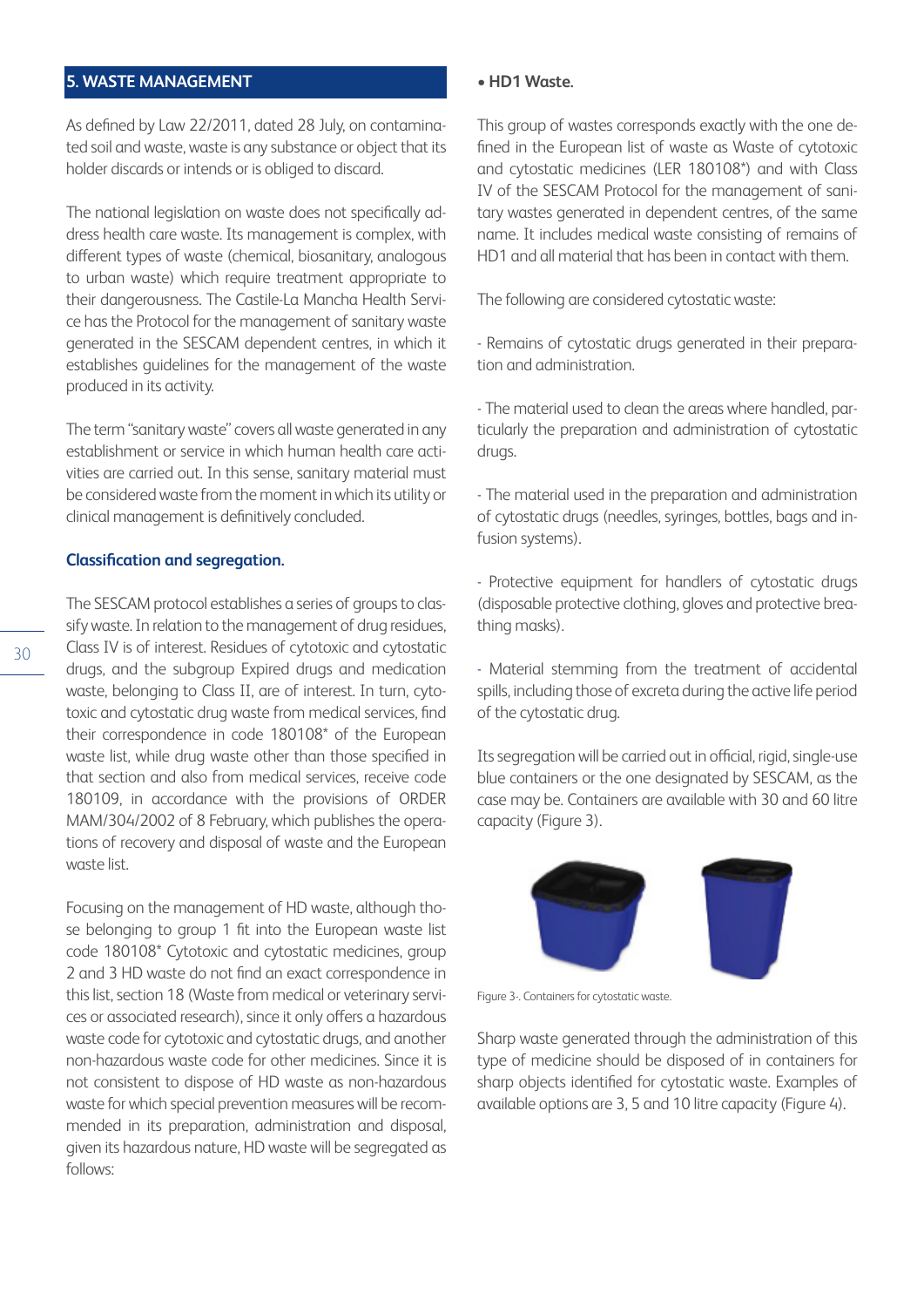## 5. WASTE MANAGEMENT

As defined by Law 22/2011, dated 28 July, on contaminated soil and waste, waste is any substance or object that its holder discards or intends or is obliged to discard.

The national legislation on waste does not specifically address health care waste. Its management is complex, with different types of waste (chemical, biosanitary, analogous to urban waste) which require treatment appropriate to their dangerousness. The Castile-La Mancha Health Service has the Protocol for the management of sanitary waste generated in the SESCAM dependent centres, in which it establishes guidelines for the management of the waste produced in its activity.

The term "sanitary waste" covers all waste generated in any establishment or service in which human health care activities are carried out. In this sense, sanitary material must be considered waste from the moment in which its utility or clinical management is definitively concluded.

### Classification and segregation.

The SESCAM protocol establishes a series of groups to classify waste. In relation to the management of drug residues, Class IV is of interest. Residues of cytotoxic and cytostatic drugs, and the subgroup Expired drugs and medication waste, belonging to Class II, are of interest. In turn, cytotoxic and cytostatic drug waste from medical services, find their correspondence in code 180108* of the European waste list, while drug waste other than those specified in that section and also from medical services, receive code 180109, in accordance with the provisions of ORDER MAM/304/2002 of 8 February, which publishes the operations of recovery and disposal of waste and the European waste list.

Focusing on the management of HD waste, although those belonging to group 1 fit into the European waste list code 180108* Cytotoxic and cytostatic medicines, group 2 and 3 HD waste do not find an exact correspondence in this list, section 18 (Waste from medical or veterinary services or associated research), since it only offers a hazardous waste code for cytotoxic and cytostatic drugs, and another non-hazardous waste code for other medicines. Since it is not consistent to dispose of HD waste as non-hazardous waste for which special prevention measures will be recommended in its preparation, administration and disposal, given its hazardous nature, HD waste will be segregated as follows:

- **HD1 Waste.**

This group of wastes corresponds exactly with the one defined in the European list of waste as Waste of cytotoxic and cytostatic medicines (LER 180108*) and with Class IV of the SESCAM Protocol for the management of sanitary wastes generated in dependent centres, of the same name. It includes medical waste consisting of remains of HD1 and all material that has been in contact with them.

The following are considered cytostatic waste:

- Remains of cytostatic drugs generated in their preparation and administration.

- The material used to clean the areas where handled, particularly the preparation and administration of cytostatic drugs.

- The material used in the preparation and administration of cytostatic drugs (needles, syringes, bottles, bags and infusion systems).

- Protective equipment for handlers of cytostatic drugs (disposable protective clothing, gloves and protective breathing masks).

- Material stemming from the treatment of accidental spills, including those of excreta during the active life period of the cytostatic drug.

Its segregation will be carried out in official, rigid, single-use blue containers or the one designated by SESCAM, as the case may be. Containers are available with 30 and 60 litre capacity (Figure 3).

Figure 3-. Containers for cytostatic waste.

Sharp waste generated through the administration of this type of medicine should be disposed of in containers for sharp objects identified for cytostatic waste. Examples of available options are 3, 5 and 10 litre capacity (Figure 4).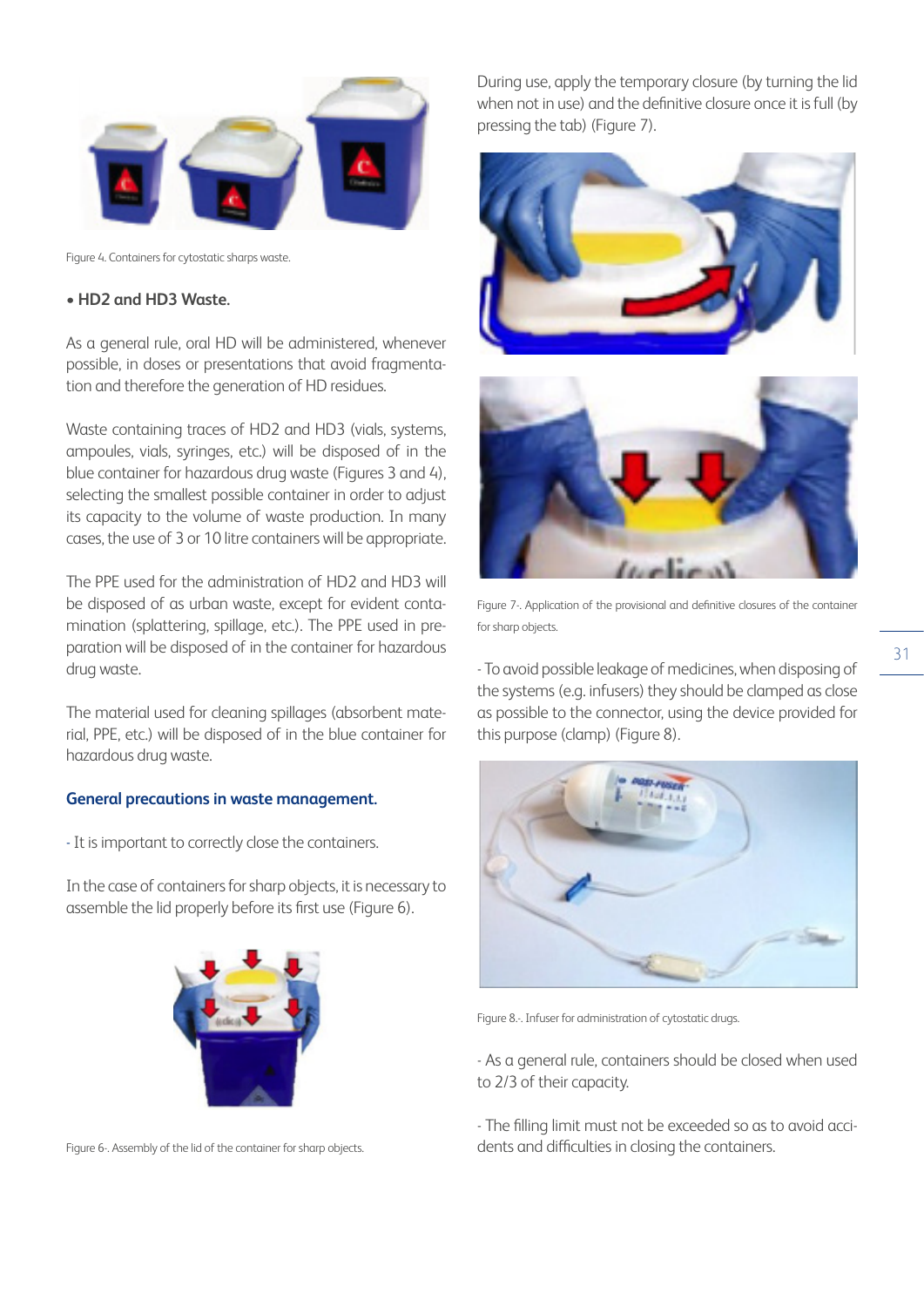Figure 4. Containers for cytostatic sharps waste.

**• HD2 and HD3 Waste.**

As a general rule, oral HD will be administered, whenever possible, in doses or presentations that avoid fragmentation and therefore the generation of HD residues.

Waste containing traces of HD2 and HD3 (vials, systems, ampoules, vials, syringes, etc.) will be disposed of in the blue container for hazardous drug waste (Figures 3 and 4), selecting the smallest possible container in order to adjust its capacity to the volume of waste production. In many cases, the use of 3 or 10 litre containers will be appropriate.

The PPE used for the administration of HD2 and HD3 will be disposed of as urban waste, except for evident contamination (splattering, spillage, etc.). The PPE used in preparation will be disposed of in the container for hazardous drug waste.

The material used for cleaning spillages (absorbent material, PPE, etc.) will be disposed of in the blue container for hazardous drug waste.

### General precautions in waste management.

- It is important to correctly close the containers.

In the case of containers for sharp objects, it is necessary to assemble the lid properly before its first use (Figure 6).

Figure 6-. Assembly of the lid of the container for sharp objects.

During use, apply the temporary closure (by turning the lid when not in use) and the definitive closure once it is full (by pressing the tab) (Figure 7).

Figure 7-. Application of the provisional and definitive closures of the container for sharp objects.

- To avoid possible leakage of medicines, when disposing of the systems (e.g. infusers) they should be clamped as close as possible to the connector, using the device provided for this purpose (clamp) (Figure 8).

Figure 8.-. Infuser for administration of cytostatic drugs.

- As a general rule, containers should be closed when used to 2/3 of their capacity.

- The filling limit must not be exceeded so as to avoid accidents and difficulties in closing the containers.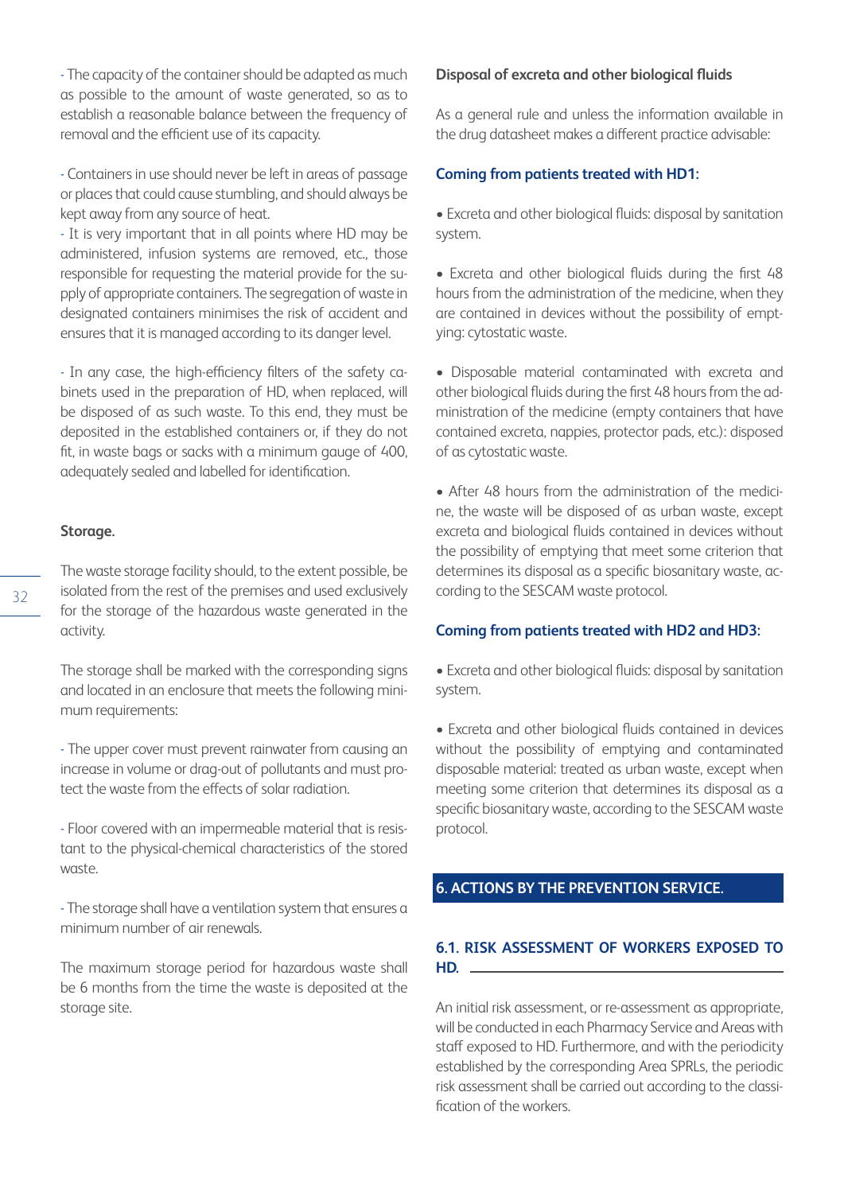- The capacity of the container should be adapted as much as possible to the amount of waste generated, so as to establish a reasonable balance between the frequency of removal and the efficient use of its capacity.

- Containers in use should never be left in areas of passage or places that could cause stumbling, and should always be kept away from any source of heat.

- It is very important that in all points where HD may be administered, infusion systems are removed, etc., those responsible for requesting the material provide for the supply of appropriate containers. The segregation of waste in designated containers minimises the risk of accident and ensures that it is managed according to its danger level.

- In any case, the high-efficiency filters of the safety cabinets used in the preparation of HD, when replaced, will be disposed of as such waste. To this end, they must be deposited in the established containers or, if they do not fit, in waste bags or sacks with a minimum gauge of 400, adequately sealed and labelled for identification.

**Storage.**

The waste storage facility should, to the extent possible, be isolated from the rest of the premises and used exclusively for the storage of the hazardous waste generated in the activity.

The storage shall be marked with the corresponding signs and located in an enclosure that meets the following minimum requirements:

- The upper cover must prevent rainwater from causing an increase in volume or drag-out of pollutants and must protect the waste from the effects of solar radiation.

- Floor covered with an impermeable material that is resistant to the physical-chemical characteristics of the stored waste.

- The storage shall have a ventilation system that ensures a minimum number of air renewals.

The maximum storage period for hazardous waste shall be 6 months from the time the waste is deposited at the storage site.

**Disposal of excreta and other biological fluids**

As a general rule and unless the information available in the drug datasheet makes a different practice advisable:

**Coming from patients treated with HD1:**

- Excreta and other biological fluids: disposal by sanitation system.

- Excreta and other biological fluids during the first 48 hours from the administration of the medicine, when they are contained in devices without the possibility of emptying: cytostatic waste.

- Disposable material contaminated with excreta and other biological fluids during the first 48 hours from the administration of the medicine (empty containers that have contained excreta, nappies, protector pads, etc.): disposed of as cytostatic waste.

- After 48 hours from the administration of the medicine, the waste will be disposed of as urban waste, except excreta and biological fluids contained in devices without the possibility of emptying that meet some criterion that determines its disposal as a specific biosanitary waste, according to the SESCAM waste protocol.

**Coming from patients treated with HD2 and HD3:**

- Excreta and other biological fluids: disposal by sanitation system.

- Excreta and other biological fluids contained in devices without the possibility of emptying and contaminated disposable material: treated as urban waste, except when meeting some criterion that determines its disposal as a specific biosanitary waste, according to the SESCAM waste protocol.

## 6. ACTIONS BY THE PREVENTION SERVICE.

### 6.1. RISK ASSESSMENT OF WORKERS EXPOSED TO HD.

An initial risk assessment, or re-assessment as appropriate, will be conducted in each Pharmacy Service and Areas with staff exposed to HD. Furthermore, and with the periodicity established by the corresponding Area SPRLs, the periodic risk assessment shall be carried out according to the classification of the workers.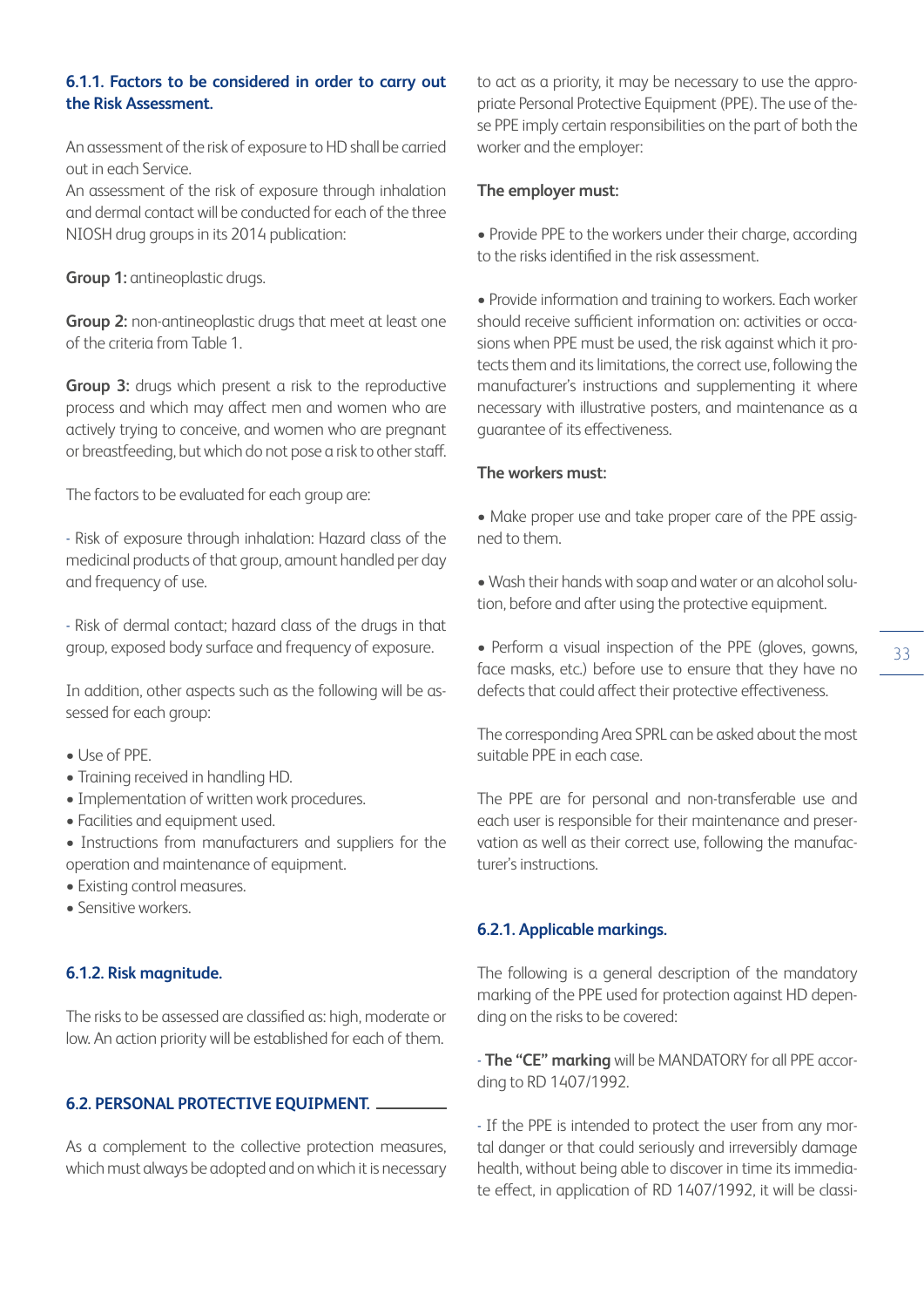### 6.1.1. Factors to be considered in order to carry out the Risk Assessment.

An assessment of the risk of exposure to HD shall be carried out in each Service.
An assessment of the risk of exposure through inhalation and dermal contact will be conducted for each of the three NIOSH drug groups in its 2014 publication:

**Group 1:** antineoplastic drugs.

**Group 2:** non-antineoplastic drugs that meet at least one of the criteria from Table 1.

**Group 3:** drugs which present a risk to the reproductive process and which may affect men and women who are actively trying to conceive, and women who are pregnant or breastfeeding, but which do not pose a risk to other staff.

The factors to be evaluated for each group are:

- Risk of exposure through inhalation: Hazard class of the medicinal products of that group, amount handled per day and frequency of use.

- Risk of dermal contact; hazard class of the drugs in that group, exposed body surface and frequency of exposure.

In addition, other aspects such as the following will be assessed for each group:

- Use of PPE.
- Training received in handling HD.
- Implementation of written work procedures.
- Facilities and equipment used.
- Instructions from manufacturers and suppliers for the operation and maintenance of equipment.
- Existing control measures.
- Sensitive workers.

### 6.1.2. Risk magnitude.

The risks to be assessed are classified as: high, moderate or low. An action priority will be established for each of them.

## 6.2. PERSONAL PROTECTIVE EQUIPMENT.

As a complement to the collective protection measures, which must always be adopted and on which it is necessary to act as a priority, it may be necessary to use the appropriate Personal Protective Equipment (PPE). The use of these PPE imply certain responsibilities on the part of both the worker and the employer:

**The employer must:**

- Provide PPE to the workers under their charge, according to the risks identified in the risk assessment.

- Provide information and training to workers. Each worker should receive sufficient information on: activities or occasions when PPE must be used, the risk against which it protects them and its limitations, the correct use, following the manufacturer's instructions and supplementing it where necessary with illustrative posters, and maintenance as a guarantee of its effectiveness.

**The workers must:**

- Make proper use and take proper care of the PPE assigned to them.

- Wash their hands with soap and water or an alcohol solution, before and after using the protective equipment.

- Perform a visual inspection of the PPE (gloves, gowns, face masks, etc.) before use to ensure that they have no defects that could affect their protective effectiveness.

The corresponding Area SPRL can be asked about the most suitable PPE in each case.

The PPE are for personal and non-transferable use and each user is responsible for their maintenance and preservation as well as their correct use, following the manufacturer's instructions.

### 6.2.1. Applicable markings.

The following is a general description of the mandatory marking of the PPE used for protection against HD depending on the risks to be covered:

- **The "CE" marking** will be MANDATORY for all PPE according to RD 1407/1992.

- If the PPE is intended to protect the user from any mortal danger or that could seriously and irreversibly damage health, without being able to discover in time its immediate effect, in application of RD 1407/1992, it will be classi-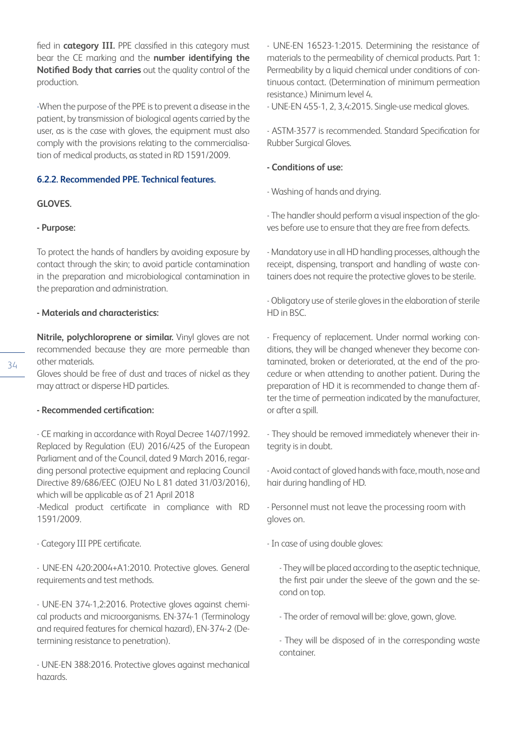fied in **category III.** PPE classified in this category must bear the CE marking and the **number identifying the Notified Body that carries** out the quality control of the production.

-When the purpose of the PPE is to prevent a disease in the patient, by transmission of biological agents carried by the user, as is the case with gloves, the equipment must also comply with the provisions relating to the commercialisation of medical products, as stated in RD 1591/2009.

### 6.2.2. Recommended PPE. Technical features.

**GLOVES.**

**- Purpose:**

To protect the hands of handlers by avoiding exposure by contact through the skin; to avoid particle contamination in the preparation and microbiological contamination in the preparation and administration.

**- Materials and characteristics:**

**Nitrile, polychloroprene or similar.** Vinyl gloves are not recommended because they are more permeable than other materials.
Gloves should be free of dust and traces of nickel as they may attract or disperse HD particles.

**- Recommended certification:**

- CE marking in accordance with Royal Decree 1407/1992. Replaced by Regulation (EU) 2016/425 of the European Parliament and of the Council, dated 9 March 2016, regarding personal protective equipment and replacing Council Directive 89/686/EEC (OJEU No L 81 dated 31/03/2016), which will be applicable as of 21 April 2018
-Medical product certificate in compliance with RD 1591/2009.

- Category III PPE certificate.

- UNE-EN 420:2004+A1:2010. Protective gloves. General requirements and test methods.

- UNE-EN 374-1,2:2016. Protective gloves against chemical products and microorganisms. EN-374-1 (Terminology and required features for chemical hazard), EN-374-2 (Determining resistance to penetration).

- UNE-EN 388:2016. Protective gloves against mechanical hazards.

- UNE-EN 16523-1:2015. Determining the resistance of materials to the permeability of chemical products. Part 1: Permeability by a liquid chemical under conditions of continuous contact. (Determination of minimum permeation resistance.) Minimum level 4.
- UNE-EN 455-1, 2, 3,4:2015. Single-use medical gloves.

- ASTM-3577 is recommended. Standard Specification for Rubber Surgical Gloves.

**- Conditions of use:**

- Washing of hands and drying.

- The handler should perform a visual inspection of the gloves before use to ensure that they are free from defects.

- Mandatory use in all HD handling processes, although the receipt, dispensing, transport and handling of waste containers does not require the protective gloves to be sterile.

- Obligatory use of sterile gloves in the elaboration of sterile HD in BSC.

- Frequency of replacement. Under normal working conditions, they will be changed whenever they become contaminated, broken or deteriorated, at the end of the procedure or when attending to another patient. During the preparation of HD it is recommended to change them after the time of permeation indicated by the manufacturer, or after a spill.

- They should be removed immediately whenever their integrity is in doubt.

- Avoid contact of gloved hands with face, mouth, nose and hair during handling of HD.

- Personnel must not leave the processing room with gloves on.

- In case of using double gloves:

  - They will be placed according to the aseptic technique, the first pair under the sleeve of the gown and the second on top.

  - The order of removal will be: glove, gown, glove.

  - They will be disposed of in the corresponding waste container.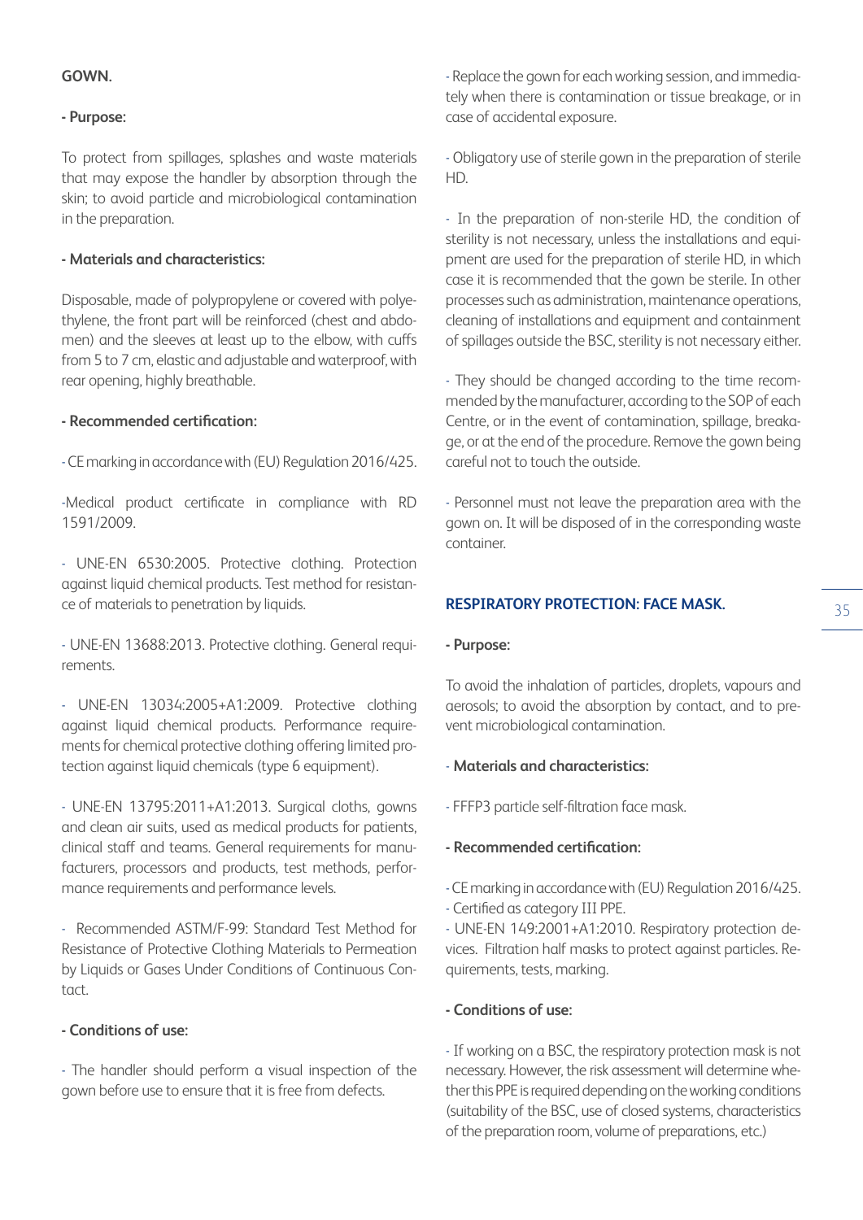**GOWN.**

**- Purpose:**

To protect from spillages, splashes and waste materials that may expose the handler by absorption through the skin; to avoid particle and microbiological contamination in the preparation.

**- Materials and characteristics:**

Disposable, made of polypropylene or covered with polyethylene, the front part will be reinforced (chest and abdomen) and the sleeves at least up to the elbow, with cuffs from 5 to 7 cm, elastic and adjustable and waterproof, with rear opening, highly breathable.

**- Recommended certification:**

- CE marking in accordance with (EU) Regulation 2016/425.

-Medical product certificate in compliance with RD 1591/2009.

- UNE-EN 6530:2005. Protective clothing. Protection against liquid chemical products. Test method for resistance of materials to penetration by liquids.

- UNE-EN 13688:2013. Protective clothing. General requirements.

- UNE-EN 13034:2005+A1:2009. Protective clothing against liquid chemical products. Performance requirements for chemical protective clothing offering limited protection against liquid chemicals (type 6 equipment).

- UNE-EN 13795:2011+A1:2013. Surgical cloths, gowns and clean air suits, used as medical products for patients, clinical staff and teams. General requirements for manufacturers, processors and products, test methods, performance requirements and performance levels.

- Recommended ASTM/F-99: Standard Test Method for Resistance of Protective Clothing Materials to Permeation by Liquids or Gases Under Conditions of Continuous Contact.

**- Conditions of use:**

- The handler should perform a visual inspection of the gown before use to ensure that it is free from defects.

- Replace the gown for each working session, and immediately when there is contamination or tissue breakage, or in case of accidental exposure.

- Obligatory use of sterile gown in the preparation of sterile HD.

- In the preparation of non-sterile HD, the condition of sterility is not necessary, unless the installations and equipment are used for the preparation of sterile HD, in which case it is recommended that the gown be sterile. In other processes such as administration, maintenance operations, cleaning of installations and equipment and containment of spillages outside the BSC, sterility is not necessary either.

- They should be changed according to the time recommended by the manufacturer, according to the SOP of each Centre, or in the event of contamination, spillage, breakage, or at the end of the procedure. Remove the gown being careful not to touch the outside.

- Personnel must not leave the preparation area with the gown on. It will be disposed of in the corresponding waste container.

**RESPIRATORY PROTECTION: FACE MASK.**

**- Purpose:**

To avoid the inhalation of particles, droplets, vapours and aerosols; to avoid the absorption by contact, and to prevent microbiological contamination.

**- Materials and characteristics:**

- FFFP3 particle self-filtration face mask.

**- Recommended certification:**

- CE marking in accordance with (EU) Regulation 2016/425.
- Certified as category III PPE.
- UNE-EN 149:2001+A1:2010. Respiratory protection devices. Filtration half masks to protect against particles. Requirements, tests, marking.

**- Conditions of use:**

- If working on a BSC, the respiratory protection mask is not necessary. However, the risk assessment will determine whether this PPE is required depending on the working conditions (suitability of the BSC, use of closed systems, characteristics of the preparation room, volume of preparations, etc.)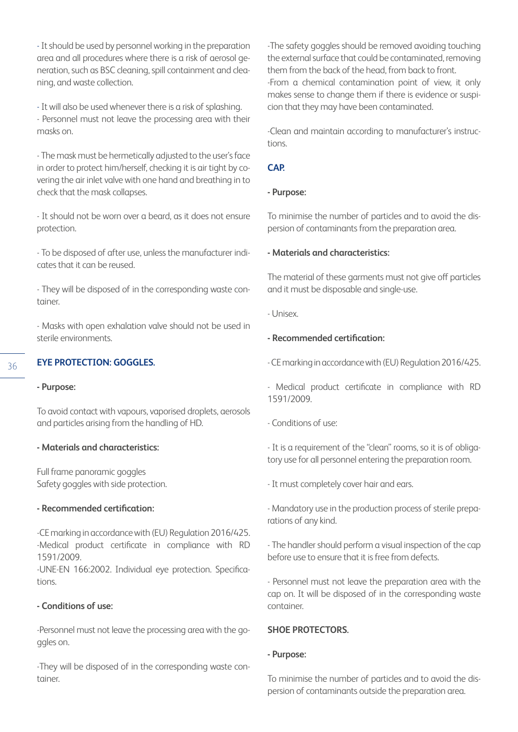- It should be used by personnel working in the preparation area and all procedures where there is a risk of aerosol generation, such as BSC cleaning, spill containment and cleaning, and waste collection.

- It will also be used whenever there is a risk of splashing.
- Personnel must not leave the processing area with their masks on.

- The mask must be hermetically adjusted to the user's face in order to protect him/herself, checking it is air tight by covering the air inlet valve with one hand and breathing in to check that the mask collapses.

- It should not be worn over a beard, as it does not ensure protection.

- To be disposed of after use, unless the manufacturer indicates that it can be reused.

- They will be disposed of in the corresponding waste container.

- Masks with open exhalation valve should not be used in sterile environments.

## EYE PROTECTION: GOGGLES.

**- Purpose:**

To avoid contact with vapours, vaporised droplets, aerosols and particles arising from the handling of HD.

**- Materials and characteristics:**

Full frame panoramic goggles
Safety goggles with side protection.

**- Recommended certification:**

-CE marking in accordance with (EU) Regulation 2016/425.
-Medical product certificate in compliance with RD 1591/2009.
-UNE-EN 166:2002. Individual eye protection. Specifications.

**- Conditions of use:**

-Personnel must not leave the processing area with the goggles on.

-They will be disposed of in the corresponding waste container.

-The safety goggles should be removed avoiding touching the external surface that could be contaminated, removing them from the back of the head, from back to front.
-From a chemical contamination point of view, it only makes sense to change them if there is evidence or suspicion that they may have been contaminated.

-Clean and maintain according to manufacturer's instructions.

## CAP.

**- Purpose:**

To minimise the number of particles and to avoid the dispersion of contaminants from the preparation area.

**- Materials and characteristics:**

The material of these garments must not give off particles and it must be disposable and single-use.

- Unisex.

**- Recommended certification:**

- CE marking in accordance with (EU) Regulation 2016/425.

- Medical product certificate in compliance with RD 1591/2009.

- Conditions of use:

- It is a requirement of the "clean" rooms, so it is of obligatory use for all personnel entering the preparation room.

- It must completely cover hair and ears.

- Mandatory use in the production process of sterile preparations of any kind.

- The handler should perform a visual inspection of the cap before use to ensure that it is free from defects.

- Personnel must not leave the preparation area with the cap on. It will be disposed of in the corresponding waste container.

## SHOE PROTECTORS.

**- Purpose:**

To minimise the number of particles and to avoid the dispersion of contaminants outside the preparation area.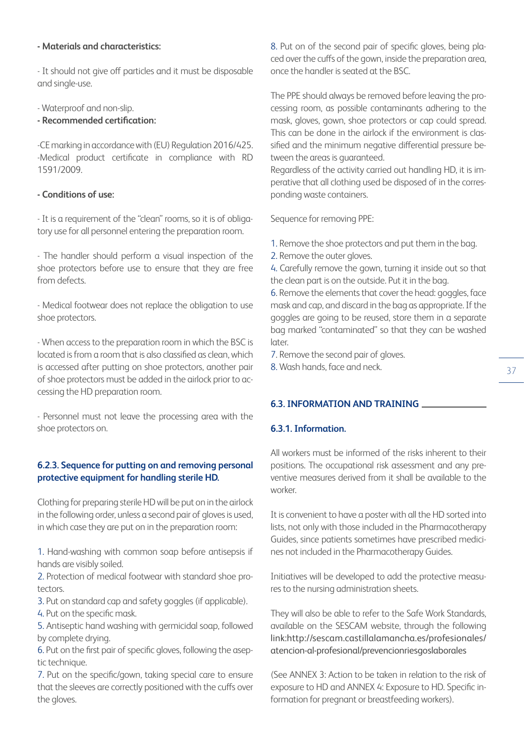**- Materials and characteristics:**

- It should not give off particles and it must be disposable and single-use.

- Waterproof and non-slip.

**- Recommended certification:**

-CE marking in accordance with (EU) Regulation 2016/425.
-Medical product certificate in compliance with RD 1591/2009.

**- Conditions of use:**

- It is a requirement of the "clean" rooms, so it is of obligatory use for all personnel entering the preparation room.

- The handler should perform a visual inspection of the shoe protectors before use to ensure that they are free from defects.

- Medical footwear does not replace the obligation to use shoe protectors.

- When access to the preparation room in which the BSC is located is from a room that is also classified as clean, which is accessed after putting on shoe protectors, another pair of shoe protectors must be added in the airlock prior to accessing the HD preparation room.

- Personnel must not leave the processing area with the shoe protectors on.

### 6.2.3. Sequence for putting on and removing personal protective equipment for handling sterile HD.

Clothing for preparing sterile HD will be put on in the airlock in the following order, unless a second pair of gloves is used, in which case they are put on in the preparation room:

1. Hand-washing with common soap before antisepsis if hands are visibly soiled.
2. Protection of medical footwear with standard shoe protectors.
3. Put on standard cap and safety goggles (if applicable).
4. Put on the specific mask.
5. Antiseptic hand washing with germicidal soap, followed by complete drying.
6. Put on the first pair of specific gloves, following the aseptic technique.
7. Put on the specific/gown, taking special care to ensure that the sleeves are correctly positioned with the cuffs over the gloves.
8. Put on of the second pair of specific gloves, being placed over the cuffs of the gown, inside the preparation area, once the handler is seated at the BSC.

The PPE should always be removed before leaving the processing room, as possible contaminants adhering to the mask, gloves, gown, shoe protectors or cap could spread. This can be done in the airlock if the environment is classified and the minimum negative differential pressure between the areas is guaranteed.
Regardless of the activity carried out handling HD, it is imperative that all clothing used be disposed of in the corresponding waste containers.

Sequence for removing PPE:

1. Remove the shoe protectors and put them in the bag.
2. Remove the outer gloves.
4. Carefully remove the gown, turning it inside out so that the clean part is on the outside. Put it in the bag.
6. Remove the elements that cover the head: goggles, face mask and cap, and discard in the bag as appropriate. If the goggles are going to be reused, store them in a separate bag marked "contaminated" so that they can be washed later.
7. Remove the second pair of gloves.
8. Wash hands, face and neck.

## 6.3. INFORMATION AND TRAINING

### 6.3.1. Information.

All workers must be informed of the risks inherent to their positions. The occupational risk assessment and any preventive measures derived from it shall be available to the worker.

It is convenient to have a poster with all the HD sorted into lists, not only with those included in the Pharmacotherapy Guides, since patients sometimes have prescribed medicines not included in the Pharmacotherapy Guides.

Initiatives will be developed to add the protective measures to the nursing administration sheets.

They will also be able to refer to the Safe Work Standards, available on the SESCAM website, through the following link:http://sescam.castillalamancha.es/profesionales/atencion-al-profesional/prevencionriesgoslaborales

(See ANNEX 3: Action to be taken in relation to the risk of exposure to HD and ANNEX 4: Exposure to HD. Specific information for pregnant or breastfeeding workers).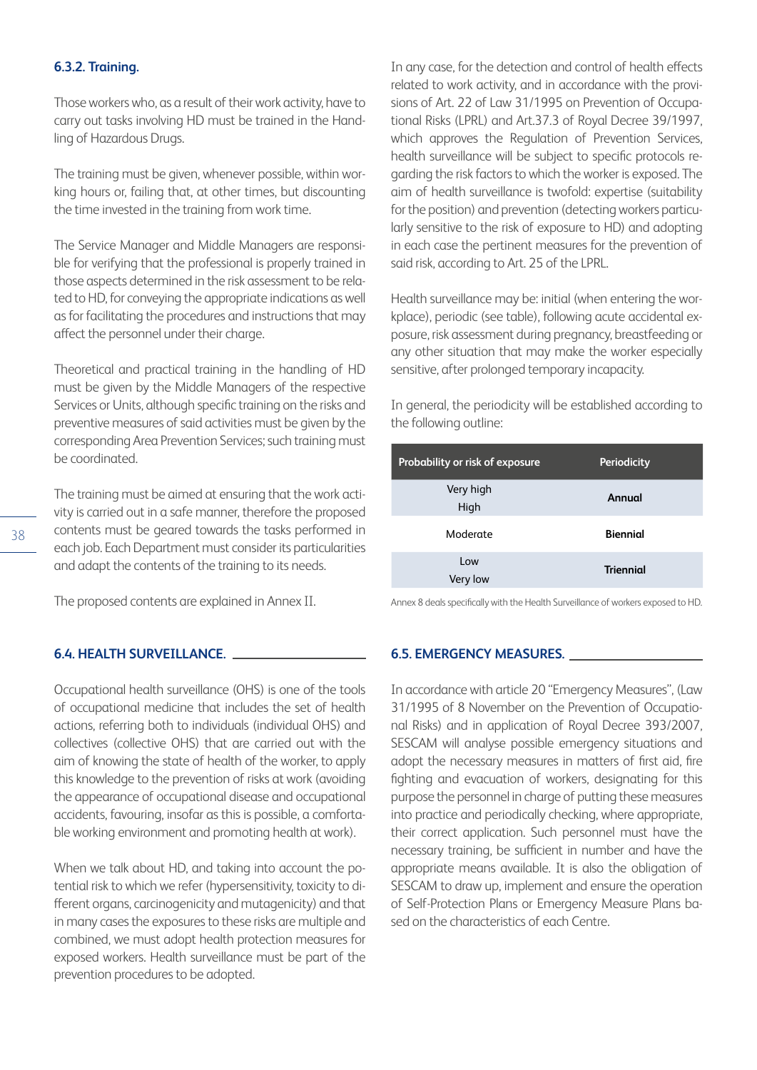### 6.3.2. Training.

Those workers who, as a result of their work activity, have to carry out tasks involving HD must be trained in the Handling of Hazardous Drugs.

The training must be given, whenever possible, within working hours or, failing that, at other times, but discounting the time invested in the training from work time.

The Service Manager and Middle Managers are responsible for verifying that the professional is properly trained in those aspects determined in the risk assessment to be related to HD, for conveying the appropriate indications as well as for facilitating the procedures and instructions that may affect the personnel under their charge.

Theoretical and practical training in the handling of HD must be given by the Middle Managers of the respective Services or Units, although specific training on the risks and preventive measures of said activities must be given by the corresponding Area Prevention Services; such training must be coordinated.

The training must be aimed at ensuring that the work activity is carried out in a safe manner, therefore the proposed contents must be geared towards the tasks performed in each job. Each Department must consider its particularities and adapt the contents of the training to its needs.

The proposed contents are explained in Annex II.

## 6.4. HEALTH SURVEILLANCE.

Occupational health surveillance (OHS) is one of the tools of occupational medicine that includes the set of health actions, referring both to individuals (individual OHS) and collectives (collective OHS) that are carried out with the aim of knowing the state of health of the worker, to apply this knowledge to the prevention of risks at work (avoiding the appearance of occupational disease and occupational accidents, favouring, insofar as this is possible, a comfortable working environment and promoting health at work).

When we talk about HD, and taking into account the potential risk to which we refer (hypersensitivity, toxicity to different organs, carcinogenicity and mutagenicity) and that in many cases the exposures to these risks are multiple and combined, we must adopt health protection measures for exposed workers. Health surveillance must be part of the prevention procedures to be adopted.

In any case, for the detection and control of health effects related to work activity, and in accordance with the provisions of Art. 22 of Law 31/1995 on Prevention of Occupational Risks (LPRL) and Art.37.3 of Royal Decree 39/1997, which approves the Regulation of Prevention Services, health surveillance will be subject to specific protocols regarding the risk factors to which the worker is exposed. The aim of health surveillance is twofold: expertise (suitability for the position) and prevention (detecting workers particularly sensitive to the risk of exposure to HD) and adopting in each case the pertinent measures for the prevention of said risk, according to Art. 25 of the LPRL.

Health surveillance may be: initial (when entering the workplace), periodic (see table), following acute accidental exposure, risk assessment during pregnancy, breastfeeding or any other situation that may make the worker especially sensitive, after prolonged temporary incapacity.

In general, the periodicity will be established according to the following outline:

| Probability or risk of exposure | Periodicity |
|---|---|
| Very high<br>High | **Annual** |
| Moderate | **Biennial** |
| Low<br>Very low | **Triennial** |

Annex 8 deals specifically with the Health Surveillance of workers exposed to HD.

## 6.5. EMERGENCY MEASURES.

In accordance with article 20 "Emergency Measures", (Law 31/1995 of 8 November on the Prevention of Occupational Risks) and in application of Royal Decree 393/2007, SESCAM will analyse possible emergency situations and adopt the necessary measures in matters of first aid, fire fighting and evacuation of workers, designating for this purpose the personnel in charge of putting these measures into practice and periodically checking, where appropriate, their correct application. Such personnel must have the necessary training, be sufficient in number and have the appropriate means available. It is also the obligation of SESCAM to draw up, implement and ensure the operation of Self-Protection Plans or Emergency Measure Plans based on the characteristics of each Centre.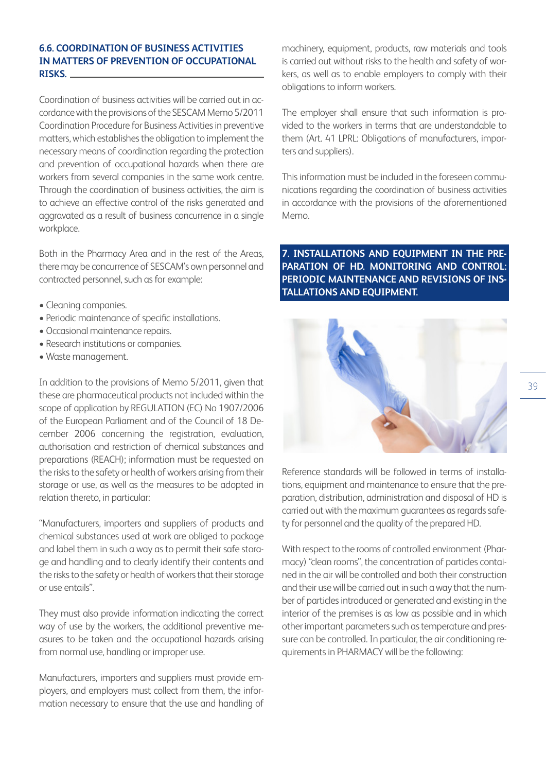## 6.6. COORDINATION OF BUSINESS ACTIVITIES IN MATTERS OF PREVENTION OF OCCUPATIONAL RISKS.

Coordination of business activities will be carried out in accordance with the provisions of the SESCAM Memo 5/2011 Coordination Procedure for Business Activities in preventive matters, which establishes the obligation to implement the necessary means of coordination regarding the protection and prevention of occupational hazards when there are workers from several companies in the same work centre. Through the coordination of business activities, the aim is to achieve an effective control of the risks generated and aggravated as a result of business concurrence in a single workplace.

Both in the Pharmacy Area and in the rest of the Areas, there may be concurrence of SESCAM's own personnel and contracted personnel, such as for example:

- Cleaning companies.
- Periodic maintenance of specific installations.
- Occasional maintenance repairs.
- Research institutions or companies.
- Waste management.

In addition to the provisions of Memo 5/2011, given that these are pharmaceutical products not included within the scope of application by REGULATION (EC) No 1907/2006 of the European Parliament and of the Council of 18 December 2006 concerning the registration, evaluation, authorisation and restriction of chemical substances and preparations (REACH); information must be requested on the risks to the safety or health of workers arising from their storage or use, as well as the measures to be adopted in relation thereto, in particular:

"Manufacturers, importers and suppliers of products and chemical substances used at work are obliged to package and label them in such a way as to permit their safe storage and handling and to clearly identify their contents and the risks to the safety or health of workers that their storage or use entails".

They must also provide information indicating the correct way of use by the workers, the additional preventive measures to be taken and the occupational hazards arising from normal use, handling or improper use.

Manufacturers, importers and suppliers must provide employers, and employers must collect from them, the information necessary to ensure that the use and handling of machinery, equipment, products, raw materials and tools is carried out without risks to the health and safety of workers, as well as to enable employers to comply with their obligations to inform workers.

The employer shall ensure that such information is provided to the workers in terms that are understandable to them (Art. 41 LPRL: Obligations of manufacturers, importers and suppliers).

This information must be included in the foreseen communications regarding the coordination of business activities in accordance with the provisions of the aforementioned Memo.

# 7. INSTALLATIONS AND EQUIPMENT IN THE PREPARATION OF HD. MONITORING AND CONTROL: PERIODIC MAINTENANCE AND REVISIONS OF INSTALLATIONS AND EQUIPMENT.

Reference standards will be followed in terms of installations, equipment and maintenance to ensure that the preparation, distribution, administration and disposal of HD is carried out with the maximum guarantees as regards safety for personnel and the quality of the prepared HD.

With respect to the rooms of controlled environment (Pharmacy) "clean rooms", the concentration of particles contained in the air will be controlled and both their construction and their use will be carried out in such a way that the number of particles introduced or generated and existing in the interior of the premises is as low as possible and in which other important parameters such as temperature and pressure can be controlled. In particular, the air conditioning requirements in PHARMACY will be the following: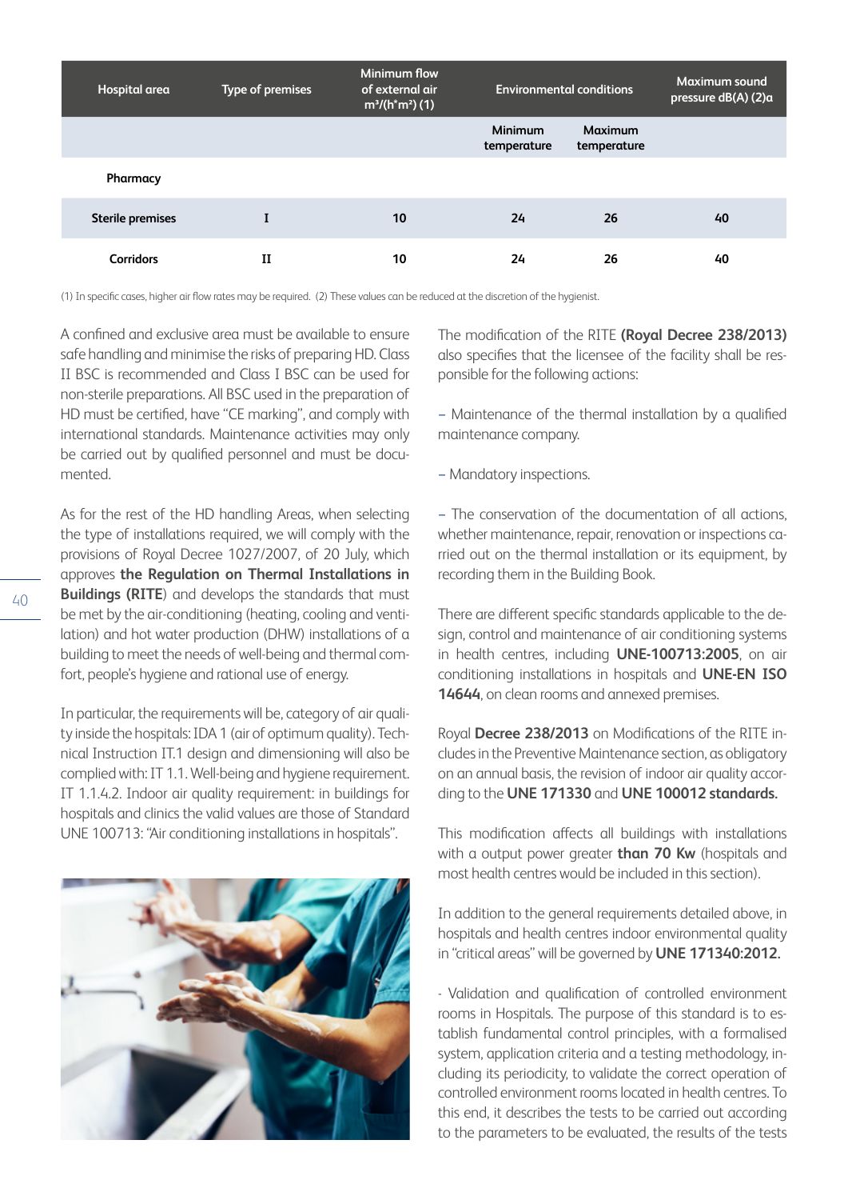| Hospital area | Type of premises | Minimum flow of external air $m^3/(h^*m^2)$ (1) | Environmental conditions | | Maximum sound pressure dB(A) (2)a |
|---|---|---|---|---|---|
| | | | Minimum temperature | Maximum temperature | |
| Pharmacy | | | | | |
| Sterile premises | I | 10 | 24 | 26 | 40 |
| Corridors | II | 10 | 24 | 26 | 40 |

(1) In specific cases, higher air flow rates may be required. (2) These values can be reduced at the discretion of the hygienist.

A confined and exclusive area must be available to ensure safe handling and minimise the risks of preparing HD. Class II BSC is recommended and Class I BSC can be used for non-sterile preparations. All BSC used in the preparation of HD must be certified, have "CE marking", and comply with international standards. Maintenance activities may only be carried out by qualified personnel and must be documented.

As for the rest of the HD handling Areas, when selecting the type of installations required, we will comply with the provisions of Royal Decree 1027/2007, of 20 July, which approves **the Regulation on Thermal Installations in Buildings (RITE**) and develops the standards that must be met by the air-conditioning (heating, cooling and ventilation) and hot water production (DHW) installations of a building to meet the needs of well-being and thermal comfort, people's hygiene and rational use of energy.

In particular, the requirements will be, category of air quality inside the hospitals: IDA 1 (air of optimum quality). Technical Instruction IT.1 design and dimensioning will also be complied with: IT 1.1. Well-being and hygiene requirement. IT 1.1.4.2. Indoor air quality requirement: in buildings for hospitals and clinics the valid values are those of Standard UNE 100713: "Air conditioning installations in hospitals".

The modification of the RITE **(Royal Decree 238/2013)** also specifies that the licensee of the facility shall be responsible for the following actions:

– Maintenance of the thermal installation by a qualified maintenance company.

– Mandatory inspections.

– The conservation of the documentation of all actions, whether maintenance, repair, renovation or inspections carried out on the thermal installation or its equipment, by recording them in the Building Book.

There are different specific standards applicable to the design, control and maintenance of air conditioning systems in health centres, including **UNE-100713:2005**, on air conditioning installations in hospitals and **UNE-EN ISO 14644**, on clean rooms and annexed premises.

Royal **Decree 238/2013** on Modifications of the RITE includes in the Preventive Maintenance section, as obligatory on an annual basis, the revision of indoor air quality according to the **UNE 171330** and **UNE 100012 standards.**

This modification affects all buildings with installations with a output power greater **than 70 Kw** (hospitals and most health centres would be included in this section).

In addition to the general requirements detailed above, in hospitals and health centres indoor environmental quality in "critical areas" will be governed by **UNE 171340:2012.**

- Validation and qualification of controlled environment rooms in Hospitals. The purpose of this standard is to establish fundamental control principles, with a formalised system, application criteria and a testing methodology, including its periodicity, to validate the correct operation of controlled environment rooms located in health centres. To this end, it describes the tests to be carried out according to the parameters to be evaluated, the results of the tests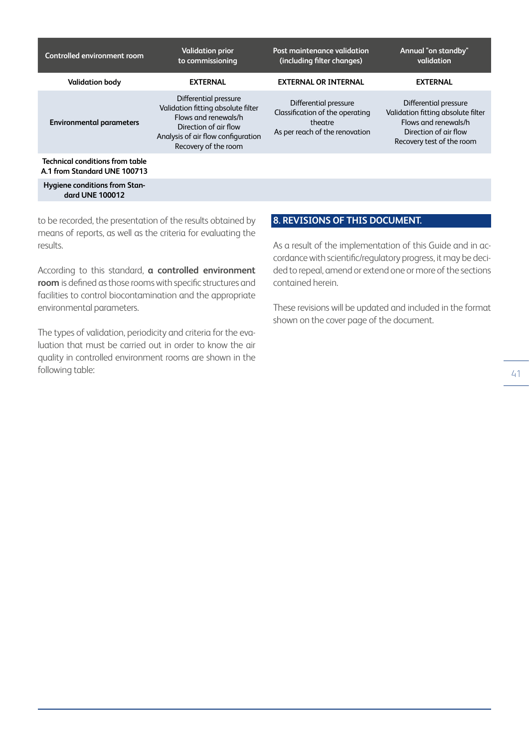| Controlled environment room | Validation prior to commissioning | Post maintenance validation (including filter changes) | Annual "on standby" validation |
|---|---|---|---|
| **Validation body** | **EXTERNAL** | **EXTERNAL OR INTERNAL** | **EXTERNAL** |
| **Environmental parameters** | Differential pressure<br>Validation fitting absolute filter<br>Flows and renewals/h<br>Direction of air flow<br>Analysis of air flow configuration<br>Recovery of the room | Differential pressure<br>Classification of the operating theatre<br>As per reach of the renovation | Differential pressure<br>Validation fitting absolute filter<br>Flows and renewals/h<br>Direction of air flow<br>Recovery test of the room |
| **Technical conditions from table A.1 from Standard UNE 100713** | | | |
| **Hygiene conditions from Standard UNE 100012** | | | |

to be recorded, the presentation of the results obtained by means of reports, as well as the criteria for evaluating the results.

According to this standard, **a controlled environment room** is defined as those rooms with specific structures and facilities to control biocontamination and the appropriate environmental parameters.

The types of validation, periodicity and criteria for the evaluation that must be carried out in order to know the air quality in controlled environment rooms are shown in the following table:

## 8. REVISIONS OF THIS DOCUMENT.

As a result of the implementation of this Guide and in accordance with scientific/regulatory progress, it may be decided to repeal, amend or extend one or more of the sections contained herein.

These revisions will be updated and included in the format shown on the cover page of the document.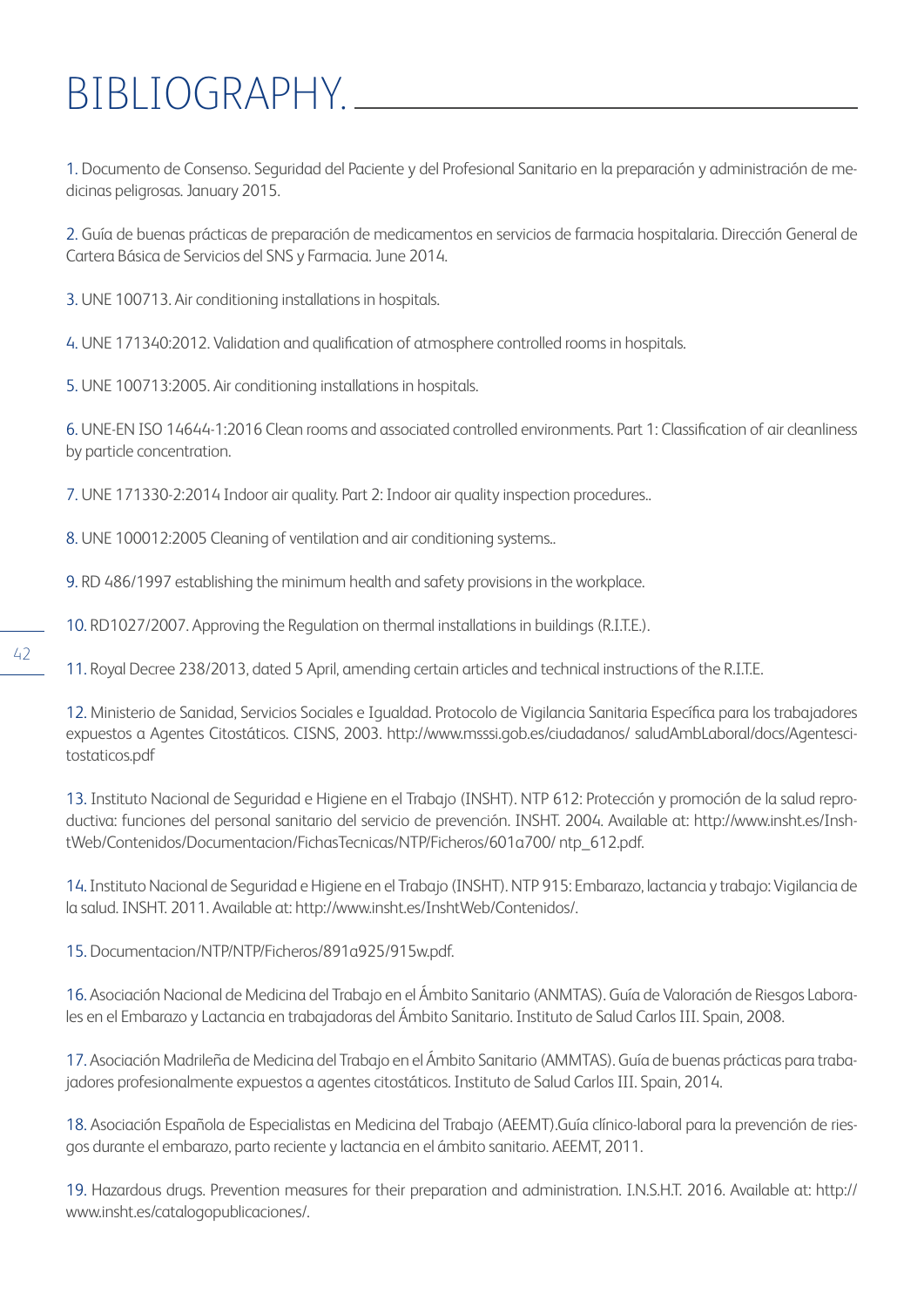# BIBLIOGRAPHY.

1. Documento de Consenso. Seguridad del Paciente y del Profesional Sanitario en la preparación y administración de medicinas peligrosas. January 2015.

2. Guía de buenas prácticas de preparación de medicamentos en servicios de farmacia hospitalaria. Dirección General de Cartera Básica de Servicios del SNS y Farmacia. June 2014.

3. UNE 100713. Air conditioning installations in hospitals.

4. UNE 171340:2012. Validation and qualification of atmosphere controlled rooms in hospitals.

5. UNE 100713:2005. Air conditioning installations in hospitals.

6. UNE-EN ISO 14644-1:2016 Clean rooms and associated controlled environments. Part 1: Classification of air cleanliness by particle concentration.

7. UNE 171330-2:2014 Indoor air quality. Part 2: Indoor air quality inspection procedures..

8. UNE 100012:2005 Cleaning of ventilation and air conditioning systems..

9. RD 486/1997 establishing the minimum health and safety provisions in the workplace.

10. RD1027/2007. Approving the Regulation on thermal installations in buildings (R.I.T.E.).

11. Royal Decree 238/2013, dated 5 April, amending certain articles and technical instructions of the R.I.T.E.

12. Ministerio de Sanidad, Servicios Sociales e Igualdad. Protocolo de Vigilancia Sanitaria Específica para los trabajadores expuestos a Agentes Citostáticos. CISNS, 2003. http://www.msssi.gob.es/ciudadanos/ saludAmbLaboral/docs/Agentescitostaticos.pdf

13. Instituto Nacional de Seguridad e Higiene en el Trabajo (INSHT). NTP 612: Protección y promoción de la salud reproductiva: funciones del personal sanitario del servicio de prevención. INSHT. 2004. Available at: http://www.insht.es/InshtWeb/Contenidos/Documentacion/FichasTecnicas/NTP/Ficheros/601a700/ ntp_612.pdf.

14. Instituto Nacional de Seguridad e Higiene en el Trabajo (INSHT). NTP 915: Embarazo, lactancia y trabajo: Vigilancia de la salud. INSHT. 2011. Available at: http://www.insht.es/InshtWeb/Contenidos/.

15. Documentacion/NTP/NTP/Ficheros/891a925/915w.pdf.

16. Asociación Nacional de Medicina del Trabajo en el Ámbito Sanitario (ANMTAS). Guía de Valoración de Riesgos Laborales en el Embarazo y Lactancia en trabajadoras del Ámbito Sanitario. Instituto de Salud Carlos III. Spain, 2008.

17. Asociación Madrileña de Medicina del Trabajo en el Ámbito Sanitario (AMMTAS). Guía de buenas prácticas para trabajadores profesionalmente expuestos a agentes citostáticos. Instituto de Salud Carlos III. Spain, 2014.

18. Asociación Española de Especialistas en Medicina del Trabajo (AEEMT).Guía clínico-laboral para la prevención de riesgos durante el embarazo, parto reciente y lactancia en el ámbito sanitario. AEEMT, 2011.

19. Hazardous drugs. Prevention measures for their preparation and administration. I.N.S.H.T. 2016. Available at: http:// www.insht.es/catalogopublicaciones/.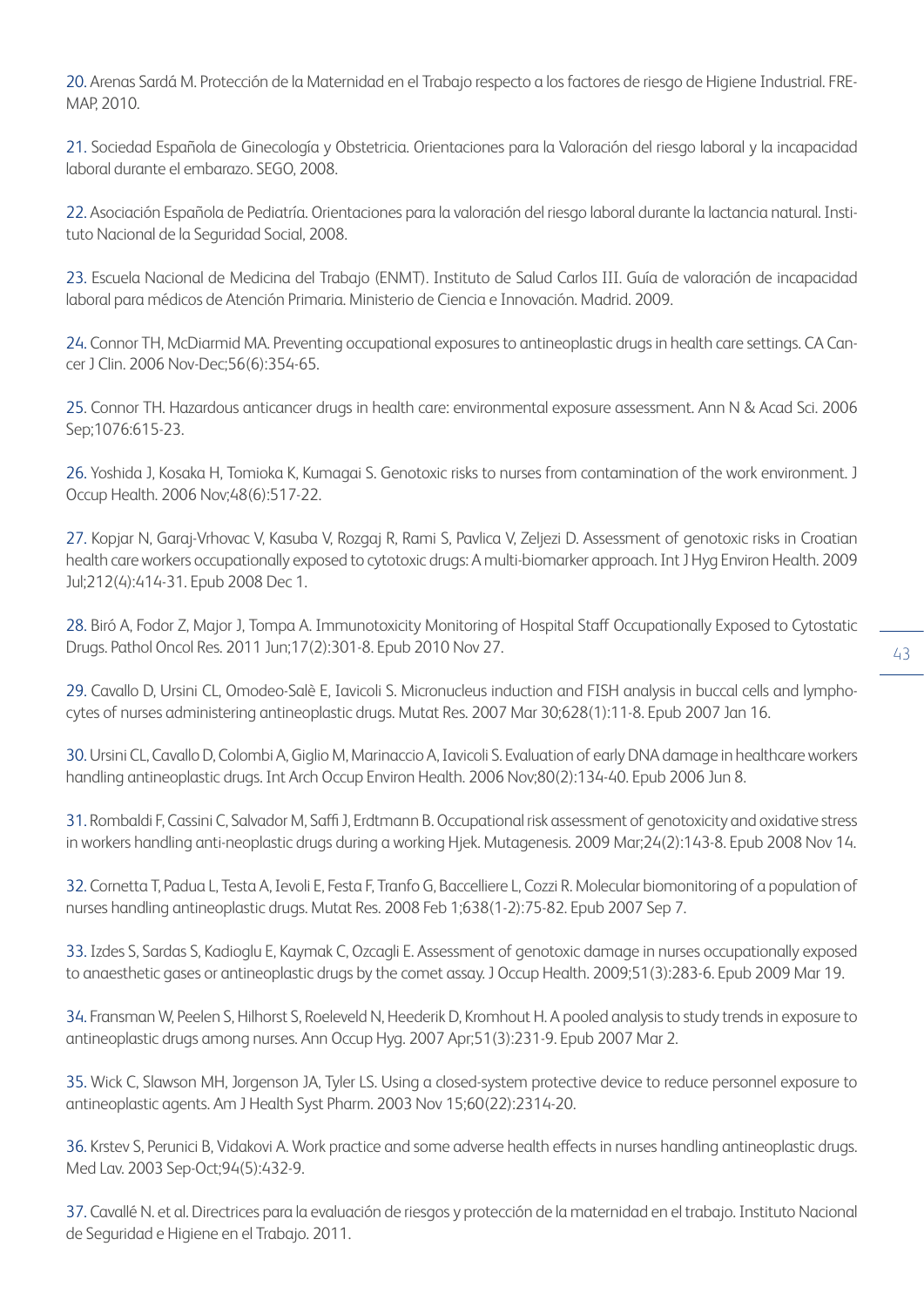20. Arenas Sardá M. Protección de la Maternidad en el Trabajo respecto a los factores de riesgo de Higiene Industrial. FREMAP, 2010.

21. Sociedad Española de Ginecología y Obstetricia. Orientaciones para la Valoración del riesgo laboral y la incapacidad laboral durante el embarazo. SEGO, 2008.

22. Asociación Española de Pediatría. Orientaciones para la valoración del riesgo laboral durante la lactancia natural. Instituto Nacional de la Seguridad Social, 2008.

23. Escuela Nacional de Medicina del Trabajo (ENMT). Instituto de Salud Carlos III. Guía de valoración de incapacidad laboral para médicos de Atención Primaria. Ministerio de Ciencia e Innovación. Madrid. 2009.

24. Connor TH, McDiarmid MA. Preventing occupational exposures to antineoplastic drugs in health care settings. CA Cancer J Clin. 2006 Nov-Dec;56(6):354-65.

25. Connor TH. Hazardous anticancer drugs in health care: environmental exposure assessment. Ann N & Acad Sci. 2006 Sep;1076:615-23.

26. Yoshida J, Kosaka H, Tomioka K, Kumagai S. Genotoxic risks to nurses from contamination of the work environment. J Occup Health. 2006 Nov;48(6):517-22.

27. Kopjar N, Garaj-Vrhovac V, Kasuba V, Rozgaj R, Rami S, Pavlica V, Zeljezi D. Assessment of genotoxic risks in Croatian health care workers occupationally exposed to cytotoxic drugs: A multi-biomarker approach. Int J Hyg Environ Health. 2009 Jul;212(4):414-31. Epub 2008 Dec 1.

28. Biró A, Fodor Z, Major J, Tompa A. Immunotoxicity Monitoring of Hospital Staff Occupationally Exposed to Cytostatic Drugs. Pathol Oncol Res. 2011 Jun;17(2):301-8. Epub 2010 Nov 27.

29. Cavallo D, Ursini CL, Omodeo-Salè E, Iavicoli S. Micronucleus induction and FISH analysis in buccal cells and lymphocytes of nurses administering antineoplastic drugs. Mutat Res. 2007 Mar 30;628(1):11-8. Epub 2007 Jan 16.

30. Ursini CL, Cavallo D, Colombi A, Giglio M, Marinaccio A, Iavicoli S. Evaluation of early DNA damage in healthcare workers handling antineoplastic drugs. Int Arch Occup Environ Health. 2006 Nov;80(2):134-40. Epub 2006 Jun 8.

31. Rombaldi F, Cassini C, Salvador M, Saffi J, Erdtmann B. Occupational risk assessment of genotoxicity and oxidative stress in workers handling anti-neoplastic drugs during a working Hjek. Mutagenesis. 2009 Mar;24(2):143-8. Epub 2008 Nov 14.

32. Cornetta T, Padua L, Testa A, Ievoli E, Festa F, Tranfo G, Baccelliere L, Cozzi R. Molecular biomonitoring of a population of nurses handling antineoplastic drugs. Mutat Res. 2008 Feb 1;638(1-2):75-82. Epub 2007 Sep 7.

33. Izdes S, Sardas S, Kadioglu E, Kaymak C, Ozcagli E. Assessment of genotoxic damage in nurses occupationally exposed to anaesthetic gases or antineoplastic drugs by the comet assay. J Occup Health. 2009;51(3):283-6. Epub 2009 Mar 19.

34. Fransman W, Peelen S, Hilhorst S, Roeleveld N, Heederik D, Kromhout H. A pooled analysis to study trends in exposure to antineoplastic drugs among nurses. Ann Occup Hyg. 2007 Apr;51(3):231-9. Epub 2007 Mar 2.

35. Wick C, Slawson MH, Jorgenson JA, Tyler LS. Using a closed-system protective device to reduce personnel exposure to antineoplastic agents. Am J Health Syst Pharm. 2003 Nov 15;60(22):2314-20.

36. Krstev S, Perunici B, Vidakovi A. Work practice and some adverse health effects in nurses handling antineoplastic drugs. Med Lav. 2003 Sep-Oct;94(5):432-9.

37. Cavallé N. et al. Directrices para la evaluación de riesgos y protección de la maternidad en el trabajo. Instituto Nacional de Seguridad e Higiene en el Trabajo. 2011.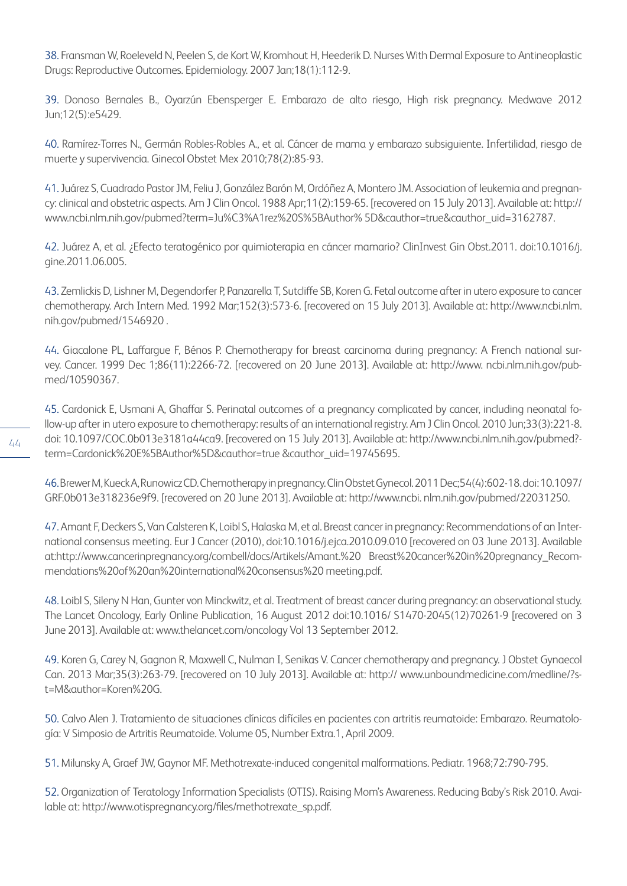38. Fransman W, Roeleveld N, Peelen S, de Kort W, Kromhout H, Heederik D. Nurses With Dermal Exposure to Antineoplastic Drugs: Reproductive Outcomes. Epidemiology. 2007 Jan;18(1):112-9.

39. Donoso Bernales B., Oyarzún Ebensperger E. Embarazo de alto riesgo, High risk pregnancy. Medwave 2012 Jun;12(5):e5429.

40. Ramírez-Torres N., Germán Robles-Robles A., et al. Cáncer de mama y embarazo subsiguiente. Infertilidad, riesgo de muerte y supervivencia. Ginecol Obstet Mex 2010;78(2):85-93.

41. Juárez S, Cuadrado Pastor JM, Feliu J, González Barón M, Ordóñez A, Montero JM. Association of leukemia and pregnancy: clinical and obstetric aspects. Am J Clin Oncol. 1988 Apr;11(2):159-65. [recovered on 15 July 2013]. Available at: http://www.ncbi.nlm.nih.gov/pubmed?term=Ju%C3%A1rez%20S%5BAuthor% 5D&cauthor=true&cauthor_uid=3162787.

42. Juárez A, et al. ¿Efecto teratogénico por quimioterapia en cáncer mamario? ClinInvest Gin Obst.2011. doi:10.1016/j.gine.2011.06.005.

43. Zemlickis D, Lishner M, Degendorfer P, Panzarella T, Sutcliffe SB, Koren G. Fetal outcome after in utero exposure to cancer chemotherapy. Arch Intern Med. 1992 Mar;152(3):573-6. [recovered on 15 July 2013]. Available at: http://www.ncbi.nlm.nih.gov/pubmed/1546920 .

44. Giacalone PL, Laffargue F, Bénos P. Chemotherapy for breast carcinoma during pregnancy: A French national survey. Cancer. 1999 Dec 1;86(11):2266-72. [recovered on 20 June 2013]. Available at: http://www. ncbi.nlm.nih.gov/pubmed/10590367.

45. Cardonick E, Usmani A, Ghaffar S. Perinatal outcomes of a pregnancy complicated by cancer, including neonatal follow-up after in utero exposure to chemotherapy: results of an international registry. Am J Clin Oncol. 2010 Jun;33(3):221-8. doi: 10.1097/COC.0b013e3181a44ca9. [recovered on 15 July 2013]. Available at: http://www.ncbi.nlm.nih.gov/pubmed?term=Cardonick%20E%5BAuthor%5D&cauthor=true &cauthor_uid=19745695.

46. Brewer M, Kueck A, Runowicz CD. Chemotherapy in pregnancy. Clin Obstet Gynecol. 2011 Dec;54(4):602-18. doi: 10.1097/GRF.0b013e318236e9f9. [recovered on 20 June 2013]. Available at: http://www.ncbi. nlm.nih.gov/pubmed/22031250.

47. Amant F, Deckers S, Van Calsteren K, Loibl S, Halaska M, et al. Breast cancer in pregnancy: Recommendations of an International consensus meeting. Eur J Cancer (2010), doi:10.1016/j.ejca.2010.09.010 [recovered on 03 June 2013]. Available at:http://www.cancerinpregnancy.org/combell/docs/Artikels/Amant.%20 Breast%20cancer%20in%20pregnancy_Recommendations%20of%20an%20international%20consensus%20 meeting.pdf.

48. Loibl S, Sileny N Han, Gunter von Minckwitz, et al. Treatment of breast cancer during pregnancy: an observational study. The Lancet Oncology, Early Online Publication, 16 August 2012 doi:10.1016/ S1470-2045(12)70261-9 [recovered on 3 June 2013]. Available at: www.thelancet.com/oncology Vol 13 September 2012.

49. Koren G, Carey N, Gagnon R, Maxwell C, Nulman I, Senikas V. Cancer chemotherapy and pregnancy. J Obstet Gynaecol Can. 2013 Mar;35(3):263-79. [recovered on 10 July 2013]. Available at: http:// www.unboundmedicine.com/medline/?st=M&author=Koren%20G.

50. Calvo Alen J. Tratamiento de situaciones clínicas difíciles en pacientes con artritis reumatoide: Embarazo. Reumatología: V Simposio de Artritis Reumatoide. Volume 05, Number Extra.1, April 2009.

51. Milunsky A, Graef JW, Gaynor MF. Methotrexate-induced congenital malformations. Pediatr. 1968;72:790-795.

52. Organization of Teratology Information Specialists (OTIS). Raising Mom's Awareness. Reducing Baby's Risk 2010. Available at: http://www.otispregnancy.org/files/methotrexate_sp.pdf.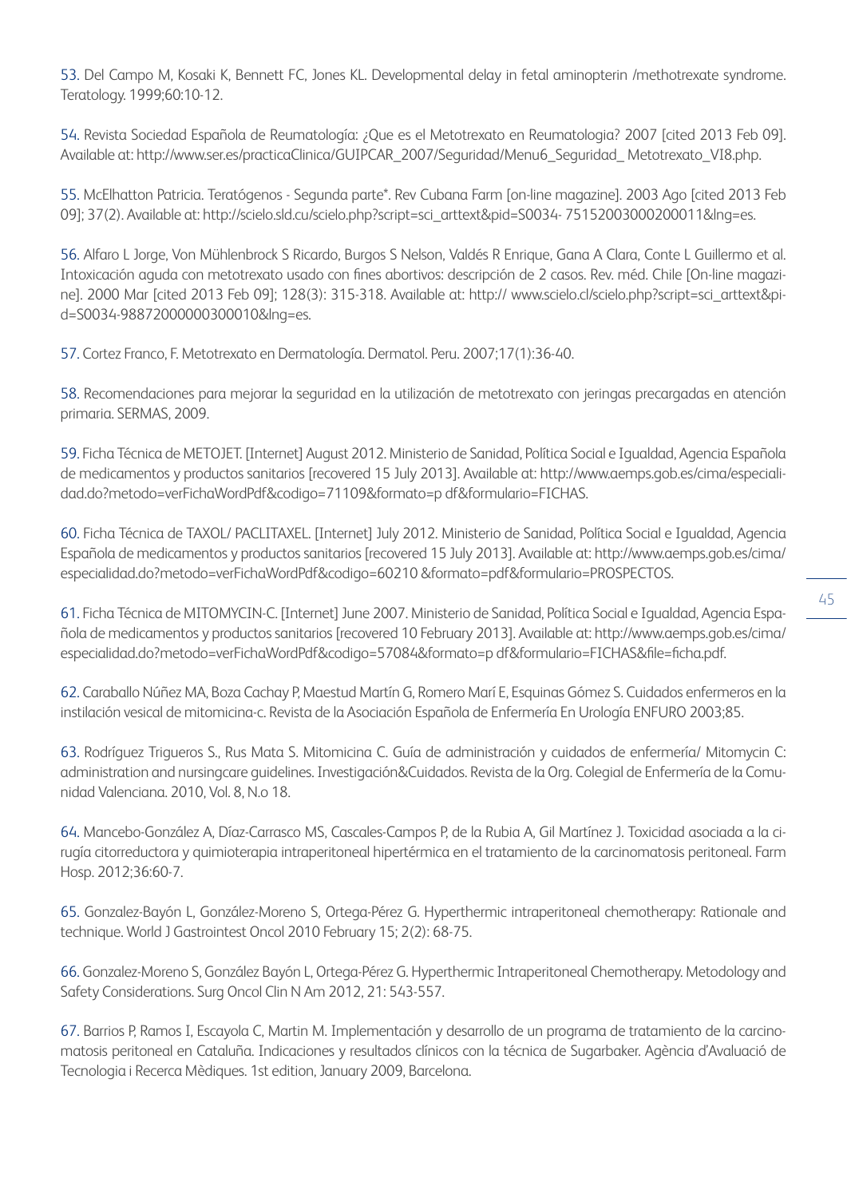53. Del Campo M, Kosaki K, Bennett FC, Jones KL. Developmental delay in fetal aminopterin /methotrexate syndrome. Teratology. 1999;60:10-12.

54. Revista Sociedad Española de Reumatología: ¿Que es el Metotrexato en Reumatologia? 2007 [cited 2013 Feb 09]. Available at: http://www.ser.es/practicaClinica/GUIPCAR_2007/Seguridad/Menu6_Seguridad_ Metotrexato_VI8.php.

55. McElhatton Patricia. Teratógenos - Segunda parte*. Rev Cubana Farm [on-line magazine]. 2003 Ago [cited 2013 Feb 09]; 37(2). Available at: http://scielo.sld.cu/scielo.php?script=sci_arttext&pid=S0034- 75152003000200011&lng=es.

56. Alfaro L Jorge, Von Mühlenbrock S Ricardo, Burgos S Nelson, Valdés R Enrique, Gana A Clara, Conte L Guillermo et al. Intoxicación aguda con metotrexato usado con fines abortivos: descripción de 2 casos. Rev. méd. Chile [On-line magazine]. 2000 Mar [cited 2013 Feb 09]; 128(3): 315-318. Available at: http:// www.scielo.cl/scielo.php?script=sci_arttext&pid=S0034-98872000000300010&lng=es.

57. Cortez Franco, F. Metotrexato en Dermatología. Dermatol. Peru. 2007;17(1):36-40.

58. Recomendaciones para mejorar la seguridad en la utilización de metotrexato con jeringas precargadas en atención primaria. SERMAS, 2009.

59. Ficha Técnica de METOJET. [Internet] August 2012. Ministerio de Sanidad, Política Social e Igualdad, Agencia Española de medicamentos y productos sanitarios [recovered 15 July 2013]. Available at: http://www.aemps.gob.es/cima/especialidad.do?metodo=verFichaWordPdf&codigo=71109&formato=p df&formulario=FICHAS.

60. Ficha Técnica de TAXOL/ PACLITAXEL. [Internet] July 2012. Ministerio de Sanidad, Política Social e Igualdad, Agencia Española de medicamentos y productos sanitarios [recovered 15 July 2013]. Available at: http://www.aemps.gob.es/cima/especialidad.do?metodo=verFichaWordPdf&codigo=60210 &formato=pdf&formulario=PROSPECTOS.

61. Ficha Técnica de MITOMYCIN-C. [Internet] June 2007. Ministerio de Sanidad, Política Social e Igualdad, Agencia Española de medicamentos y productos sanitarios [recovered 10 February 2013]. Available at: http://www.aemps.gob.es/cima/especialidad.do?metodo=verFichaWordPdf&codigo=57084&formato=p df&formulario=FICHAS&file=ficha.pdf.

62. Caraballo Núñez MA, Boza Cachay P, Maestud Martín G, Romero Marí E, Esquinas Gómez S. Cuidados enfermeros en la instilación vesical de mitomicina-c. Revista de la Asociación Española de Enfermería En Urología ENFURO 2003;85.

63. Rodríguez Trigueros S., Rus Mata S. Mitomicina C. Guía de administración y cuidados de enfermería/ Mitomycin C: administration and nursingcare guidelines. Investigación&Cuidados. Revista de la Org. Colegial de Enfermería de la Comunidad Valenciana. 2010, Vol. 8, N.o 18.

64. Mancebo-González A, Díaz-Carrasco MS, Cascales-Campos P, de la Rubia A, Gil Martínez J. Toxicidad asociada a la cirugía citorreductora y quimioterapia intraperitoneal hipertérmica en el tratamiento de la carcinomatosis peritoneal. Farm Hosp. 2012;36:60-7.

65. Gonzalez-Bayón L, González-Moreno S, Ortega-Pérez G. Hyperthermic intraperitoneal chemotherapy: Rationale and technique. World J Gastrointest Oncol 2010 February 15; 2(2): 68-75.

66. Gonzalez-Moreno S, González Bayón L, Ortega-Pérez G. Hyperthermic Intraperitoneal Chemotherapy. Metodology and Safety Considerations. Surg Oncol Clin N Am 2012, 21: 543-557.

67. Barrios P, Ramos I, Escayola C, Martin M. Implementación y desarrollo de un programa de tratamiento de la carcinomatosis peritoneal en Cataluña. Indicaciones y resultados clínicos con la técnica de Sugarbaker. Agència d'Avaluació de Tecnologia i Recerca Mèdiques. 1st edition, January 2009, Barcelona.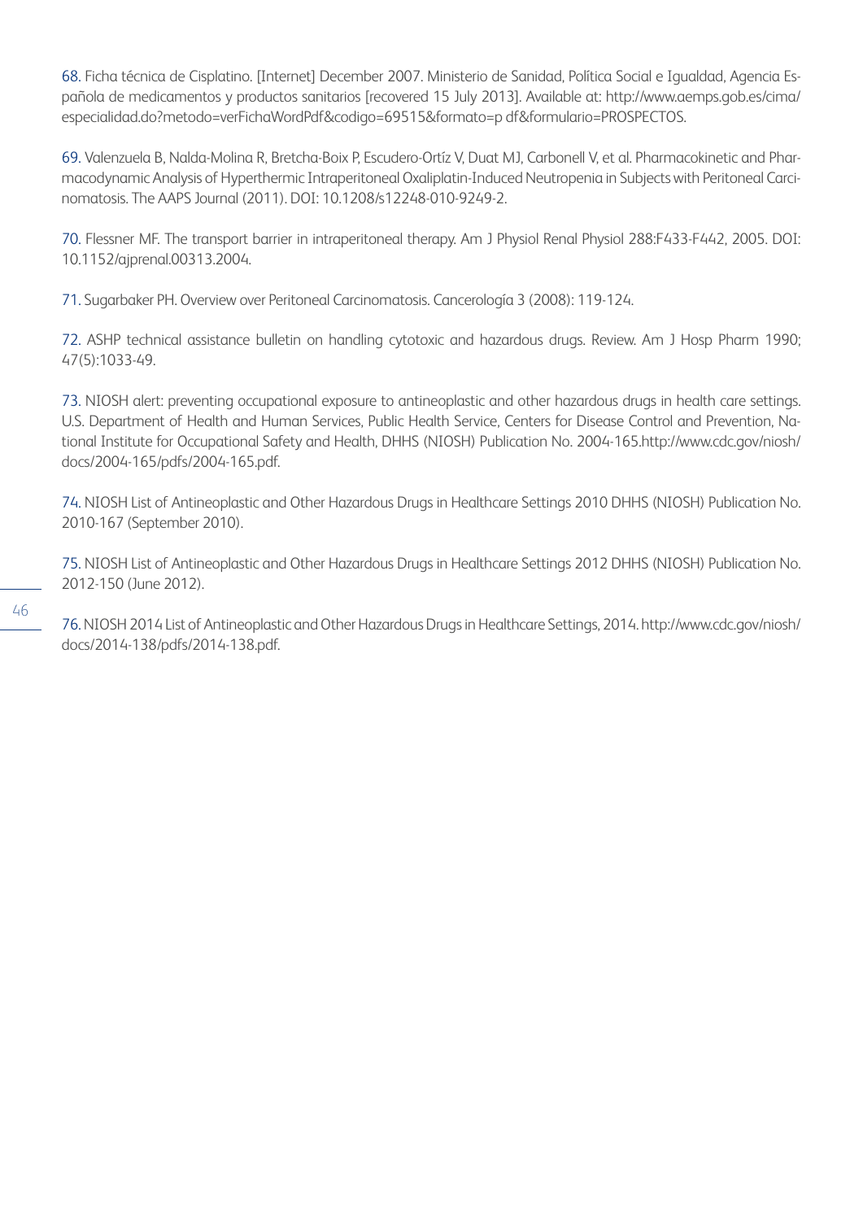68. Ficha técnica de Cisplatino. [Internet] December 2007. Ministerio de Sanidad, Política Social e Igualdad, Agencia Española de medicamentos y productos sanitarios [recovered 15 July 2013]. Available at: http://www.aemps.gob.es/cima/especialidad.do?metodo=verFichaWordPdf&codigo=69515&formato=p df&formulario=PROSPECTOS.

69. Valenzuela B, Nalda-Molina R, Bretcha-Boix P, Escudero-Ortíz V, Duat MJ, Carbonell V, et al. Pharmacokinetic and Pharmacodynamic Analysis of Hyperthermic Intraperitoneal Oxaliplatin-Induced Neutropenia in Subjects with Peritoneal Carcinomatosis. The AAPS Journal (2011). DOI: 10.1208/s12248-010-9249-2.

70. Flessner MF. The transport barrier in intraperitoneal therapy. Am J Physiol Renal Physiol 288:F433-F442, 2005. DOI: 10.1152/ajprenal.00313.2004.

71. Sugarbaker PH. Overview over Peritoneal Carcinomatosis. Cancerología 3 (2008): 119-124.

72. ASHP technical assistance bulletin on handling cytotoxic and hazardous drugs. Review. Am J Hosp Pharm 1990; 47(5):1033-49.

73. NIOSH alert: preventing occupational exposure to antineoplastic and other hazardous drugs in health care settings. U.S. Department of Health and Human Services, Public Health Service, Centers for Disease Control and Prevention, National Institute for Occupational Safety and Health, DHHS (NIOSH) Publication No. 2004-165.http://www.cdc.gov/niosh/docs/2004-165/pdfs/2004-165.pdf.

74. NIOSH List of Antineoplastic and Other Hazardous Drugs in Healthcare Settings 2010 DHHS (NIOSH) Publication No. 2010-167 (September 2010).

75. NIOSH List of Antineoplastic and Other Hazardous Drugs in Healthcare Settings 2012 DHHS (NIOSH) Publication No. 2012-150 (June 2012).

76. NIOSH 2014 List of Antineoplastic and Other Hazardous Drugs in Healthcare Settings, 2014. http://www.cdc.gov/niosh/docs/2014-138/pdfs/2014-138.pdf.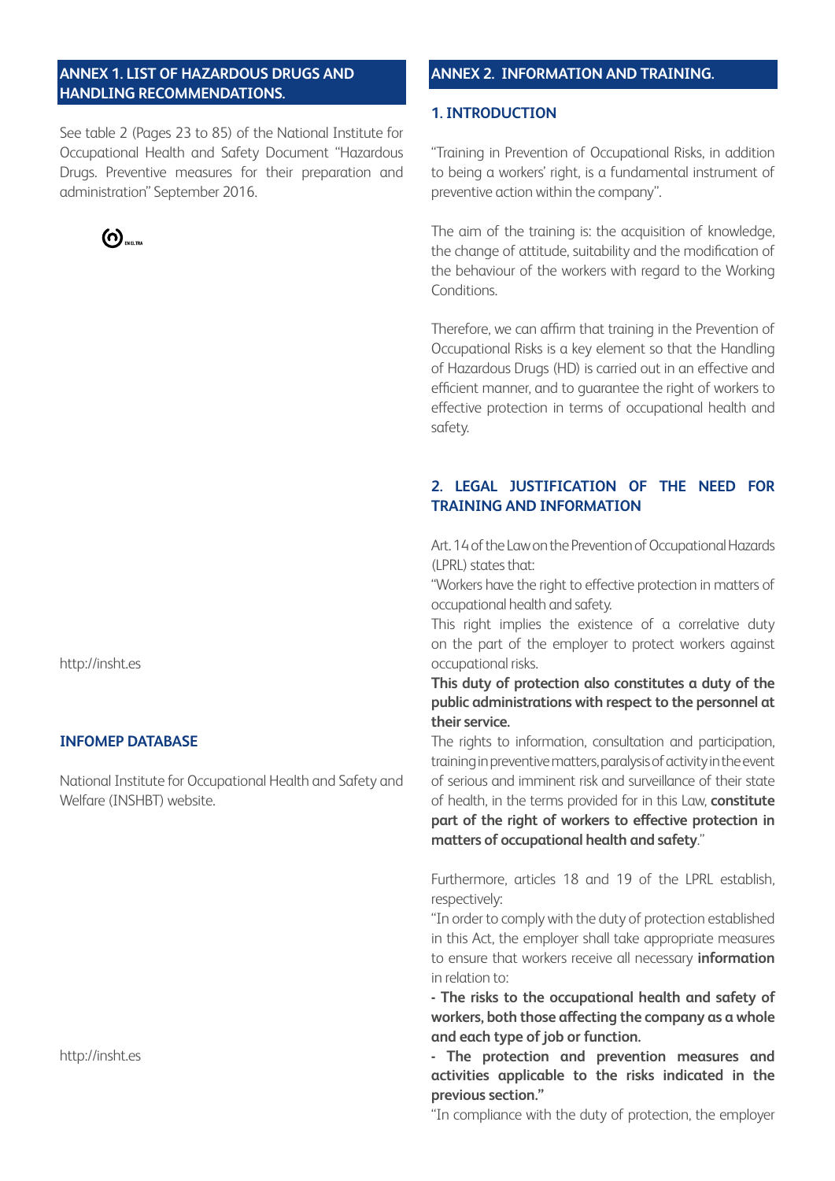## ANNEX 1. LIST OF HAZARDOUS DRUGS AND HANDLING RECOMMENDATIONS.

See table 2 (Pages 23 to 85) of the National Institute for Occupational Health and Safety Document "Hazardous Drugs. Preventive measures for their preparation and administration" September 2016.

http://insht.es

### INFOMEP DATABASE

National Institute for Occupational Health and Safety and Welfare (INSHBT) website.

http://insht.es

## ANNEX 2. INFORMATION AND TRAINING.

### 1. INTRODUCTION

"Training in Prevention of Occupational Risks, in addition to being a workers' right, is a fundamental instrument of preventive action within the company".

The aim of the training is: the acquisition of knowledge, the change of attitude, suitability and the modification of the behaviour of the workers with regard to the Working Conditions.

Therefore, we can affirm that training in the Prevention of Occupational Risks is a key element so that the Handling of Hazardous Drugs (HD) is carried out in an effective and efficient manner, and to guarantee the right of workers to effective protection in terms of occupational health and safety.

### 2. LEGAL JUSTIFICATION OF THE NEED FOR TRAINING AND INFORMATION

Art. 14 of the Law on the Prevention of Occupational Hazards (LPRL) states that:

"Workers have the right to effective protection in matters of occupational health and safety.

This right implies the existence of a correlative duty on the part of the employer to protect workers against occupational risks.

**This duty of protection also constitutes a duty of the public administrations with respect to the personnel at their service.**

The rights to information, consultation and participation, training in preventive matters, paralysis of activity in the event of serious and imminent risk and surveillance of their state of health, in the terms provided for in this Law, **constitute part of the right of workers to effective protection in matters of occupational health and safety**."

Furthermore, articles 18 and 19 of the LPRL establish, respectively:

"In order to comply with the duty of protection established in this Act, the employer shall take appropriate measures to ensure that workers receive all necessary **information** in relation to:

**- The risks to the occupational health and safety of workers, both those affecting the company as a whole and each type of job or function.**

**- The protection and prevention measures and activities applicable to the risks indicated in the previous section."**

"In compliance with the duty of protection, the employer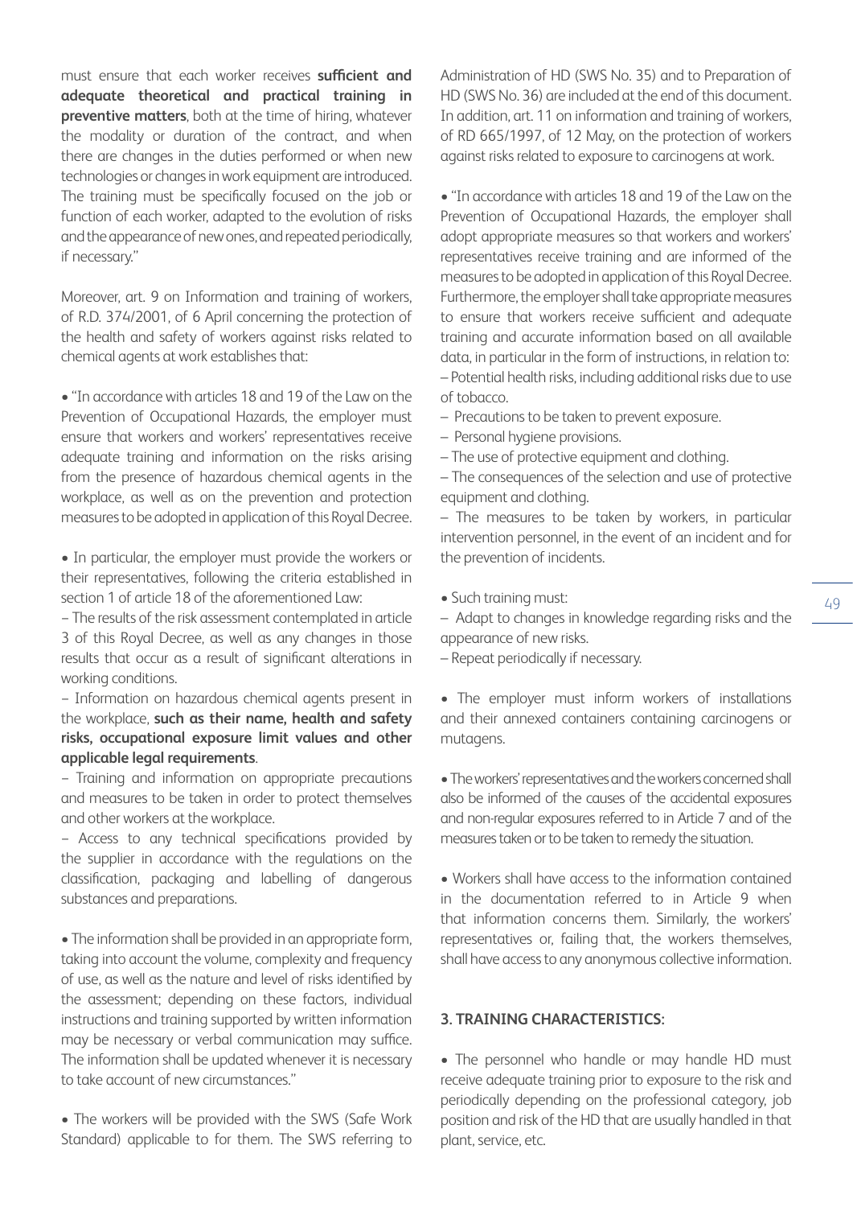must ensure that each worker receives **sufficient and adequate theoretical and practical training in preventive matters**, both at the time of hiring, whatever the modality or duration of the contract, and when there are changes in the duties performed or when new technologies or changes in work equipment are introduced. The training must be specifically focused on the job or function of each worker, adapted to the evolution of risks and the appearance of new ones, and repeated periodically, if necessary."

Moreover, art. 9 on Information and training of workers, of R.D. 374/2001, of 6 April concerning the protection of the health and safety of workers against risks related to chemical agents at work establishes that:

- "In accordance with articles 18 and 19 of the Law on the Prevention of Occupational Hazards, the employer must ensure that workers and workers' representatives receive adequate training and information on the risks arising from the presence of hazardous chemical agents in the workplace, as well as on the prevention and protection measures to be adopted in application of this Royal Decree.

- In particular, the employer must provide the workers or their representatives, following the criteria established in section 1 of article 18 of the aforementioned Law:
  – The results of the risk assessment contemplated in article 3 of this Royal Decree, as well as any changes in those results that occur as a result of significant alterations in working conditions.
  – Information on hazardous chemical agents present in the workplace, **such as their name, health and safety risks, occupational exposure limit values and other applicable legal requirements**.
  – Training and information on appropriate precautions and measures to be taken in order to protect themselves and other workers at the workplace.
  – Access to any technical specifications provided by the supplier in accordance with the regulations on the classification, packaging and labelling of dangerous substances and preparations.

- The information shall be provided in an appropriate form, taking into account the volume, complexity and frequency of use, as well as the nature and level of risks identified by the assessment; depending on these factors, individual instructions and training supported by written information may be necessary or verbal communication may suffice. The information shall be updated whenever it is necessary to take account of new circumstances."

- The workers will be provided with the SWS (Safe Work Standard) applicable to for them. The SWS referring to Administration of HD (SWS No. 35) and to Preparation of HD (SWS No. 36) are included at the end of this document. In addition, art. 11 on information and training of workers, of RD 665/1997, of 12 May, on the protection of workers against risks related to exposure to carcinogens at work.

- "In accordance with articles 18 and 19 of the Law on the Prevention of Occupational Hazards, the employer shall adopt appropriate measures so that workers and workers' representatives receive training and are informed of the measures to be adopted in application of this Royal Decree. Furthermore, the employer shall take appropriate measures to ensure that workers receive sufficient and adequate training and accurate information based on all available data, in particular in the form of instructions, in relation to:
  – Potential health risks, including additional risks due to use of tobacco.
  – Precautions to be taken to prevent exposure.
  – Personal hygiene provisions.
  – The use of protective equipment and clothing.
  – The consequences of the selection and use of protective equipment and clothing.
  – The measures to be taken by workers, in particular intervention personnel, in the event of an incident and for the prevention of incidents.

- Such training must:
  – Adapt to changes in knowledge regarding risks and the appearance of new risks.
  – Repeat periodically if necessary.

- The employer must inform workers of installations and their annexed containers containing carcinogens or mutagens.

- The workers' representatives and the workers concerned shall also be informed of the causes of the accidental exposures and non-regular exposures referred to in Article 7 and of the measures taken or to be taken to remedy the situation.

- Workers shall have access to the information contained in the documentation referred to in Article 9 when that information concerns them. Similarly, the workers' representatives or, failing that, the workers themselves, shall have access to any anonymous collective information.

### 3. TRAINING CHARACTERISTICS:

- The personnel who handle or may handle HD must receive adequate training prior to exposure to the risk and periodically depending on the professional category, job position and risk of the HD that are usually handled in that plant, service, etc.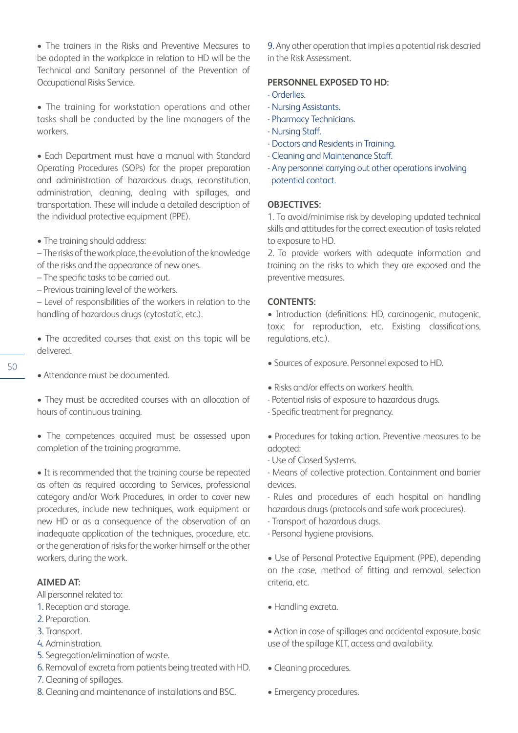- The trainers in the Risks and Preventive Measures to be adopted in the workplace in relation to HD will be the Technical and Sanitary personnel of the Prevention of Occupational Risks Service.

- The training for workstation operations and other tasks shall be conducted by the line managers of the workers.

- Each Department must have a manual with Standard Operating Procedures (SOPs) for the proper preparation and administration of hazardous drugs, reconstitution, administration, cleaning, dealing with spillages, and transportation. These will include a detailed description of the individual protective equipment (PPE).

- The training should address:

– The risks of the work place, the evolution of the knowledge of the risks and the appearance of new ones.

– The specific tasks to be carried out.

– Previous training level of the workers.

– Level of responsibilities of the workers in relation to the handling of hazardous drugs (cytostatic, etc.).

- The accredited courses that exist on this topic will be delivered.

- Attendance must be documented.

- They must be accredited courses with an allocation of hours of continuous training.

- The competences acquired must be assessed upon completion of the training programme.

- It is recommended that the training course be repeated as often as required according to Services, professional category and/or Work Procedures, in order to cover new procedures, include new techniques, work equipment or new HD or as a consequence of the observation of an inadequate application of the techniques, procedure, etc. or the generation of risks for the worker himself or the other workers, during the work.

**AIMED AT:**

All personnel related to:

1. Reception and storage.
2. Preparation.
3. Transport.
4. Administration.
5. Segregation/elimination of waste.
6. Removal of excreta from patients being treated with HD.
7. Cleaning of spillages.
8. Cleaning and maintenance of installations and BSC.
9. Any other operation that implies a potential risk descried in the Risk Assessment.

**PERSONNEL EXPOSED TO HD:**

- Orderlies.
- Nursing Assistants.
- Pharmacy Technicians.
- Nursing Staff.
- Doctors and Residents in Training.
- Cleaning and Maintenance Staff.
- Any personnel carrying out other operations involving potential contact.

**OBJECTIVES:**

1. To avoid/minimise risk by developing updated technical skills and attitudes for the correct execution of tasks related to exposure to HD.
2. To provide workers with adequate information and training on the risks to which they are exposed and the preventive measures.

**CONTENTS:**

- Introduction (definitions: HD, carcinogenic, mutagenic, toxic for reproduction, etc. Existing classifications, regulations, etc.).

- Sources of exposure. Personnel exposed to HD.

- Risks and/or effects on workers' health.
  - Potential risks of exposure to hazardous drugs.
  - Specific treatment for pregnancy.

- Procedures for taking action. Preventive measures to be adopted:
  - Use of Closed Systems.
  - Means of collective protection. Containment and barrier devices.
  - Rules and procedures of each hospital on handling hazardous drugs (protocols and safe work procedures).
  - Transport of hazardous drugs.
  - Personal hygiene provisions.

- Use of Personal Protective Equipment (PPE), depending on the case, method of fitting and removal, selection criteria, etc.

- Handling excreta.

- Action in case of spillages and accidental exposure, basic use of the spillage KIT, access and availability.

- Cleaning procedures.

- Emergency procedures.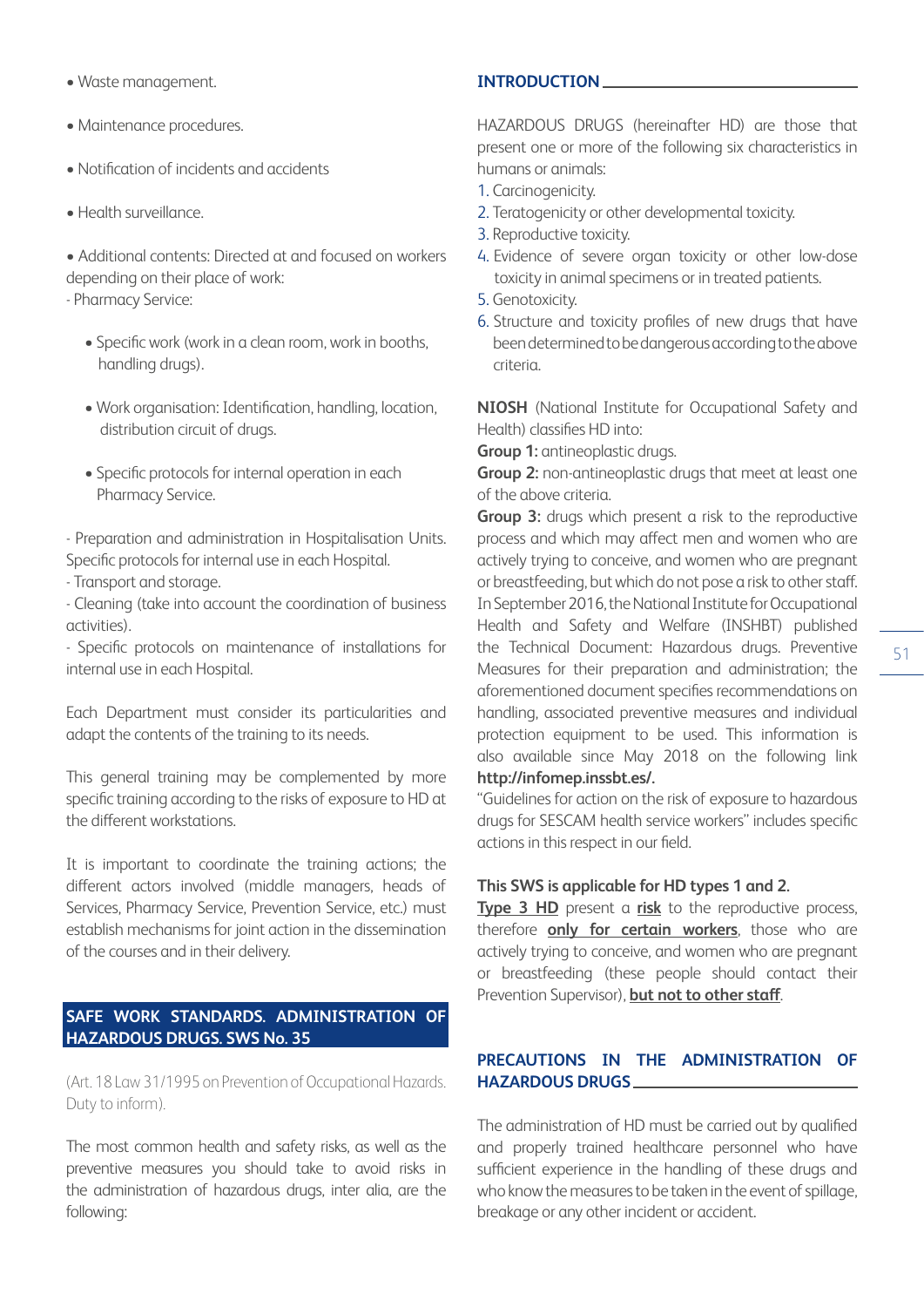- Waste management.
- Maintenance procedures.
- Notification of incidents and accidents
- Health surveillance.
- Additional contents: Directed at and focused on workers depending on their place of work:

- Pharmacy Service:

    - Specific work (work in a clean room, work in booths, handling drugs).
    - Work organisation: Identification, handling, location, distribution circuit of drugs.
    - Specific protocols for internal operation in each Pharmacy Service.

- Preparation and administration in Hospitalisation Units. Specific protocols for internal use in each Hospital.
- Transport and storage.
- Cleaning (take into account the coordination of business activities).
- Specific protocols on maintenance of installations for internal use in each Hospital.

Each Department must consider its particularities and adapt the contents of the training to its needs.

This general training may be complemented by more specific training according to the risks of exposure to HD at the different workstations.

It is important to coordinate the training actions; the different actors involved (middle managers, heads of Services, Pharmacy Service, Prevention Service, etc.) must establish mechanisms for joint action in the dissemination of the courses and in their delivery.

## SAFE WORK STANDARDS. ADMINISTRATION OF HAZARDOUS DRUGS. SWS No. 35

(Art. 18 Law 31/1995 on Prevention of Occupational Hazards. Duty to inform).

The most common health and safety risks, as well as the preventive measures you should take to avoid risks in the administration of hazardous drugs, inter alia, are the following:

### INTRODUCTION

HAZARDOUS DRUGS (hereinafter HD) are those that present one or more of the following six characteristics in humans or animals:

1. Carcinogenicity.
2. Teratogenicity or other developmental toxicity.
3. Reproductive toxicity.
4. Evidence of severe organ toxicity or other low-dose toxicity in animal specimens or in treated patients.
5. Genotoxicity.
6. Structure and toxicity profiles of new drugs that have been determined to be dangerous according to the above criteria.

**NIOSH** (National Institute for Occupational Safety and Health) classifies HD into:

**Group 1:** antineoplastic drugs.

**Group 2:** non-antineoplastic drugs that meet at least one of the above criteria.

**Group 3:** drugs which present a risk to the reproductive process and which may affect men and women who are actively trying to conceive, and women who are pregnant or breastfeeding, but which do not pose a risk to other staff.

In September 2016, the National Institute for Occupational Health and Safety and Welfare (INSHBT) published the Technical Document: Hazardous drugs. Preventive Measures for their preparation and administration; the aforementioned document specifies recommendations on handling, associated preventive measures and individual protection equipment to be used. This information is also available since May 2018 on the following link **http://infomep.inssbt.es/**.

"Guidelines for action on the risk of exposure to hazardous drugs for SESCAM health service workers" includes specific actions in this respect in our field.

**This SWS is applicable for HD types 1 and 2.**

**<u>Type 3 HD</u>** present a **<u>risk</u>** to the reproductive process, therefore **<u>only for certain workers</u>**, those who are actively trying to conceive, and women who are pregnant or breastfeeding (these people should contact their Prevention Supervisor), **<u>but not to other staff</u>**.

### PRECAUTIONS IN THE ADMINISTRATION OF HAZARDOUS DRUGS

The administration of HD must be carried out by qualified and properly trained healthcare personnel who have sufficient experience in the handling of these drugs and who know the measures to be taken in the event of spillage, breakage or any other incident or accident.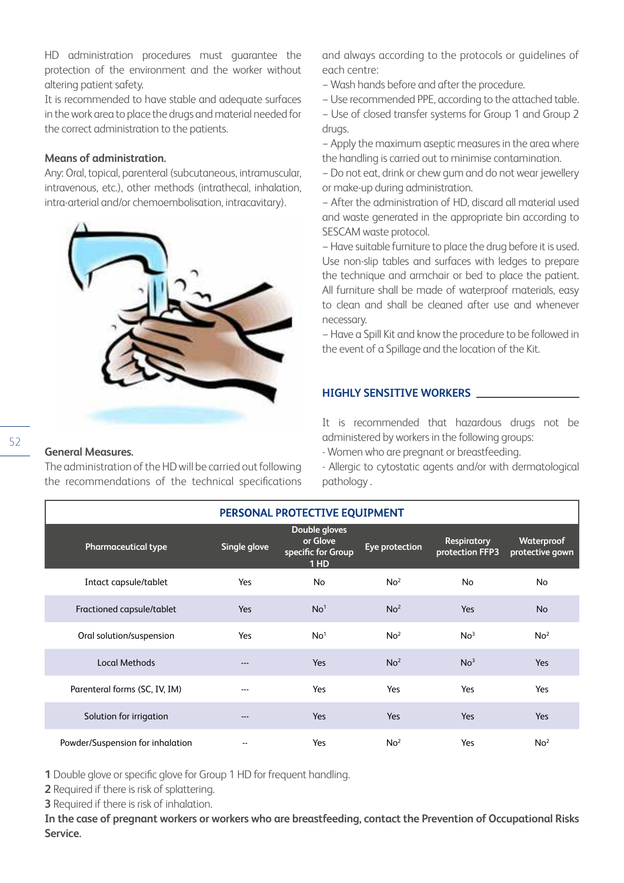HD administration procedures must guarantee the protection of the environment and the worker without altering patient safety.

It is recommended to have stable and adequate surfaces in the work area to place the drugs and material needed for the correct administration to the patients.

**Means of administration.**

Any: Oral, topical, parenteral (subcutaneous, intramuscular, intravenous, etc.), other methods (intrathecal, inhalation, intra-arterial and/or chemoembolisation, intracavitary).

**General Measures.**

The administration of the HD will be carried out following the recommendations of the technical specifications and always according to the protocols or guidelines of each centre:

– Wash hands before and after the procedure.
– Use recommended PPE, according to the attached table.
– Use of closed transfer systems for Group 1 and Group 2 drugs.
– Apply the maximum aseptic measures in the area where the handling is carried out to minimise contamination.
– Do not eat, drink or chew gum and do not wear jewellery or make-up during administration.
– After the administration of HD, discard all material used and waste generated in the appropriate bin according to SESCAM waste protocol.
– Have suitable furniture to place the drug before it is used. Use non-slip tables and surfaces with ledges to prepare the technique and armchair or bed to place the patient. All furniture shall be made of waterproof materials, easy to clean and shall be cleaned after use and whenever necessary.
– Have a Spill Kit and know the procedure to be followed in the event of a Spillage and the location of the Kit.

## HIGHLY SENSITIVE WORKERS

It is recommended that hazardous drugs not be administered by workers in the following groups:

- Women who are pregnant or breastfeeding.
- Allergic to cytostatic agents and/or with dermatological pathology .

**PERSONAL PROTECTIVE EQUIPMENT**

| Pharmaceutical type | Single glove | Double gloves or Glove specific for Group 1 HD | Eye protection | Respiratory protection FFP3 | Waterproof protective gown |
|---|---|---|---|---|---|
| Intact capsule/tablet | Yes | No | No[2] | No | No |
| Fractioned capsule/tablet | Yes | No[1] | No[2] | Yes | No |
| Oral solution/suspension | Yes | No[1] | No[2] | No[3] | No[2] |
| Local Methods | --- | Yes | No[2] | No[3] | Yes |
| Parenteral forms (SC, IV, IM) | --- | Yes | Yes | Yes | Yes |
| Solution for irrigation | --- | Yes | Yes | Yes | Yes |
| Powder/Suspension for inhalation | -- | Yes | No[2] | Yes | No[2] |

**1** Double glove or specific glove for Group 1 HD for frequent handling.
**2** Required if there is risk of splattering.
**3** Required if there is risk of inhalation.

**In the case of pregnant workers or workers who are breastfeeding, contact the Prevention of Occupational Risks Service.**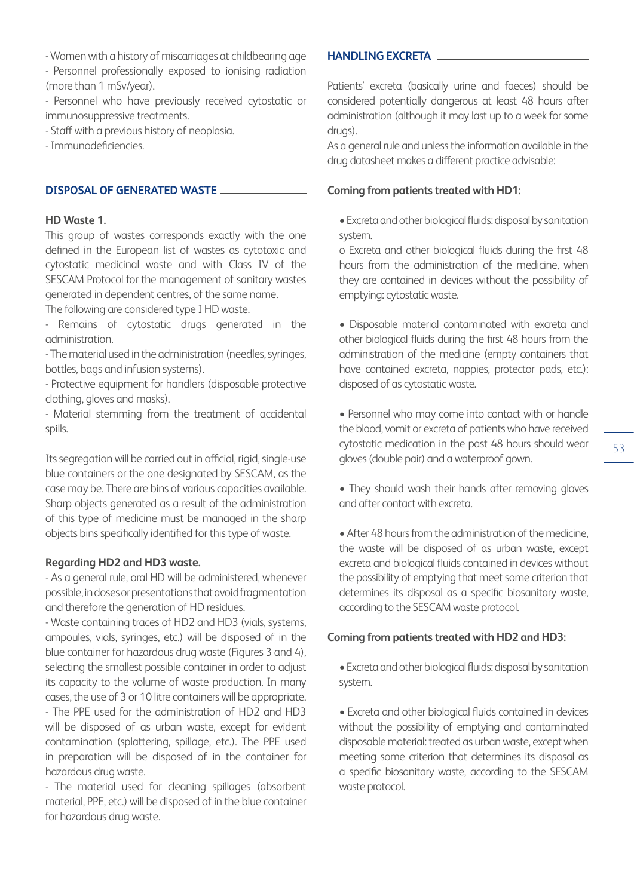- Women with a history of miscarriages at childbearing age
- Personnel professionally exposed to ionising radiation (more than 1 mSv/year).
- Personnel who have previously received cytostatic or immunosuppressive treatments.
- Staff with a previous history of neoplasia.
- Immunodeficiencies.

## DISPOSAL OF GENERATED WASTE

**HD Waste 1.**

This group of wastes corresponds exactly with the one defined in the European list of wastes as cytotoxic and cytostatic medicinal waste and with Class IV of the SESCAM Protocol for the management of sanitary wastes generated in dependent centres, of the same name.

The following are considered type I HD waste.

- Remains of cytostatic drugs generated in the administration.
- The material used in the administration (needles, syringes, bottles, bags and infusion systems).
- Protective equipment for handlers (disposable protective clothing, gloves and masks).
- Material stemming from the treatment of accidental spills.

Its segregation will be carried out in official, rigid, single-use blue containers or the one designated by SESCAM, as the case may be. There are bins of various capacities available. Sharp objects generated as a result of the administration of this type of medicine must be managed in the sharp objects bins specifically identified for this type of waste.

**Regarding HD2 and HD3 waste.**

- As a general rule, oral HD will be administered, whenever possible, in doses or presentations that avoid fragmentation and therefore the generation of HD residues.
- Waste containing traces of HD2 and HD3 (vials, systems, ampoules, vials, syringes, etc.) will be disposed of in the blue container for hazardous drug waste (Figures 3 and 4), selecting the smallest possible container in order to adjust its capacity to the volume of waste production. In many cases, the use of 3 or 10 litre containers will be appropriate.
- The PPE used for the administration of HD2 and HD3 will be disposed of as urban waste, except for evident contamination (splattering, spillage, etc.). The PPE used in preparation will be disposed of in the container for hazardous drug waste.
- The material used for cleaning spillages (absorbent material, PPE, etc.) will be disposed of in the blue container for hazardous drug waste.

## HANDLING EXCRETA

Patients' excreta (basically urine and faeces) should be considered potentially dangerous at least 48 hours after administration (although it may last up to a week for some drugs).

As a general rule and unless the information available in the drug datasheet makes a different practice advisable:

**Coming from patients treated with HD1:**

- Excreta and other biological fluids: disposal by sanitation system.
  - o Excreta and other biological fluids during the first 48 hours from the administration of the medicine, when they are contained in devices without the possibility of emptying: cytostatic waste.
- Disposable material contaminated with excreta and other biological fluids during the first 48 hours from the administration of the medicine (empty containers that have contained excreta, nappies, protector pads, etc.): disposed of as cytostatic waste.
- Personnel who may come into contact with or handle the blood, vomit or excreta of patients who have received cytostatic medication in the past 48 hours should wear gloves (double pair) and a waterproof gown.
- They should wash their hands after removing gloves and after contact with excreta.
- After 48 hours from the administration of the medicine, the waste will be disposed of as urban waste, except excreta and biological fluids contained in devices without the possibility of emptying that meet some criterion that determines its disposal as a specific biosanitary waste, according to the SESCAM waste protocol.

**Coming from patients treated with HD2 and HD3:**

- Excreta and other biological fluids: disposal by sanitation system.
- Excreta and other biological fluids contained in devices without the possibility of emptying and contaminated disposable material: treated as urban waste, except when meeting some criterion that determines its disposal as a specific biosanitary waste, according to the SESCAM waste protocol.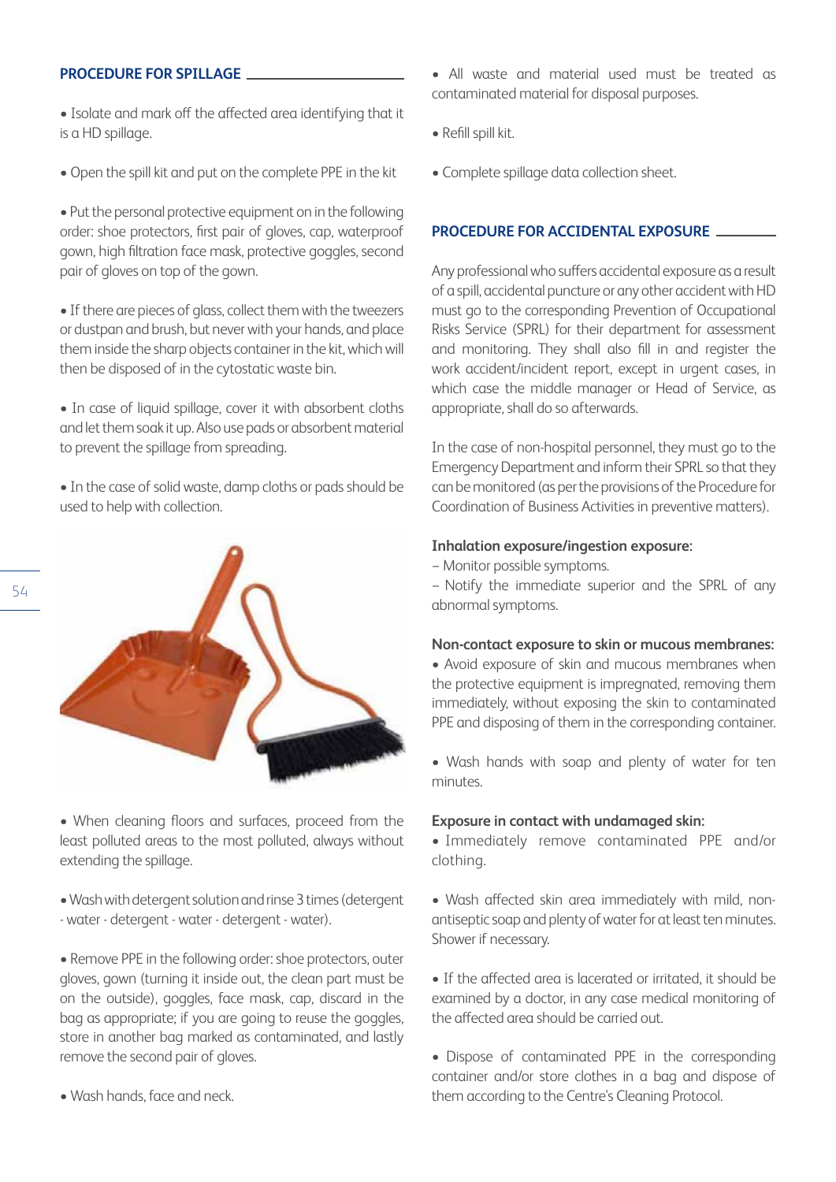## PROCEDURE FOR SPILLAGE

- Isolate and mark off the affected area identifying that it is a HD spillage.
- Open the spill kit and put on the complete PPE in the kit
- Put the personal protective equipment on in the following order: shoe protectors, first pair of gloves, cap, waterproof gown, high filtration face mask, protective goggles, second pair of gloves on top of the gown.
- If there are pieces of glass, collect them with the tweezers or dustpan and brush, but never with your hands, and place them inside the sharp objects container in the kit, which will then be disposed of in the cytostatic waste bin.
- In case of liquid spillage, cover it with absorbent cloths and let them soak it up. Also use pads or absorbent material to prevent the spillage from spreading.
- In the case of solid waste, damp cloths or pads should be used to help with collection.
- When cleaning floors and surfaces, proceed from the least polluted areas to the most polluted, always without extending the spillage.
- Wash with detergent solution and rinse 3 times (detergent - water - detergent - water - detergent - water).
- Remove PPE in the following order: shoe protectors, outer gloves, gown (turning it inside out, the clean part must be on the outside), goggles, face mask, cap, discard in the bag as appropriate; if you are going to reuse the goggles, store in another bag marked as contaminated, and lastly remove the second pair of gloves.
- Wash hands, face and neck.
- All waste and material used must be treated as contaminated material for disposal purposes.
- Refill spill kit.
- Complete spillage data collection sheet.

## PROCEDURE FOR ACCIDENTAL EXPOSURE

Any professional who suffers accidental exposure as a result of a spill, accidental puncture or any other accident with HD must go to the corresponding Prevention of Occupational Risks Service (SPRL) for their department for assessment and monitoring. They shall also fill in and register the work accident/incident report, except in urgent cases, in which case the middle manager or Head of Service, as appropriate, shall do so afterwards.

In the case of non-hospital personnel, they must go to the Emergency Department and inform their SPRL so that they can be monitored (as per the provisions of the Procedure for Coordination of Business Activities in preventive matters).

**Inhalation exposure/ingestion exposure:**

– Monitor possible symptoms.

– Notify the immediate superior and the SPRL of any abnormal symptoms.

**Non-contact exposure to skin or mucous membranes:**

- Avoid exposure of skin and mucous membranes when the protective equipment is impregnated, removing them immediately, without exposing the skin to contaminated PPE and disposing of them in the corresponding container.
- Wash hands with soap and plenty of water for ten minutes.

**Exposure in contact with undamaged skin:**

- Immediately remove contaminated PPE and/or clothing.
- Wash affected skin area immediately with mild, non-antiseptic soap and plenty of water for at least ten minutes. Shower if necessary.
- If the affected area is lacerated or irritated, it should be examined by a doctor, in any case medical monitoring of the affected area should be carried out.
- Dispose of contaminated PPE in the corresponding container and/or store clothes in a bag and dispose of them according to the Centre's Cleaning Protocol.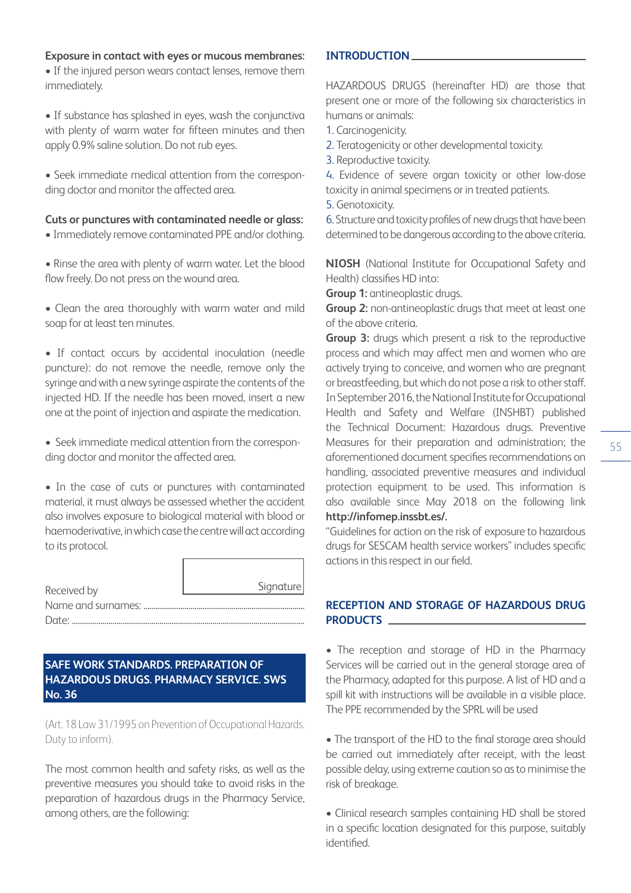**Exposure in contact with eyes or mucous membranes:**

- If the injured person wears contact lenses, remove them immediately.

- If substance has splashed in eyes, wash the conjunctiva with plenty of warm water for fifteen minutes and then apply 0.9% saline solution. Do not rub eyes.

- Seek immediate medical attention from the corresponding doctor and monitor the affected area.

**Cuts or punctures with contaminated needle or glass:**

- Immediately remove contaminated PPE and/or clothing.

- Rinse the area with plenty of warm water. Let the blood flow freely. Do not press on the wound area.

- Clean the area thoroughly with warm water and mild soap for at least ten minutes.

- If contact occurs by accidental inoculation (needle puncture): do not remove the needle, remove only the syringe and with a new syringe aspirate the contents of the injected HD. If the needle has been moved, insert a new one at the point of injection and aspirate the medication.

- Seek immediate medical attention from the corresponding doctor and monitor the affected area.

- In the case of cuts or punctures with contaminated material, it must always be assessed whether the accident also involves exposure to biological material with blood or haemoderivative, in which case the centre will act according to its protocol.

Received by

Signature

Name and surnames: ..........................................................................

Date: ..........................................................................

## SAFE WORK STANDARDS. PREPARATION OF HAZARDOUS DRUGS. PHARMACY SERVICE. SWS No. 36

(Art. 18 Law 31/1995 on Prevention of Occupational Hazards. Duty to inform).

The most common health and safety risks, as well as the preventive measures you should take to avoid risks in the preparation of hazardous drugs in the Pharmacy Service, among others, are the following:

### INTRODUCTION

HAZARDOUS DRUGS (hereinafter HD) are those that present one or more of the following six characteristics in humans or animals:

1. Carcinogenicity.
2. Teratogenicity or other developmental toxicity.
3. Reproductive toxicity.
4. Evidence of severe organ toxicity or other low-dose toxicity in animal specimens or in treated patients.
5. Genotoxicity.
6. Structure and toxicity profiles of new drugs that have been determined to be dangerous according to the above criteria.

**NIOSH** (National Institute for Occupational Safety and Health) classifies HD into:

**Group 1:** antineoplastic drugs.

**Group 2:** non-antineoplastic drugs that meet at least one of the above criteria.

**Group 3:** drugs which present a risk to the reproductive process and which may affect men and women who are actively trying to conceive, and women who are pregnant or breastfeeding, but which do not pose a risk to other staff.

In September 2016, the National Institute for Occupational Health and Safety and Welfare (INSHBT) published the Technical Document: Hazardous drugs. Preventive Measures for their preparation and administration; the aforementioned document specifies recommendations on handling, associated preventive measures and individual protection equipment to be used. This information is also available since May 2018 on the following link **http://infomep.inssbt.es/.**

"Guidelines for action on the risk of exposure to hazardous drugs for SESCAM health service workers" includes specific actions in this respect in our field.

### RECEPTION AND STORAGE OF HAZARDOUS DRUG PRODUCTS

- The reception and storage of HD in the Pharmacy Services will be carried out in the general storage area of the Pharmacy, adapted for this purpose. A list of HD and a spill kit with instructions will be available in a visible place. The PPE recommended by the SPRL will be used

- The transport of the HD to the final storage area should be carried out immediately after receipt, with the least possible delay, using extreme caution so as to minimise the risk of breakage.

- Clinical research samples containing HD shall be stored in a specific location designated for this purpose, suitably identified.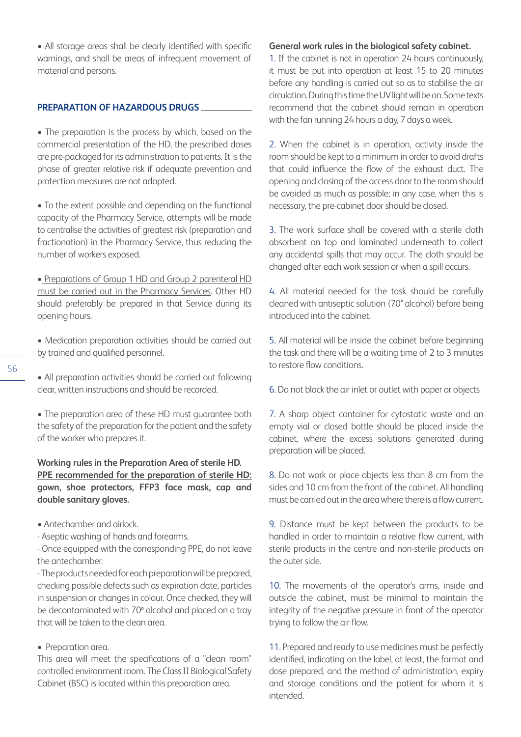• All storage areas shall be clearly identified with specific warnings, and shall be areas of infrequent movement of material and persons.

## PREPARATION OF HAZARDOUS DRUGS

• The preparation is the process by which, based on the commercial presentation of the HD, the prescribed doses are pre-packaged for its administration to patients. It is the phase of greater relative risk if adequate prevention and protection measures are not adopted.

• To the extent possible and depending on the functional capacity of the Pharmacy Service, attempts will be made to centralise the activities of greatest risk (preparation and fractionation) in the Pharmacy Service, thus reducing the number of workers exposed.

• Preparations of Group 1 HD and Group 2 parenteral HD must be carried out in the Pharmacy Services. Other HD should preferably be prepared in that Service during its opening hours.

• Medication preparation activities should be carried out by trained and qualified personnel.

• All preparation activities should be carried out following clear, written instructions and should be recorded.

• The preparation area of these HD must guarantee both the safety of the preparation for the patient and the safety of the worker who prepares it.

**Working rules in the Preparation Area of sterile HD.**
**PPE recommended for the preparation of sterile HD: gown, shoe protectors, FFP3 face mask, cap and double sanitary gloves.**

• Antechamber and airlock.
- Aseptic washing of hands and forearms.
- Once equipped with the corresponding PPE, do not leave the antechamber.
- The products needed for each preparation will be prepared, checking possible defects such as expiration date, particles in suspension or changes in colour. Once checked, they will be decontaminated with 70º alcohol and placed on a tray that will be taken to the clean area.

• Preparation area.
This area will meet the specifications of a "clean room" controlled environment room. The Class II Biological Safety Cabinet (BSC) is located within this preparation area.

**General work rules in the biological safety cabinet.**

1. If the cabinet is not in operation 24 hours continuously, it must be put into operation at least 15 to 20 minutes before any handling is carried out so as to stabilise the air circulation. During this time the UV light will be on. Some texts recommend that the cabinet should remain in operation with the fan running 24 hours a day, 7 days a week.

2. When the cabinet is in operation, activity inside the room should be kept to a minimum in order to avoid drafts that could influence the flow of the exhaust duct. The opening and closing of the access door to the room should be avoided as much as possible; in any case, when this is necessary, the pre-cabinet door should be closed.

3. The work surface shall be covered with a sterile cloth absorbent on top and laminated underneath to collect any accidental spills that may occur. The cloth should be changed after each work session or when a spill occurs.

4. All material needed for the task should be carefully cleaned with antiseptic solution (70° alcohol) before being introduced into the cabinet.

5. All material will be inside the cabinet before beginning the task and there will be a waiting time of 2 to 3 minutes to restore flow conditions.

6. Do not block the air inlet or outlet with paper or objects

7. A sharp object container for cytostatic waste and an empty vial or closed bottle should be placed inside the cabinet, where the excess solutions generated during preparation will be placed.

8. Do not work or place objects less than 8 cm from the sides and 10 cm from the front of the cabinet. All handling must be carried out in the area where there is a flow current.

9. Distance must be kept between the products to be handled in order to maintain a relative flow current, with sterile products in the centre and non-sterile products on the outer side.

10. The movements of the operator's arms, inside and outside the cabinet, must be minimal to maintain the integrity of the negative pressure in front of the operator trying to follow the air flow.

11. Prepared and ready to use medicines must be perfectly identified, indicating on the label, at least, the format and dose prepared, and the method of administration, expiry and storage conditions and the patient for whom it is intended.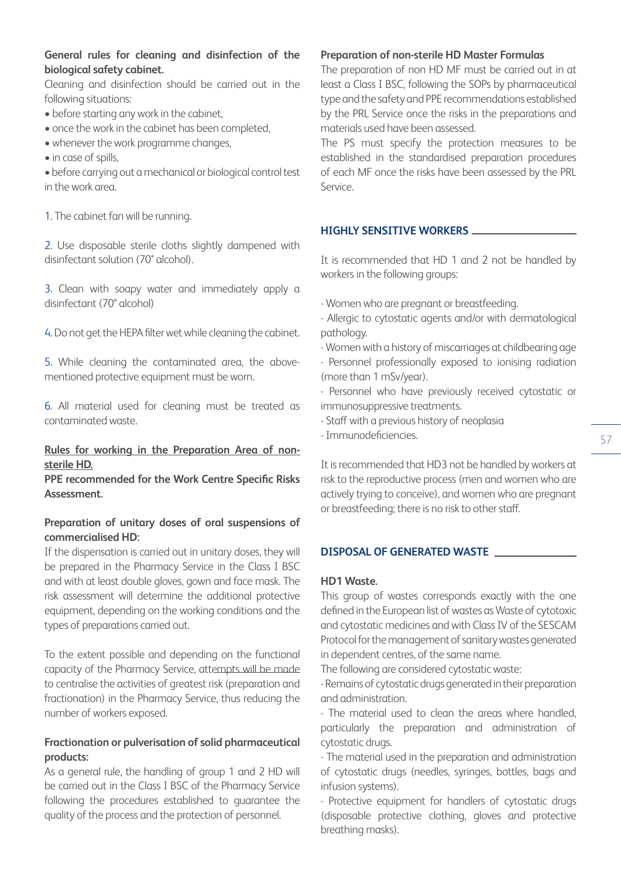**General rules for cleaning and disinfection of the biological safety cabinet.**

Cleaning and disinfection should be carried out in the following situations:

- before starting any work in the cabinet,
- once the work in the cabinet has been completed,
- whenever the work programme changes,
- in case of spills,
- before carrying out a mechanical or biological control test in the work area.

1. The cabinet fan will be running.

2. Use disposable sterile cloths slightly dampened with disinfectant solution (70° alcohol).

3. Clean with soapy water and immediately apply a disinfectant (70° alcohol)

4. Do not get the HEPA filter wet while cleaning the cabinet.

5. While cleaning the contaminated area, the above-mentioned protective equipment must be worn.

6. All material used for cleaning must be treated as contaminated waste.

**Rules for working in the Preparation Area of non-sterile HD.**

**PPE recommended for the Work Centre Specific Risks Assessment.**

**Preparation of unitary doses of oral suspensions of commercialised HD:**

If the dispensation is carried out in unitary doses, they will be prepared in the Pharmacy Service in the Class I BSC and with at least double gloves, gown and face mask. The risk assessment will determine the additional protective equipment, depending on the working conditions and the types of preparations carried out.

To the extent possible and depending on the functional capacity of the Pharmacy Service, attempts will be made to centralise the activities of greatest risk (preparation and fractionation) in the Pharmacy Service, thus reducing the number of workers exposed.

**Fractionation or pulverisation of solid pharmaceutical products:**

As a general rule, the handling of group 1 and 2 HD will be carried out in the Class I BSC of the Pharmacy Service following the procedures established to guarantee the quality of the process and the protection of personnel.

**Preparation of non-sterile HD Master Formulas**

The preparation of non HD MF must be carried out in at least a Class I BSC, following the SOPs by pharmaceutical type and the safety and PPE recommendations established by the PRL Service once the risks in the preparations and materials used have been assessed.

The PS must specify the protection measures to be established in the standardised preparation procedures of each MF once the risks have been assessed by the PRL Service.

## HIGHLY SENSITIVE WORKERS

It is recommended that HD 1 and 2 not be handled by workers in the following groups:

- Women who are pregnant or breastfeeding.
- Allergic to cytostatic agents and/or with dermatological pathology.
- Women with a history of miscarriages at childbearing age
- Personnel professionally exposed to ionising radiation (more than 1 mSv/year).
- Personnel who have previously received cytostatic or immunosuppressive treatments.
- Staff with a previous history of neoplasia
- Immunodeficiencies.

It is recommended that HD3 not be handled by workers at risk to the reproductive process (men and women who are actively trying to conceive), and women who are pregnant or breastfeeding; there is no risk to other staff.

## DISPOSAL OF GENERATED WASTE

**HD1 Waste.**

This group of wastes corresponds exactly with the one defined in the European list of wastes as Waste of cytotoxic and cytostatic medicines and with Class IV of the SESCAM Protocol for the management of sanitary wastes generated in dependent centres, of the same name.

The following are considered cytostatic waste:

- Remains of cytostatic drugs generated in their preparation and administration.
- The material used to clean the areas where handled, particularly the preparation and administration of cytostatic drugs.
- The material used in the preparation and administration of cytostatic drugs (needles, syringes, bottles, bags and infusion systems).
- Protective equipment for handlers of cytostatic drugs (disposable protective clothing, gloves and protective breathing masks).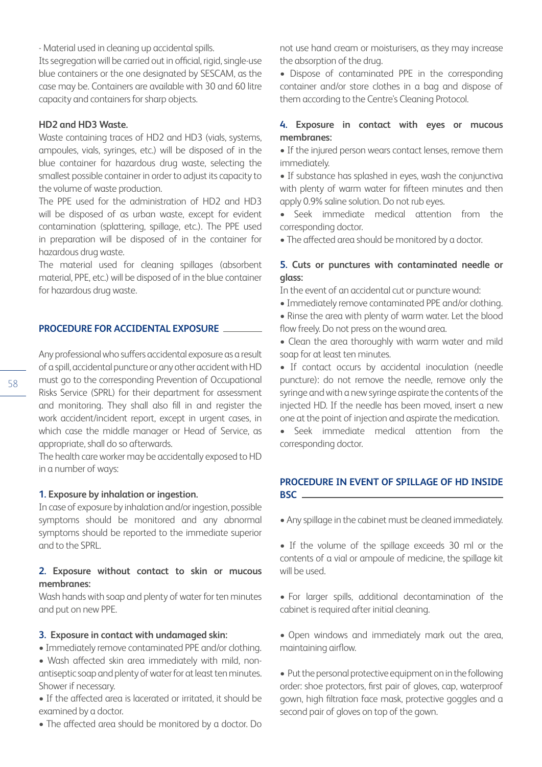- Material used in cleaning up accidental spills.

Its segregation will be carried out in official, rigid, single-use blue containers or the one designated by SESCAM, as the case may be. Containers are available with 30 and 60 litre capacity and containers for sharp objects.

**HD2 and HD3 Waste.**

Waste containing traces of HD2 and HD3 (vials, systems, ampoules, vials, syringes, etc.) will be disposed of in the blue container for hazardous drug waste, selecting the smallest possible container in order to adjust its capacity to the volume of waste production.

The PPE used for the administration of HD2 and HD3 will be disposed of as urban waste, except for evident contamination (splattering, spillage, etc.). The PPE used in preparation will be disposed of in the container for hazardous drug waste.

The material used for cleaning spillages (absorbent material, PPE, etc.) will be disposed of in the blue container for hazardous drug waste.

## PROCEDURE FOR ACCIDENTAL EXPOSURE

Any professional who suffers accidental exposure as a result of a spill, accidental puncture or any other accident with HD must go to the corresponding Prevention of Occupational Risks Service (SPRL) for their department for assessment and monitoring. They shall also fill in and register the work accident/incident report, except in urgent cases, in which case the middle manager or Head of Service, as appropriate, shall do so afterwards.

The health care worker may be accidentally exposed to HD in a number of ways:

### 1. Exposure by inhalation or ingestion.

In case of exposure by inhalation and/or ingestion, possible symptoms should be monitored and any abnormal symptoms should be reported to the immediate superior and to the SPRL.

### 2. Exposure without contact to skin or mucous membranes:

Wash hands with soap and plenty of water for ten minutes and put on new PPE.

### 3. Exposure in contact with undamaged skin:

- Immediately remove contaminated PPE and/or clothing.
- Wash affected skin area immediately with mild, non-antiseptic soap and plenty of water for at least ten minutes. Shower if necessary.
- If the affected area is lacerated or irritated, it should be examined by a doctor.
- The affected area should be monitored by a doctor. Do not use hand cream or moisturisers, as they may increase the absorption of the drug.
- Dispose of contaminated PPE in the corresponding container and/or store clothes in a bag and dispose of them according to the Centre's Cleaning Protocol.

### 4. Exposure in contact with eyes or mucous membranes:

- If the injured person wears contact lenses, remove them immediately.
- If substance has splashed in eyes, wash the conjunctiva with plenty of warm water for fifteen minutes and then apply 0.9% saline solution. Do not rub eyes.
- Seek immediate medical attention from the corresponding doctor.
- The affected area should be monitored by a doctor.

### 5. Cuts or punctures with contaminated needle or glass:

In the event of an accidental cut or puncture wound:

- Immediately remove contaminated PPE and/or clothing.
- Rinse the area with plenty of warm water. Let the blood flow freely. Do not press on the wound area.
- Clean the area thoroughly with warm water and mild soap for at least ten minutes.
- If contact occurs by accidental inoculation (needle puncture): do not remove the needle, remove only the syringe and with a new syringe aspirate the contents of the injected HD. If the needle has been moved, insert a new one at the point of injection and aspirate the medication.
- Seek immediate medical attention from the corresponding doctor.

## PROCEDURE IN EVENT OF SPILLAGE OF HD INSIDE BSC

- Any spillage in the cabinet must be cleaned immediately.
- If the volume of the spillage exceeds 30 ml or the contents of a vial or ampoule of medicine, the spillage kit will be used.
- For larger spills, additional decontamination of the cabinet is required after initial cleaning.
- Open windows and immediately mark out the area, maintaining airflow.
- Put the personal protective equipment on in the following order: shoe protectors, first pair of gloves, cap, waterproof gown, high filtration face mask, protective goggles and a second pair of gloves on top of the gown.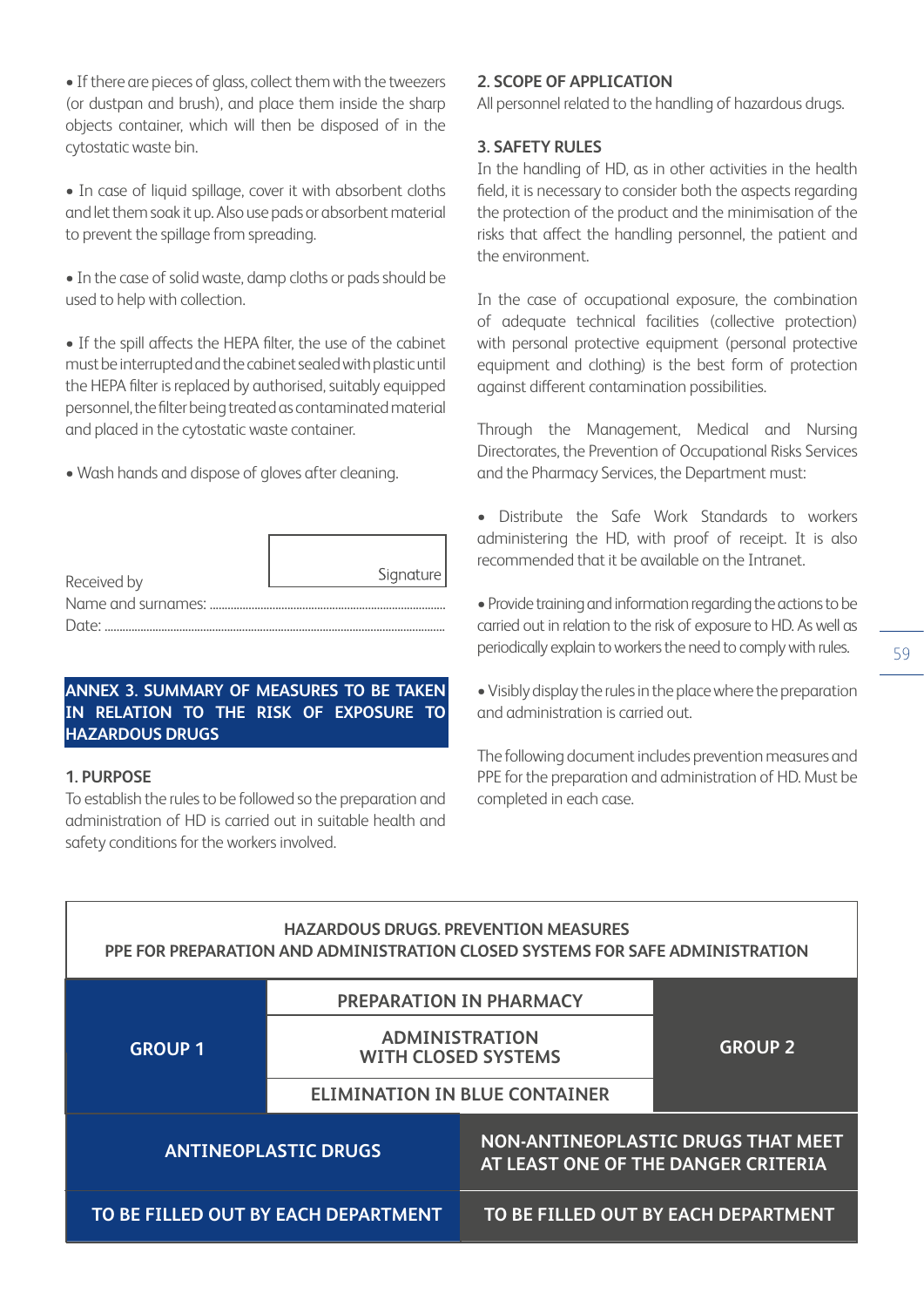- If there are pieces of glass, collect them with the tweezers (or dustpan and brush), and place them inside the sharp objects container, which will then be disposed of in the cytostatic waste bin.

- In case of liquid spillage, cover it with absorbent cloths and let them soak it up. Also use pads or absorbent material to prevent the spillage from spreading.

- In the case of solid waste, damp cloths or pads should be used to help with collection.

- If the spill affects the HEPA filter, the use of the cabinet must be interrupted and the cabinet sealed with plastic until the HEPA filter is replaced by authorised, suitably equipped personnel, the filter being treated as contaminated material and placed in the cytostatic waste container.

- Wash hands and dispose of gloves after cleaning.

Received by | Signature

Name and surnames: ..........................................................................

Date: ..........................................................................

## ANNEX 3. SUMMARY OF MEASURES TO BE TAKEN IN RELATION TO THE RISK OF EXPOSURE TO HAZARDOUS DRUGS

### 1. PURPOSE

To establish the rules to be followed so the preparation and administration of HD is carried out in suitable health and safety conditions for the workers involved.

### 2. SCOPE OF APPLICATION

All personnel related to the handling of hazardous drugs.

### 3. SAFETY RULES

In the handling of HD, as in other activities in the health field, it is necessary to consider both the aspects regarding the protection of the product and the minimisation of the risks that affect the handling personnel, the patient and the environment.

In the case of occupational exposure, the combination of adequate technical facilities (collective protection) with personal protective equipment (personal protective equipment and clothing) is the best form of protection against different contamination possibilities.

Through the Management, Medical and Nursing Directorates, the Prevention of Occupational Risks Services and the Pharmacy Services, the Department must:

- Distribute the Safe Work Standards to workers administering the HD, with proof of receipt. It is also recommended that it be available on the Intranet.

- Provide training and information regarding the actions to be carried out in relation to the risk of exposure to HD. As well as periodically explain to workers the need to comply with rules.

- Visibly display the rules in the place where the preparation and administration is carried out.

The following document includes prevention measures and PPE for the preparation and administration of HD. Must be completed in each case.

| HAZARDOUS DRUGS. PREVENTION MEASURES<br>PPE FOR PREPARATION AND ADMINISTRATION CLOSED SYSTEMS FOR SAFE ADMINISTRATION | | |
|---|---|---|
| GROUP 1 | PREPARATION IN PHARMACY<br>ADMINISTRATION WITH CLOSED SYSTEMS<br>ELIMINATION IN BLUE CONTAINER | GROUP 2 |
| ANTINEOPLASTIC DRUGS | | NON-ANTINEOPLASTIC DRUGS THAT MEET AT LEAST ONE OF THE DANGER CRITERIA |
| TO BE FILLED OUT BY EACH DEPARTMENT | | TO BE FILLED OUT BY EACH DEPARTMENT |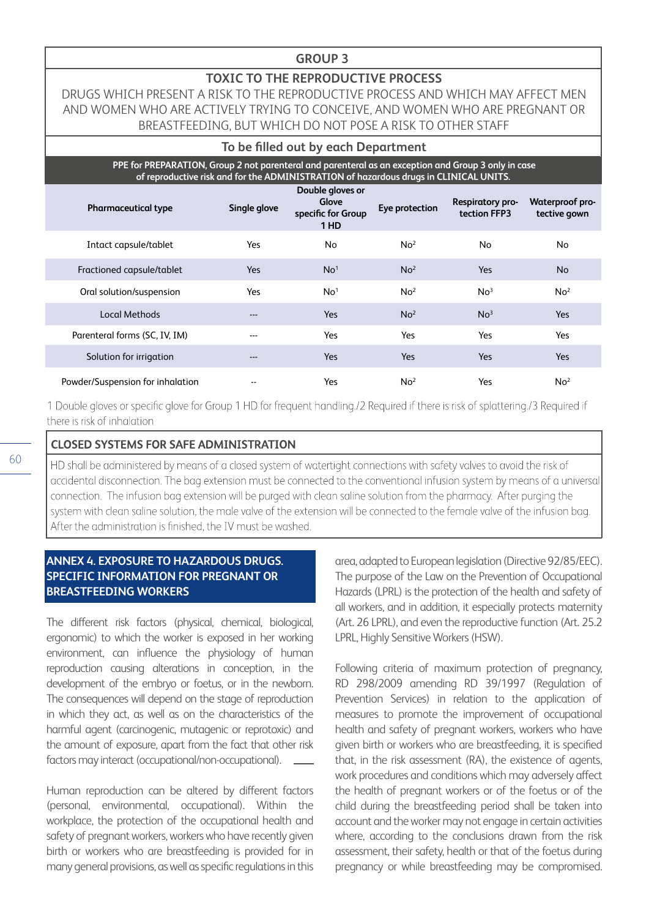## GROUP 3

**TOXIC TO THE REPRODUCTIVE PROCESS**

DRUGS WHICH PRESENT A RISK TO THE REPRODUCTIVE PROCESS AND WHICH MAY AFFECT MEN AND WOMEN WHO ARE ACTIVELY TRYING TO CONCEIVE, AND WOMEN WHO ARE PREGNANT OR BREASTFEEDING, BUT WHICH DO NOT POSE A RISK TO OTHER STAFF

**To be filled out by each Department**

**PPE for PREPARATION, Group 2 not parenteral and parenteral as an exception and Group 3 only in case of reproductive risk and for the ADMINISTRATION of hazardous drugs in CLINICAL UNITS.**

| Pharmaceutical type | Single glove | Double gloves or Glove specific for Group 1 HD | Eye protection | Respiratory protection FFP3 | Waterproof protective gown |
|---|---|---|---|---|---|
| Intact capsule/tablet | Yes | No | No[2] | No | No |
| Fractioned capsule/tablet | Yes | No[1] | No[2] | Yes | No |
| Oral solution/suspension | Yes | No[1] | No[2] | No[3] | No[2] |
| Local Methods | --- | Yes | No[2] | No[3] | Yes |
| Parenteral forms (SC, IV, IM) | --- | Yes | Yes | Yes | Yes |
| Solution for irrigation | --- | Yes | Yes | Yes | Yes |
| Powder/Suspension for inhalation | -- | Yes | No[2] | Yes | No[2] |

1 Double gloves or specific glove for Group 1 HD for frequent handling./2 Required if there is risk of splattering./3 Required if there is risk of inhalation

**CLOSED SYSTEMS FOR SAFE ADMINISTRATION**

HD shall be administered by means of a closed system of watertight connections with safety valves to avoid the risk of accidental disconnection. The bag extension must be connected to the conventional infusion system by means of a universal connection. The infusion bag extension will be purged with clean saline solution from the pharmacy. After purging the system with clean saline solution, the male valve of the extension will be connected to the female valve of the infusion bag. After the administration is finished, the IV must be washed.

## ANNEX 4. EXPOSURE TO HAZARDOUS DRUGS. SPECIFIC INFORMATION FOR PREGNANT OR BREASTFEEDING WORKERS

The different risk factors (physical, chemical, biological, ergonomic) to which the worker is exposed in her working environment, can influence the physiology of human reproduction causing alterations in conception, in the development of the embryo or foetus, or in the newborn. The consequences will depend on the stage of reproduction in which they act, as well as on the characteristics of the harmful agent (carcinogenic, mutagenic or reprotoxic) and the amount of exposure, apart from the fact that other risk factors may interact (occupational/non-occupational).

Human reproduction can be altered by different factors (personal, environmental, occupational). Within the workplace, the protection of the occupational health and safety of pregnant workers, workers who have recently given birth or workers who are breastfeeding is provided for in many general provisions, as well as specific regulations in this area, adapted to European legislation (Directive 92/85/EEC). The purpose of the Law on the Prevention of Occupational Hazards (LPRL) is the protection of the health and safety of all workers, and in addition, it especially protects maternity (Art. 26 LPRL), and even the reproductive function (Art. 25.2 LPRL, Highly Sensitive Workers (HSW).

Following criteria of maximum protection of pregnancy, RD 298/2009 amending RD 39/1997 (Regulation of Prevention Services) in relation to the application of measures to promote the improvement of occupational health and safety of pregnant workers, workers who have given birth or workers who are breastfeeding, it is specified that, in the risk assessment (RA), the existence of agents, work procedures and conditions which may adversely affect the health of pregnant workers or of the foetus or of the child during the breastfeeding period shall be taken into account and the worker may not engage in certain activities where, according to the conclusions drawn from the risk assessment, their safety, health or that of the foetus during pregnancy or while breastfeeding may be compromised.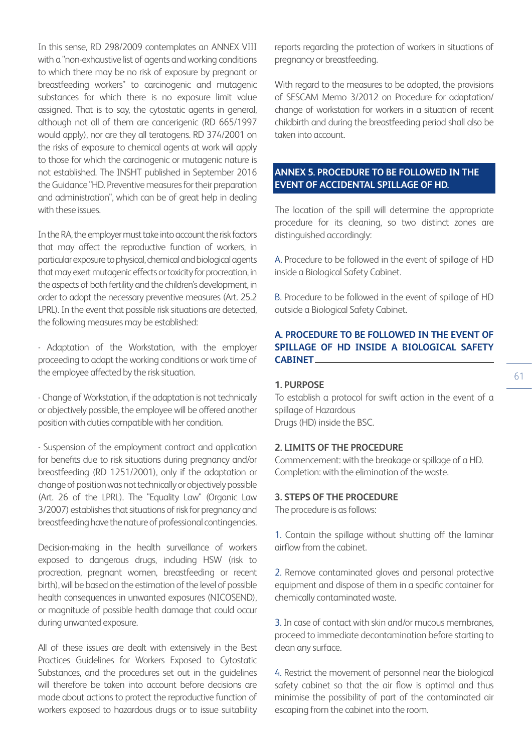In this sense, RD 298/2009 contemplates an ANNEX VIII with a "non-exhaustive list of agents and working conditions to which there may be no risk of exposure by pregnant or breastfeeding workers" to carcinogenic and mutagenic substances for which there is no exposure limit value assigned. That is to say, the cytostatic agents in general, although not all of them are cancerigenic (RD 665/1997 would apply), nor are they all teratogens. RD 374/2001 on the risks of exposure to chemical agents at work will apply to those for which the carcinogenic or mutagenic nature is not established. The INSHT published in September 2016 the Guidance "HD. Preventive measures for their preparation and administration", which can be of great help in dealing with these issues.

In the RA, the employer must take into account the risk factors that may affect the reproductive function of workers, in particular exposure to physical, chemical and biological agents that may exert mutagenic effects or toxicity for procreation, in the aspects of both fertility and the children's development, in order to adopt the necessary preventive measures (Art. 25.2 LPRL). In the event that possible risk situations are detected, the following measures may be established:

- Adaptation of the Workstation, with the employer proceeding to adapt the working conditions or work time of the employee affected by the risk situation.

- Change of Workstation, if the adaptation is not technically or objectively possible, the employee will be offered another position with duties compatible with her condition.

- Suspension of the employment contract and application for benefits due to risk situations during pregnancy and/or breastfeeding (RD 1251/2001), only if the adaptation or change of position was not technically or objectively possible (Art. 26 of the LPRL). The "Equality Law" (Organic Law 3/2007) establishes that situations of risk for pregnancy and breastfeeding have the nature of professional contingencies.

Decision-making in the health surveillance of workers exposed to dangerous drugs, including HSW (risk to procreation, pregnant women, breastfeeding or recent birth), will be based on the estimation of the level of possible health consequences in unwanted exposures (NICOSEND), or magnitude of possible health damage that could occur during unwanted exposure.

All of these issues are dealt with extensively in the Best Practices Guidelines for Workers Exposed to Cytostatic Substances, and the procedures set out in the guidelines will therefore be taken into account before decisions are made about actions to protect the reproductive function of workers exposed to hazardous drugs or to issue suitability reports regarding the protection of workers in situations of pregnancy or breastfeeding.

With regard to the measures to be adopted, the provisions of SESCAM Memo 3/2012 on Procedure for adaptation/change of workstation for workers in a situation of recent childbirth and during the breastfeeding period shall also be taken into account.

## ANNEX 5. PROCEDURE TO BE FOLLOWED IN THE EVENT OF ACCIDENTAL SPILLAGE OF HD.

The location of the spill will determine the appropriate procedure for its cleaning, so two distinct zones are distinguished accordingly:

A. Procedure to be followed in the event of spillage of HD inside a Biological Safety Cabinet.

B. Procedure to be followed in the event of spillage of HD outside a Biological Safety Cabinet.

### A. PROCEDURE TO BE FOLLOWED IN THE EVENT OF SPILLAGE OF HD INSIDE A BIOLOGICAL SAFETY CABINET

**1. PURPOSE**

To establish a protocol for swift action in the event of a spillage of Hazardous
Drugs (HD) inside the BSC.

**2. LIMITS OF THE PROCEDURE**

Commencement: with the breakage or spillage of a HD.
Completion: with the elimination of the waste.

**3. STEPS OF THE PROCEDURE**

The procedure is as follows:

1. Contain the spillage without shutting off the laminar airflow from the cabinet.

2. Remove contaminated gloves and personal protective equipment and dispose of them in a specific container for chemically contaminated waste.

3. In case of contact with skin and/or mucous membranes, proceed to immediate decontamination before starting to clean any surface.

4. Restrict the movement of personnel near the biological safety cabinet so that the air flow is optimal and thus minimise the possibility of part of the contaminated air escaping from the cabinet into the room.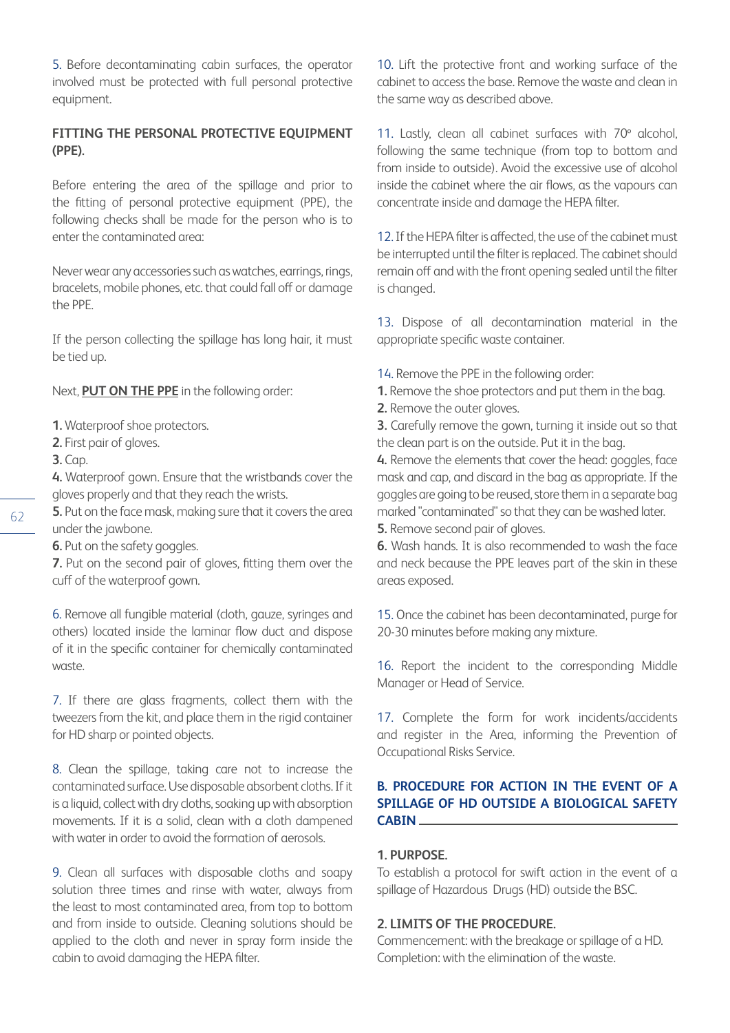5. Before decontaminating cabin surfaces, the operator involved must be protected with full personal protective equipment.

**FITTING THE PERSONAL PROTECTIVE EQUIPMENT (PPE).**

Before entering the area of the spillage and prior to the fitting of personal protective equipment (PPE), the following checks shall be made for the person who is to enter the contaminated area:

Never wear any accessories such as watches, earrings, rings, bracelets, mobile phones, etc. that could fall off or damage the PPE.

If the person collecting the spillage has long hair, it must be tied up.

Next, **PUT ON THE PPE** in the following order:

**1.** Waterproof shoe protectors.
**2.** First pair of gloves.
**3.** Cap.
**4.** Waterproof gown. Ensure that the wristbands cover the gloves properly and that they reach the wrists.
**5.** Put on the face mask, making sure that it covers the area under the jawbone.
**6.** Put on the safety goggles.
**7.** Put on the second pair of gloves, fitting them over the cuff of the waterproof gown.

6. Remove all fungible material (cloth, gauze, syringes and others) located inside the laminar flow duct and dispose of it in the specific container for chemically contaminated waste.

7. If there are glass fragments, collect them with the tweezers from the kit, and place them in the rigid container for HD sharp or pointed objects.

8. Clean the spillage, taking care not to increase the contaminated surface. Use disposable absorbent cloths. If it is a liquid, collect with dry cloths, soaking up with absorption movements. If it is a solid, clean with a cloth dampened with water in order to avoid the formation of aerosols.

9. Clean all surfaces with disposable cloths and soapy solution three times and rinse with water, always from the least to most contaminated area, from top to bottom and from inside to outside. Cleaning solutions should be applied to the cloth and never in spray form inside the cabin to avoid damaging the HEPA filter.

10. Lift the protective front and working surface of the cabinet to access the base. Remove the waste and clean in the same way as described above.

11. Lastly, clean all cabinet surfaces with 70° alcohol, following the same technique (from top to bottom and from inside to outside). Avoid the excessive use of alcohol inside the cabinet where the air flows, as the vapours can concentrate inside and damage the HEPA filter.

12. If the HEPA filter is affected, the use of the cabinet must be interrupted until the filter is replaced. The cabinet should remain off and with the front opening sealed until the filter is changed.

13. Dispose of all decontamination material in the appropriate specific waste container.

14. Remove the PPE in the following order:
**1.** Remove the shoe protectors and put them in the bag.
**2.** Remove the outer gloves.
**3.** Carefully remove the gown, turning it inside out so that the clean part is on the outside. Put it in the bag.
**4.** Remove the elements that cover the head: goggles, face mask and cap, and discard in the bag as appropriate. If the goggles are going to be reused, store them in a separate bag marked "contaminated" so that they can be washed later.
**5.** Remove second pair of gloves.
**6.** Wash hands. It is also recommended to wash the face and neck because the PPE leaves part of the skin in these areas exposed.

15. Once the cabinet has been decontaminated, purge for 20-30 minutes before making any mixture.

16. Report the incident to the corresponding Middle Manager or Head of Service.

17. Complete the form for work incidents/accidents and register in the Area, informing the Prevention of Occupational Risks Service.

## B. PROCEDURE FOR ACTION IN THE EVENT OF A SPILLAGE OF HD OUTSIDE A BIOLOGICAL SAFETY CABIN

**1. PURPOSE.**
To establish a protocol for swift action in the event of a spillage of Hazardous Drugs (HD) outside the BSC.

**2. LIMITS OF THE PROCEDURE.**
Commencement: with the breakage or spillage of a HD.
Completion: with the elimination of the waste.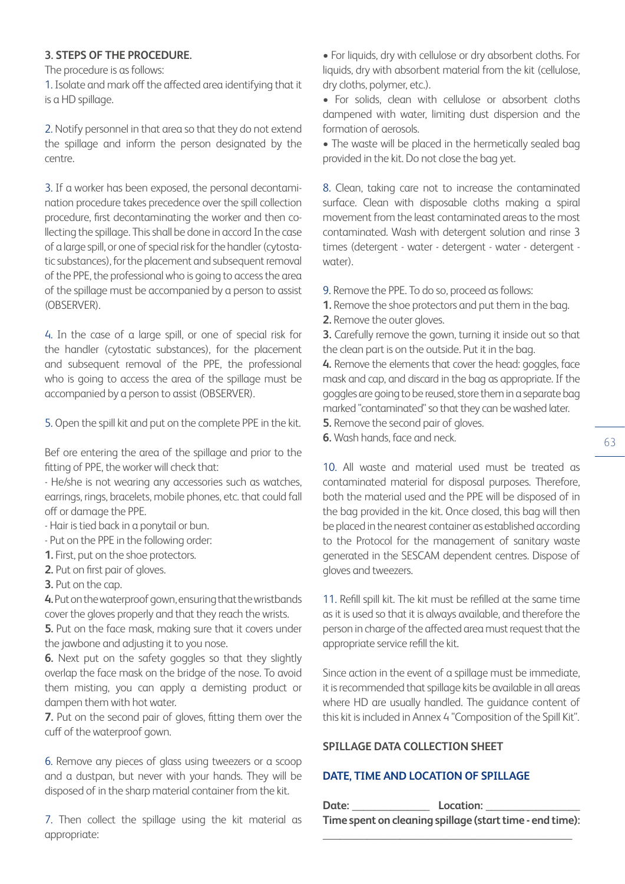**3. STEPS OF THE PROCEDURE.**

The procedure is as follows:

1. Isolate and mark off the affected area identifying that it is a HD spillage.

2. Notify personnel in that area so that they do not extend the spillage and inform the person designated by the centre.

3. If a worker has been exposed, the personal decontamination procedure takes precedence over the spill collection procedure, first decontaminating the worker and then collecting the spillage. This shall be done in accord In the case of a large spill, or one of special risk for the handler (cytostatic substances), for the placement and subsequent removal of the PPE, the professional who is going to access the area of the spillage must be accompanied by a person to assist (OBSERVER).

4. In the case of a large spill, or one of special risk for the handler (cytostatic substances), for the placement and subsequent removal of the PPE, the professional who is going to access the area of the spillage must be accompanied by a person to assist (OBSERVER).

5. Open the spill kit and put on the complete PPE in the kit.

Bef ore entering the area of the spillage and prior to the fitting of PPE, the worker will check that:

- He/she is not wearing any accessories such as watches, earrings, rings, bracelets, mobile phones, etc. that could fall off or damage the PPE.
- Hair is tied back in a ponytail or bun.
- Put on the PPE in the following order:

**1.** First, put on the shoe protectors.
**2.** Put on first pair of gloves.
**3.** Put on the cap.
**4.** Put on the waterproof gown, ensuring that the wristbands cover the gloves properly and that they reach the wrists.
**5.** Put on the face mask, making sure that it covers under the jawbone and adjusting it to you nose.
**6.** Next put on the safety goggles so that they slightly overlap the face mask on the bridge of the nose. To avoid them misting, you can apply a demisting product or dampen them with hot water.
**7.** Put on the second pair of gloves, fitting them over the cuff of the waterproof gown.

6. Remove any pieces of glass using tweezers or a scoop and a dustpan, but never with your hands. They will be disposed of in the sharp material container from the kit.

7. Then collect the spillage using the kit material as appropriate:

- For liquids, dry with cellulose or dry absorbent cloths. For liquids, dry with absorbent material from the kit (cellulose, dry cloths, polymer, etc.).
- For solids, clean with cellulose or absorbent cloths dampened with water, limiting dust dispersion and the formation of aerosols.
- The waste will be placed in the hermetically sealed bag provided in the kit. Do not close the bag yet.

8. Clean, taking care not to increase the contaminated surface. Clean with disposable cloths making a spiral movement from the least contaminated areas to the most contaminated. Wash with detergent solution and rinse 3 times (detergent - water - detergent - water - detergent - water).

9. Remove the PPE. To do so, proceed as follows:

**1.** Remove the shoe protectors and put them in the bag.
**2.** Remove the outer gloves.
**3.** Carefully remove the gown, turning it inside out so that the clean part is on the outside. Put it in the bag.
**4.** Remove the elements that cover the head: goggles, face mask and cap, and discard in the bag as appropriate. If the goggles are going to be reused, store them in a separate bag marked "contaminated" so that they can be washed later.
**5.** Remove the second pair of gloves.
**6.** Wash hands, face and neck.

10. All waste and material used must be treated as contaminated material for disposal purposes. Therefore, both the material used and the PPE will be disposed of in the bag provided in the kit. Once closed, this bag will then be placed in the nearest container as established according to the Protocol for the management of sanitary waste generated in the SESCAM dependent centres. Dispose of gloves and tweezers.

11. Refill spill kit. The kit must be refilled at the same time as it is used so that it is always available, and therefore the person in charge of the affected area must request that the appropriate service refill the kit.

Since action in the event of a spillage must be immediate, it is recommended that spillage kits be available in all areas where HD are usually handled. The guidance content of this kit is included in Annex 4 "Composition of the Spill Kit".

**SPILLAGE DATA COLLECTION SHEET**

**DATE, TIME AND LOCATION OF SPILLAGE**

**Date:** _______________ **Location:** _________________

**Time spent on cleaning spillage (start time - end time):**
_______________________________________________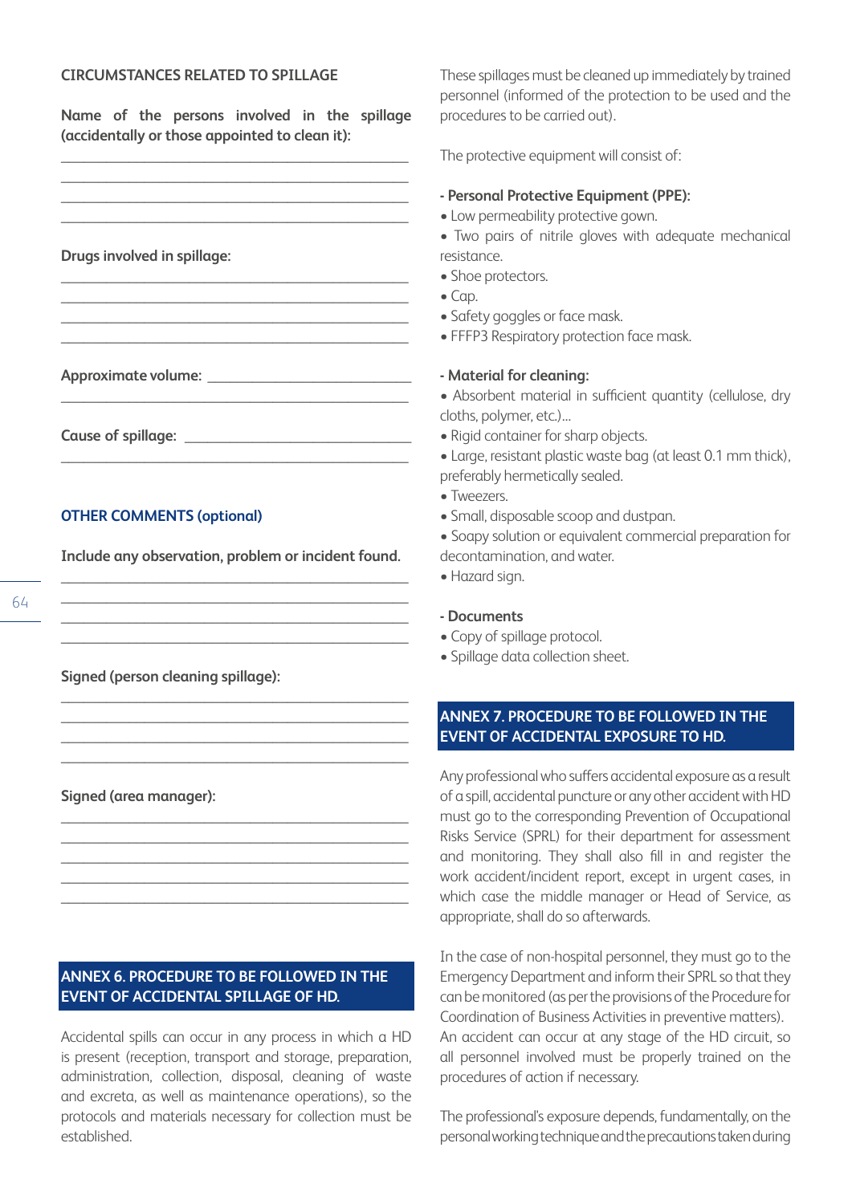**CIRCUMSTANCES RELATED TO SPILLAGE**

**Name of the persons involved in the spillage (accidentally or those appointed to clean it):**

_____________________________________________
_____________________________________________
_____________________________________________
_____________________________________________

**Drugs involved in spillage:**

_____________________________________________
_____________________________________________
_____________________________________________
_____________________________________________

**Approximate volume:** __________________________
_____________________________________________

**Cause of spillage:** ____________________________
_____________________________________________

## OTHER COMMENTS (optional)

**Include any observation, problem or incident found.**

_____________________________________________
_____________________________________________
_____________________________________________
_____________________________________________

**Signed (person cleaning spillage):**

_____________________________________________
_____________________________________________
_____________________________________________
_____________________________________________

**Signed (area manager):**

_____________________________________________
_____________________________________________
_____________________________________________
_____________________________________________
_____________________________________________

## ANNEX 6. PROCEDURE TO BE FOLLOWED IN THE EVENT OF ACCIDENTAL SPILLAGE OF HD.

Accidental spills can occur in any process in which a HD is present (reception, transport and storage, preparation, administration, collection, disposal, cleaning of waste and excreta, as well as maintenance operations), so the protocols and materials necessary for collection must be established.

These spillages must be cleaned up immediately by trained personnel (informed of the protection to be used and the procedures to be carried out).

The protective equipment will consist of:

**- Personal Protective Equipment (PPE):**

- Low permeability protective gown.
- Two pairs of nitrile gloves with adequate mechanical resistance.
- Shoe protectors.
- Cap.
- Safety goggles or face mask.
- FFFP3 Respiratory protection face mask.

**- Material for cleaning:**

- Absorbent material in sufficient quantity (cellulose, dry cloths, polymer, etc.)...
- Rigid container for sharp objects.
- Large, resistant plastic waste bag (at least 0.1 mm thick), preferably hermetically sealed.
- Tweezers.
- Small, disposable scoop and dustpan.
- Soapy solution or equivalent commercial preparation for decontamination, and water.
- Hazard sign.

**- Documents**

- Copy of spillage protocol.
- Spillage data collection sheet.

## ANNEX 7. PROCEDURE TO BE FOLLOWED IN THE EVENT OF ACCIDENTAL EXPOSURE TO HD.

Any professional who suffers accidental exposure as a result of a spill, accidental puncture or any other accident with HD must go to the corresponding Prevention of Occupational Risks Service (SPRL) for their department for assessment and monitoring. They shall also fill in and register the work accident/incident report, except in urgent cases, in which case the middle manager or Head of Service, as appropriate, shall do so afterwards.

In the case of non-hospital personnel, they must go to the Emergency Department and inform their SPRL so that they can be monitored (as per the provisions of the Procedure for Coordination of Business Activities in preventive matters). An accident can occur at any stage of the HD circuit, so all personnel involved must be properly trained on the procedures of action if necessary.

The professional's exposure depends, fundamentally, on the personal working technique and the precautions taken during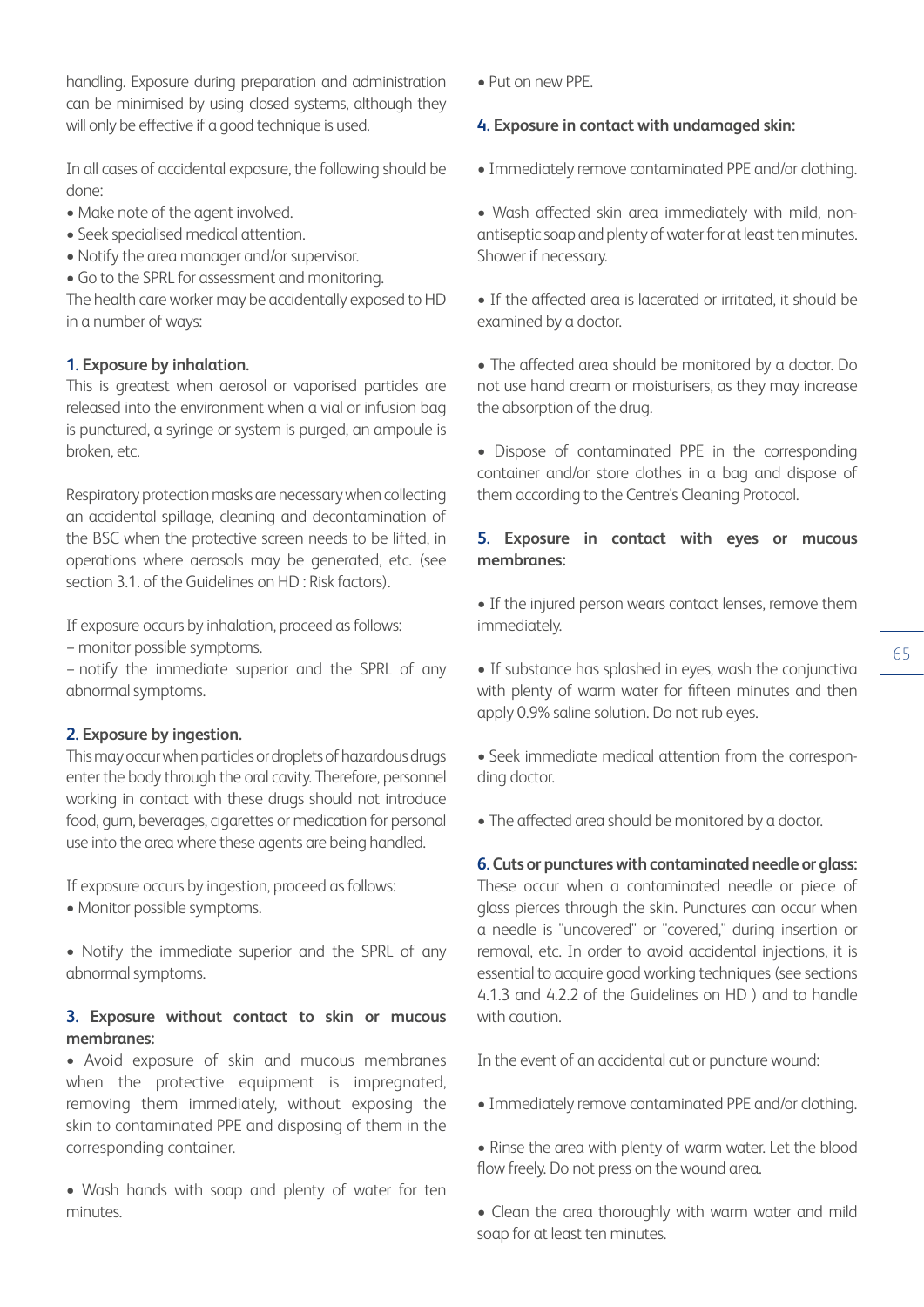handling. Exposure during preparation and administration can be minimised by using closed systems, although they will only be effective if a good technique is used.

In all cases of accidental exposure, the following should be done:

- Make note of the agent involved.
- Seek specialised medical attention.
- Notify the area manager and/or supervisor.
- Go to the SPRL for assessment and monitoring.

The health care worker may be accidentally exposed to HD in a number of ways:

**1. Exposure by inhalation.**
This is greatest when aerosol or vaporised particles are released into the environment when a vial or infusion bag is punctured, a syringe or system is purged, an ampoule is broken, etc.

Respiratory protection masks are necessary when collecting an accidental spillage, cleaning and decontamination of the BSC when the protective screen needs to be lifted, in operations where aerosols may be generated, etc. (see section 3.1. of the Guidelines on HD : Risk factors).

If exposure occurs by inhalation, proceed as follows:
– monitor possible symptoms.
– notify the immediate superior and the SPRL of any abnormal symptoms.

**2. Exposure by ingestion.**
This may occur when particles or droplets of hazardous drugs enter the body through the oral cavity. Therefore, personnel working in contact with these drugs should not introduce food, gum, beverages, cigarettes or medication for personal use into the area where these agents are being handled.

If exposure occurs by ingestion, proceed as follows:

- Monitor possible symptoms.
- Notify the immediate superior and the SPRL of any abnormal symptoms.

**3. Exposure without contact to skin or mucous membranes:**

- Avoid exposure of skin and mucous membranes when the protective equipment is impregnated, removing them immediately, without exposing the skin to contaminated PPE and disposing of them in the corresponding container.
- Wash hands with soap and plenty of water for ten minutes.
- Put on new PPE.

**4. Exposure in contact with undamaged skin:**

- Immediately remove contaminated PPE and/or clothing.
- Wash affected skin area immediately with mild, non-antiseptic soap and plenty of water for at least ten minutes. Shower if necessary.
- If the affected area is lacerated or irritated, it should be examined by a doctor.
- The affected area should be monitored by a doctor. Do not use hand cream or moisturisers, as they may increase the absorption of the drug.
- Dispose of contaminated PPE in the corresponding container and/or store clothes in a bag and dispose of them according to the Centre's Cleaning Protocol.

**5. Exposure in contact with eyes or mucous membranes:**

- If the injured person wears contact lenses, remove them immediately.
- If substance has splashed in eyes, wash the conjunctiva with plenty of warm water for fifteen minutes and then apply 0.9% saline solution. Do not rub eyes.
- Seek immediate medical attention from the corresponding doctor.
- The affected area should be monitored by a doctor.

**6. Cuts or punctures with contaminated needle or glass:**
These occur when a contaminated needle or piece of glass pierces through the skin. Punctures can occur when a needle is "uncovered" or "covered," during insertion or removal, etc. In order to avoid accidental injections, it is essential to acquire good working techniques (see sections 4.1.3 and 4.2.2 of the Guidelines on HD ) and to handle with caution.

In the event of an accidental cut or puncture wound:

- Immediately remove contaminated PPE and/or clothing.
- Rinse the area with plenty of warm water. Let the blood flow freely. Do not press on the wound area.
- Clean the area thoroughly with warm water and mild soap for at least ten minutes.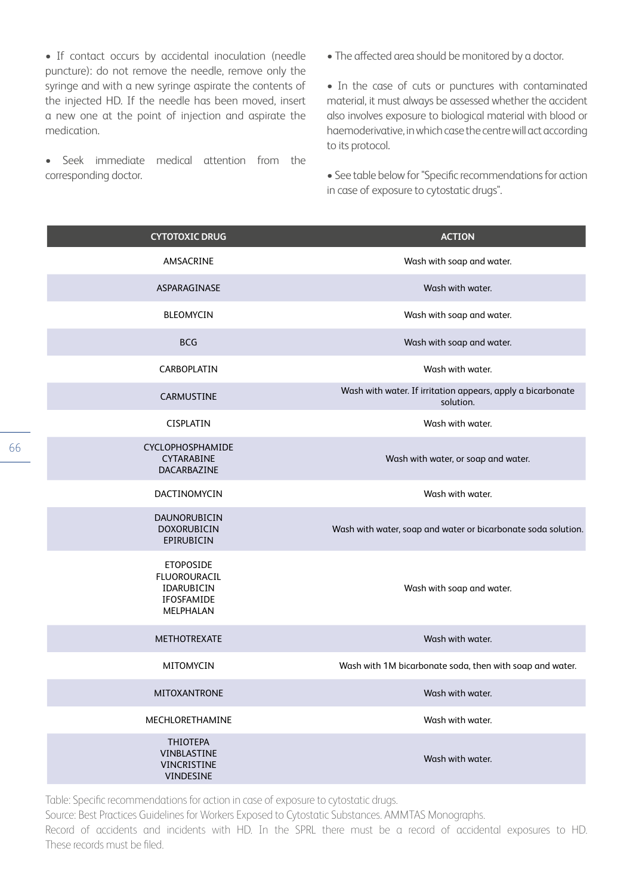- If contact occurs by accidental inoculation (needle puncture): do not remove the needle, remove only the syringe and with a new syringe aspirate the contents of the injected HD. If the needle has been moved, insert a new one at the point of injection and aspirate the medication.

- Seek immediate medical attention from the corresponding doctor.

- The affected area should be monitored by a doctor.

- In the case of cuts or punctures with contaminated material, it must always be assessed whether the accident also involves exposure to biological material with blood or haemoderivative, in which case the centre will act according to its protocol.

- See table below for "Specific recommendations for action in case of exposure to cytostatic drugs".

| CYTOTOXIC DRUG | ACTION |
|---|---|
| AMSACRINE | Wash with soap and water. |
| ASPARAGINASE | Wash with water. |
| BLEOMYCIN | Wash with soap and water. |
| BCG | Wash with soap and water. |
| CARBOPLATIN | Wash with water. |
| CARMUSTINE | Wash with water. If irritation appears, apply a bicarbonate solution. |
| CISPLATIN | Wash with water. |
| CYCLOPHOSPHAMIDE<br>CYTARABINE<br>DACARBAZINE | Wash with water, or soap and water. |
| DACTINOMYCIN | Wash with water. |
| DAUNORUBICIN<br>DOXORUBICIN<br>EPIRUBICIN | Wash with water, soap and water or bicarbonate soda solution. |
| ETOPOSIDE<br>FLUOROURACIL<br>IDARUBICIN<br>IFOSFAMIDE<br>MELPHALAN | Wash with soap and water. |
| METHOTREXATE | Wash with water. |
| MITOMYCIN | Wash with 1M bicarbonate soda, then with soap and water. |
| MITOXANTRONE | Wash with water. |
| MECHLORETHAMINE | Wash with water. |
| THIOTEPA<br>VINBLASTINE<br>VINCRISTINE<br>VINDESINE | Wash with water. |

Table: Specific recommendations for action in case of exposure to cytostatic drugs.

Source: Best Practices Guidelines for Workers Exposed to Cytostatic Substances. AMMTAS Monographs.

Record of accidents and incidents with HD. In the SPRL there must be a record of accidental exposures to HD. These records must be filed.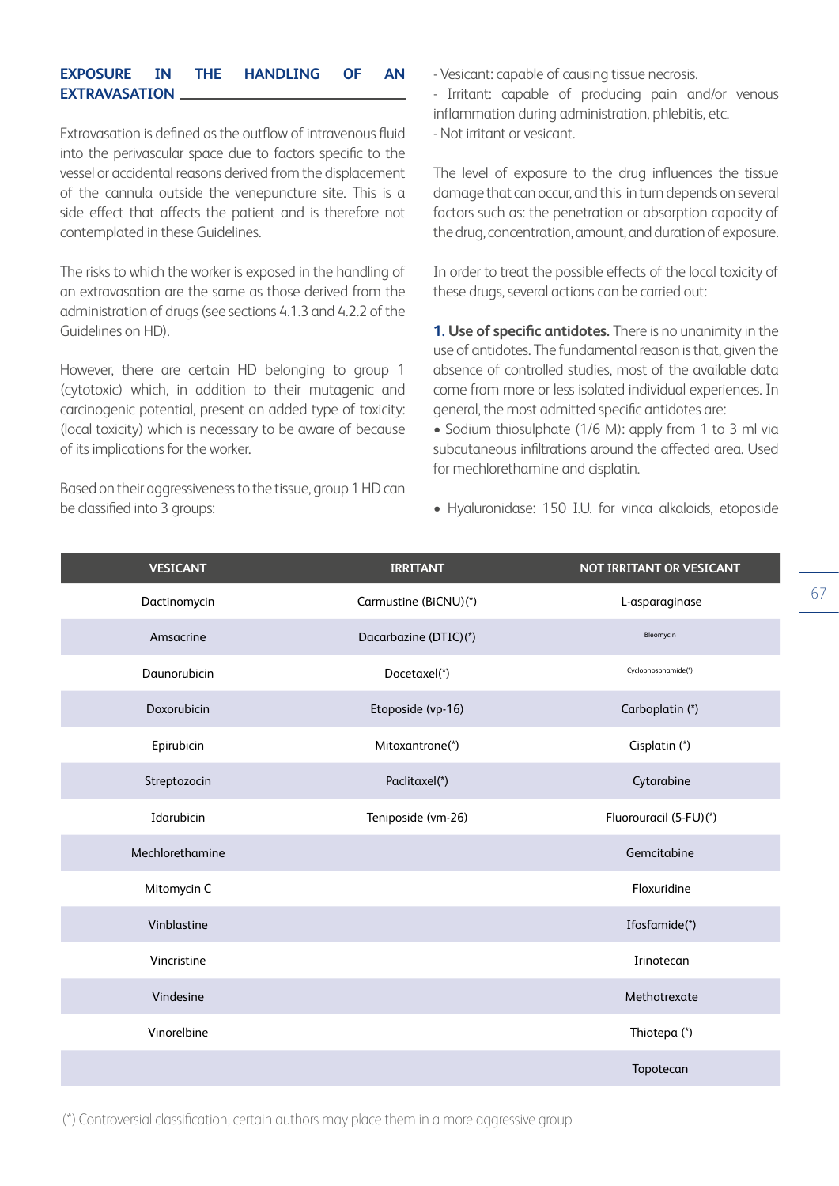## EXPOSURE IN THE HANDLING OF AN EXTRAVASATION

Extravasation is defined as the outflow of intravenous fluid into the perivascular space due to factors specific to the vessel or accidental reasons derived from the displacement of the cannula outside the venepuncture site. This is a side effect that affects the patient and is therefore not contemplated in these Guidelines.

The risks to which the worker is exposed in the handling of an extravasation are the same as those derived from the administration of drugs (see sections 4.1.3 and 4.2.2 of the Guidelines on HD).

However, there are certain HD belonging to group 1 (cytotoxic) which, in addition to their mutagenic and carcinogenic potential, present an added type of toxicity: (local toxicity) which is necessary to be aware of because of its implications for the worker.

Based on their aggressiveness to the tissue, group 1 HD can be classified into 3 groups:

- Vesicant: capable of causing tissue necrosis.
- Irritant: capable of producing pain and/or venous inflammation during administration, phlebitis, etc.
- Not irritant or vesicant.

The level of exposure to the drug influences the tissue damage that can occur, and this in turn depends on several factors such as: the penetration or absorption capacity of the drug, concentration, amount, and duration of exposure.

In order to treat the possible effects of the local toxicity of these drugs, several actions can be carried out:

**1. Use of specific antidotes.** There is no unanimity in the use of antidotes. The fundamental reason is that, given the absence of controlled studies, most of the available data come from more or less isolated individual experiences. In general, the most admitted specific antidotes are:

- Sodium thiosulphate (1/6 M): apply from 1 to 3 ml via subcutaneous infiltrations around the affected area. Used for mechlorethamine and cisplatin.

- Hyaluronidase: 150 I.U. for vinca alkaloids, etoposide

| VESICANT | IRRITANT | NOT IRRITANT OR VESICANT |
|---|---|---|
| Dactinomycin | Carmustine (BiCNU)(*) | L-asparaginase |
| Amsacrine | Dacarbazine (DTIC)(*) | Bleomycin |
| Daunorubicin | Docetaxel(*) | Cyclophosphamide(*) |
| Doxorubicin | Etoposide (vp-16) | Carboplatin (*) |
| Epirubicin | Mitoxantrone(*) | Cisplatin (*) |
| Streptozocin | Paclitaxel(*) | Cytarabine |
| Idarubicin | Teniposide (vm-26) | Fluorouracil (5-FU)(*) |
| Mechlorethamine | | Gemcitabine |
| Mitomycin C | | Floxuridine |
| Vinblastine | | Ifosfamide(*) |
| Vincristine | | Irinotecan |
| Vindesine | | Methotrexate |
| Vinorelbine | | Thiotepa (*) |
| | | Topotecan |

(*) Controversial classification, certain authors may place them in a more aggressive group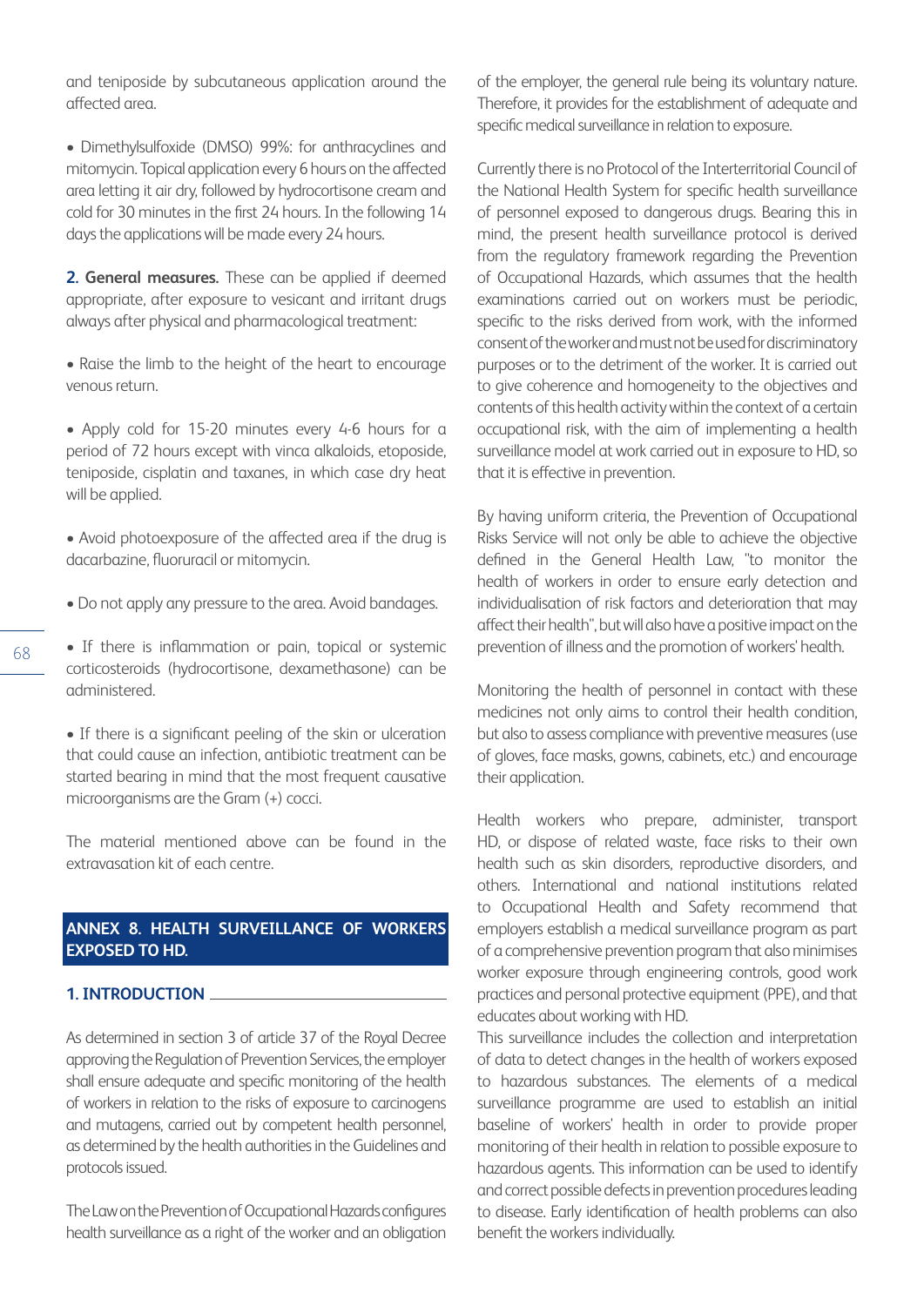and teniposide by subcutaneous application around the affected area.

- Dimethylsulfoxide (DMSO) 99%: for anthracyclines and mitomycin. Topical application every 6 hours on the affected area letting it air dry, followed by hydrocortisone cream and cold for 30 minutes in the first 24 hours. In the following 14 days the applications will be made every 24 hours.

**2. General measures.** These can be applied if deemed appropriate, after exposure to vesicant and irritant drugs always after physical and pharmacological treatment:

- Raise the limb to the height of the heart to encourage venous return.

- Apply cold for 15-20 minutes every 4-6 hours for a period of 72 hours except with vinca alkaloids, etoposide, teniposide, cisplatin and taxanes, in which case dry heat will be applied.

- Avoid photoexposure of the affected area if the drug is dacarbazine, fluoruracil or mitomycin.

- Do not apply any pressure to the area. Avoid bandages.

- If there is inflammation or pain, topical or systemic corticosteroids (hydrocortisone, dexamethasone) can be administered.

- If there is a significant peeling of the skin or ulceration that could cause an infection, antibiotic treatment can be started bearing in mind that the most frequent causative microorganisms are the Gram (+) cocci.

The material mentioned above can be found in the extravasation kit of each centre.

## ANNEX 8. HEALTH SURVEILLANCE OF WORKERS EXPOSED TO HD.

### 1. INTRODUCTION

As determined in section 3 of article 37 of the Royal Decree approving the Regulation of Prevention Services, the employer shall ensure adequate and specific monitoring of the health of workers in relation to the risks of exposure to carcinogens and mutagens, carried out by competent health personnel, as determined by the health authorities in the Guidelines and protocols issued.

The Law on the Prevention of Occupational Hazards configures health surveillance as a right of the worker and an obligation of the employer, the general rule being its voluntary nature. Therefore, it provides for the establishment of adequate and specific medical surveillance in relation to exposure.

Currently there is no Protocol of the Interterritorial Council of the National Health System for specific health surveillance of personnel exposed to dangerous drugs. Bearing this in mind, the present health surveillance protocol is derived from the regulatory framework regarding the Prevention of Occupational Hazards, which assumes that the health examinations carried out on workers must be periodic, specific to the risks derived from work, with the informed consent of the worker and must not be used for discriminatory purposes or to the detriment of the worker. It is carried out to give coherence and homogeneity to the objectives and contents of this health activity within the context of a certain occupational risk, with the aim of implementing a health surveillance model at work carried out in exposure to HD, so that it is effective in prevention.

By having uniform criteria, the Prevention of Occupational Risks Service will not only be able to achieve the objective defined in the General Health Law, "to monitor the health of workers in order to ensure early detection and individualisation of risk factors and deterioration that may affect their health", but will also have a positive impact on the prevention of illness and the promotion of workers' health.

Monitoring the health of personnel in contact with these medicines not only aims to control their health condition, but also to assess compliance with preventive measures (use of gloves, face masks, gowns, cabinets, etc.) and encourage their application.

Health workers who prepare, administer, transport HD, or dispose of related waste, face risks to their own health such as skin disorders, reproductive disorders, and others. International and national institutions related to Occupational Health and Safety recommend that employers establish a medical surveillance program as part of a comprehensive prevention program that also minimises worker exposure through engineering controls, good work practices and personal protective equipment (PPE), and that educates about working with HD.

This surveillance includes the collection and interpretation of data to detect changes in the health of workers exposed to hazardous substances. The elements of a medical surveillance programme are used to establish an initial baseline of workers' health in order to provide proper monitoring of their health in relation to possible exposure to hazardous agents. This information can be used to identify and correct possible defects in prevention procedures leading to disease. Early identification of health problems can also benefit the workers individually.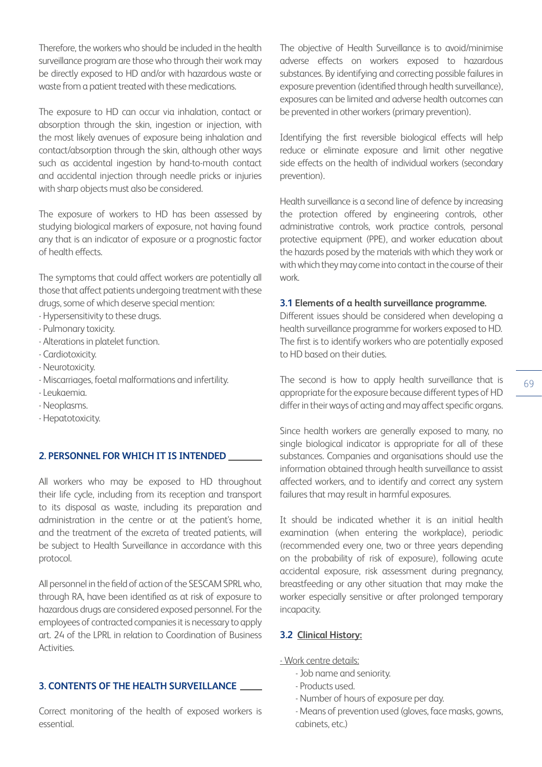Therefore, the workers who should be included in the health surveillance program are those who through their work may be directly exposed to HD and/or with hazardous waste or waste from a patient treated with these medications.

The exposure to HD can occur via inhalation, contact or absorption through the skin, ingestion or injection, with the most likely avenues of exposure being inhalation and contact/absorption through the skin, although other ways such as accidental ingestion by hand-to-mouth contact and accidental injection through needle pricks or injuries with sharp objects must also be considered.

The exposure of workers to HD has been assessed by studying biological markers of exposure, not having found any that is an indicator of exposure or a prognostic factor of health effects.

The symptoms that could affect workers are potentially all those that affect patients undergoing treatment with these drugs, some of which deserve special mention:

- Hypersensitivity to these drugs.
- Pulmonary toxicity.
- Alterations in platelet function.
- Cardiotoxicity.
- Neurotoxicity.
- Miscarriages, foetal malformations and infertility.
- Leukaemia.
- Neoplasms.
- Hepatotoxicity.

## 2. PERSONNEL FOR WHICH IT IS INTENDED

All workers who may be exposed to HD throughout their life cycle, including from its reception and transport to its disposal as waste, including its preparation and administration in the centre or at the patient's home, and the treatment of the excreta of treated patients, will be subject to Health Surveillance in accordance with this protocol.

All personnel in the field of action of the SESCAM SPRL who, through RA, have been identified as at risk of exposure to hazardous drugs are considered exposed personnel. For the employees of contracted companies it is necessary to apply art. 24 of the LPRL in relation to Coordination of Business Activities.

## 3. CONTENTS OF THE HEALTH SURVEILLANCE

Correct monitoring of the health of exposed workers is essential.

The objective of Health Surveillance is to avoid/minimise adverse effects on workers exposed to hazardous substances. By identifying and correcting possible failures in exposure prevention (identified through health surveillance), exposures can be limited and adverse health outcomes can be prevented in other workers (primary prevention).

Identifying the first reversible biological effects will help reduce or eliminate exposure and limit other negative side effects on the health of individual workers (secondary prevention).

Health surveillance is a second line of defence by increasing the protection offered by engineering controls, other administrative controls, work practice controls, personal protective equipment (PPE), and worker education about the hazards posed by the materials with which they work or with which they may come into contact in the course of their work.

### 3.1 Elements of a health surveillance programme.

Different issues should be considered when developing a health surveillance programme for workers exposed to HD. The first is to identify workers who are potentially exposed to HD based on their duties.

The second is how to apply health surveillance that is appropriate for the exposure because different types of HD differ in their ways of acting and may affect specific organs.

Since health workers are generally exposed to many, no single biological indicator is appropriate for all of these substances. Companies and organisations should use the information obtained through health surveillance to assist affected workers, and to identify and correct any system failures that may result in harmful exposures.

It should be indicated whether it is an initial health examination (when entering the workplace), periodic (recommended every one, two or three years depending on the probability of risk of exposure), following acute accidental exposure, risk assessment during pregnancy, breastfeeding or any other situation that may make the worker especially sensitive or after prolonged temporary incapacity.

### 3.2 Clinical History:

- Work centre details:
  - Job name and seniority.
  - Products used.
  - Number of hours of exposure per day.
  - Means of prevention used (gloves, face masks, gowns, cabinets, etc.)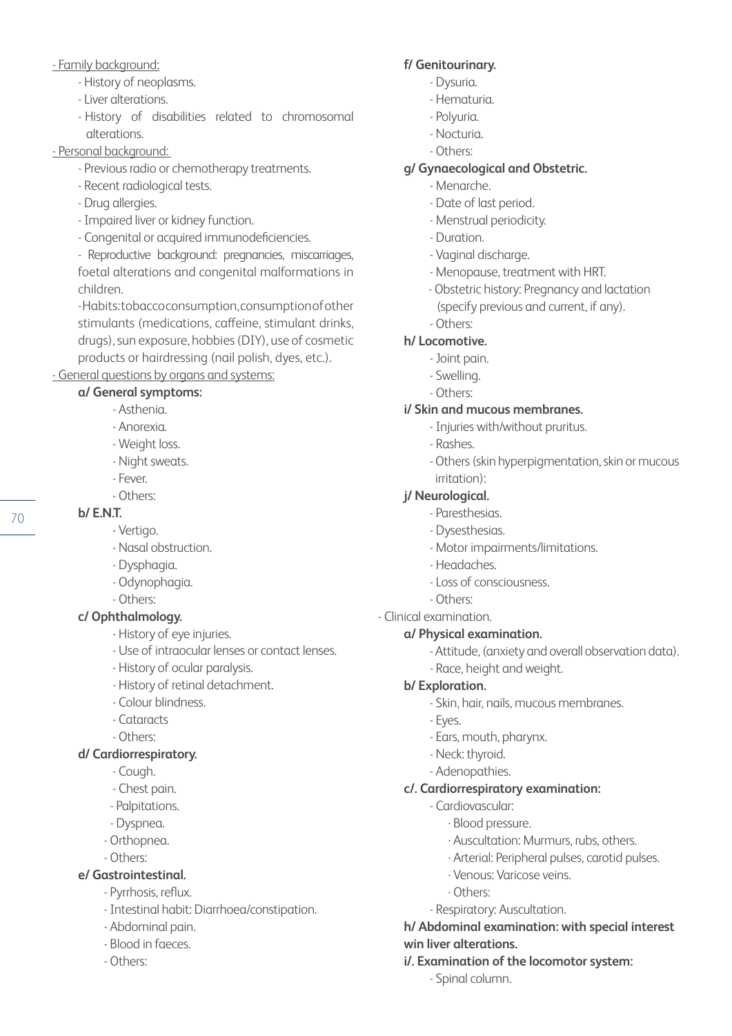- Family background:
  - History of neoplasms.
  - Liver alterations.
  - History of disabilities related to chromosomal alterations.

- Personal background:
  - Previous radio or chemotherapy treatments.
  - Recent radiological tests.
  - Drug allergies.
  - Impaired liver or kidney function.
  - Congenital or acquired immunodeficiencies.
  - Reproductive background: pregnancies, miscarriages, foetal alterations and congenital malformations in children.
  - Habits: tobacco consumption, consumption of other stimulants (medications, caffeine, stimulant drinks, drugs), sun exposure, hobbies (DIY), use of cosmetic products or hairdressing (nail polish, dyes, etc.).

- General questions by organs and systems:

**a/ General symptoms:**
- Asthenia.
- Anorexia.
- Weight loss.
- Night sweats.
- Fever.
- Others:

**b/ E.N.T.**
- Vertigo.
- Nasal obstruction.
- Dysphagia.
- Odynophagia.
- Others:

**c/ Ophthalmology.**
- History of eye injuries.
- Use of intraocular lenses or contact lenses.
- History of ocular paralysis.
- History of retinal detachment.
- Colour blindness.
- Cataracts
- Others:

**d/ Cardiorrespiratory.**
- Cough.
- Chest pain.
- Palpitations.
- Dyspnea.
- Orthopnea.
- Others:

**e/ Gastrointestinal.**
- Pyrrhosis, reflux.
- Intestinal habit: Diarrhoea/constipation.
- Abdominal pain.
- Blood in faeces.
- Others:

**f/ Genitourinary.**
- Dysuria.
- Hematuria.
- Polyuria.
- Nocturia.
- Others:

**g/ Gynaecological and Obstetric.**
- Menarche.
- Date of last period.
- Menstrual periodicity.
- Duration.
- Vaginal discharge.
- Menopause, treatment with HRT.
- Obstetric history: Pregnancy and lactation (specify previous and current, if any).
- Others:

**h/ Locomotive.**
- Joint pain.
- Swelling.
- Others:

**i/ Skin and mucous membranes.**
- Injuries with/without pruritus.
- Rashes.
- Others (skin hyperpigmentation, skin or mucous irritation):

**j/ Neurological.**
- Paresthesias.
- Dysesthesias.
- Motor impairments/limitations.
- Headaches.
- Loss of consciousness.
- Others:

- Clinical examination.

**a/ Physical examination.**
- Attitude, (anxiety and overall observation data).
- Race, height and weight.

**b/ Exploration.**
- Skin, hair, nails, mucous membranes.
- Eyes.
- Ears, mouth, pharynx.
- Neck: thyroid.
- Adenopathies.

**c/. Cardiorrespiratory examination:**
- Cardiovascular:
  - · Blood pressure.
  - · Auscultation: Murmurs, rubs, others.
  - · Arterial: Peripheral pulses, carotid pulses.
  - · Venous: Varicose veins.
  - · Others:
- Respiratory: Auscultation.

**h/ Abdominal examination: with special interest win liver alterations.**

**i/. Examination of the locomotor system:**
- Spinal column.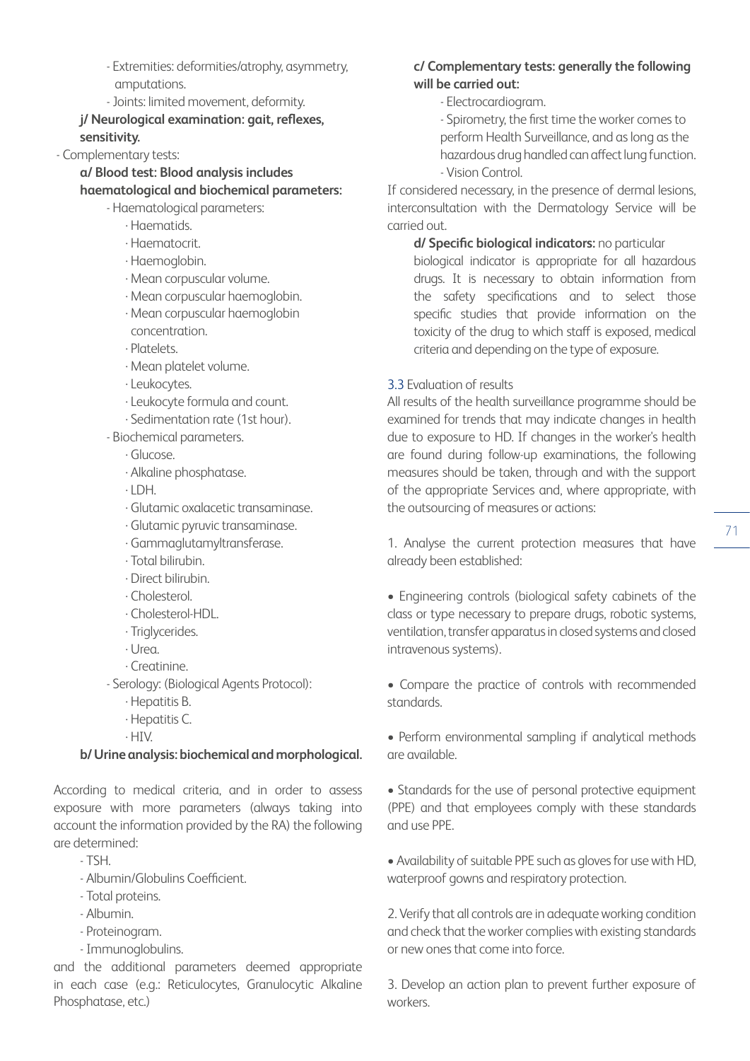- Extremities: deformities/atrophy, asymmetry, amputations.
- Joints: limited movement, deformity.

**j/ Neurological examination: gait, reflexes, sensitivity.**

- Complementary tests:

**a/ Blood test: Blood analysis includes haematological and biochemical parameters:**

- Haematological parameters:
  - · Haematids.
  - · Haematocrit.
  - · Haemoglobin.
  - · Mean corpuscular volume.
  - · Mean corpuscular haemoglobin.
  - · Mean corpuscular haemoglobin concentration.
  - · Platelets.
  - · Mean platelet volume.
  - · Leukocytes.
  - · Leukocyte formula and count.
  - · Sedimentation rate (1st hour).
- Biochemical parameters.
  - · Glucose.
  - · Alkaline phosphatase.
  - · LDH.
  - · Glutamic oxalacetic transaminase.
  - · Glutamic pyruvic transaminase.
  - · Gammaglutamyltransferase.
  - · Total bilirubin.
  - · Direct bilirubin.
  - · Cholesterol.
  - · Cholesterol-HDL.
  - · Triglycerides.
  - · Urea.
  - · Creatinine.
- Serology: (Biological Agents Protocol):
  - · Hepatitis B.
  - · Hepatitis C.
  - · HIV.

**b/ Urine analysis: biochemical and morphological.**

According to medical criteria, and in order to assess exposure with more parameters (always taking into account the information provided by the RA) the following are determined:

- TSH.
- Albumin/Globulins Coefficient.
- Total proteins.
- Albumin.
- Proteinogram.
- Immunoglobulins.

and the additional parameters deemed appropriate in each case (e.g.: Reticulocytes, Granulocytic Alkaline Phosphatase, etc.)

**c/ Complementary tests: generally the following will be carried out:**

- Electrocardiogram.
- Spirometry, the first time the worker comes to perform Health Surveillance, and as long as the hazardous drug handled can affect lung function.
- Vision Control.

If considered necessary, in the presence of dermal lesions, interconsultation with the Dermatology Service will be carried out.

**d/ Specific biological indicators:** no particular biological indicator is appropriate for all hazardous drugs. It is necessary to obtain information from the safety specifications and to select those specific studies that provide information on the toxicity of the drug to which staff is exposed, medical criteria and depending on the type of exposure.

### 3.3 Evaluation of results

All results of the health surveillance programme should be examined for trends that may indicate changes in health due to exposure to HD. If changes in the worker's health are found during follow-up examinations, the following measures should be taken, through and with the support of the appropriate Services and, where appropriate, with the outsourcing of measures or actions:

1. Analyse the current protection measures that have already been established:

- Engineering controls (biological safety cabinets of the class or type necessary to prepare drugs, robotic systems, ventilation, transfer apparatus in closed systems and closed intravenous systems).

- Compare the practice of controls with recommended standards.

- Perform environmental sampling if analytical methods are available.

- Standards for the use of personal protective equipment (PPE) and that employees comply with these standards and use PPE.

- Availability of suitable PPE such as gloves for use with HD, waterproof gowns and respiratory protection.

2. Verify that all controls are in adequate working condition and check that the worker complies with existing standards or new ones that come into force.

3. Develop an action plan to prevent further exposure of workers.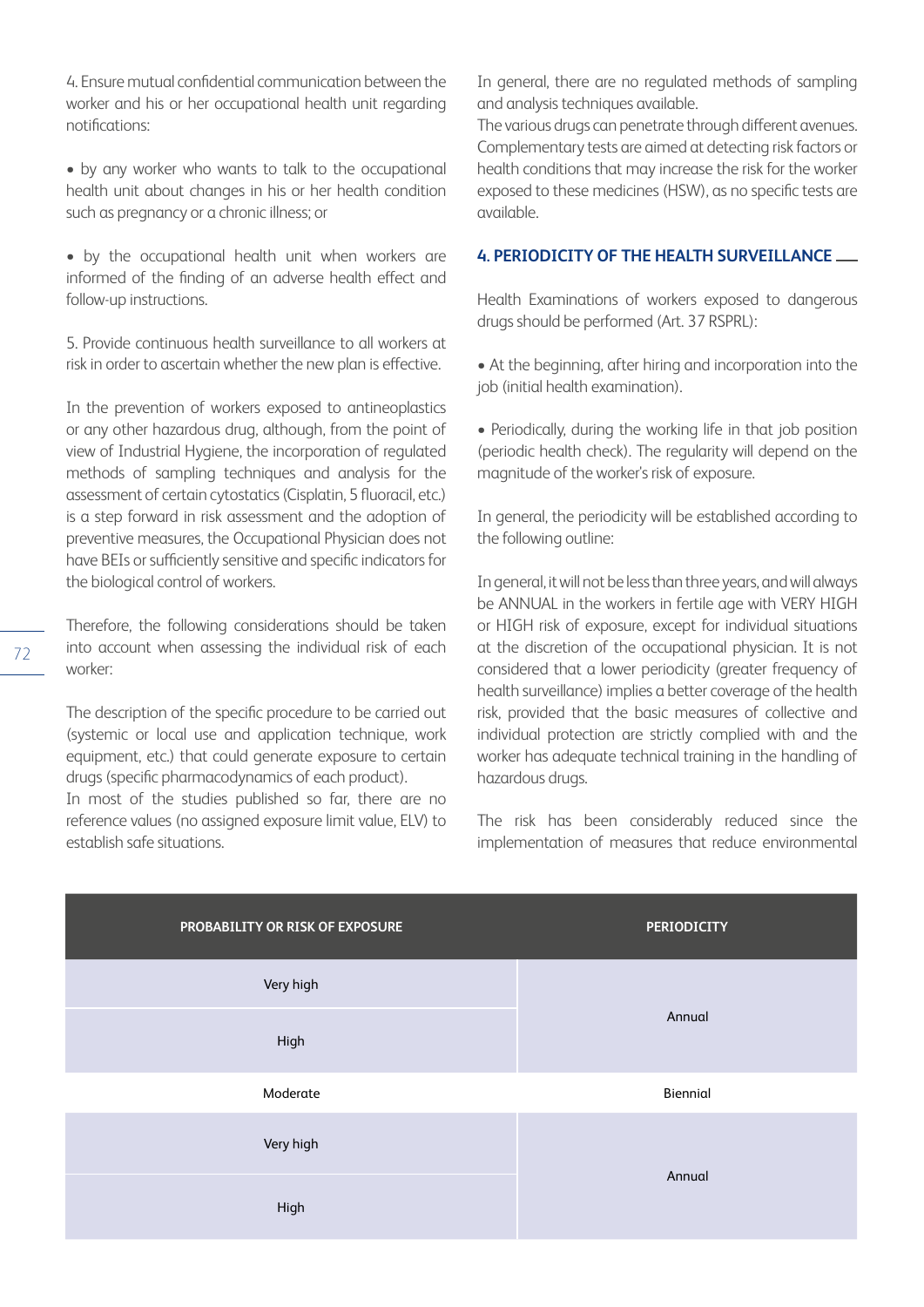4. Ensure mutual confidential communication between the worker and his or her occupational health unit regarding notifications:

- by any worker who wants to talk to the occupational health unit about changes in his or her health condition such as pregnancy or a chronic illness; or

- by the occupational health unit when workers are informed of the finding of an adverse health effect and follow-up instructions.

5. Provide continuous health surveillance to all workers at risk in order to ascertain whether the new plan is effective.

In the prevention of workers exposed to antineoplastics or any other hazardous drug, although, from the point of view of Industrial Hygiene, the incorporation of regulated methods of sampling techniques and analysis for the assessment of certain cytostatics (Cisplatin, 5 fluoracil, etc.) is a step forward in risk assessment and the adoption of preventive measures, the Occupational Physician does not have BEIs or sufficiently sensitive and specific indicators for the biological control of workers.

Therefore, the following considerations should be taken into account when assessing the individual risk of each worker:

The description of the specific procedure to be carried out (systemic or local use and application technique, work equipment, etc.) that could generate exposure to certain drugs (specific pharmacodynamics of each product).
In most of the studies published so far, there are no reference values (no assigned exposure limit value, ELV) to establish safe situations.

In general, there are no regulated methods of sampling and analysis techniques available.
The various drugs can penetrate through different avenues. Complementary tests are aimed at detecting risk factors or health conditions that may increase the risk for the worker exposed to these medicines (HSW), as no specific tests are available.

## 4. PERIODICITY OF THE HEALTH SURVEILLANCE

Health Examinations of workers exposed to dangerous drugs should be performed (Art. 37 RSPRL):

- At the beginning, after hiring and incorporation into the job (initial health examination).

- Periodically, during the working life in that job position (periodic health check). The regularity will depend on the magnitude of the worker's risk of exposure.

In general, the periodicity will be established according to the following outline:

In general, it will not be less than three years, and will always be ANNUAL in the workers in fertile age with VERY HIGH or HIGH risk of exposure, except for individual situations at the discretion of the occupational physician. It is not considered that a lower periodicity (greater frequency of health surveillance) implies a better coverage of the health risk, provided that the basic measures of collective and individual protection are strictly complied with and the worker has adequate technical training in the handling of hazardous drugs.

The risk has been considerably reduced since the implementation of measures that reduce environmental

| PROBABILITY OR RISK OF EXPOSURE | PERIODICITY |
|---|---|
| Very high | Annual |
| High | |
| Moderate | Biennial |
| Very high | Annual |
| High | |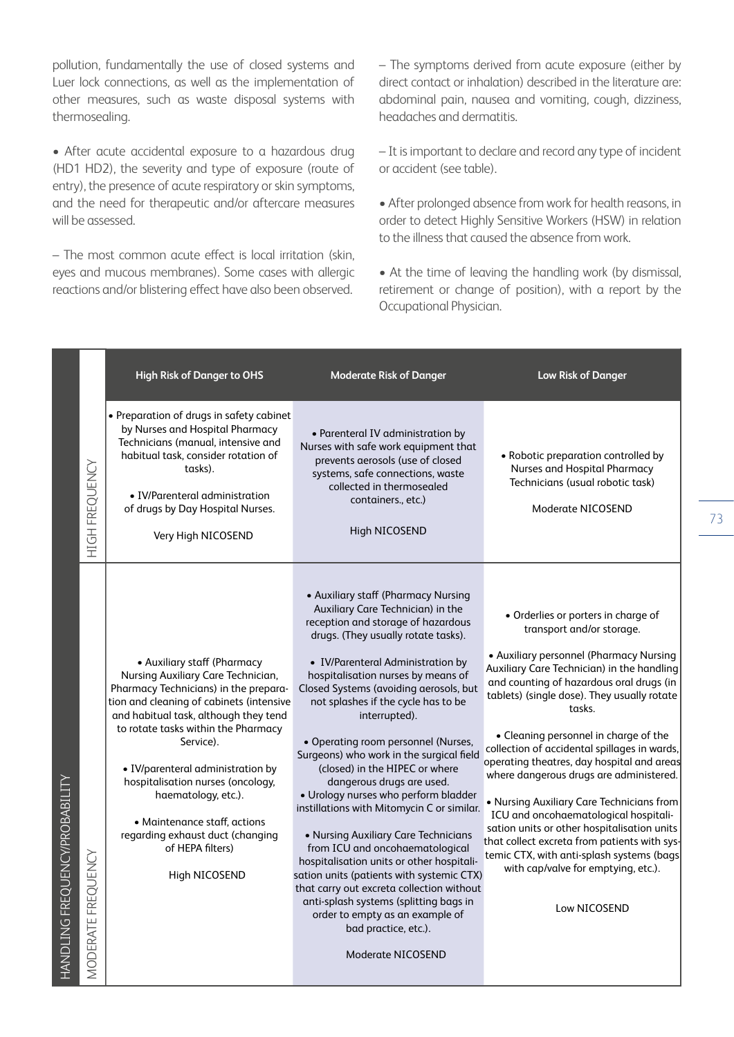pollution, fundamentally the use of closed systems and Luer lock connections, as well as the implementation of other measures, such as waste disposal systems with thermosealing.

• After acute accidental exposure to a hazardous drug (HD1 HD2), the severity and type of exposure (route of entry), the presence of acute respiratory or skin symptoms, and the need for therapeutic and/or aftercare measures will be assessed.

– The most common acute effect is local irritation (skin, eyes and mucous membranes). Some cases with allergic reactions and/or blistering effect have also been observed.

– The symptoms derived from acute exposure (either by direct contact or inhalation) described in the literature are: abdominal pain, nausea and vomiting, cough, dizziness, headaches and dermatitis.

– It is important to declare and record any type of incident or accident (see table).

• After prolonged absence from work for health reasons, in order to detect Highly Sensitive Workers (HSW) in relation to the illness that caused the absence from work.

• At the time of leaving the handling work (by dismissal, retirement or change of position), with a report by the Occupational Physician.

| HANDLING FREQUENCY/PROBABILITY | | High Risk of Danger to OHS | Moderate Risk of Danger | Low Risk of Danger |
|---|---|---|---|---|
| | HIGH FREQUENCY | • Preparation of drugs in safety cabinet by Nurses and Hospital Pharmacy Technicians (manual, intensive and habitual task, consider rotation of tasks).<br><br>• IV/Parenteral administration of drugs by Day Hospital Nurses.<br><br>Very High NICOSEND | • Parenteral IV administration by Nurses with safe work equipment that prevents aerosols (use of closed systems, safe connections, waste collected in thermosealed containers., etc.)<br><br>High NICOSEND | • Robotic preparation controlled by Nurses and Hospital Pharmacy Technicians (usual robotic task)<br><br>Moderate NICOSEND |
| | MODERATE FREQUENCY | • Auxiliary staff (Pharmacy Nursing Auxiliary Care Technician, Pharmacy Technicians) in the preparation and cleaning of cabinets (intensive and habitual task, although they tend to rotate tasks within the Pharmacy Service).<br><br>• IV/parenteral administration by hospitalisation nurses (oncology, haematology, etc.).<br><br>• Maintenance staff, actions regarding exhaust duct (changing of HEPA filters)<br><br>High NICOSEND | • Auxiliary staff (Pharmacy Nursing Auxiliary Care Technician) in the reception and storage of hazardous drugs. (They usually rotate tasks).<br><br>• IV/Parenteral Administration by hospitalisation nurses by means of Closed Systems (avoiding aerosols, but not splashes if the cycle has to be interrupted).<br><br>• Operating room personnel (Nurses, Surgeons) who work in the surgical field (closed) in the HIPEC or where dangerous drugs are used.<br>• Urology nurses who perform bladder instillations with Mitomycin C or similar.<br><br>• Nursing Auxiliary Care Technicians from ICU and oncohaematological hospitalisation units or other hospitalisation units (patients with systemic CTX) that carry out excreta collection without anti-splash systems (splitting bags in order to empty as an example of bad practice, etc.).<br><br>Moderate NICOSEND | • Orderlies or porters in charge of transport and/or storage.<br><br>• Auxiliary personnel (Pharmacy Nursing Auxiliary Care Technician) in the handling and counting of hazardous oral drugs (in tablets) (single dose). They usually rotate tasks.<br><br>• Cleaning personnel in charge of the collection of accidental spillages in wards, operating theatres, day hospital and areas where dangerous drugs are administered.<br><br>• Nursing Auxiliary Care Technicians from ICU and oncohaematological hospitalisation units or other hospitalisation units that collect excreta from patients with systemic CTX, with anti-splash systems (bags with cap/valve for emptying, etc.).<br><br>Low NICOSEND |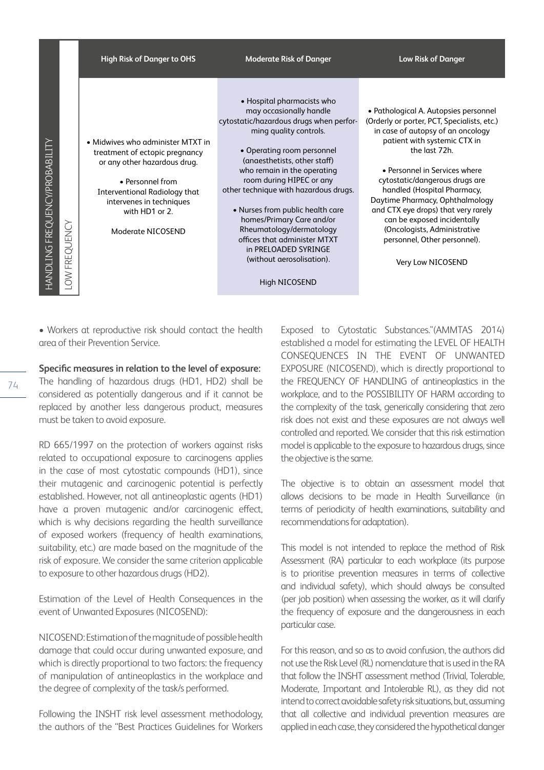| HANDLING FREQUENCY/PROBABILITY | High Risk of Danger to OHS | Moderate Risk of Danger | Low Risk of Danger |
|---|---|---|---|
| LOW FREQUENCY | • Midwives who administer MTXT in treatment of ectopic pregnancy or any other hazardous drug.<br><br>• Personnel from Interventional Radiology that intervenes in techniques with HD1 or 2.<br><br>Moderate NICOSEND | • Hospital pharmacists who may occasionally handle cytostatic/hazardous drugs when performing quality controls.<br><br>• Operating room personnel (anaesthetists, other staff) who remain in the operating room during HIPEC or any other technique with hazardous drugs.<br><br>• Nurses from public health care homes/Primary Care and/or Rheumatology/dermatology offices that administer MTXT in PRELOADED SYRINGE (without aerosolisation).<br><br>High NICOSEND | • Pathological A. Autopsies personnel (Orderly or porter, PCT, Specialists, etc.) in case of autopsy of an oncology patient with systemic CTX in the last 72h.<br><br>• Personnel in Services where cytostatic/dangerous drugs are handled (Hospital Pharmacy, Daytime Pharmacy, Ophthalmology and CTX eye drops) that very rarely can be exposed incidentally (Oncologists, Administrative personnel, Other personnel).<br><br>Very Low NICOSEND |

- Workers at reproductive risk should contact the health area of their Prevention Service.

**Specific measures in relation to the level of exposure:**
The handling of hazardous drugs (HD1, HD2) shall be considered as potentially dangerous and if it cannot be replaced by another less dangerous product, measures must be taken to avoid exposure.

RD 665/1997 on the protection of workers against risks related to occupational exposure to carcinogens applies in the case of most cytostatic compounds (HD1), since their mutagenic and carcinogenic potential is perfectly established. However, not all antineoplastic agents (HD1) have a proven mutagenic and/or carcinogenic effect, which is why decisions regarding the health surveillance of exposed workers (frequency of health examinations, suitability, etc.) are made based on the magnitude of the risk of exposure. We consider the same criterion applicable to exposure to other hazardous drugs (HD2).

Estimation of the Level of Health Consequences in the event of Unwanted Exposures (NICOSEND):

NICOSEND: Estimation of the magnitude of possible health damage that could occur during unwanted exposure, and which is directly proportional to two factors: the frequency of manipulation of antineoplastics in the workplace and the degree of complexity of the task/s performed.

Following the INSHT risk level assessment methodology, the authors of the "Best Practices Guidelines for Workers Exposed to Cytostatic Substances."(AMMTAS 2014) established a model for estimating the LEVEL OF HEALTH CONSEQUENCES IN THE EVENT OF UNWANTED EXPOSURE (NICOSEND), which is directly proportional to the FREQUENCY OF HANDLING of antineoplastics in the workplace, and to the POSSIBILITY OF HARM according to the complexity of the task, generically considering that zero risk does not exist and these exposures are not always well controlled and reported. We consider that this risk estimation model is applicable to the exposure to hazardous drugs, since the objective is the same.

The objective is to obtain an assessment model that allows decisions to be made in Health Surveillance (in terms of periodicity of health examinations, suitability and recommendations for adaptation).

This model is not intended to replace the method of Risk Assessment (RA) particular to each workplace (its purpose is to prioritise prevention measures in terms of collective and individual safety), which should always be consulted (per job position) when assessing the worker, as it will clarify the frequency of exposure and the dangerousness in each particular case.

For this reason, and so as to avoid confusion, the authors did not use the Risk Level (RL) nomenclature that is used in the RA that follow the INSHT assessment method (Trivial, Tolerable, Moderate, Important and Intolerable RL), as they did not intend to correct avoidable safety risk situations, but, assuming that all collective and individual prevention measures are applied in each case, they considered the hypothetical danger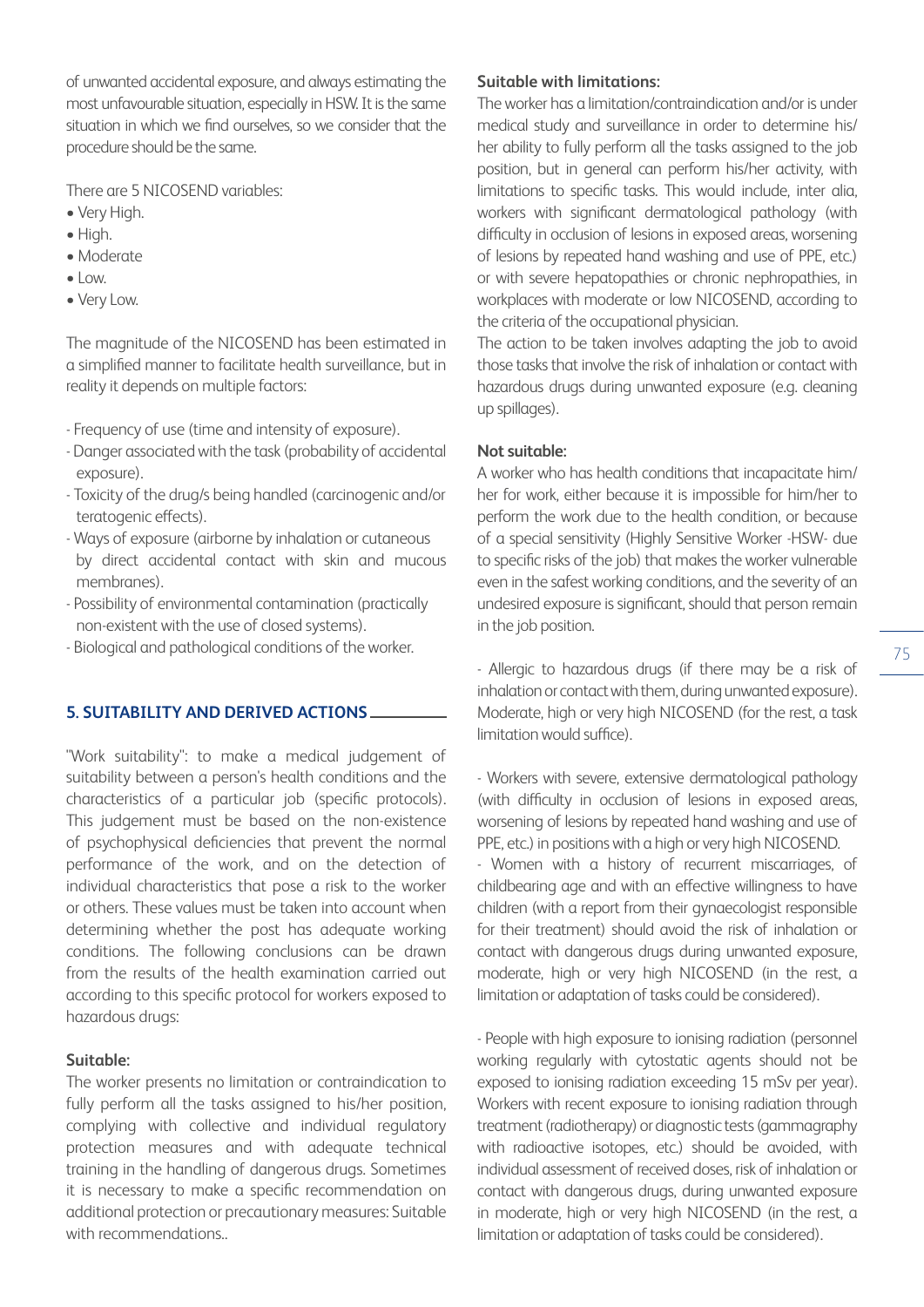of unwanted accidental exposure, and always estimating the most unfavourable situation, especially in HSW. It is the same situation in which we find ourselves, so we consider that the procedure should be the same.

There are 5 NICOSEND variables:

- Very High.
- High.
- Moderate
- Low.
- Very Low.

The magnitude of the NICOSEND has been estimated in a simplified manner to facilitate health surveillance, but in reality it depends on multiple factors:

- Frequency of use (time and intensity of exposure).
- Danger associated with the task (probability of accidental exposure).
- Toxicity of the drug/s being handled (carcinogenic and/or teratogenic effects).
- Ways of exposure (airborne by inhalation or cutaneous by direct accidental contact with skin and mucous membranes).
- Possibility of environmental contamination (practically non-existent with the use of closed systems).
- Biological and pathological conditions of the worker.

## 5. SUITABILITY AND DERIVED ACTIONS

"Work suitability": to make a medical judgement of suitability between a person's health conditions and the characteristics of a particular job (specific protocols). This judgement must be based on the non-existence of psychophysical deficiencies that prevent the normal performance of the work, and on the detection of individual characteristics that pose a risk to the worker or others. These values must be taken into account when determining whether the post has adequate working conditions. The following conclusions can be drawn from the results of the health examination carried out according to this specific protocol for workers exposed to hazardous drugs:

**Suitable:**

The worker presents no limitation or contraindication to fully perform all the tasks assigned to his/her position, complying with collective and individual regulatory protection measures and with adequate technical training in the handling of dangerous drugs. Sometimes it is necessary to make a specific recommendation on additional protection or precautionary measures: Suitable with recommendations..

**Suitable with limitations:**

The worker has a limitation/contraindication and/or is under medical study and surveillance in order to determine his/her ability to fully perform all the tasks assigned to the job position, but in general can perform his/her activity, with limitations to specific tasks. This would include, inter alia, workers with significant dermatological pathology (with difficulty in occlusion of lesions in exposed areas, worsening of lesions by repeated hand washing and use of PPE, etc.) or with severe hepatopathies or chronic nephropathies, in workplaces with moderate or low NICOSEND, according to the criteria of the occupational physician.

The action to be taken involves adapting the job to avoid those tasks that involve the risk of inhalation or contact with hazardous drugs during unwanted exposure (e.g. cleaning up spillages).

**Not suitable:**

A worker who has health conditions that incapacitate him/her for work, either because it is impossible for him/her to perform the work due to the health condition, or because of a special sensitivity (Highly Sensitive Worker -HSW- due to specific risks of the job) that makes the worker vulnerable even in the safest working conditions, and the severity of an undesired exposure is significant, should that person remain in the job position.

- Allergic to hazardous drugs (if there may be a risk of inhalation or contact with them, during unwanted exposure). Moderate, high or very high NICOSEND (for the rest, a task limitation would suffice).

- Workers with severe, extensive dermatological pathology (with difficulty in occlusion of lesions in exposed areas, worsening of lesions by repeated hand washing and use of PPE, etc.) in positions with a high or very high NICOSEND.
- Women with a history of recurrent miscarriages, of childbearing age and with an effective willingness to have children (with a report from their gynaecologist responsible for their treatment) should avoid the risk of inhalation or contact with dangerous drugs during unwanted exposure, moderate, high or very high NICOSEND (in the rest, a limitation or adaptation of tasks could be considered).

- People with high exposure to ionising radiation (personnel working regularly with cytostatic agents should not be exposed to ionising radiation exceeding 15 mSv per year). Workers with recent exposure to ionising radiation through treatment (radiotherapy) or diagnostic tests (gammagraphy with radioactive isotopes, etc.) should be avoided, with individual assessment of received doses, risk of inhalation or contact with dangerous drugs, during unwanted exposure in moderate, high or very high NICOSEND (in the rest, a limitation or adaptation of tasks could be considered).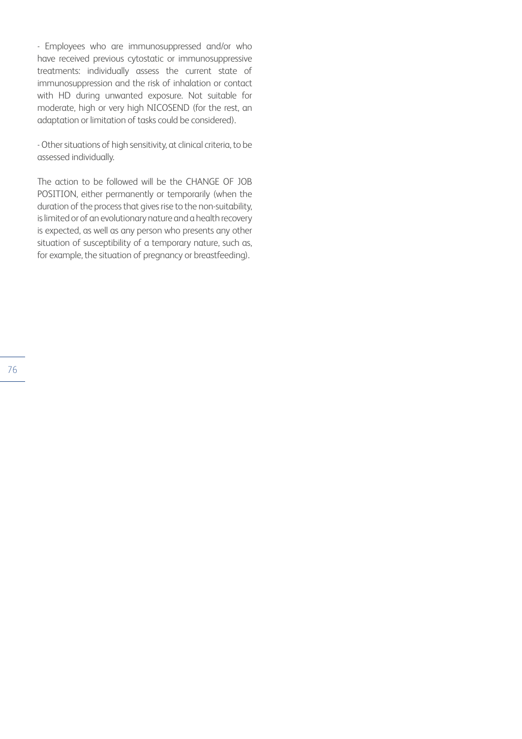- Employees who are immunosuppressed and/or who have received previous cytostatic or immunosuppressive treatments: individually assess the current state of immunosuppression and the risk of inhalation or contact with HD during unwanted exposure. Not suitable for moderate, high or very high NICOSEND (for the rest, an adaptation or limitation of tasks could be considered).

- Other situations of high sensitivity, at clinical criteria, to be assessed individually.

The action to be followed will be the CHANGE OF JOB POSITION, either permanently or temporarily (when the duration of the process that gives rise to the non-suitability, is limited or of an evolutionary nature and a health recovery is expected, as well as any person who presents any other situation of susceptibility of a temporary nature, such as, for example, the situation of pregnancy or breastfeeding).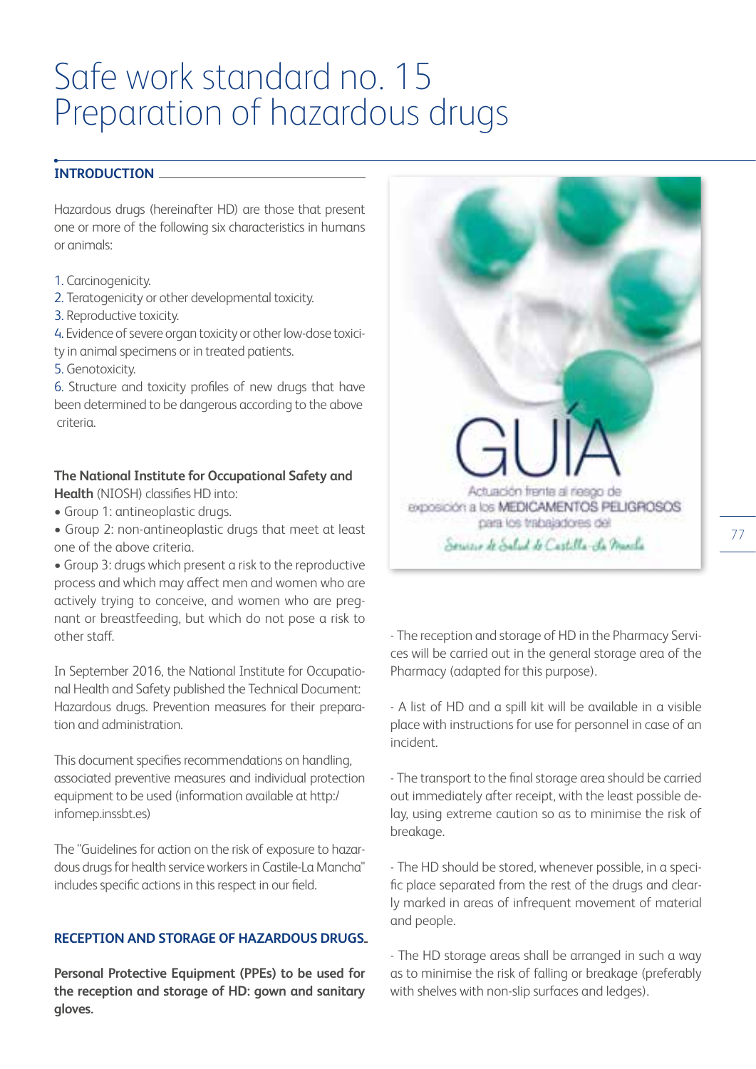# Safe work standard no. 15
# Preparation of hazardous drugs

## INTRODUCTION

Hazardous drugs (hereinafter HD) are those that present one or more of the following six characteristics in humans or animals:

1. Carcinogenicity.
2. Teratogenicity or other developmental toxicity.
3. Reproductive toxicity.
4. Evidence of severe organ toxicity or other low-dose toxicity in animal specimens or in treated patients.
5. Genotoxicity.
6. Structure and toxicity profiles of new drugs that have been determined to be dangerous according to the above criteria.

**The National Institute for Occupational Safety and Health** (NIOSH) classifies HD into:

- Group 1: antineoplastic drugs.
- Group 2: non-antineoplastic drugs that meet at least one of the above criteria.
- Group 3: drugs which present a risk to the reproductive process and which may affect men and women who are actively trying to conceive, and women who are pregnant or breastfeeding, but which do not pose a risk to other staff.

In September 2016, the National Institute for Occupational Health and Safety published the Technical Document: Hazardous drugs. Prevention measures for their preparation and administration.

This document specifies recommendations on handling, associated preventive measures and individual protection equipment to be used (information available at http:/infomep.inssbt.es)

The "Guidelines for action on the risk of exposure to hazardous drugs for health service workers in Castile-La Mancha" includes specific actions in this respect in our field.

## RECEPTION AND STORAGE OF HAZARDOUS DRUGS

**Personal Protective Equipment (PPEs) to be used for the reception and storage of HD: gown and sanitary gloves.**

GUÍA

Actuación frente al riesgo de exposición a los MEDICAMENTOS PELIGROSOS para los trabajadores del Servicio de Salud de Castilla-La Mancha

- The reception and storage of HD in the Pharmacy Services will be carried out in the general storage area of the Pharmacy (adapted for this purpose).

- A list of HD and a spill kit will be available in a visible place with instructions for use for personnel in case of an incident.

- The transport to the final storage area should be carried out immediately after receipt, with the least possible delay, using extreme caution so as to minimise the risk of breakage.

- The HD should be stored, whenever possible, in a specific place separated from the rest of the drugs and clearly marked in areas of infrequent movement of material and people.

- The HD storage areas shall be arranged in such a way as to minimise the risk of falling or breakage (preferably with shelves with non-slip surfaces and ledges).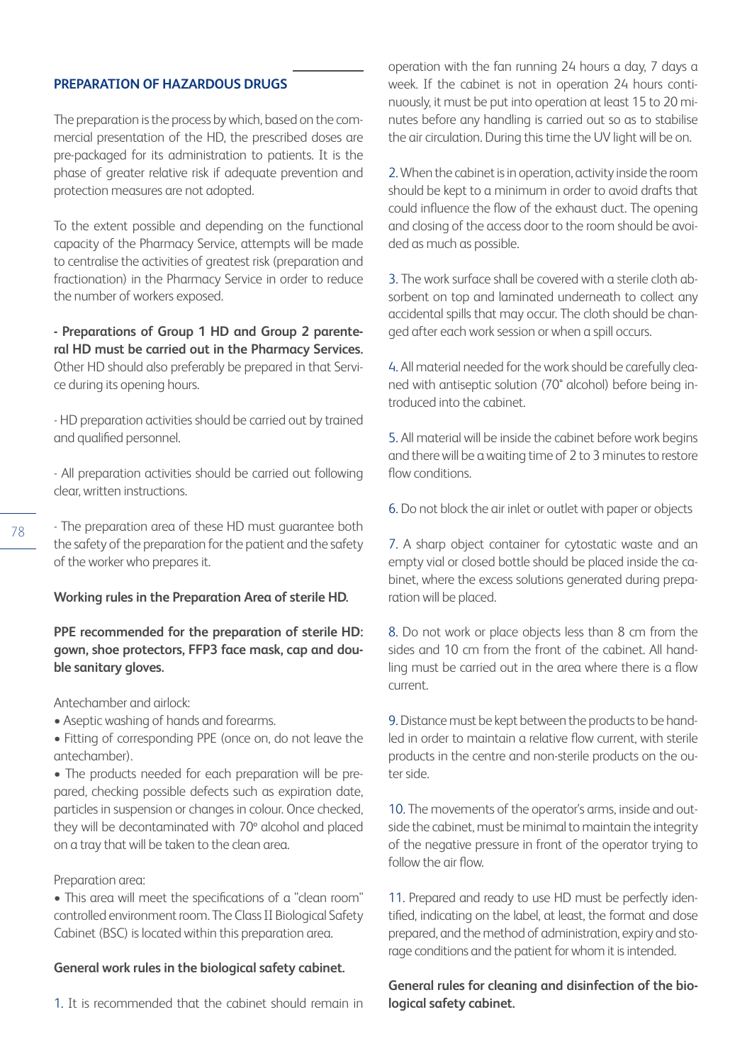## PREPARATION OF HAZARDOUS DRUGS

The preparation is the process by which, based on the commercial presentation of the HD, the prescribed doses are pre-packaged for its administration to patients. It is the phase of greater relative risk if adequate prevention and protection measures are not adopted.

To the extent possible and depending on the functional capacity of the Pharmacy Service, attempts will be made to centralise the activities of greatest risk (preparation and fractionation) in the Pharmacy Service in order to reduce the number of workers exposed.

**- Preparations of Group 1 HD and Group 2 parenteral HD must be carried out in the Pharmacy Services.** Other HD should also preferably be prepared in that Service during its opening hours.

- HD preparation activities should be carried out by trained and qualified personnel.

- All preparation activities should be carried out following clear, written instructions.

- The preparation area of these HD must guarantee both the safety of the preparation for the patient and the safety of the worker who prepares it.

**Working rules in the Preparation Area of sterile HD.**

**PPE recommended for the preparation of sterile HD: gown, shoe protectors, FFP3 face mask, cap and double sanitary gloves.**

Antechamber and airlock:

- Aseptic washing of hands and forearms.
- Fitting of corresponding PPE (once on, do not leave the antechamber).
- The products needed for each preparation will be prepared, checking possible defects such as expiration date, particles in suspension or changes in colour. Once checked, they will be decontaminated with 70º alcohol and placed on a tray that will be taken to the clean area.

Preparation area:

- This area will meet the specifications of a "clean room" controlled environment room. The Class II Biological Safety Cabinet (BSC) is located within this preparation area.

**General work rules in the biological safety cabinet.**

1. It is recommended that the cabinet should remain in operation with the fan running 24 hours a day, 7 days a week. If the cabinet is not in operation 24 hours continuously, it must be put into operation at least 15 to 20 minutes before any handling is carried out so as to stabilise the air circulation. During this time the UV light will be on.

2. When the cabinet is in operation, activity inside the room should be kept to a minimum in order to avoid drafts that could influence the flow of the exhaust duct. The opening and closing of the access door to the room should be avoided as much as possible.

3. The work surface shall be covered with a sterile cloth absorbent on top and laminated underneath to collect any accidental spills that may occur. The cloth should be changed after each work session or when a spill occurs.

4. All material needed for the work should be carefully cleaned with antiseptic solution (70° alcohol) before being introduced into the cabinet.

5. All material will be inside the cabinet before work begins and there will be a waiting time of 2 to 3 minutes to restore flow conditions.

6. Do not block the air inlet or outlet with paper or objects

7. A sharp object container for cytostatic waste and an empty vial or closed bottle should be placed inside the cabinet, where the excess solutions generated during preparation will be placed.

8. Do not work or place objects less than 8 cm from the sides and 10 cm from the front of the cabinet. All handling must be carried out in the area where there is a flow current.

9. Distance must be kept between the products to be handled in order to maintain a relative flow current, with sterile products in the centre and non-sterile products on the outer side.

10. The movements of the operator's arms, inside and outside the cabinet, must be minimal to maintain the integrity of the negative pressure in front of the operator trying to follow the air flow.

11. Prepared and ready to use HD must be perfectly identified, indicating on the label, at least, the format and dose prepared, and the method of administration, expiry and storage conditions and the patient for whom it is intended.

**General rules for cleaning and disinfection of the biological safety cabinet.**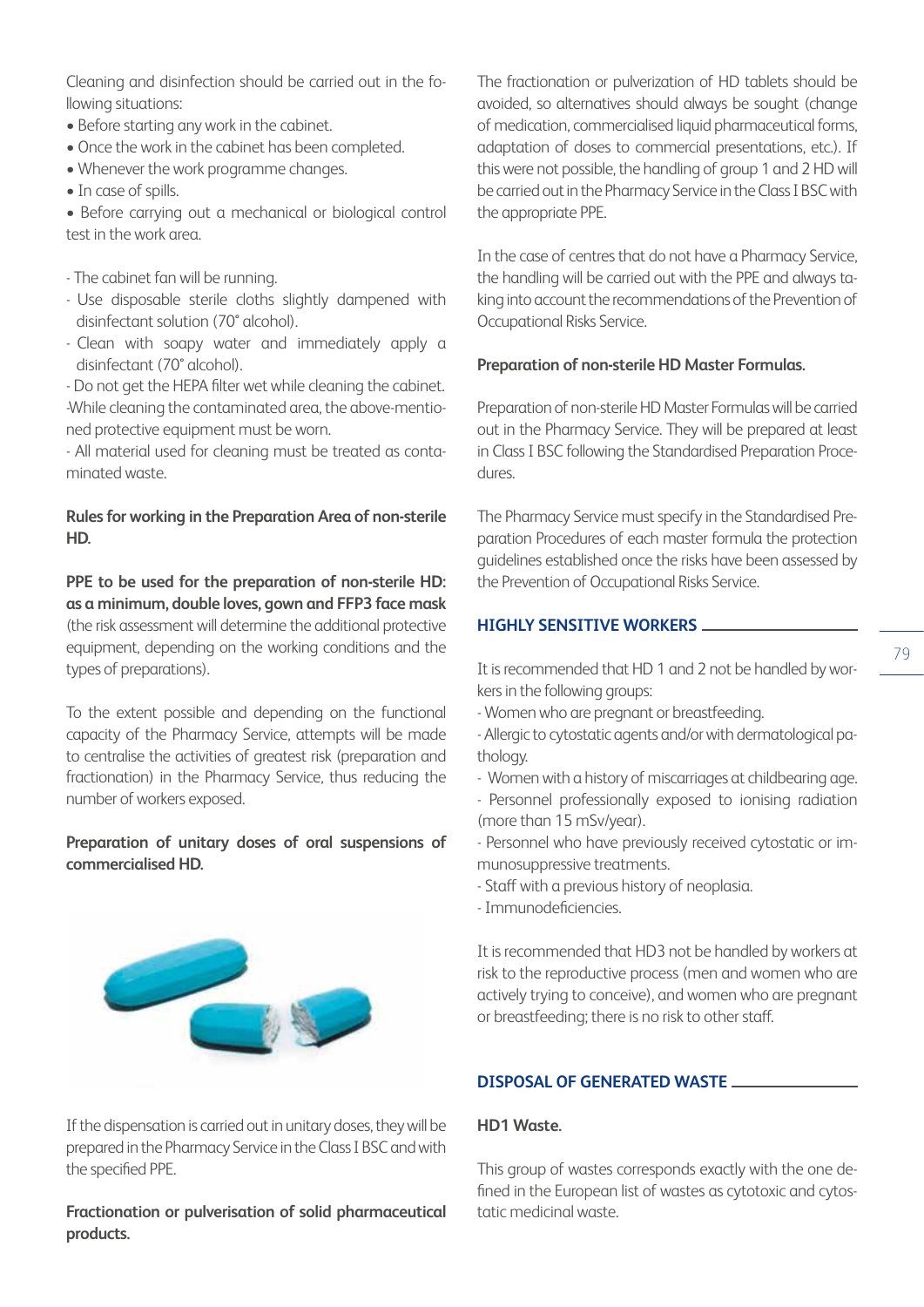Cleaning and disinfection should be carried out in the following situations:

- Before starting any work in the cabinet.
- Once the work in the cabinet has been completed.
- Whenever the work programme changes.
- In case of spills.
- Before carrying out a mechanical or biological control test in the work area.

- The cabinet fan will be running.
- Use disposable sterile cloths slightly dampened with disinfectant solution (70° alcohol).
- Clean with soapy water and immediately apply a disinfectant (70° alcohol).
- Do not get the HEPA filter wet while cleaning the cabinet.
- While cleaning the contaminated area, the above-mentioned protective equipment must be worn.
- All material used for cleaning must be treated as contaminated waste.

**Rules for working in the Preparation Area of non-sterile HD.**

**PPE to be used for the preparation of non-sterile HD: as a minimum, double loves, gown and FFP3 face mask** (the risk assessment will determine the additional protective equipment, depending on the working conditions and the types of preparations).

To the extent possible and depending on the functional capacity of the Pharmacy Service, attempts will be made to centralise the activities of greatest risk (preparation and fractionation) in the Pharmacy Service, thus reducing the number of workers exposed.

**Preparation of unitary doses of oral suspensions of commercialised HD.**

If the dispensation is carried out in unitary doses, they will be prepared in the Pharmacy Service in the Class I BSC and with the specified PPE.

**Fractionation or pulverisation of solid pharmaceutical products.**

The fractionation or pulverization of HD tablets should be avoided, so alternatives should always be sought (change of medication, commercialised liquid pharmaceutical forms, adaptation of doses to commercial presentations, etc.). If this were not possible, the handling of group 1 and 2 HD will be carried out in the Pharmacy Service in the Class I BSC with the appropriate PPE.

In the case of centres that do not have a Pharmacy Service, the handling will be carried out with the PPE and always taking into account the recommendations of the Prevention of Occupational Risks Service.

**Preparation of non-sterile HD Master Formulas.**

Preparation of non-sterile HD Master Formulas will be carried out in the Pharmacy Service. They will be prepared at least in Class I BSC following the Standardised Preparation Procedures.

The Pharmacy Service must specify in the Standardised Preparation Procedures of each master formula the protection guidelines established once the risks have been assessed by the Prevention of Occupational Risks Service.

## HIGHLY SENSITIVE WORKERS

It is recommended that HD 1 and 2 not be handled by workers in the following groups:

- Women who are pregnant or breastfeeding.
- Allergic to cytostatic agents and/or with dermatological pathology.
- Women with a history of miscarriages at childbearing age.
- Personnel professionally exposed to ionising radiation (more than 15 mSv/year).
- Personnel who have previously received cytostatic or immunosuppressive treatments.
- Staff with a previous history of neoplasia.
- Immunodeficiencies.

It is recommended that HD3 not be handled by workers at risk to the reproductive process (men and women who are actively trying to conceive), and women who are pregnant or breastfeeding; there is no risk to other staff.

## DISPOSAL OF GENERATED WASTE

**HD1 Waste.**

This group of wastes corresponds exactly with the one defined in the European list of wastes as cytotoxic and cytostatic medicinal waste.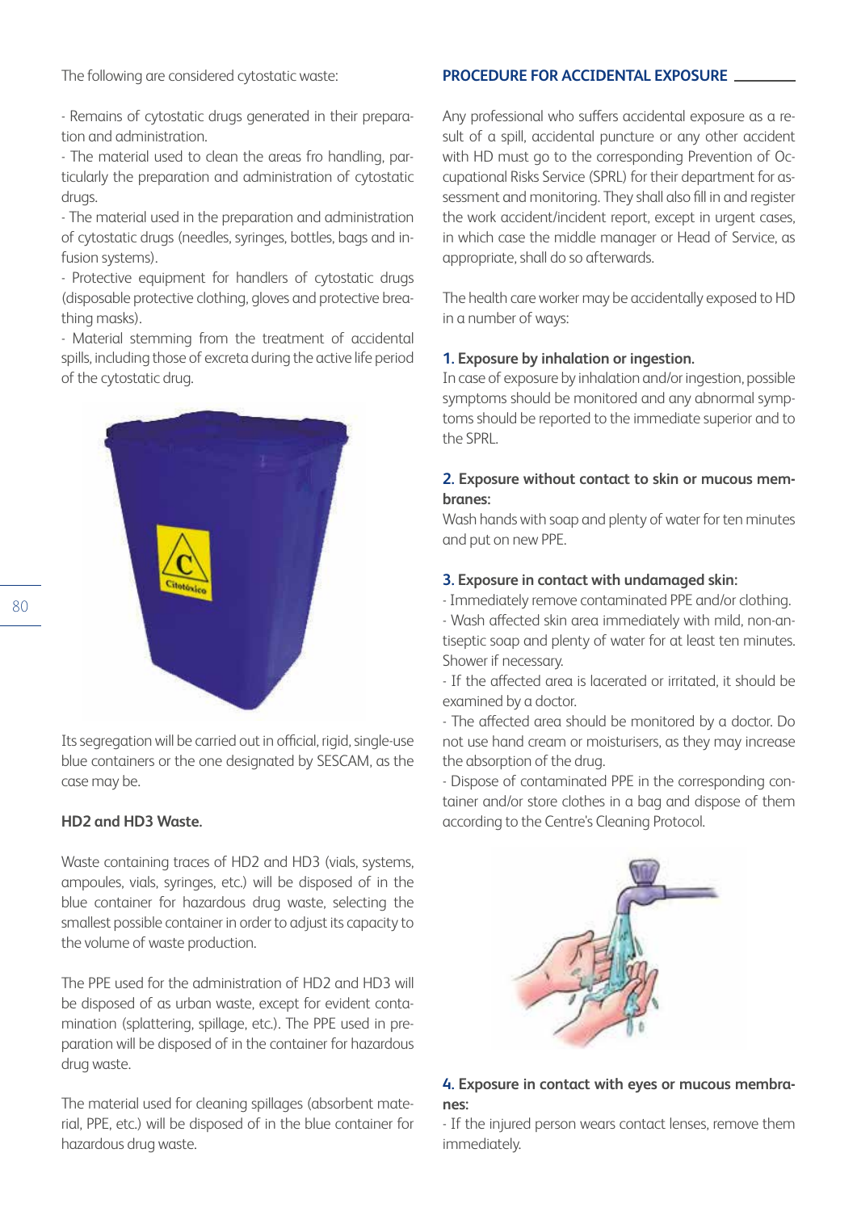The following are considered cytostatic waste:

- Remains of cytostatic drugs generated in their preparation and administration.
- The material used to clean the areas fro handling, particularly the preparation and administration of cytostatic drugs.
- The material used in the preparation and administration of cytostatic drugs (needles, syringes, bottles, bags and infusion systems).
- Protective equipment for handlers of cytostatic drugs (disposable protective clothing, gloves and protective breathing masks).
- Material stemming from the treatment of accidental spills, including those of excreta during the active life period of the cytostatic drug.

Its segregation will be carried out in official, rigid, single-use blue containers or the one designated by SESCAM, as the case may be.

**HD2 and HD3 Waste.**

Waste containing traces of HD2 and HD3 (vials, systems, ampoules, vials, syringes, etc.) will be disposed of in the blue container for hazardous drug waste, selecting the smallest possible container in order to adjust its capacity to the volume of waste production.

The PPE used for the administration of HD2 and HD3 will be disposed of as urban waste, except for evident contamination (splattering, spillage, etc.). The PPE used in preparation will be disposed of in the container for hazardous drug waste.

The material used for cleaning spillages (absorbent material, PPE, etc.) will be disposed of in the blue container for hazardous drug waste.

## PROCEDURE FOR ACCIDENTAL EXPOSURE

Any professional who suffers accidental exposure as a result of a spill, accidental puncture or any other accident with HD must go to the corresponding Prevention of Occupational Risks Service (SPRL) for their department for assessment and monitoring. They shall also fill in and register the work accident/incident report, except in urgent cases, in which case the middle manager or Head of Service, as appropriate, shall do so afterwards.

The health care worker may be accidentally exposed to HD in a number of ways:

**1. Exposure by inhalation or ingestion.**
In case of exposure by inhalation and/or ingestion, possible symptoms should be monitored and any abnormal symptoms should be reported to the immediate superior and to the SPRL.

**2. Exposure without contact to skin or mucous membranes:**
Wash hands with soap and plenty of water for ten minutes and put on new PPE.

**3. Exposure in contact with undamaged skin:**
- Immediately remove contaminated PPE and/or clothing.
- Wash affected skin area immediately with mild, non-antiseptic soap and plenty of water for at least ten minutes. Shower if necessary.
- If the affected area is lacerated or irritated, it should be examined by a doctor.
- The affected area should be monitored by a doctor. Do not use hand cream or moisturisers, as they may increase the absorption of the drug.
- Dispose of contaminated PPE in the corresponding container and/or store clothes in a bag and dispose of them according to the Centre's Cleaning Protocol.

**4. Exposure in contact with eyes or mucous membranes:**
- If the injured person wears contact lenses, remove them immediately.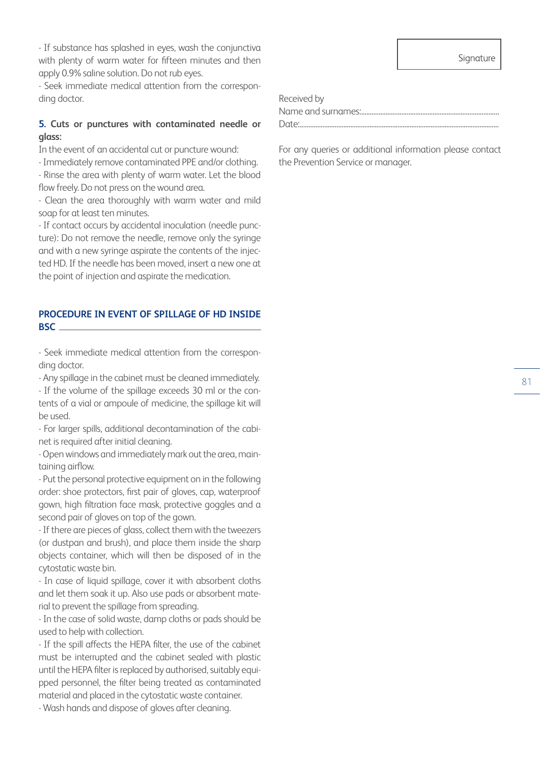- If substance has splashed in eyes, wash the conjunctiva with plenty of warm water for fifteen minutes and then apply 0.9% saline solution. Do not rub eyes.
- Seek immediate medical attention from the corresponding doctor.

**5. Cuts or punctures with contaminated needle or glass:**

In the event of an accidental cut or puncture wound:

- Immediately remove contaminated PPE and/or clothing.
- Rinse the area with plenty of warm water. Let the blood flow freely. Do not press on the wound area.
- Clean the area thoroughly with warm water and mild soap for at least ten minutes.
- If contact occurs by accidental inoculation (needle puncture): Do not remove the needle, remove only the syringe and with a new syringe aspirate the contents of the injected HD. If the needle has been moved, insert a new one at the point of injection and aspirate the medication.

## PROCEDURE IN EVENT OF SPILLAGE OF HD INSIDE BSC

- Seek immediate medical attention from the corresponding doctor.
- Any spillage in the cabinet must be cleaned immediately.
- If the volume of the spillage exceeds 30 ml or the contents of a vial or ampoule of medicine, the spillage kit will be used.
- For larger spills, additional decontamination of the cabinet is required after initial cleaning.
- Open windows and immediately mark out the area, maintaining airflow.
- Put the personal protective equipment on in the following order: shoe protectors, first pair of gloves, cap, waterproof gown, high filtration face mask, protective goggles and a second pair of gloves on top of the gown.
- If there are pieces of glass, collect them with the tweezers (or dustpan and brush), and place them inside the sharp objects container, which will then be disposed of in the cytostatic waste bin.
- In case of liquid spillage, cover it with absorbent cloths and let them soak it up. Also use pads or absorbent material to prevent the spillage from spreading.
- In the case of solid waste, damp cloths or pads should be used to help with collection.
- If the spill affects the HEPA filter, the use of the cabinet must be interrupted and the cabinet sealed with plastic until the HEPA filter is replaced by authorised, suitably equipped personnel, the filter being treated as contaminated material and placed in the cytostatic waste container.
- Wash hands and dispose of gloves after cleaning.

Signature

Received by

Name and surnames:..............................................................................

Date:..................................................................................................

For any queries or additional information please contact the Prevention Service or manager.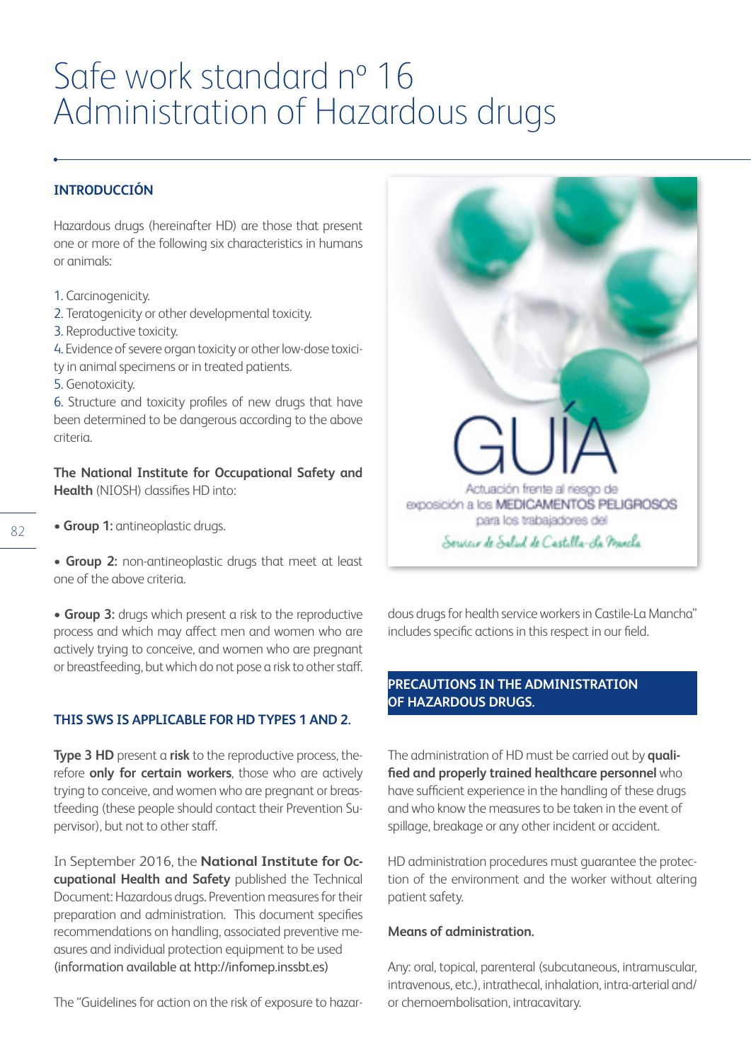# Safe work standard nº 16
# Administration of Hazardous drugs

## INTRODUCCIÓN

Hazardous drugs (hereinafter HD) are those that present one or more of the following six characteristics in humans or animals:

1. Carcinogenicity.
2. Teratogenicity or other developmental toxicity.
3. Reproductive toxicity.
4. Evidence of severe organ toxicity or other low-dose toxicity in animal specimens or in treated patients.
5. Genotoxicity.
6. Structure and toxicity profiles of new drugs that have been determined to be dangerous according to the above criteria.

**The National Institute for Occupational Safety and Health** (NIOSH) classifies HD into:

- **Group 1:** antineoplastic drugs.
- **Group 2:** non-antineoplastic drugs that meet at least one of the above criteria.
- **Group 3:** drugs which present a risk to the reproductive process and which may affect men and women who are actively trying to conceive, and women who are pregnant or breastfeeding, but which do not pose a risk to other staff.

### THIS SWS IS APPLICABLE FOR HD TYPES 1 AND 2.

**Type 3 HD** present a **risk** to the reproductive process, therefore **only for certain workers**, those who are actively trying to conceive, and women who are pregnant or breastfeeding (these people should contact their Prevention Supervisor), but not to other staff.

In September 2016, the **National Institute for Occupational Health and Safety** published the Technical Document: Hazardous drugs. Prevention measures for their preparation and administration. This document specifies recommendations on handling, associated preventive measures and individual protection equipment to be used (information available at http://infomep.inssbt.es)

The "Guidelines for action on the risk of exposure to hazardous drugs for health service workers in Castile-La Mancha" includes specific actions in this respect in our field.

GUÍA

Actuación frente al riesgo de exposición a los MEDICAMENTOS PELIGROSOS para los trabajadores del Servicio de Salud de Castilla-La Mancha

### PRECAUTIONS IN THE ADMINISTRATION OF HAZARDOUS DRUGS.

The administration of HD must be carried out by **qualified and properly trained healthcare personnel** who have sufficient experience in the handling of these drugs and who know the measures to be taken in the event of spillage, breakage or any other incident or accident.

HD administration procedures must guarantee the protection of the environment and the worker without altering patient safety.

**Means of administration.**

Any: oral, topical, parenteral (subcutaneous, intramuscular, intravenous, etc.), intrathecal, inhalation, intra-arterial and/or chemoembolisation, intracavitary.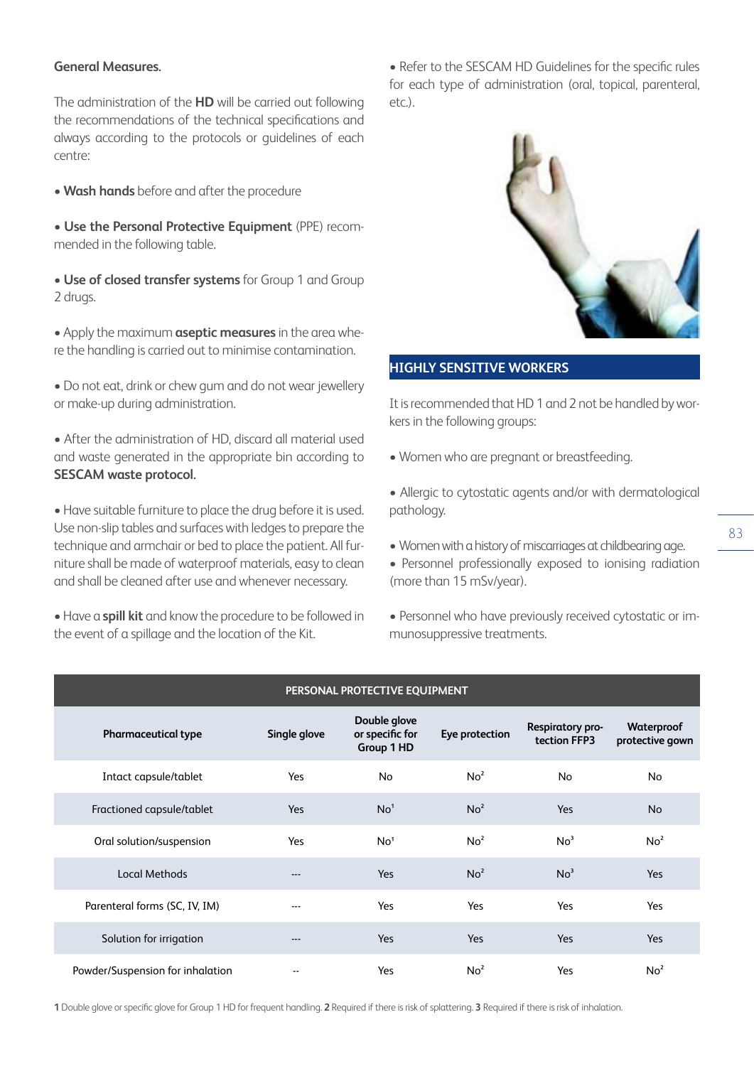**General Measures.**

The administration of the **HD** will be carried out following the recommendations of the technical specifications and always according to the protocols or guidelines of each centre:

- **Wash hands** before and after the procedure
- **Use the Personal Protective Equipment** (PPE) recommended in the following table.
- **Use of closed transfer systems** for Group 1 and Group 2 drugs.
- Apply the maximum **aseptic measures** in the area where the handling is carried out to minimise contamination.
- Do not eat, drink or chew gum and do not wear jewellery or make-up during administration.
- After the administration of HD, discard all material used and waste generated in the appropriate bin according to **SESCAM waste protocol.**
- Have suitable furniture to place the drug before it is used. Use non-slip tables and surfaces with ledges to prepare the technique and armchair or bed to place the patient. All furniture shall be made of waterproof materials, easy to clean and shall be cleaned after use and whenever necessary.
- Have a **spill kit** and know the procedure to be followed in the event of a spillage and the location of the Kit.
- Refer to the SESCAM HD Guidelines for the specific rules for each type of administration (oral, topical, parenteral, etc.).

## HIGHLY SENSITIVE WORKERS

It is recommended that HD 1 and 2 not be handled by workers in the following groups:

- Women who are pregnant or breastfeeding.
- Allergic to cytostatic agents and/or with dermatological pathology.
- Women with a history of miscarriages at childbearing age.
- Personnel professionally exposed to ionising radiation (more than 15 mSv/year).
- Personnel who have previously received cytostatic or immunosuppressive treatments.

| PERSONAL PROTECTIVE EQUIPMENT | | | | | |
|---|---|---|---|---|---|
| **Pharmaceutical type** | **Single glove** | **Double glove or specific for Group 1 HD** | **Eye protection** | **Respiratory protection FFP3** | **Waterproof protective gown** |
| Intact capsule/tablet | Yes | No | No[2] | No | No |
| Fractioned capsule/tablet | Yes | No[1] | No[2] | Yes | No |
| Oral solution/suspension | Yes | No[1] | No[2] | No[3] | No[2] |
| Local Methods | --- | Yes | No[2] | No[3] | Yes |
| Parenteral forms (SC, IV, IM) | --- | Yes | Yes | Yes | Yes |
| Solution for irrigation | --- | Yes | Yes | Yes | Yes |
| Powder/Suspension for inhalation | -- | Yes | No[2] | Yes | No[2] |

**1** Double glove or specific glove for Group 1 HD for frequent handling. **2** Required if there is risk of splattering. **3** Required if there is risk of inhalation.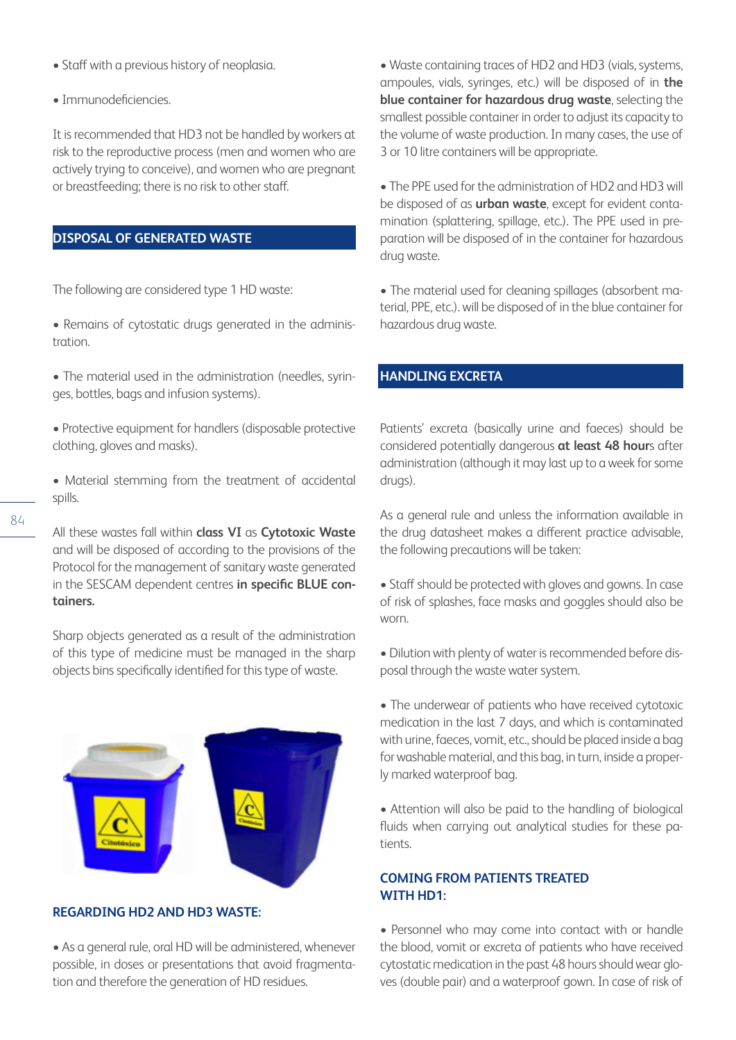- Staff with a previous history of neoplasia.

- Immunodeficiencies.

It is recommended that HD3 not be handled by workers at risk to the reproductive process (men and women who are actively trying to conceive), and women who are pregnant or breastfeeding; there is no risk to other staff.

## DISPOSAL OF GENERATED WASTE

The following are considered type 1 HD waste:

- Remains of cytostatic drugs generated in the administration.

- The material used in the administration (needles, syringes, bottles, bags and infusion systems).

- Protective equipment for handlers (disposable protective clothing, gloves and masks).

- Material stemming from the treatment of accidental spills.

All these wastes fall within **class VI** as **Cytotoxic Waste** and will be disposed of according to the provisions of the Protocol for the management of sanitary waste generated in the SESCAM dependent centres **in specific BLUE containers.**

Sharp objects generated as a result of the administration of this type of medicine must be managed in the sharp objects bins specifically identified for this type of waste.

### REGARDING HD2 AND HD3 WASTE:

- As a general rule, oral HD will be administered, whenever possible, in doses or presentations that avoid fragmentation and therefore the generation of HD residues.

- Waste containing traces of HD2 and HD3 (vials, systems, ampoules, vials, syringes, etc.) will be disposed of in **the blue container for hazardous drug waste**, selecting the smallest possible container in order to adjust its capacity to the volume of waste production. In many cases, the use of 3 or 10 litre containers will be appropriate.

- The PPE used for the administration of HD2 and HD3 will be disposed of as **urban waste**, except for evident contamination (splattering, spillage, etc.). The PPE used in preparation will be disposed of in the container for hazardous drug waste.

- The material used for cleaning spillages (absorbent material, PPE, etc.). will be disposed of in the blue container for hazardous drug waste.

## HANDLING EXCRETA

Patients' excreta (basically urine and faeces) should be considered potentially dangerous **at least 48 hour**s after administration (although it may last up to a week for some drugs).

As a general rule and unless the information available in the drug datasheet makes a different practice advisable, the following precautions will be taken:

- Staff should be protected with gloves and gowns. In case of risk of splashes, face masks and goggles should also be worn.

- Dilution with plenty of water is recommended before disposal through the waste water system.

- The underwear of patients who have received cytotoxic medication in the last 7 days, and which is contaminated with urine, faeces, vomit, etc., should be placed inside a bag for washable material, and this bag, in turn, inside a properly marked waterproof bag.

- Attention will also be paid to the handling of biological fluids when carrying out analytical studies for these patients.

### COMING FROM PATIENTS TREATED WITH HD1:

- Personnel who may come into contact with or handle the blood, vomit or excreta of patients who have received cytostatic medication in the past 48 hours should wear gloves (double pair) and a waterproof gown. In case of risk of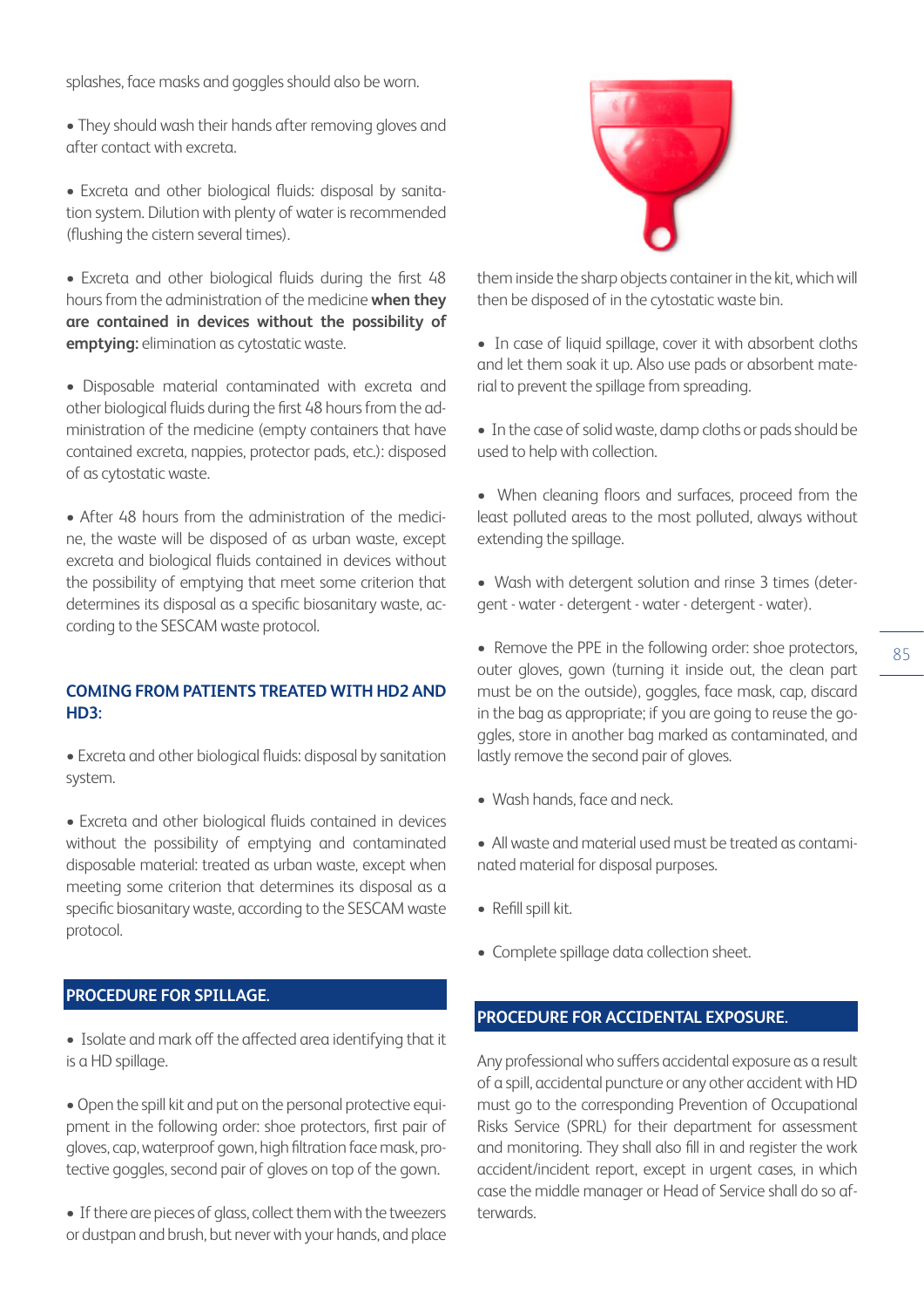splashes, face masks and goggles should also be worn.

- They should wash their hands after removing gloves and after contact with excreta.

- Excreta and other biological fluids: disposal by sanitation system. Dilution with plenty of water is recommended (flushing the cistern several times).

- Excreta and other biological fluids during the first 48 hours from the administration of the medicine **when they are contained in devices without the possibility of emptying:** elimination as cytostatic waste.

- Disposable material contaminated with excreta and other biological fluids during the first 48 hours from the administration of the medicine (empty containers that have contained excreta, nappies, protector pads, etc.): disposed of as cytostatic waste.

- After 48 hours from the administration of the medicine, the waste will be disposed of as urban waste, except excreta and biological fluids contained in devices without the possibility of emptying that meet some criterion that determines its disposal as a specific biosanitary waste, according to the SESCAM waste protocol.

### COMING FROM PATIENTS TREATED WITH HD2 AND HD3:

- Excreta and other biological fluids: disposal by sanitation system.

- Excreta and other biological fluids contained in devices without the possibility of emptying and contaminated disposable material: treated as urban waste, except when meeting some criterion that determines its disposal as a specific biosanitary waste, according to the SESCAM waste protocol.

## PROCEDURE FOR SPILLAGE.

- Isolate and mark off the affected area identifying that it is a HD spillage.

- Open the spill kit and put on the personal protective equipment in the following order: shoe protectors, first pair of gloves, cap, waterproof gown, high filtration face mask, protective goggles, second pair of gloves on top of the gown.

- If there are pieces of glass, collect them with the tweezers or dustpan and brush, but never with your hands, and place them inside the sharp objects container in the kit, which will then be disposed of in the cytostatic waste bin.

- In case of liquid spillage, cover it with absorbent cloths and let them soak it up. Also use pads or absorbent material to prevent the spillage from spreading.

- In the case of solid waste, damp cloths or pads should be used to help with collection.

- When cleaning floors and surfaces, proceed from the least polluted areas to the most polluted, always without extending the spillage.

- Wash with detergent solution and rinse 3 times (detergent - water - detergent - water - detergent - water).

- Remove the PPE in the following order: shoe protectors, outer gloves, gown (turning it inside out, the clean part must be on the outside), goggles, face mask, cap, discard in the bag as appropriate; if you are going to reuse the goggles, store in another bag marked as contaminated, and lastly remove the second pair of gloves.

- Wash hands, face and neck.

- All waste and material used must be treated as contaminated material for disposal purposes.

- Refill spill kit.

- Complete spillage data collection sheet.

## PROCEDURE FOR ACCIDENTAL EXPOSURE.

Any professional who suffers accidental exposure as a result of a spill, accidental puncture or any other accident with HD must go to the corresponding Prevention of Occupational Risks Service (SPRL) for their department for assessment and monitoring. They shall also fill in and register the work accident/incident report, except in urgent cases, in which case the middle manager or Head of Service shall do so afterwards.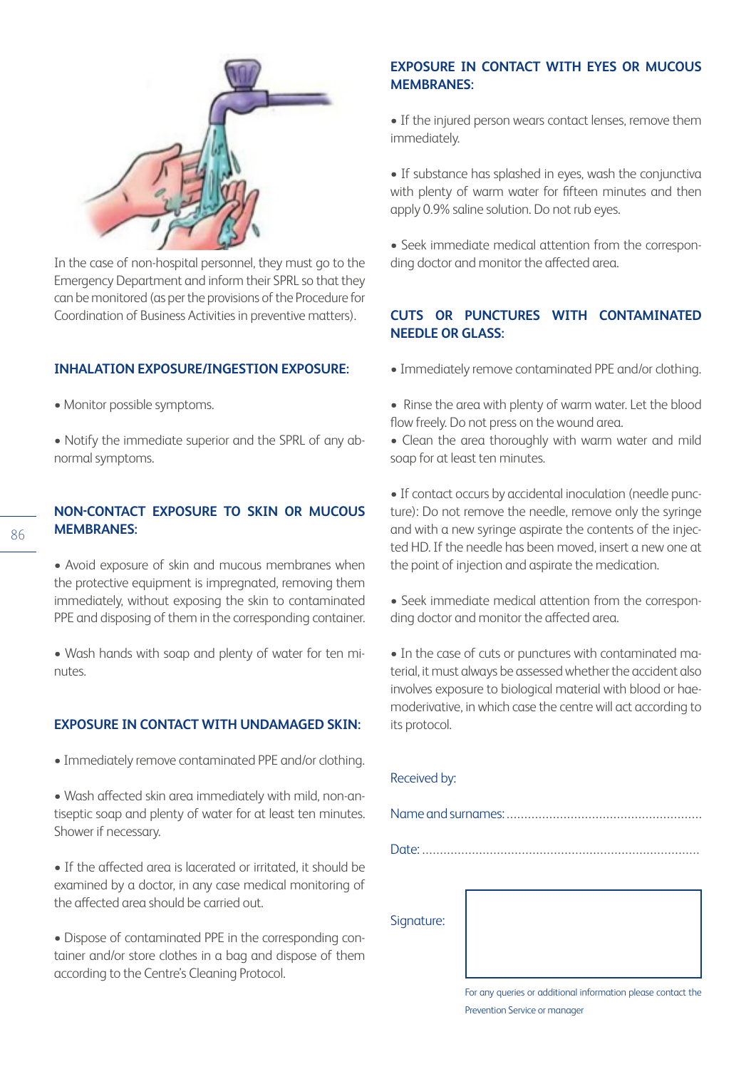In the case of non-hospital personnel, they must go to the Emergency Department and inform their SPRL so that they can be monitored (as per the provisions of the Procedure for Coordination of Business Activities in preventive matters).

## INHALATION EXPOSURE/INGESTION EXPOSURE:

- Monitor possible symptoms.

- Notify the immediate superior and the SPRL of any abnormal symptoms.

## NON-CONTACT EXPOSURE TO SKIN OR MUCOUS MEMBRANES:

- Avoid exposure of skin and mucous membranes when the protective equipment is impregnated, removing them immediately, without exposing the skin to contaminated PPE and disposing of them in the corresponding container.

- Wash hands with soap and plenty of water for ten minutes.

## EXPOSURE IN CONTACT WITH UNDAMAGED SKIN:

- Immediately remove contaminated PPE and/or clothing.

- Wash affected skin area immediately with mild, non-antiseptic soap and plenty of water for at least ten minutes. Shower if necessary.

- If the affected area is lacerated or irritated, it should be examined by a doctor, in any case medical monitoring of the affected area should be carried out.

- Dispose of contaminated PPE in the corresponding container and/or store clothes in a bag and dispose of them according to the Centre's Cleaning Protocol.

## EXPOSURE IN CONTACT WITH EYES OR MUCOUS MEMBRANES:

- If the injured person wears contact lenses, remove them immediately.

- If substance has splashed in eyes, wash the conjunctiva with plenty of warm water for fifteen minutes and then apply 0.9% saline solution. Do not rub eyes.

- Seek immediate medical attention from the corresponding doctor and monitor the affected area.

## CUTS OR PUNCTURES WITH CONTAMINATED NEEDLE OR GLASS:

- Immediately remove contaminated PPE and/or clothing.

- Rinse the area with plenty of warm water. Let the blood flow freely. Do not press on the wound area.
- Clean the area thoroughly with warm water and mild soap for at least ten minutes.

- If contact occurs by accidental inoculation (needle puncture): Do not remove the needle, remove only the syringe and with a new syringe aspirate the contents of the injected HD. If the needle has been moved, insert a new one at the point of injection and aspirate the medication.

- Seek immediate medical attention from the corresponding doctor and monitor the affected area.

- In the case of cuts or punctures with contaminated material, it must always be assessed whether the accident also involves exposure to biological material with blood or haemoderivative, in which case the centre will act according to its protocol.

Received by:

Name and surnames: .......................................................

Date: ..............................................................................

Signature:

For any queries or additional information please contact the Prevention Service or manager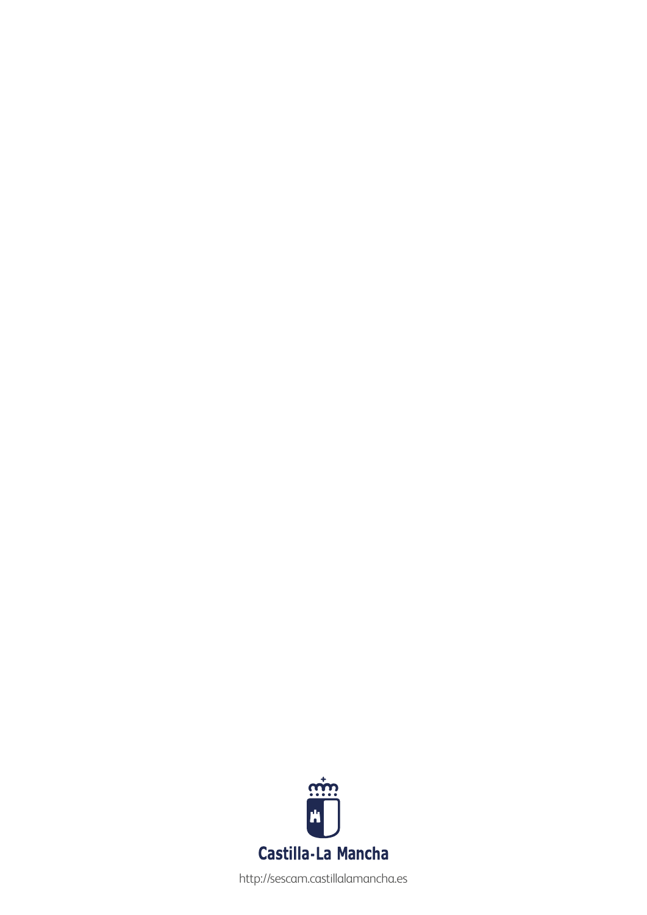Castilla-La Mancha

http://sescam.castillalamancha.es